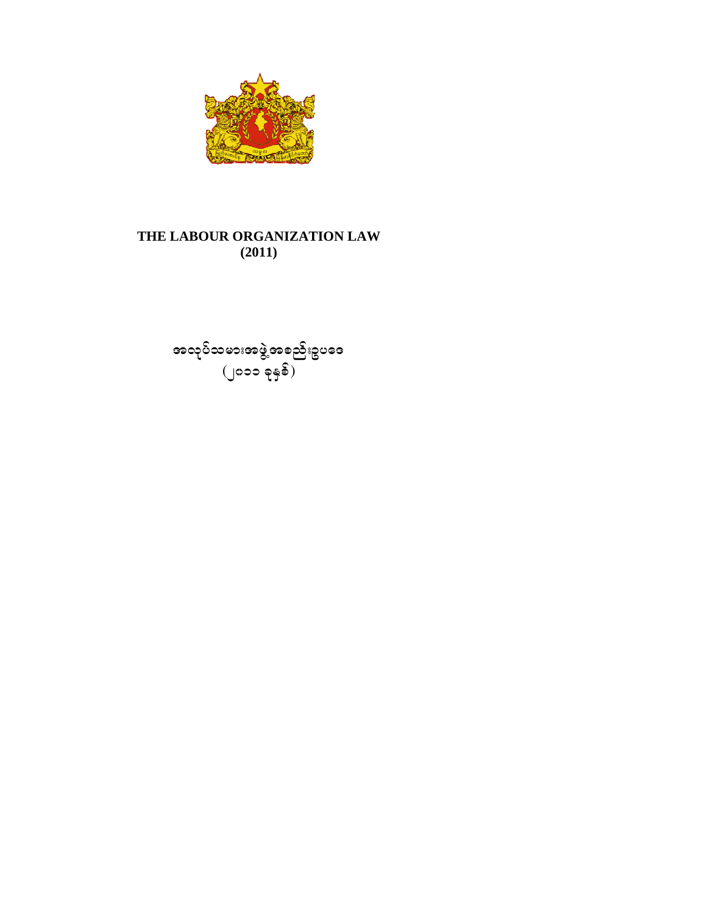# THE LABOUR ORGANIZATION LAW
**(2011)**

# အလုပ်သမားအဖွဲ့အစည်းဥပဒေ
(၂၀၁၁ ခုနှစ်)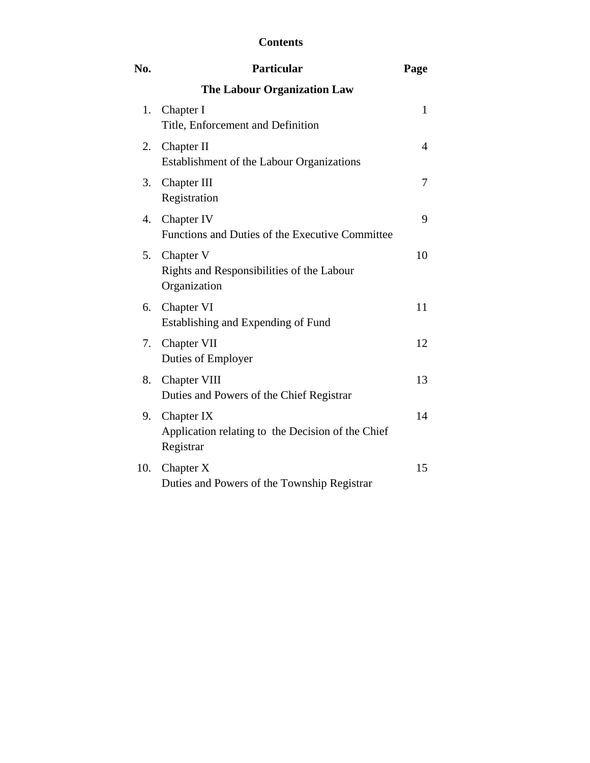# Contents

| No. | Particular | Page |
|---|---|---|
| | **The Labour Organization Law** | |
| 1. | Chapter I<br>Title, Enforcement and Definition | 1 |
| 2. | Chapter II<br>Establishment of the Labour Organizations | 4 |
| 3. | Chapter III<br>Registration | 7 |
| 4. | Chapter IV<br>Functions and Duties of the Executive Committee | 9 |
| 5. | Chapter V<br>Rights and Responsibilities of the Labour Organization | 10 |
| 6. | Chapter VI<br>Establishing and Expending of Fund | 11 |
| 7. | Chapter VII<br>Duties of Employer | 12 |
| 8. | Chapter VIII<br>Duties and Powers of the Chief Registrar | 13 |
| 9. | Chapter IX<br>Application relating to the Decision of the Chief Registrar | 14 |
| 10. | Chapter X<br>Duties and Powers of the Township Registrar | 15 |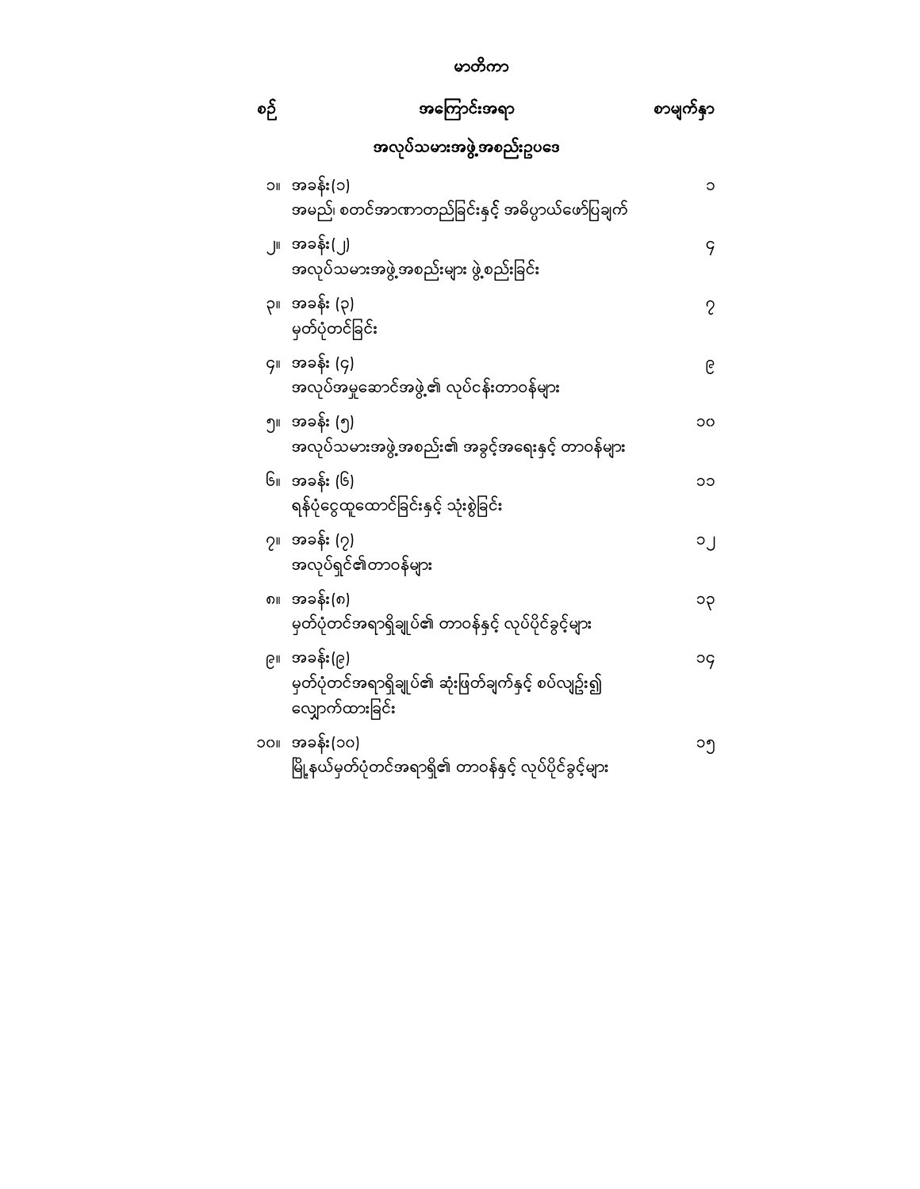# မာတိကာ

| စဉ် | အကြောင်းအရာ | စာမျက်နှာ |
|---|---|---|
| | **အလုပ်သမားအဖွဲ့အစည်းဥပဒေ** | |
| ၁။ | အခန်း(၁) အမည်၊ စတင်အာဏာတည်ခြင်းနှင့် အဓိပ္ပာယ်ဖော်ပြချက် | ၁ |
| ၂။ | အခန်း(၂) အလုပ်သမားအဖွဲ့အစည်းများ ဖွဲ့စည်းခြင်း | ၄ |
| ၃။ | အခန်း (၃) မှတ်ပုံတင်ခြင်း | ၇ |
| ၄။ | အခန်း (၄) အလုပ်အမှုဆောင်အဖွဲ့၏ လုပ်ငန်းတာဝန်များ | ၉ |
| ၅။ | အခန်း (၅) အလုပ်သမားအဖွဲ့အစည်း၏ အခွင့်အရေးနှင့် တာဝန်များ | ၁၀ |
| ၆။ | အခန်း (၆) ရန်ပုံငွေထူထောင်ခြင်းနှင့် သုံးစွဲခြင်း | ၁၁ |
| ၇။ | အခန်း (၇) အလုပ်ရှင်၏တာဝန်များ | ၁၂ |
| ၈။ | အခန်း(၈) မှတ်ပုံတင်အရာရှိချုပ်၏ တာဝန်နှင့် လုပ်ပိုင်ခွင့်များ | ၁၃ |
| ၉။ | အခန်း(၉) မှတ်ပုံတင်အရာရှိချုပ်၏ ဆုံးဖြတ်ချက်နှင့် စပ်လျဉ်း၍ လျှောက်ထားခြင်း | ၁၄ |
| ၁၀။ | အခန်း(၁၀) မြို့နယ်မှတ်ပုံတင်အရာရှိ၏ တာဝန်နှင့် လုပ်ပိုင်ခွင့်များ | ၁၅ |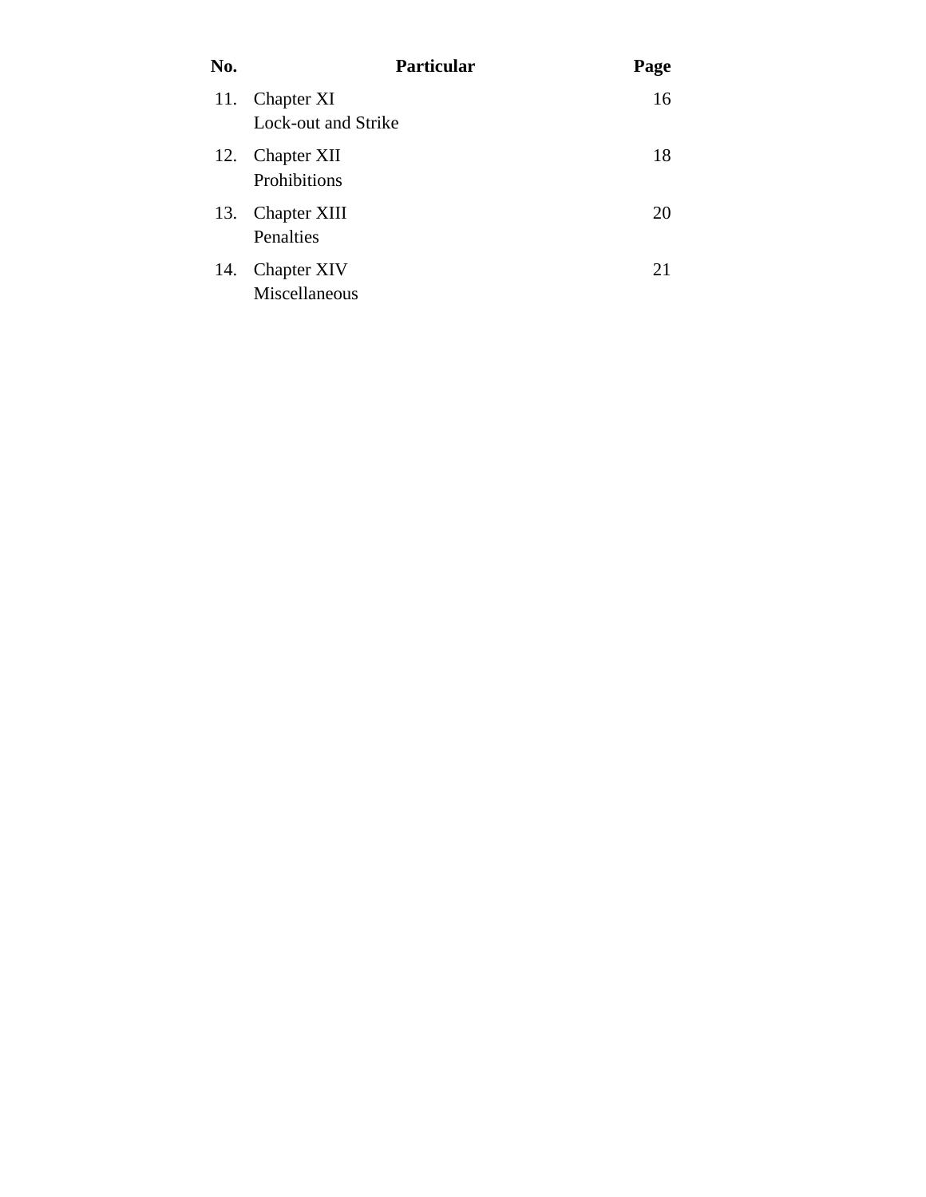| No. | Particular | Page |
|---|---|---|
| 11. | Chapter XI<br>Lock-out and Strike | 16 |
| 12. | Chapter XII<br>Prohibitions | 18 |
| 13. | Chapter XIII<br>Penalties | 20 |
| 14. | Chapter XIV<br>Miscellaneous | 21 |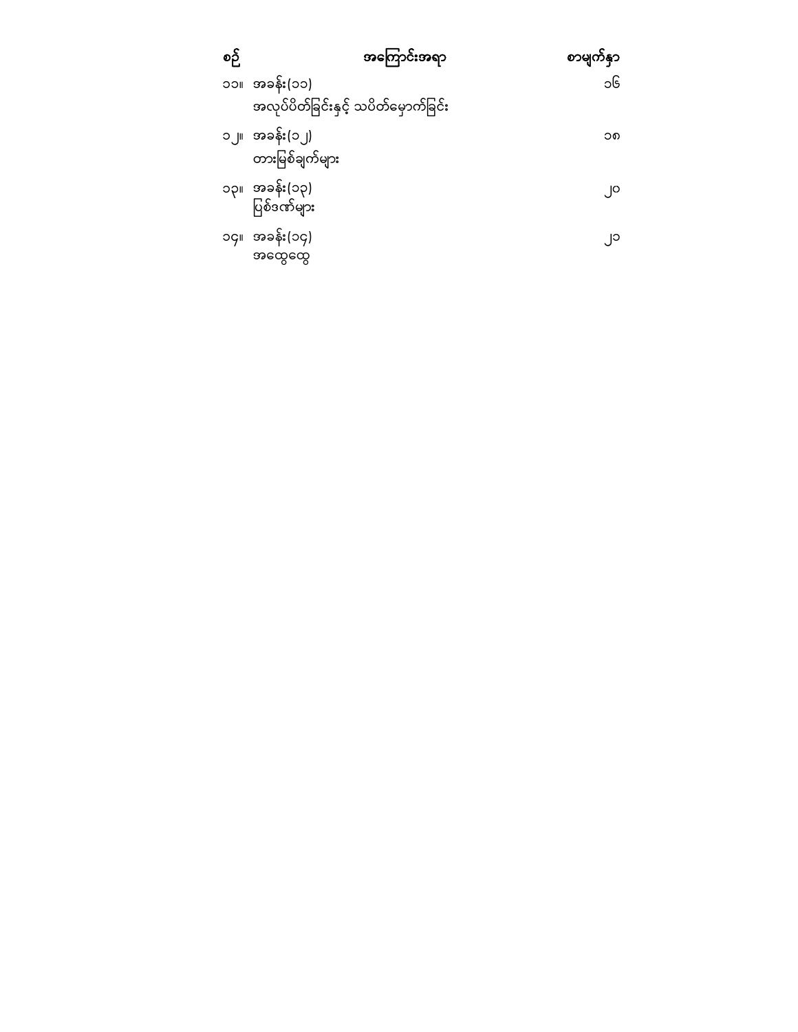| စဉ် | အကြောင်းအရာ | စာမျက်နှာ |
| --- | --- | --- |
| ၁၁။ | အခန်း(၁၁)<br>အလုပ်ပိတ်ခြင်းနှင့် သပိတ်မှောက်ခြင်း | ၁၆ |
| ၁၂။ | အခန်း(၁၂)<br>တားမြစ်ချက်များ | ၁၈ |
| ၁၃။ | အခန်း(၁၃)<br>ပြစ်ဒဏ်များ | ၂၀ |
| ၁၄။ | အခန်း(၁၄)<br>အထွေထွေ | ၂၁ |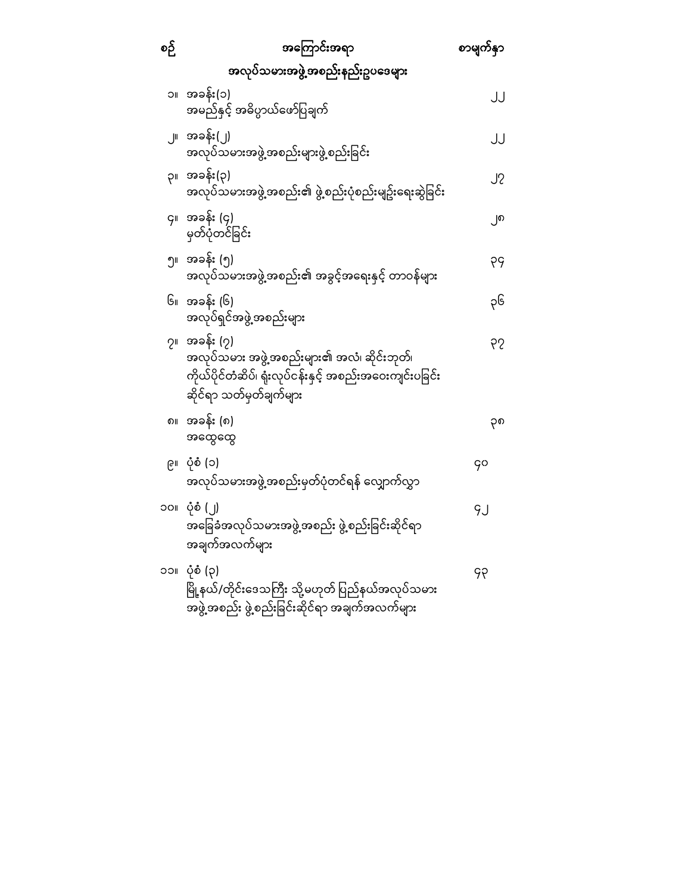| စဉ် | အကြောင်းအရာ | စာမျက်နှာ |
|---|---|---|
| | **အလုပ်သမားအဖွဲ့အစည်းနည်းဥပဒေများ** | |
| ၁။ | အခန်း(၁)<br>အမည်နှင့် အဓိပ္ပာယ်ဖော်ပြချက် | ၂၂ |
| ၂။ | အခန်း(၂)<br>အလုပ်သမားအဖွဲ့အစည်းများဖွဲ့စည်းခြင်း | ၂၂ |
| ၃။ | အခန်း(၃)<br>အလုပ်သမားအဖွဲ့အစည်း၏ ဖွဲ့စည်းပုံစည်းမျဉ်းရေးဆွဲခြင်း | ၂၇ |
| ၄။ | အခန်း (၄)<br>မှတ်ပုံတင်ခြင်း | ၂၈ |
| ၅။ | အခန်း (၅)<br>အလုပ်သမားအဖွဲ့အစည်း၏ အခွင့်အရေးနှင့် တာဝန်များ | ၃၄ |
| ၆။ | အခန်း (၆)<br>အလုပ်ရှင်အဖွဲ့အစည်းများ | ၃၆ |
| ၇။ | အခန်း (၇)<br>အလုပ်သမား အဖွဲ့အစည်းများ၏ အလံ၊ ဆိုင်းဘုတ်၊ ကိုယ်ပိုင်တံဆိပ်၊ ရုံးလုပ်ငန်းနှင့် အစည်းအဝေးကျင်းပခြင်းဆိုင်ရာ သတ်မှတ်ချက်များ | ၃၇ |
| ၈။ | အခန်း (၈)<br>အထွေထွေ | ၃၈ |
| ၉။ | ပုံစံ (၁)<br>အလုပ်သမားအဖွဲ့အစည်းမှတ်ပုံတင်ရန် လျှောက်လွှာ | ၄၀ |
| ၁၀။ | ပုံစံ (၂)<br>အခြေခံအလုပ်သမားအဖွဲ့အစည်း ဖွဲ့စည်းခြင်းဆိုင်ရာ အချက်အလက်များ | ၄၂ |
| ၁၁။ | ပုံစံ (၃)<br>မြို့နယ်/တိုင်းဒေသကြီး သို့မဟုတ် ပြည်နယ်အလုပ်သမားအဖွဲ့အစည်း ဖွဲ့စည်းခြင်းဆိုင်ရာ အချက်အလက်များ | ၄၃ |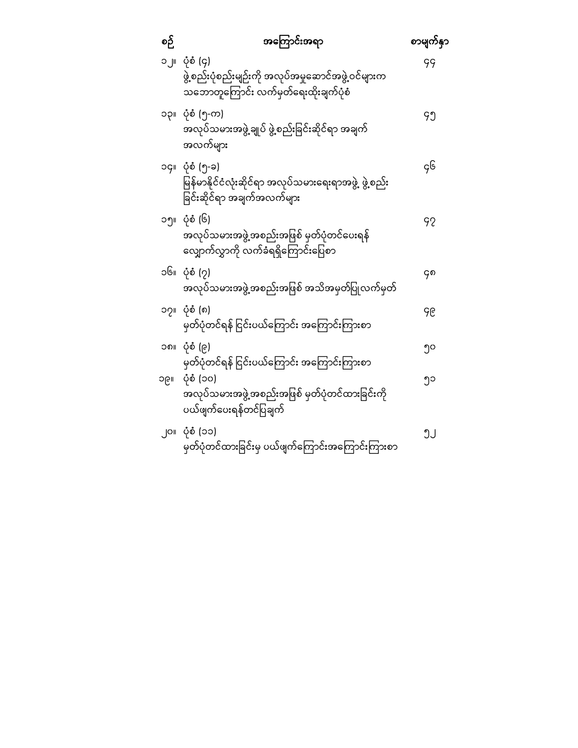| စဉ် | အကြောင်းအရာ | စာမျက်နှာ |
|---|---|---|
| ၁၂။ | ပုံစံ (၄) ဖွဲ့စည်းပုံစည်းမျဉ်းကို အလုပ်အမှုဆောင်အဖွဲ့ဝင်များက သဘောတူကြောင်း လက်မှတ်ရေးထိုးချက်ပုံစံ | ၄၄ |
| ၁၃။ | ပုံစံ (၅-က) အလုပ်သမားအဖွဲ့ချုပ် ဖွဲ့စည်းခြင်းဆိုင်ရာ အချက်အလက်များ | ၄၅ |
| ၁၄။ | ပုံစံ (၅-ခ) မြန်မာနိုင်ငံလုံးဆိုင်ရာ အလုပ်သမားရေးရာအဖွဲ့ ဖွဲ့စည်းခြင်းဆိုင်ရာ အချက်အလက်များ | ၄၆ |
| ၁၅။ | ပုံစံ (၆) အလုပ်သမားအဖွဲ့အစည်းအဖြစ် မှတ်ပုံတင်ပေးရန် လျှောက်လွှာကို လက်ခံရရှိကြောင်းပြေစာ | ၄၇ |
| ၁၆။ | ပုံစံ (၇) အလုပ်သမားအဖွဲ့အစည်းအဖြစ် အသိအမှတ်ပြုလက်မှတ် | ၄၈ |
| ၁၇။ | ပုံစံ (၈) မှတ်ပုံတင်ရန် ငြင်းပယ်ကြောင်း အကြောင်းကြားစာ | ၄၉ |
| ၁၈။ | ပုံစံ (၉) မှတ်ပုံတင်ရန် ငြင်းပယ်ကြောင်း အကြောင်းကြားစာ | ၅၀ |
| ၁၉။ | ပုံစံ (၁၀) အလုပ်သမားအဖွဲ့အစည်းအဖြစ် မှတ်ပုံတင်ထားခြင်းကို ပယ်ဖျက်ပေးရန်တင်ပြချက် | ၅၁ |
| ၂၀။ | ပုံစံ (၁၁) မှတ်ပုံတင်ထားခြင်းမှ ပယ်ဖျက်ကြောင်းအကြောင်းကြားစာ | ၅၂ |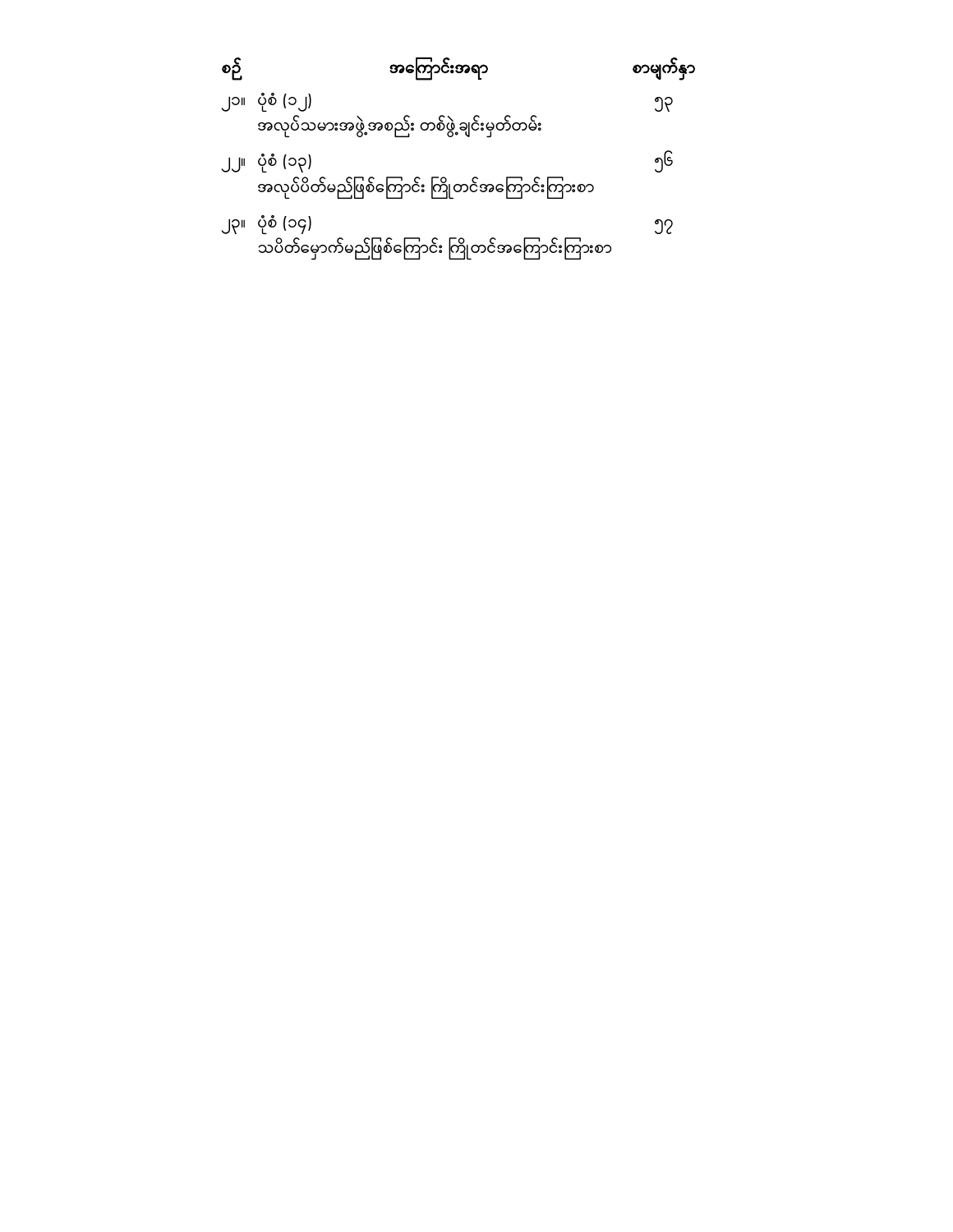| စဉ် | အကြောင်းအရာ | စာမျက်နှာ |
|---|---|---|
| ၂၁။ | ပုံစံ (၁၂)<br>အလုပ်သမားအဖွဲ့အစည်း တစ်ဖွဲ့ချင်းမှတ်တမ်း | ၅၃ |
| ၂၂။ | ပုံစံ (၁၃)<br>အလုပ်ပိတ်မည်ဖြစ်ကြောင်း ကြိုတင်အကြောင်းကြားစာ | ၅၆ |
| ၂၃။ | ပုံစံ (၁၄)<br>သပိတ်မှောက်မည်ဖြစ်ကြောင်း ကြိုတင်အကြောင်းကြားစာ | ၅၇ |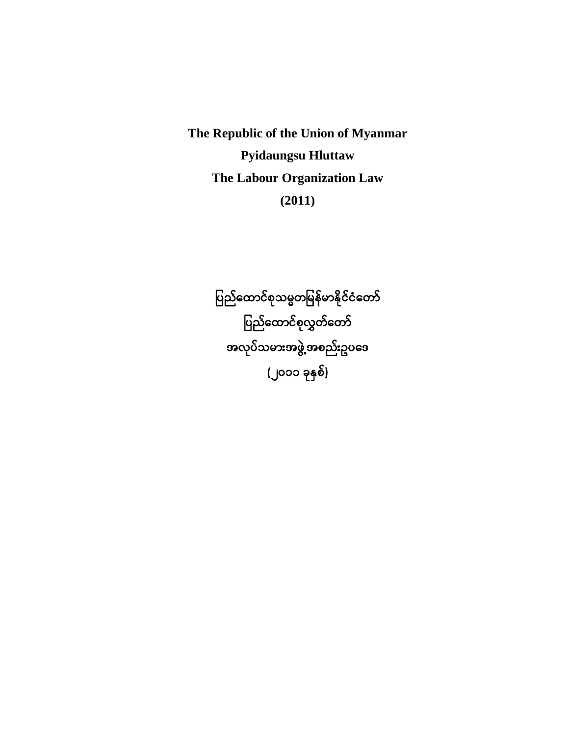**The Republic of the Union of Myanmar**

**Pyidaungsu Hluttaw**

**The Labour Organization Law**

**(2011)**

**ပြည်ထောင်စုသမ္မတမြန်မာနိုင်ငံတော်**

**ပြည်ထောင်စုလွှတ်တော်**

**အလုပ်သမားအဖွဲ့အစည်းဥပဒေ**

**( ၂၀၁၁ ခုနှစ်)**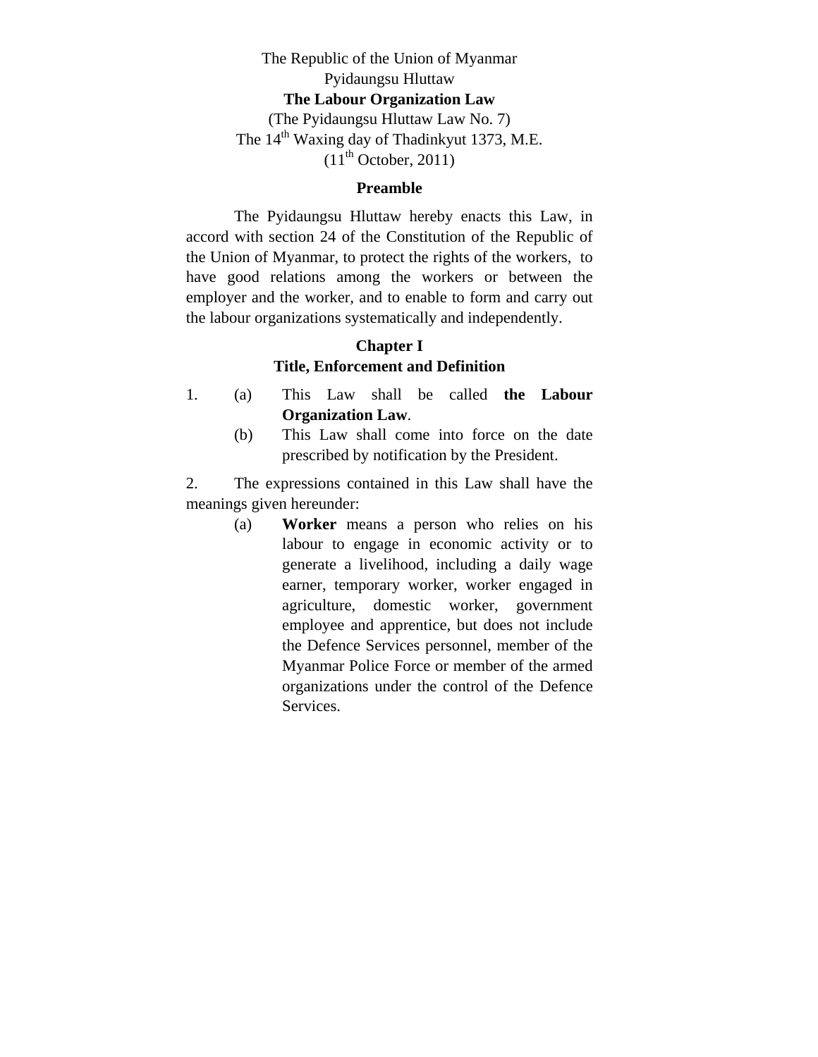The Republic of the Union of Myanmar

Pyidaungsu Hluttaw

**The Labour Organization Law**

(The Pyidaungsu Hluttaw Law No. 7)

The 14th Waxing day of Thadinkyut 1373, M.E.

(11th October, 2011)

**Preamble**

The Pyidaungsu Hluttaw hereby enacts this Law, in accord with section 24 of the Constitution of the Republic of the Union of Myanmar, to protect the rights of the workers, to have good relations among the workers or between the employer and the worker, and to enable to form and carry out the labour organizations systematically and independently.

**Chapter I**

**Title, Enforcement and Definition**

1. (a) This Law shall be called **the Labour Organization Law**.

   (b) This Law shall come into force on the date prescribed by notification by the President.

2. The expressions contained in this Law shall have the meanings given hereunder:

   (a) **Worker** means a person who relies on his labour to engage in economic activity or to generate a livelihood, including a daily wage earner, temporary worker, worker engaged in agriculture, domestic worker, government employee and apprentice, but does not include the Defence Services personnel, member of the Myanmar Police Force or member of the armed organizations under the control of the Defence Services.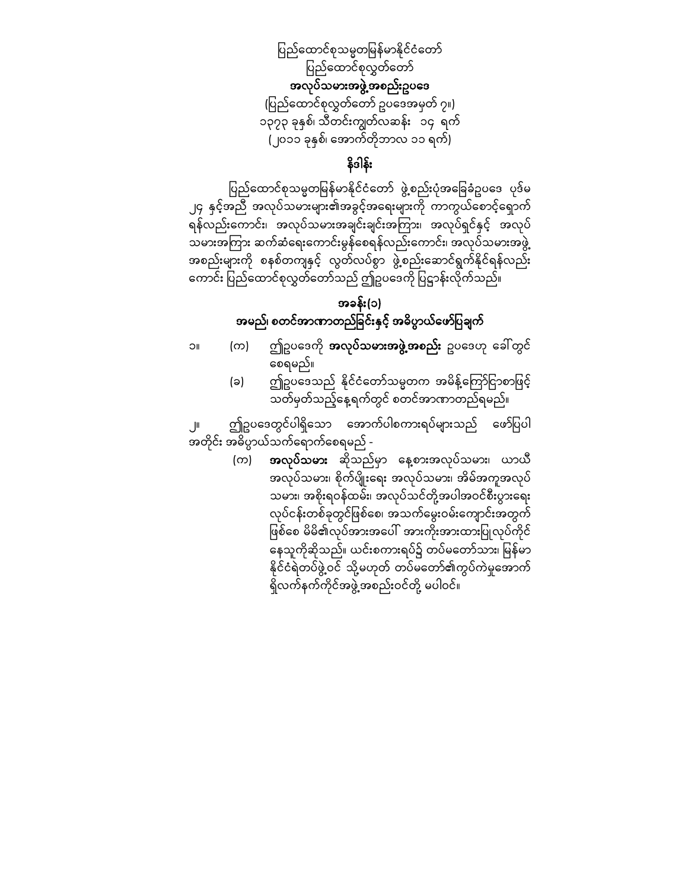ပြည်ထောင်စုသမ္မတမြန်မာနိုင်ငံတော်

ပြည်ထောင်စုလွှတ်တော်

**အလုပ်သမားအဖွဲ့အစည်းဥပဒေ**

(ပြည်ထောင်စုလွှတ်တော် ဥပဒေအမှတ် ၇။)

၁၃၇၃ ခုနှစ်၊ သီတင်းကျွတ်လဆန်း ၁၄ ရက်

(၂၀၁၁ ခုနှစ်၊ အောက်တိုဘာလ ၁၁ ရက်)

## နိဒါန်း

ပြည်ထောင်စုသမ္မတမြန်မာနိုင်ငံတော် ဖွဲ့စည်းပုံအခြေခံဥပဒေ ပုဒ်မ ၂၄ နှင့်အညီ အလုပ်သမားများ၏အခွင့်အရေးများကို ကာကွယ်စောင့်ရှောက်ရန်လည်းကောင်း၊ အလုပ်သမားအချင်းချင်းအကြား၊ အလုပ်ရှင်နှင့် အလုပ်သမားအကြား ဆက်ဆံရေးကောင်းမွန်စေရန်လည်းကောင်း၊ အလုပ်သမားအဖွဲ့အစည်းများကို စနစ်တကျနှင့် လွတ်လပ်စွာ ဖွဲ့စည်းဆောင်ရွက်နိုင်ရန်လည်းကောင်း ပြည်ထောင်စုလွှတ်တော်သည် ဤဥပဒေကို ပြဋ္ဌာန်းလိုက်သည်။

## အခန်း(၁)

## အမည်၊ စတင်အာဏာတည်ခြင်းနှင့် အဓိပ္ပာယ်ဖော်ပြချက်

၁။ (က) ဤဥပဒေကို **အလုပ်သမားအဖွဲ့အစည်း** ဥပဒေဟု ခေါ်တွင်စေရမည်။

(ခ) ဤဥပဒေသည် နိုင်ငံတော်သမ္မတက အမိန့်ကြော်ငြာစာဖြင့် သတ်မှတ်သည့်နေ့ရက်တွင် စတင်အာဏာတည်ရမည်။

၂။ ဤဥပဒေတွင်ပါရှိသော အောက်ပါစကားရပ်များသည် ဖော်ပြပါအတိုင်း အဓိပ္ပာယ်သက်ရောက်စေရမည် -

(က) **အလုပ်သမား** ဆိုသည်မှာ နေ့စားအလုပ်သမား၊ ယာယီအလုပ်သမား၊ စိုက်ပျိုးရေး အလုပ်သမား၊ အိမ်အကူအလုပ်သမား၊ အစိုးရဝန်ထမ်း၊ အလုပ်သင်တို့အပါအဝင်စီးပွားရေးလုပ်ငန်းတစ်ခုတွင်ဖြစ်စေ၊ အသက်မွေးဝမ်းကျောင်းအတွက်ဖြစ်စေ မိမိ၏လုပ်အားအပေါ် အားကိုးအားထားပြုလုပ်ကိုင်နေသူကိုဆိုသည်။ ယင်းစကားရပ်၌ တပ်မတော်သား၊ မြန်မာနိုင်ငံရဲတပ်ဖွဲ့ဝင် သို့မဟုတ် တပ်မတော်၏ကွပ်ကဲမှုအောက်ရှိလက်နက်ကိုင်အဖွဲ့အစည်းဝင်တို့ မပါဝင်။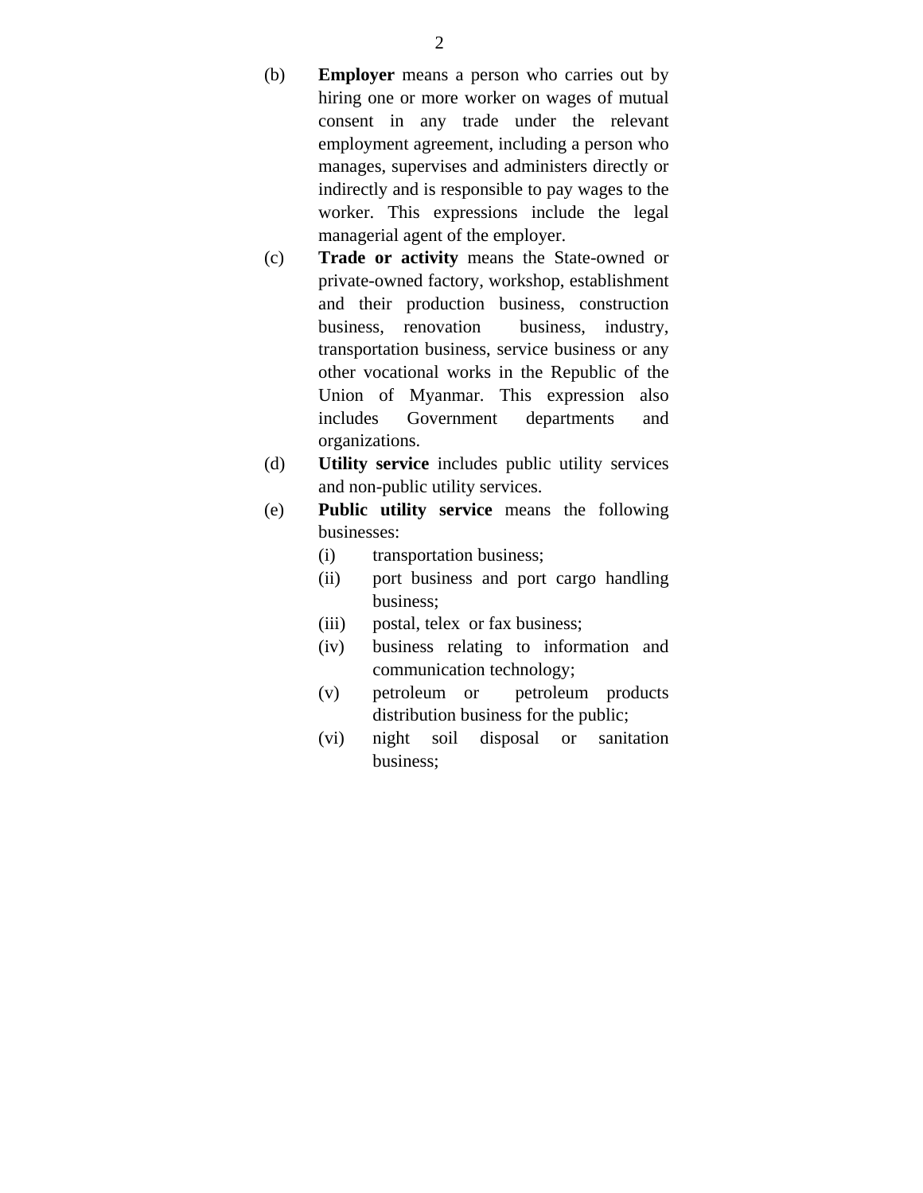(b) **Employer** means a person who carries out by hiring one or more worker on wages of mutual consent in any trade under the relevant employment agreement, including a person who manages, supervises and administers directly or indirectly and is responsible to pay wages to the worker. This expressions include the legal managerial agent of the employer.

(c) **Trade or activity** means the State-owned or private-owned factory, workshop, establishment and their production business, construction business, renovation business, industry, transportation business, service business or any other vocational works in the Republic of the Union of Myanmar. This expression also includes Government departments and organizations.

(d) **Utility service** includes public utility services and non-public utility services.

(e) **Public utility service** means the following businesses:

- (i) transportation business;
- (ii) port business and port cargo handling business;
- (iii) postal, telex or fax business;
- (iv) business relating to information and communication technology;
- (v) petroleum or petroleum products distribution business for the public;
- (vi) night soil disposal or sanitation business;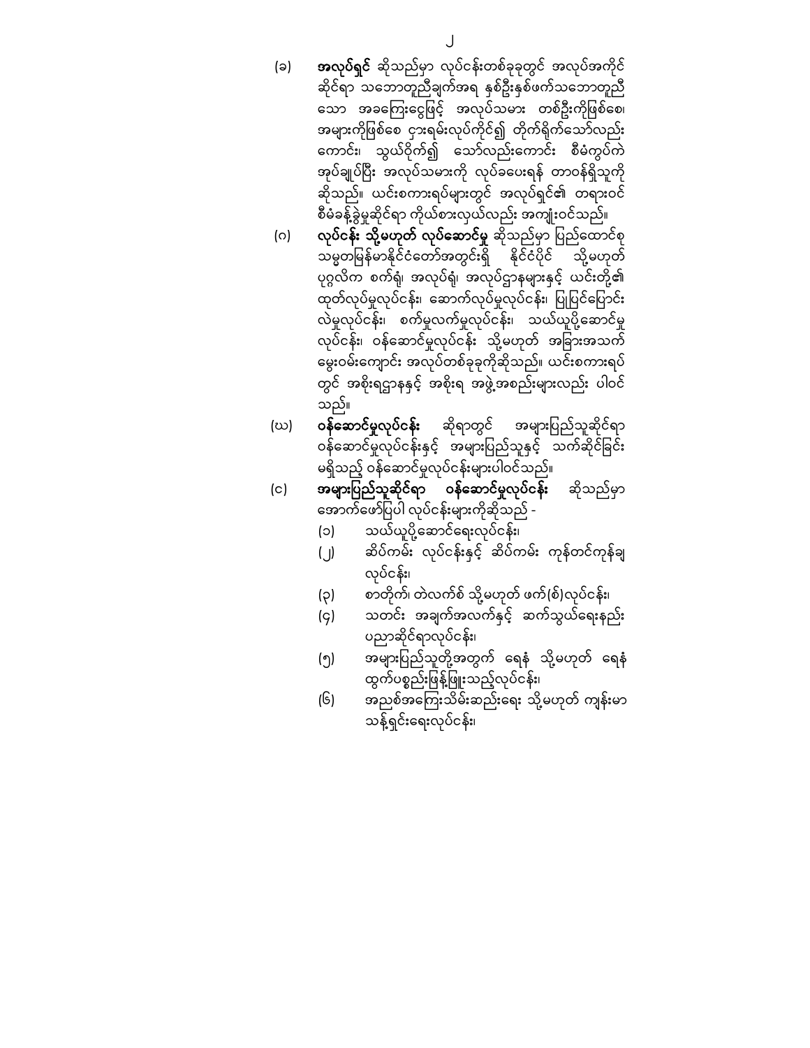(ခ) **အလုပ်ရှင်** ဆိုသည်မှာ လုပ်ငန်းတစ်ခုခုတွင် အလုပ်အကိုင်ဆိုင်ရာ သဘောတူညီချက်အရ နှစ်ဦးနှစ်ဖက်သဘောတူညီသော အခကြေးငွေဖြင့် အလုပ်သမား တစ်ဦးကိုဖြစ်စေ၊ အများကိုဖြစ်စေ ငှားရမ်းလုပ်ကိုင်၍ တိုက်ရိုက်သော်လည်းကောင်း၊ သွယ်ဝိုက်၍ သော်လည်းကောင်း စီမံကွပ်ကဲ အုပ်ချုပ်ပြီး အလုပ်သမားကို လုပ်ခပေးရန် တာဝန်ရှိသူကို ဆိုသည်။ ယင်းစကားရပ်များတွင် အလုပ်ရှင်၏ တရားဝင် စီမံခန့်ခွဲမှုဆိုင်ရာ ကိုယ်စားလှယ်လည်း အကျုံးဝင်သည်။

(ဂ) **လုပ်ငန်း သို့မဟုတ် လုပ်ဆောင်မှု** ဆိုသည်မှာ ပြည်ထောင်စုသမ္မတမြန်မာနိုင်ငံတော်အတွင်းရှိ နိုင်ငံပိုင် သို့မဟုတ် ပုဂ္ဂလိက စက်ရုံ၊ အလုပ်ရုံ၊ အလုပ်ဌာနများနှင့် ယင်းတို့၏ ထုတ်လုပ်မှုလုပ်ငန်း၊ ဆောက်လုပ်မှုလုပ်ငန်း၊ ပြုပြင်ပြောင်းလဲမှုလုပ်ငန်း၊ စက်မှုလက်မှုလုပ်ငန်း၊ သယ်ယူပို့ဆောင်မှုလုပ်ငန်း၊ ဝန်ဆောင်မှုလုပ်ငန်း သို့မဟုတ် အခြားအသက်မွေးဝမ်းကျောင်း အလုပ်တစ်ခုခုကိုဆိုသည်။ ယင်းစကားရပ်တွင် အစိုးရဌာနနှင့် အစိုးရ အဖွဲ့အစည်းများလည်း ပါဝင်သည်။

(ဃ) **ဝန်ဆောင်မှုလုပ်ငန်း** ဆိုရာတွင် အများပြည်သူဆိုင်ရာ ဝန်ဆောင်မှုလုပ်ငန်းနှင့် အများပြည်သူနှင့် သက်ဆိုင်ခြင်း မရှိသည့် ဝန်ဆောင်မှုလုပ်ငန်းများပါဝင်သည်။

(င) **အများပြည်သူဆိုင်ရာ ဝန်ဆောင်မှုလုပ်ငန်း** ဆိုသည်မှာ အောက်ဖော်ပြပါ လုပ်ငန်းများကိုဆိုသည် -

(၁) သယ်ယူပို့ဆောင်ရေးလုပ်ငန်း၊

(၂) ဆိပ်ကမ်း လုပ်ငန်းနှင့် ဆိပ်ကမ်း ကုန်တင်ကုန်ချ လုပ်ငန်း၊

(၃) စာတိုက်၊ တဲလက်စ် သို့မဟုတ် ဖက်(စ်)လုပ်ငန်း၊

(၄) သတင်း အချက်အလက်နှင့် ဆက်သွယ်ရေးနည်း ပညာဆိုင်ရာလုပ်ငန်း၊

(၅) အများပြည်သူတို့အတွက် ရေနံ သို့မဟုတ် ရေနံ ထွက်ပစ္စည်းဖြန့်ဖြူးသည့်လုပ်ငန်း၊

(၆) အညစ်အကြေးသိမ်းဆည်းရေး သို့မဟုတ် ကျန်းမာ သန့်ရှင်းရေးလုပ်ငန်း၊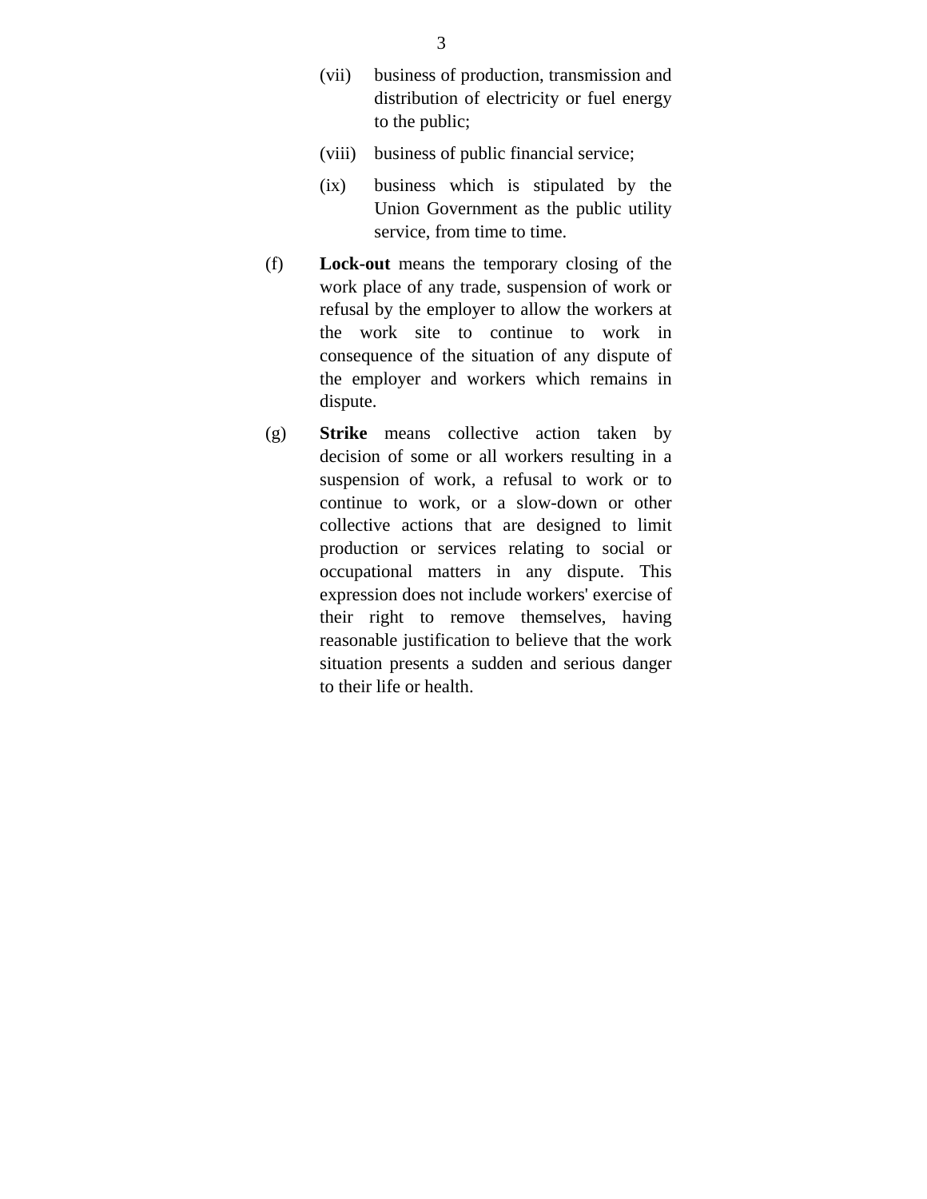(vii) business of production, transmission and distribution of electricity or fuel energy to the public;

(viii) business of public financial service;

(ix) business which is stipulated by the Union Government as the public utility service, from time to time.

(f) **Lock-out** means the temporary closing of the work place of any trade, suspension of work or refusal by the employer to allow the workers at the work site to continue to work in consequence of the situation of any dispute of the employer and workers which remains in dispute.

(g) **Strike** means collective action taken by decision of some or all workers resulting in a suspension of work, a refusal to work or to continue to work, or a slow-down or other collective actions that are designed to limit production or services relating to social or occupational matters in any dispute. This expression does not include workers' exercise of their right to remove themselves, having reasonable justification to believe that the work situation presents a sudden and serious danger to their life or health.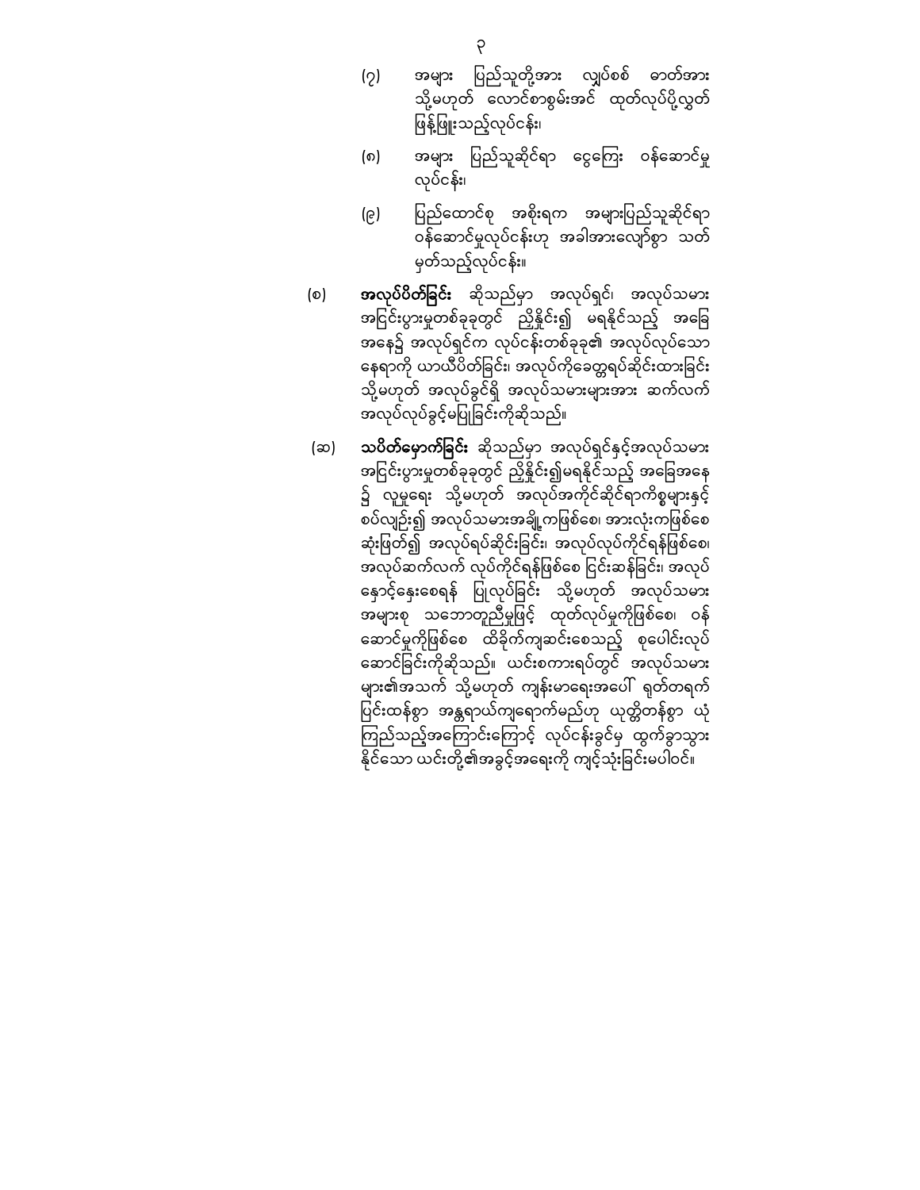(၇) အများ ပြည်သူတို့အား လျှပ်စစ် ဓာတ်အား သို့မဟုတ် လောင်စာစွမ်းအင် ထုတ်လုပ်ပို့လွှတ် ဖြန့်ဖြူးသည့်လုပ်ငန်း၊

(၈) အများ ပြည်သူဆိုင်ရာ ငွေကြေး ဝန်ဆောင်မှု လုပ်ငန်း၊

(၉) ပြည်ထောင်စု အစိုးရက အများပြည်သူဆိုင်ရာ ဝန်ဆောင်မှုလုပ်ငန်းဟု အခါအားလျော်စွာ သတ်မှတ်သည့်လုပ်ငန်း။

(စ) **အလုပ်ပိတ်ခြင်း** ဆိုသည်မှာ အလုပ်ရှင်၊ အလုပ်သမား အငြင်းပွားမှုတစ်ခုခုတွင် ညှိနှိုင်း၍ မရနိုင်သည့် အခြေအနေ၌ အလုပ်ရှင်က လုပ်ငန်းတစ်ခုခု၏ အလုပ်လုပ်သောနေရာကို ယာယီပိတ်ခြင်း၊ အလုပ်ကိုခေတ္တရပ်ဆိုင်းထားခြင်း သို့မဟုတ် အလုပ်ခွင်ရှိ အလုပ်သမားများအား ဆက်လက်အလုပ်လုပ်ခွင့်မပြုခြင်းကိုဆိုသည်။

(ဆ) **သပိတ်မှောက်ခြင်း** ဆိုသည်မှာ အလုပ်ရှင်နှင့်အလုပ်သမား အငြင်းပွားမှုတစ်ခုခုတွင် ညှိနှိုင်း၍မရနိုင်သည့် အခြေအနေ၌ လူမှုရေး သို့မဟုတ် အလုပ်အကိုင်ဆိုင်ရာကိစ္စများနှင့် စပ်လျဉ်း၍ အလုပ်သမားအချို့ကဖြစ်စေ၊ အားလုံးကဖြစ်စေ ဆုံးဖြတ်၍ အလုပ်ရပ်ဆိုင်းခြင်း၊ အလုပ်လုပ်ကိုင်ရန်ဖြစ်စေ၊ အလုပ်ဆက်လက် လုပ်ကိုင်ရန်ဖြစ်စေ ငြင်းဆန်ခြင်း၊ အလုပ်နှောင့်နှေးစေရန် ပြုလုပ်ခြင်း သို့မဟုတ် အလုပ်သမား အများစု သဘောတူညီမှုဖြင့် ထုတ်လုပ်မှုကိုဖြစ်စေ၊ ဝန်ဆောင်မှုကိုဖြစ်စေ ထိခိုက်ကျဆင်းစေသည့် စုပေါင်းလုပ်ဆောင်ခြင်းကိုဆိုသည်။ ယင်းစကားရပ်တွင် အလုပ်သမားများ၏အသက် သို့မဟုတ် ကျန်းမာရေးအပေါ် ရုတ်တရက် ပြင်းထန်စွာ အန္တရာယ်ကျရောက်မည်ဟု ယုတ္တိတန်စွာ ယုံကြည်သည့်အကြောင်းကြောင့် လုပ်ငန်းခွင်မှ ထွက်ခွာသွားနိုင်သော ယင်းတို့၏အခွင့်အရေးကို ကျင့်သုံးခြင်းမပါဝင်။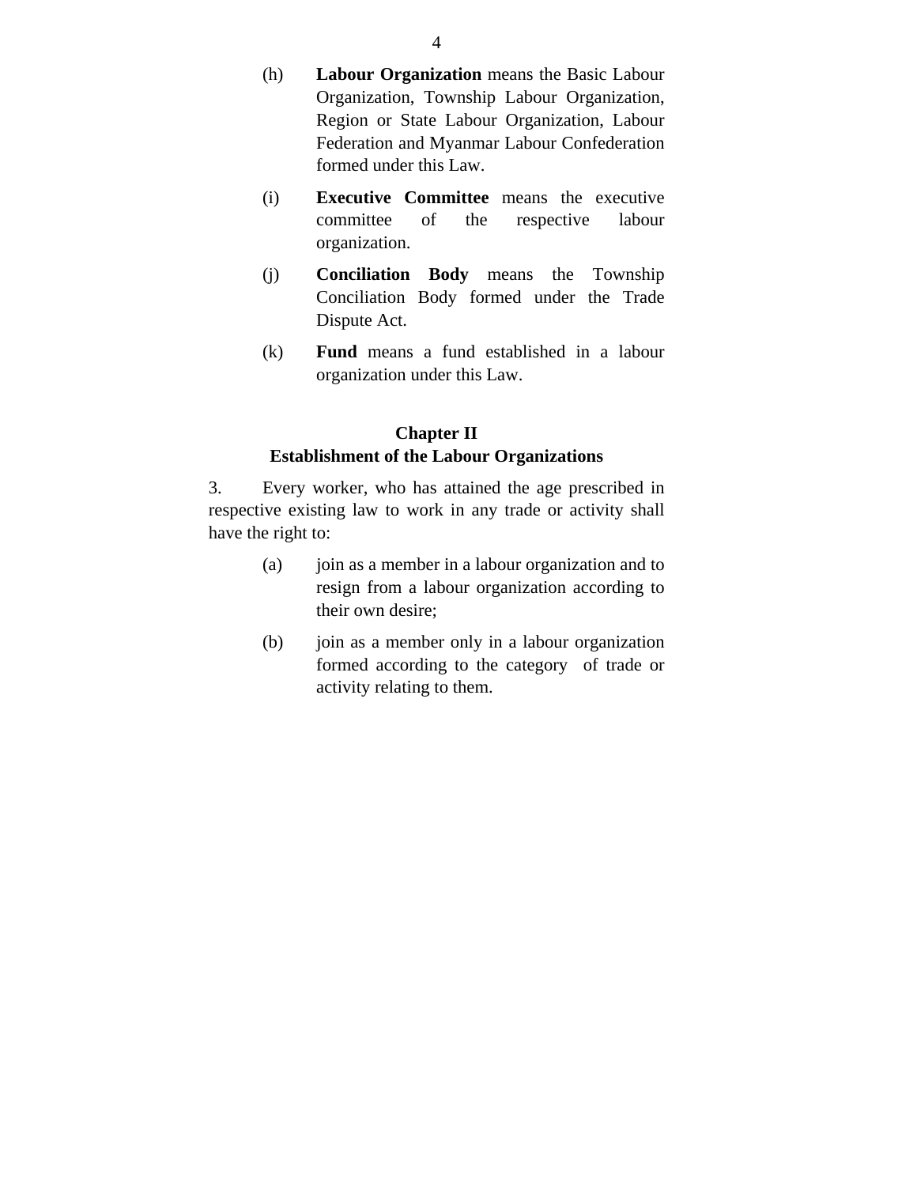(h) **Labour Organization** means the Basic Labour Organization, Township Labour Organization, Region or State Labour Organization, Labour Federation and Myanmar Labour Confederation formed under this Law.

(i) **Executive Committee** means the executive committee of the respective labour organization.

(j) **Conciliation Body** means the Township Conciliation Body formed under the Trade Dispute Act.

(k) **Fund** means a fund established in a labour organization under this Law.

## Chapter II
## Establishment of the Labour Organizations

3. Every worker, who has attained the age prescribed in respective existing law to work in any trade or activity shall have the right to:

(a) join as a member in a labour organization and to resign from a labour organization according to their own desire;

(b) join as a member only in a labour organization formed according to the category of trade or activity relating to them.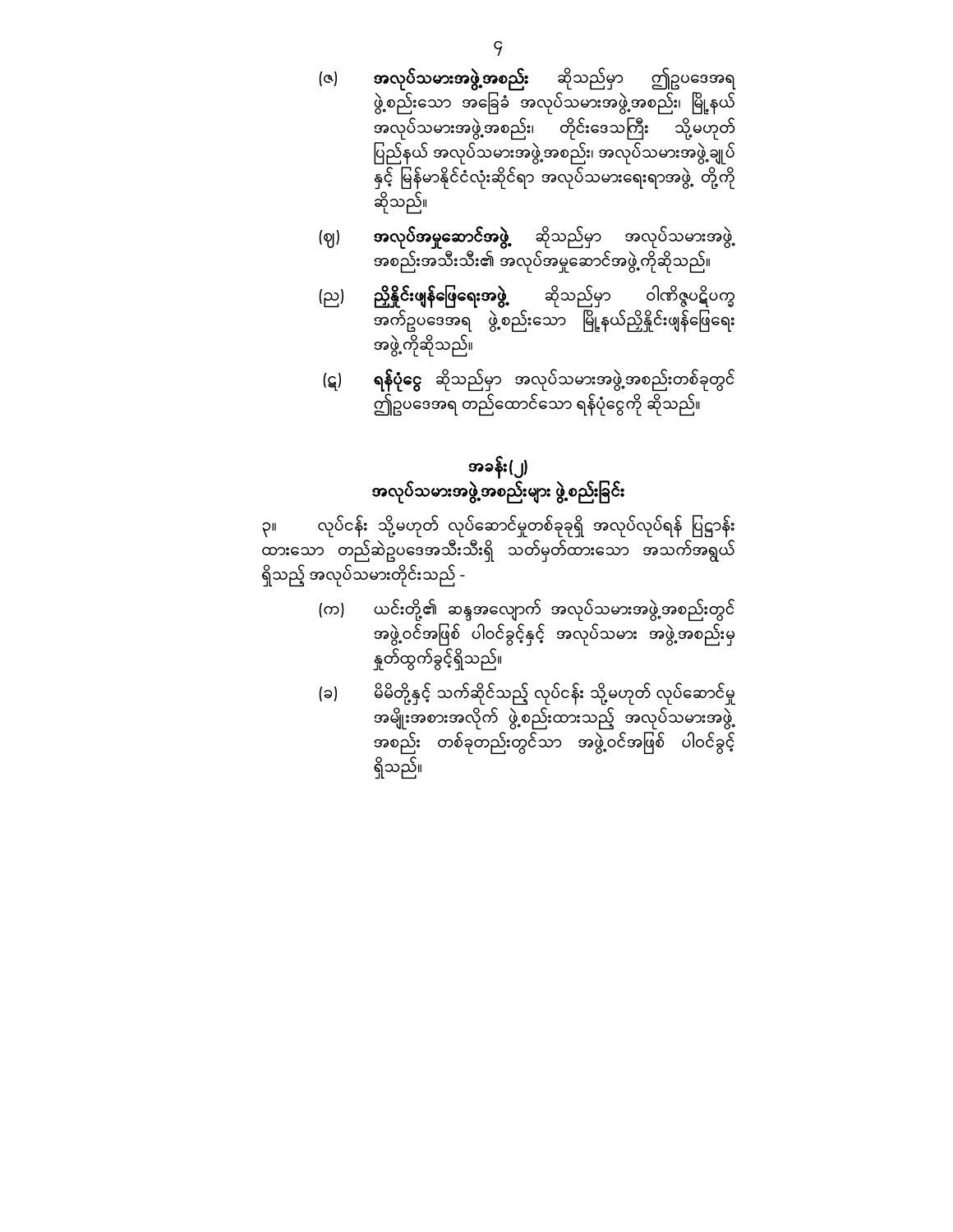(ဇ) **အလုပ်သမားအဖွဲ့အစည်း** ဆိုသည်မှာ ဤဥပဒေအရ ဖွဲ့စည်းသော အခြေခံ အလုပ်သမားအဖွဲ့အစည်း၊ မြို့နယ် အလုပ်သမားအဖွဲ့အစည်း၊ တိုင်းဒေသကြီး သို့မဟုတ် ပြည်နယ် အလုပ်သမားအဖွဲ့အစည်း၊ အလုပ်သမားအဖွဲ့ချုပ် နှင့် မြန်မာနိုင်ငံလုံးဆိုင်ရာ အလုပ်သမားရေးရာအဖွဲ့ တို့ကို ဆိုသည်။

(ဈ) **အလုပ်အမှုဆောင်အဖွဲ့** ဆိုသည်မှာ အလုပ်သမားအဖွဲ့ အစည်းအသီးသီး၏ အလုပ်အမှုဆောင်အဖွဲ့ကိုဆိုသည်။

(ည) **ညှိနှိုင်းဖျန်ဖြေရေးအဖွဲ့** ဆိုသည်မှာ ဝါဏိဇ္ဇပဋိပက္ခ အက်ဥပဒေအရ ဖွဲ့စည်းသော မြို့နယ်ညှိနှိုင်းဖျန်ဖြေရေး အဖွဲ့ကိုဆိုသည်။

(ဋ) **ရန်ပုံငွေ** ဆိုသည်မှာ အလုပ်သမားအဖွဲ့အစည်းတစ်ခုတွင် ဤဥပဒေအရ တည်ထောင်သော ရန်ပုံငွေကို ဆိုသည်။

## အခန်း(၂)
## အလုပ်သမားအဖွဲ့အစည်းများ ဖွဲ့စည်းခြင်း

၃။ လုပ်ငန်း သို့မဟုတ် လုပ်ဆောင်မှုတစ်ခုခုရှိ အလုပ်လုပ်ရန် ပြဋ္ဌာန်း ထားသော တည်ဆဲဥပဒေအသီးသီးရှိ သတ်မှတ်ထားသော အသက်အရွယ် ရှိသည့် အလုပ်သမားတိုင်းသည် -

(က) ယင်းတို့၏ ဆန္ဒအလျောက် အလုပ်သမားအဖွဲ့အစည်းတွင် အဖွဲ့ဝင်အဖြစ် ပါဝင်ခွင့်နှင့် အလုပ်သမား အဖွဲ့အစည်းမှ နှုတ်ထွက်ခွင့်ရှိသည်။

(ခ) မိမိတို့နှင့် သက်ဆိုင်သည့် လုပ်ငန်း သို့မဟုတ် လုပ်ဆောင်မှု အမျိုးအစားအလိုက် ဖွဲ့စည်းထားသည့် အလုပ်သမားအဖွဲ့ အစည်း တစ်ခုတည်းတွင်သာ အဖွဲ့ဝင်အဖြစ် ပါဝင်ခွင့် ရှိသည်။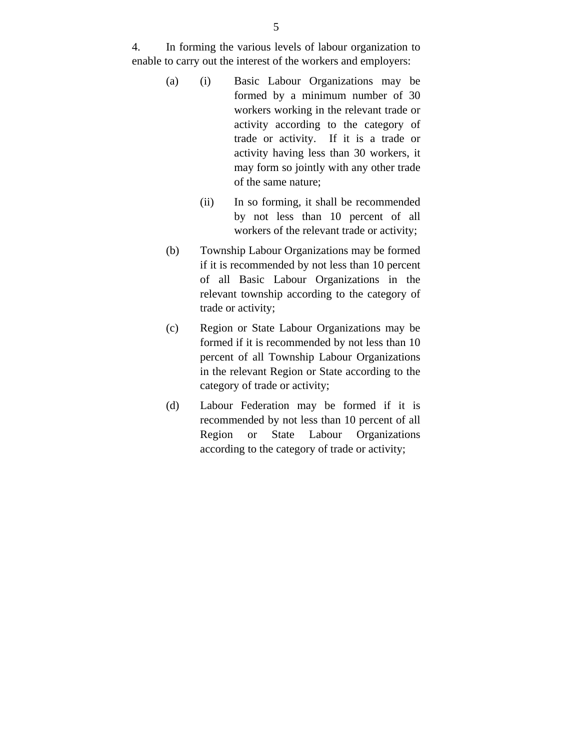4. In forming the various levels of labour organization to enable to carry out the interest of the workers and employers:

(a) (i) Basic Labour Organizations may be formed by a minimum number of 30 workers working in the relevant trade or activity according to the category of trade or activity. If it is a trade or activity having less than 30 workers, it may form so jointly with any other trade of the same nature;

(ii) In so forming, it shall be recommended by not less than 10 percent of all workers of the relevant trade or activity;

(b) Township Labour Organizations may be formed if it is recommended by not less than 10 percent of all Basic Labour Organizations in the relevant township according to the category of trade or activity;

(c) Region or State Labour Organizations may be formed if it is recommended by not less than 10 percent of all Township Labour Organizations in the relevant Region or State according to the category of trade or activity;

(d) Labour Federation may be formed if it is recommended by not less than 10 percent of all Region or State Labour Organizations according to the category of trade or activity;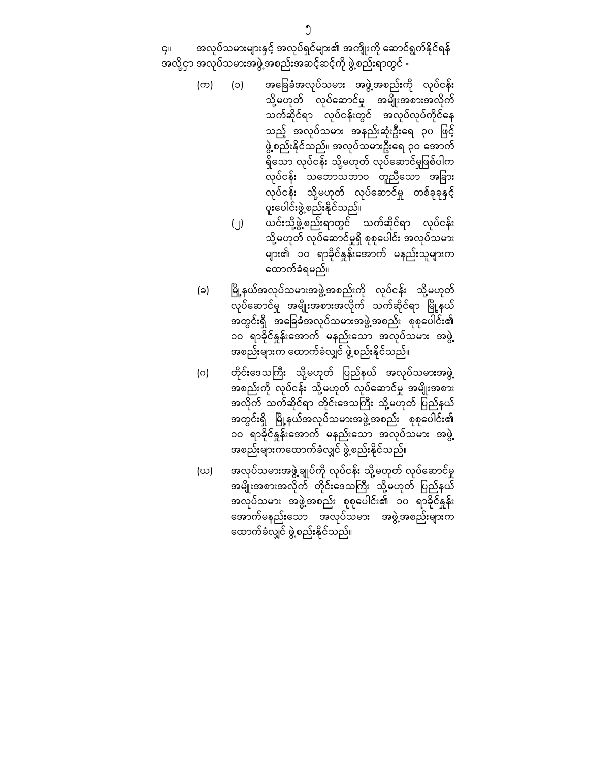၄။ အလုပ်သမားများနှင့် အလုပ်ရှင်များ၏ အကျိုးကို ဆောင်ရွက်နိုင်ရန် အလို့ငှာ အလုပ်သမားအဖွဲ့အစည်းအဆင့်ဆင့်ကို ဖွဲ့စည်းရာတွင် -

(က) (၁) အခြေခံအလုပ်သမား အဖွဲ့အစည်းကို လုပ်ငန်း သို့မဟုတ် လုပ်ဆောင်မှု အမျိုးအစားအလိုက် သက်ဆိုင်ရာ လုပ်ငန်းတွင် အလုပ်လုပ်ကိုင်နေသည့် အလုပ်သမား အနည်းဆုံးဦးရေ ၃၀ ဖြင့် ဖွဲ့စည်းနိုင်သည်။ အလုပ်သမားဦးရေ ၃၀ အောက် ရှိသော လုပ်ငန်း သို့မဟုတ် လုပ်ဆောင်မှုဖြစ်ပါက လုပ်ငန်း သဘောသဘာဝ တူညီသော အခြား လုပ်ငန်း သို့မဟုတ် လုပ်ဆောင်မှု တစ်ခုခုနှင့် ပူးပေါင်းဖွဲ့စည်းနိုင်သည်။

(၂) ယင်းသို့ဖွဲ့စည်းရာတွင် သက်ဆိုင်ရာ လုပ်ငန်း သို့မဟုတ် လုပ်ဆောင်မှုရှိ စုစုပေါင်း အလုပ်သမားများ၏ ၁၀ ရာခိုင်နှုန်းအောက် မနည်းသူများက ထောက်ခံရမည်။

(ခ) မြို့နယ်အလုပ်သမားအဖွဲ့အစည်းကို လုပ်ငန်း သို့မဟုတ် လုပ်ဆောင်မှု အမျိုးအစားအလိုက် သက်ဆိုင်ရာ မြို့နယ် အတွင်းရှိ အခြေခံအလုပ်သမားအဖွဲ့အစည်း စုစုပေါင်း၏ ၁၀ ရာခိုင်နှုန်းအောက် မနည်းသော အလုပ်သမား အဖွဲ့အစည်းများက ထောက်ခံလျှင် ဖွဲ့စည်းနိုင်သည်။

(ဂ) တိုင်းဒေသကြီး သို့မဟုတ် ပြည်နယ် အလုပ်သမားအဖွဲ့အစည်းကို လုပ်ငန်း သို့မဟုတ် လုပ်ဆောင်မှု အမျိုးအစားအလိုက် သက်ဆိုင်ရာ တိုင်းဒေသကြီး သို့မဟုတ် ပြည်နယ် အတွင်းရှိ မြို့နယ်အလုပ်သမားအဖွဲ့အစည်း စုစုပေါင်း၏ ၁၀ ရာခိုင်နှုန်းအောက် မနည်းသော အလုပ်သမား အဖွဲ့အစည်းများကထောက်ခံလျှင် ဖွဲ့စည်းနိုင်သည်။

(ဃ) အလုပ်သမားအဖွဲ့ချုပ်ကို လုပ်ငန်း သို့မဟုတ် လုပ်ဆောင်မှု အမျိုးအစားအလိုက် တိုင်းဒေသကြီး သို့မဟုတ် ပြည်နယ် အလုပ်သမား အဖွဲ့အစည်း စုစုပေါင်း၏ ၁၀ ရာခိုင်နှုန်း အောက်မနည်းသော အလုပ်သမား အဖွဲ့အစည်းများက ထောက်ခံလျှင် ဖွဲ့စည်းနိုင်သည်။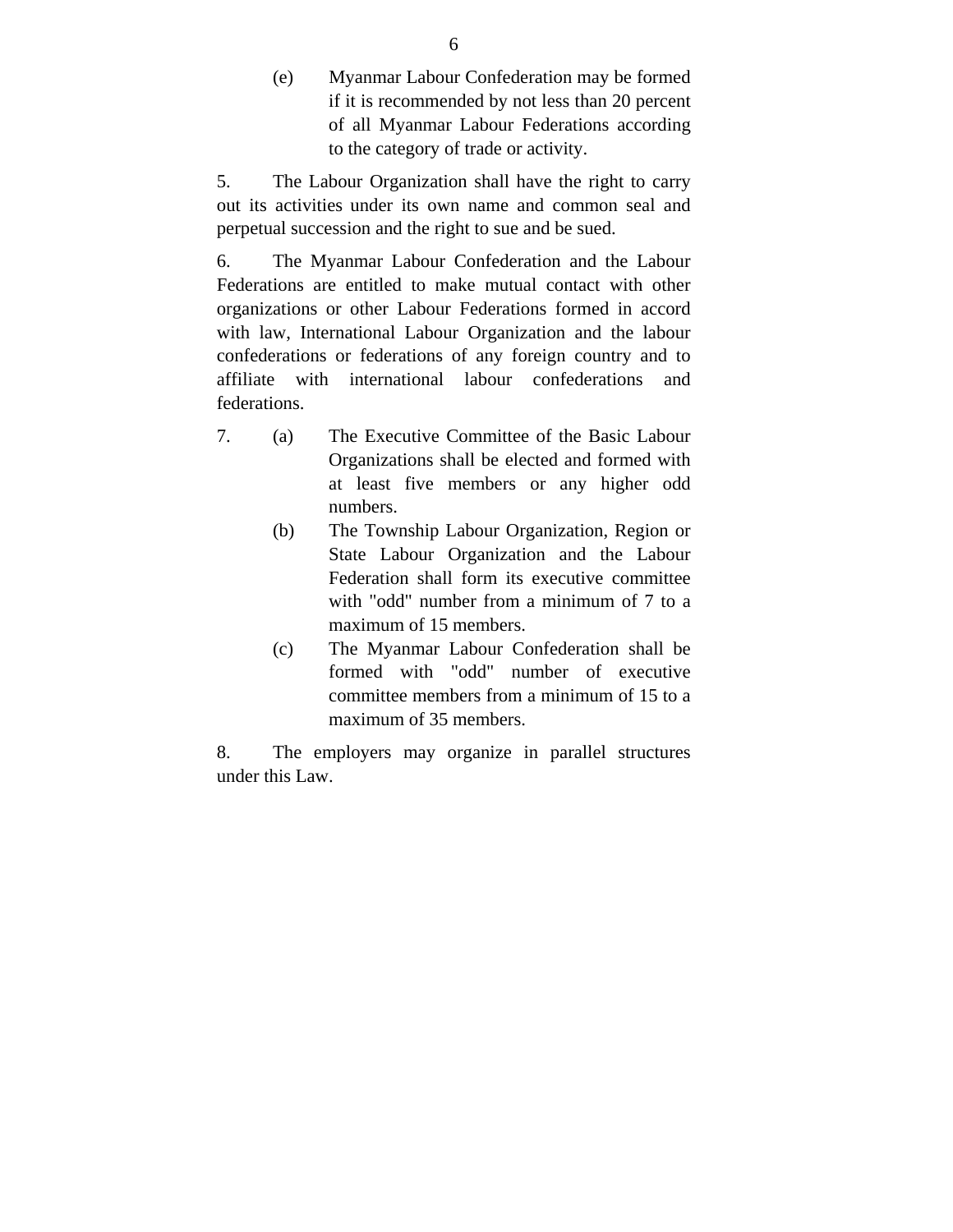(e) Myanmar Labour Confederation may be formed if it is recommended by not less than 20 percent of all Myanmar Labour Federations according to the category of trade or activity.

5. The Labour Organization shall have the right to carry out its activities under its own name and common seal and perpetual succession and the right to sue and be sued.

6. The Myanmar Labour Confederation and the Labour Federations are entitled to make mutual contact with other organizations or other Labour Federations formed in accord with law, International Labour Organization and the labour confederations or federations of any foreign country and to affiliate with international labour confederations and federations.

7. (a) The Executive Committee of the Basic Labour Organizations shall be elected and formed with at least five members or any higher odd numbers.

(b) The Township Labour Organization, Region or State Labour Organization and the Labour Federation shall form its executive committee with "odd" number from a minimum of 7 to a maximum of 15 members.

(c) The Myanmar Labour Confederation shall be formed with "odd" number of executive committee members from a minimum of 15 to a maximum of 35 members.

8. The employers may organize in parallel structures under this Law.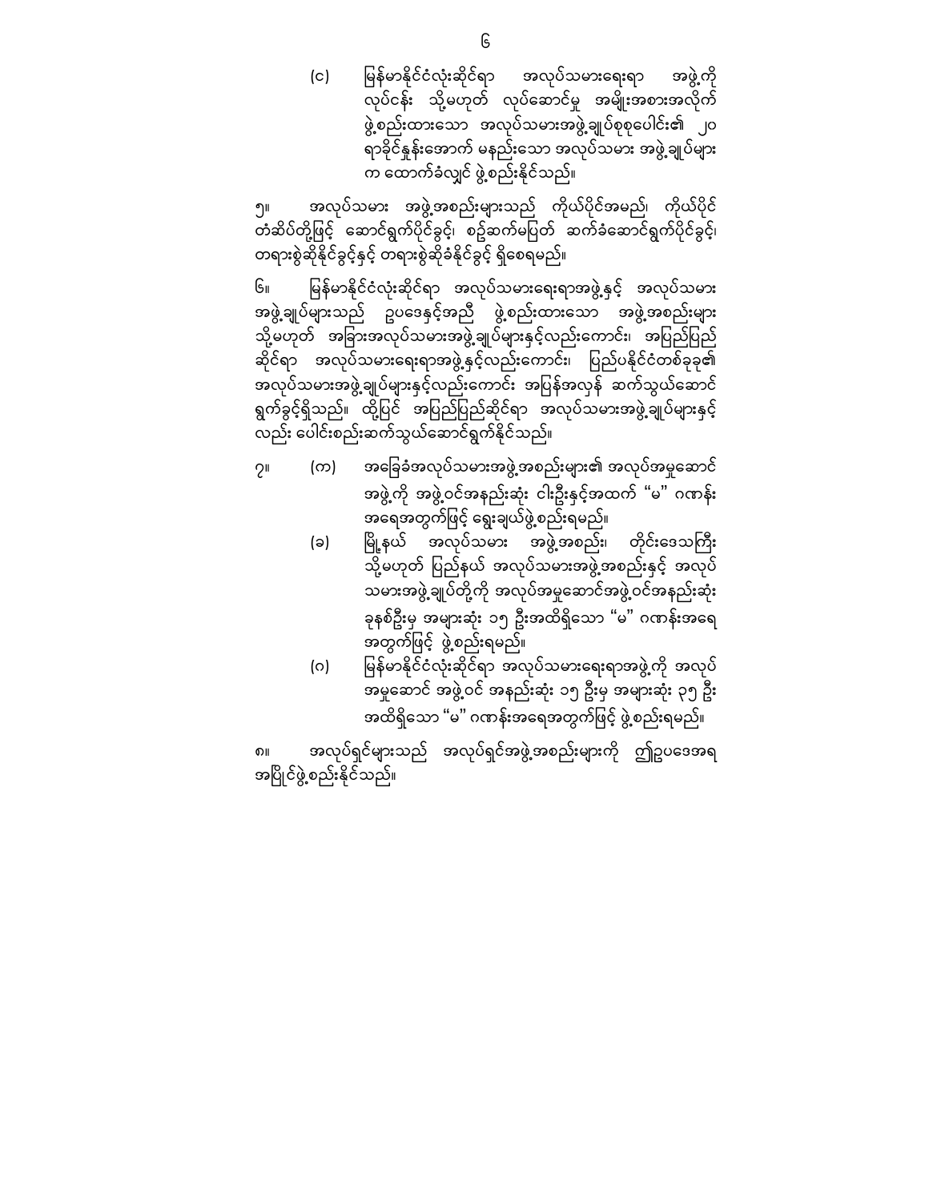( င) မြန်မာနိုင်ငံလုံးဆိုင်ရာ အလုပ်သမားရေးရာ အဖွဲ့ကို လုပ်ငန်း သို့မဟုတ် လုပ်ဆောင်မှု အမျိုးအစားအလိုက် ဖွဲ့စည်းထားသော အလုပ်သမားအဖွဲ့ချုပ်စုစုပေါင်း၏ ၂၀ ရာခိုင်နှုန်းအောက် မနည်းသော အလုပ်သမား အဖွဲ့ချုပ်များ က ထောက်ခံလျှင် ဖွဲ့စည်းနိုင်သည်။

၅။ အလုပ်သမား အဖွဲ့အစည်းများသည် ကိုယ်ပိုင်အမည်၊ ကိုယ်ပိုင် တံဆိပ်တို့ဖြင့် ဆောင်ရွက်ပိုင်ခွင့်၊ စဉ်ဆက်မပြတ် ဆက်ခံဆောင်ရွက်ပိုင်ခွင့်၊ တရားစွဲဆိုနိုင်ခွင့်နှင့် တရားစွဲဆိုခံနိုင်ခွင့် ရှိစေရမည်။

၆။ မြန်မာနိုင်ငံလုံးဆိုင်ရာ အလုပ်သမားရေးရာအဖွဲ့နှင့် အလုပ်သမား အဖွဲ့ချုပ်များသည် ဥပဒေနှင့်အညီ ဖွဲ့စည်းထားသော အဖွဲ့အစည်းများ သို့မဟုတ် အခြားအလုပ်သမားအဖွဲ့ချုပ်များနှင့်လည်းကောင်း၊ အပြည်ပြည် ဆိုင်ရာ အလုပ်သမားရေးရာအဖွဲ့နှင့်လည်းကောင်း၊ ပြည်ပနိုင်ငံတစ်ခုခု၏ အလုပ်သမားအဖွဲ့ချုပ်များနှင့်လည်းကောင်း အပြန်အလှန် ဆက်သွယ်ဆောင် ရွက်ခွင့်ရှိသည်။ ထို့ပြင် အပြည်ပြည်ဆိုင်ရာ အလုပ်သမားအဖွဲ့ချုပ်များနှင့် လည်း ပေါင်းစည်းဆက်သွယ်ဆောင်ရွက်နိုင်သည်။

၇။ (က) အခြေခံအလုပ်သမားအဖွဲ့အစည်းများ၏ အလုပ်အမှုဆောင် အဖွဲ့ကို အဖွဲ့ဝင်အနည်းဆုံး ငါးဦးနှင့်အထက် "မ" ဂဏန်း အရေအတွက်ဖြင့် ရွေးချယ်ဖွဲ့စည်းရမည်။

(ခ) မြို့နယ် အလုပ်သမား အဖွဲ့အစည်း၊ တိုင်းဒေသကြီး သို့မဟုတ် ပြည်နယ် အလုပ်သမားအဖွဲ့အစည်းနှင့် အလုပ် သမားအဖွဲ့ချုပ်တို့ကို အလုပ်အမှုဆောင်အဖွဲ့ဝင်အနည်းဆုံး ခုနစ်ဦးမှ အများဆုံး ၁၅ ဦးအထိရှိသော "မ" ဂဏန်းအရေ အတွက်ဖြင့် ဖွဲ့စည်းရမည်။

(ဂ) မြန်မာနိုင်ငံလုံးဆိုင်ရာ အလုပ်သမားရေးရာအဖွဲ့ကို အလုပ် အမှုဆောင် အဖွဲ့ဝင် အနည်းဆုံး ၁၅ ဦးမှ အများဆုံး ၃၅ ဦး အထိရှိသော "မ" ဂဏန်းအရေအတွက်ဖြင့် ဖွဲ့စည်းရမည်။

၈။ အလုပ်ရှင်များသည် အလုပ်ရှင်အဖွဲ့အစည်းများကို ဤဥပဒေအရ အပြိုင်ဖွဲ့စည်းနိုင်သည်။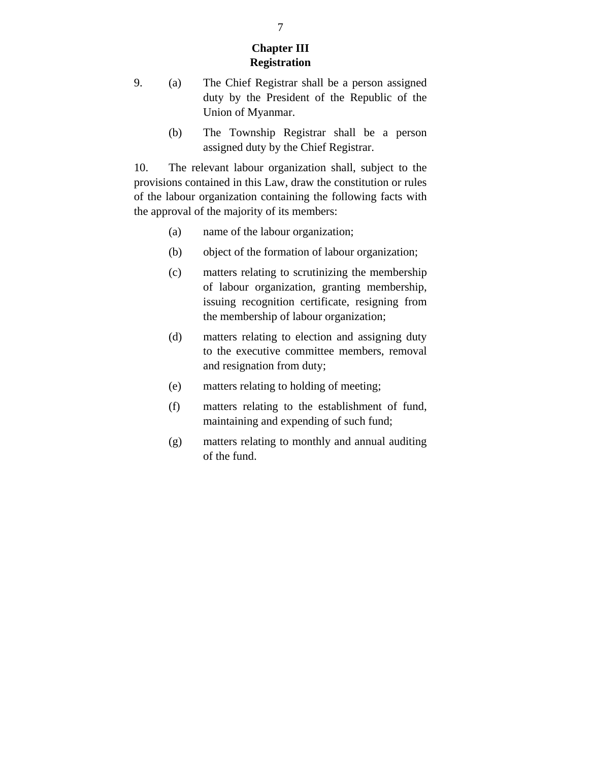## Chapter III
## Registration

9. (a) The Chief Registrar shall be a person assigned duty by the President of the Republic of the Union of Myanmar.

   (b) The Township Registrar shall be a person assigned duty by the Chief Registrar.

10. The relevant labour organization shall, subject to the provisions contained in this Law, draw the constitution or rules of the labour organization containing the following facts with the approval of the majority of its members:

   (a) name of the labour organization;

   (b) object of the formation of labour organization;

   (c) matters relating to scrutinizing the membership of labour organization, granting membership, issuing recognition certificate, resigning from the membership of labour organization;

   (d) matters relating to election and assigning duty to the executive committee members, removal and resignation from duty;

   (e) matters relating to holding of meeting;

   (f) matters relating to the establishment of fund, maintaining and expending of such fund;

   (g) matters relating to monthly and annual auditing of the fund.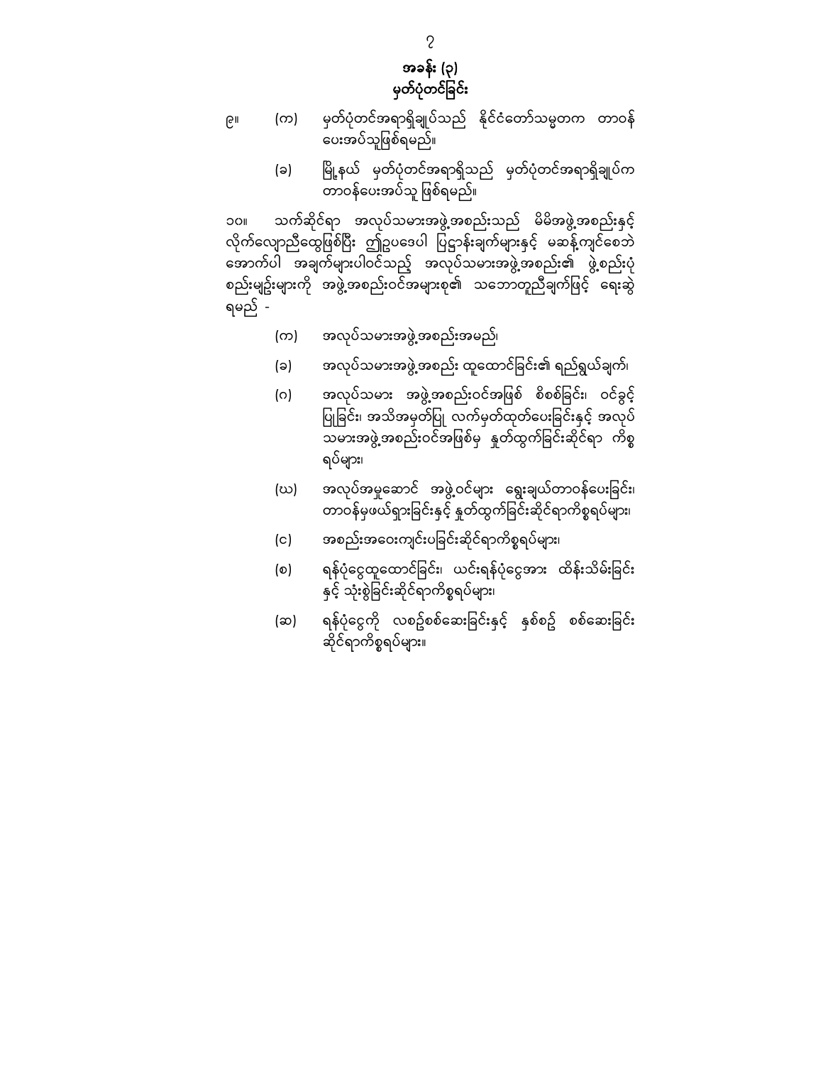## အခန်း (၃)
## မှတ်ပုံတင်ခြင်း

၉။ (က) မှတ်ပုံတင်အရာရှိချုပ်သည် နိုင်ငံတော်သမ္မတက တာဝန်ပေးအပ်သူဖြစ်ရမည်။

(ခ) မြို့နယ် မှတ်ပုံတင်အရာရှိသည် မှတ်ပုံတင်အရာရှိချုပ်က တာဝန်ပေးအပ်သူ ဖြစ်ရမည်။

၁၀။ သက်ဆိုင်ရာ အလုပ်သမားအဖွဲ့အစည်းသည် မိမိအဖွဲ့အစည်းနှင့် လိုက်လျောညီထွေဖြစ်ပြီး ဤဥပဒေပါ ပြဋ္ဌာန်းချက်များနှင့် မဆန့်ကျင်စေဘဲ အောက်ပါ အချက်များပါဝင်သည့် အလုပ်သမားအဖွဲ့အစည်း၏ ဖွဲ့စည်းပုံ စည်းမျဉ်းများကို အဖွဲ့အစည်းဝင်အများစု၏ သဘောတူညီချက်ဖြင့် ရေးဆွဲရမည် -

(က) အလုပ်သမားအဖွဲ့အစည်းအမည်၊

(ခ) အလုပ်သမားအဖွဲ့အစည်း ထူထောင်ခြင်း၏ ရည်ရွယ်ချက်၊

(ဂ) အလုပ်သမား အဖွဲ့အစည်းဝင်အဖြစ် စိစစ်ခြင်း၊ ဝင်ခွင့်ပြုခြင်း၊ အသိအမှတ်ပြု လက်မှတ်ထုတ်ပေးခြင်းနှင့် အလုပ်သမားအဖွဲ့အစည်းဝင်အဖြစ်မှ နှုတ်ထွက်ခြင်းဆိုင်ရာ ကိစ္စရပ်များ၊

(ဃ) အလုပ်အမှုဆောင် အဖွဲ့ဝင်များ ရွေးချယ်တာဝန်ပေးခြင်း၊ တာဝန်မှဖယ်ရှားခြင်းနှင့် နှုတ်ထွက်ခြင်းဆိုင်ရာကိစ္စရပ်များ၊

(င) အစည်းအဝေးကျင်းပခြင်းဆိုင်ရာကိစ္စရပ်များ၊

(စ) ရန်ပုံငွေထူထောင်ခြင်း၊ ယင်းရန်ပုံငွေအား ထိန်းသိမ်းခြင်းနှင့် သုံးစွဲခြင်းဆိုင်ရာကိစ္စရပ်များ၊

(ဆ) ရန်ပုံငွေကို လစဉ်စစ်ဆေးခြင်းနှင့် နှစ်စဉ် စစ်ဆေးခြင်းဆိုင်ရာကိစ္စရပ်များ။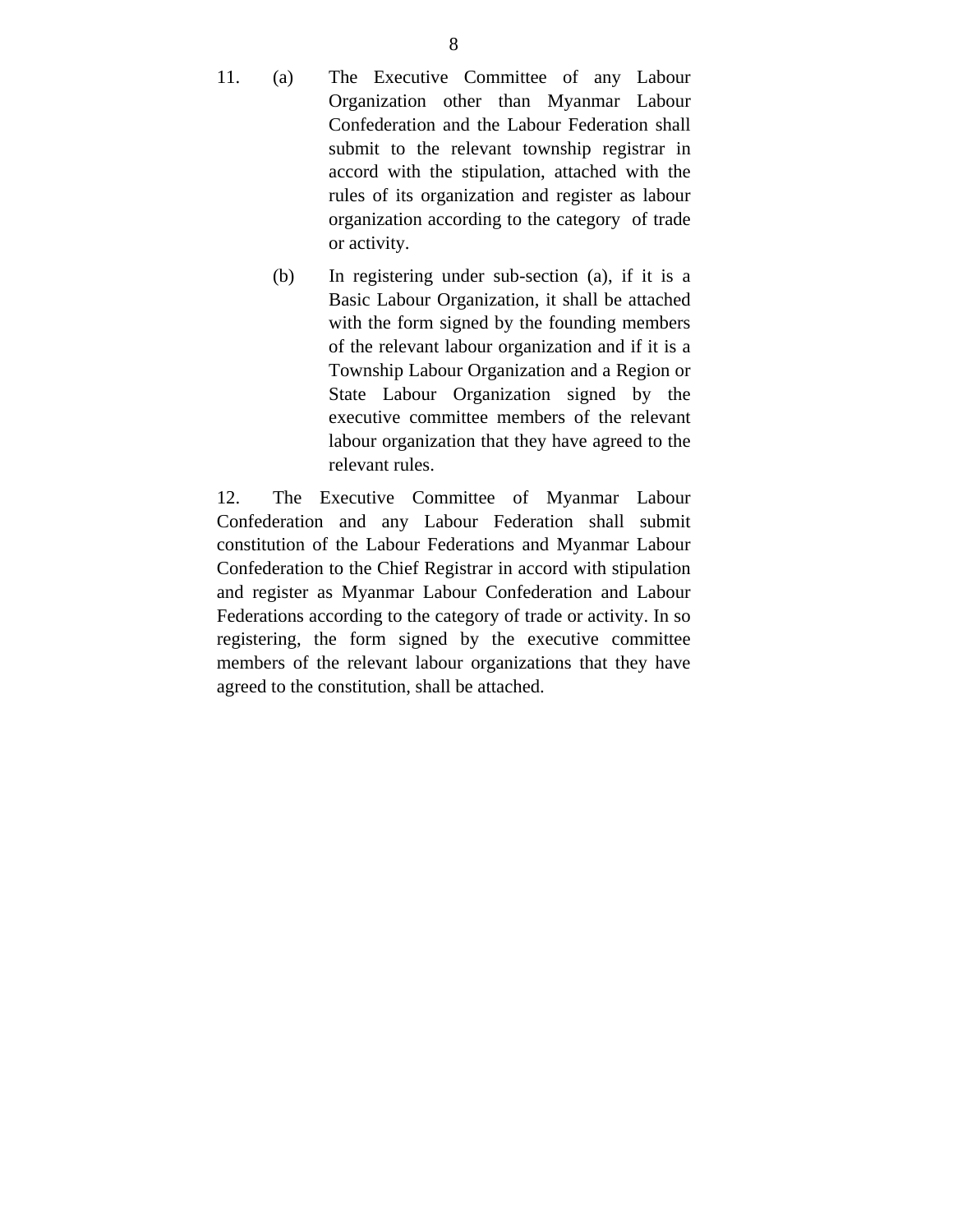11. (a) The Executive Committee of any Labour Organization other than Myanmar Labour Confederation and the Labour Federation shall submit to the relevant township registrar in accord with the stipulation, attached with the rules of its organization and register as labour organization according to the category of trade or activity.

(b) In registering under sub-section (a), if it is a Basic Labour Organization, it shall be attached with the form signed by the founding members of the relevant labour organization and if it is a Township Labour Organization and a Region or State Labour Organization signed by the executive committee members of the relevant labour organization that they have agreed to the relevant rules.

12. The Executive Committee of Myanmar Labour Confederation and any Labour Federation shall submit constitution of the Labour Federations and Myanmar Labour Confederation to the Chief Registrar in accord with stipulation and register as Myanmar Labour Confederation and Labour Federations according to the category of trade or activity. In so registering, the form signed by the executive committee members of the relevant labour organizations that they have agreed to the constitution, shall be attached.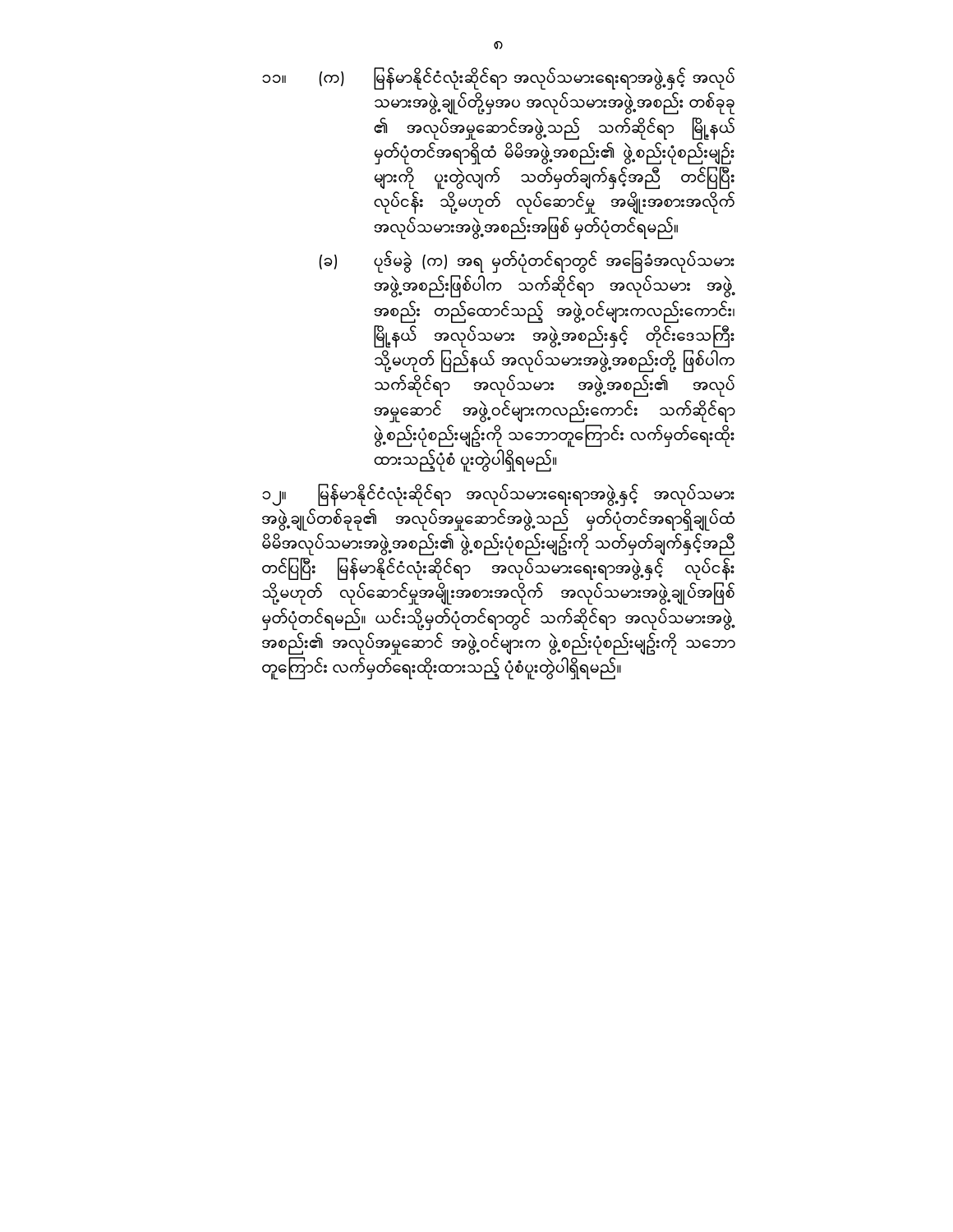၁၁။ (က) မြန်မာနိုင်ငံလုံးဆိုင်ရာ အလုပ်သမားရေးရာအဖွဲ့နှင့် အလုပ်သမားအဖွဲ့ချုပ်တို့မှအပ အလုပ်သမားအဖွဲ့အစည်း တစ်ခုခု၏ အလုပ်အမှုဆောင်အဖွဲ့သည် သက်ဆိုင်ရာ မြို့နယ် မှတ်ပုံတင်အရာရှိထံ မိမိအဖွဲ့အစည်း၏ ဖွဲ့စည်းပုံစည်းမျဉ်းများကို ပူးတွဲလျက် သတ်မှတ်ချက်နှင့်အညီ တင်ပြပြီး လုပ်ငန်း သို့မဟုတ် လုပ်ဆောင်မှု အမျိုးအစားအလိုက် အလုပ်သမားအဖွဲ့အစည်းအဖြစ် မှတ်ပုံတင်ရမည်။

(ခ) ပုဒ်မခွဲ (က) အရ မှတ်ပုံတင်ရာတွင် အခြေခံအလုပ်သမားအဖွဲ့အစည်းဖြစ်ပါက သက်ဆိုင်ရာ အလုပ်သမား အဖွဲ့အစည်း တည်ထောင်သည့် အဖွဲ့ဝင်များကလည်းကောင်း၊ မြို့နယ် အလုပ်သမား အဖွဲ့အစည်းနှင့် တိုင်းဒေသကြီး သို့မဟုတ် ပြည်နယ် အလုပ်သမားအဖွဲ့အစည်းတို့ ဖြစ်ပါက သက်ဆိုင်ရာ အလုပ်သမား အဖွဲ့အစည်း၏ အလုပ်အမှုဆောင် အဖွဲ့ဝင်များကလည်းကောင်း သက်ဆိုင်ရာ ဖွဲ့စည်းပုံစည်းမျဉ်းကို သဘောတူကြောင်း လက်မှတ်ရေးထိုးထားသည့်ပုံစံ ပူးတွဲပါရှိရမည်။

၁၂။ မြန်မာနိုင်ငံလုံးဆိုင်ရာ အလုပ်သမားရေးရာအဖွဲ့နှင့် အလုပ်သမားအဖွဲ့ချုပ်တစ်ခုခု၏ အလုပ်အမှုဆောင်အဖွဲ့သည် မှတ်ပုံတင်အရာရှိချုပ်ထံ မိမိအလုပ်သမားအဖွဲ့အစည်း၏ ဖွဲ့စည်းပုံစည်းမျဉ်းကို သတ်မှတ်ချက်နှင့်အညီ တင်ပြပြီး မြန်မာနိုင်ငံလုံးဆိုင်ရာ အလုပ်သမားရေးရာအဖွဲ့နှင့် လုပ်ငန်း သို့မဟုတ် လုပ်ဆောင်မှုအမျိုးအစားအလိုက် အလုပ်သမားအဖွဲ့ချုပ်အဖြစ် မှတ်ပုံတင်ရမည်။ ယင်းသို့မှတ်ပုံတင်ရာတွင် သက်ဆိုင်ရာ အလုပ်သမားအဖွဲ့အစည်း၏ အလုပ်အမှုဆောင် အဖွဲ့ဝင်များက ဖွဲ့စည်းပုံစည်းမျဉ်းကို သဘောတူကြောင်း လက်မှတ်ရေးထိုးထားသည့် ပုံစံပူးတွဲပါရှိရမည်။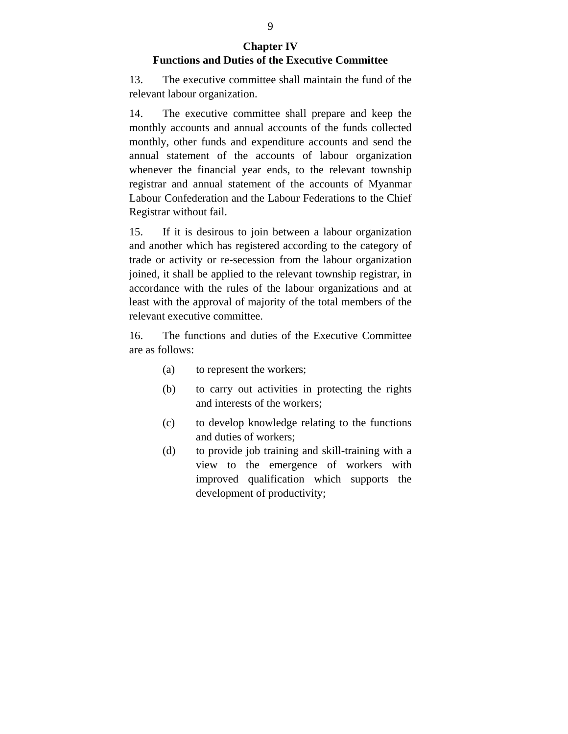## Chapter IV
## Functions and Duties of the Executive Committee

13. The executive committee shall maintain the fund of the relevant labour organization.

14. The executive committee shall prepare and keep the monthly accounts and annual accounts of the funds collected monthly, other funds and expenditure accounts and send the annual statement of the accounts of labour organization whenever the financial year ends, to the relevant township registrar and annual statement of the accounts of Myanmar Labour Confederation and the Labour Federations to the Chief Registrar without fail.

15. If it is desirous to join between a labour organization and another which has registered according to the category of trade or activity or re-secession from the labour organization joined, it shall be applied to the relevant township registrar, in accordance with the rules of the labour organizations and at least with the approval of majority of the total members of the relevant executive committee.

16. The functions and duties of the Executive Committee are as follows:

(a) to represent the workers;

(b) to carry out activities in protecting the rights and interests of the workers;

(c) to develop knowledge relating to the functions and duties of workers;

(d) to provide job training and skill-training with a view to the emergence of workers with improved qualification which supports the development of productivity;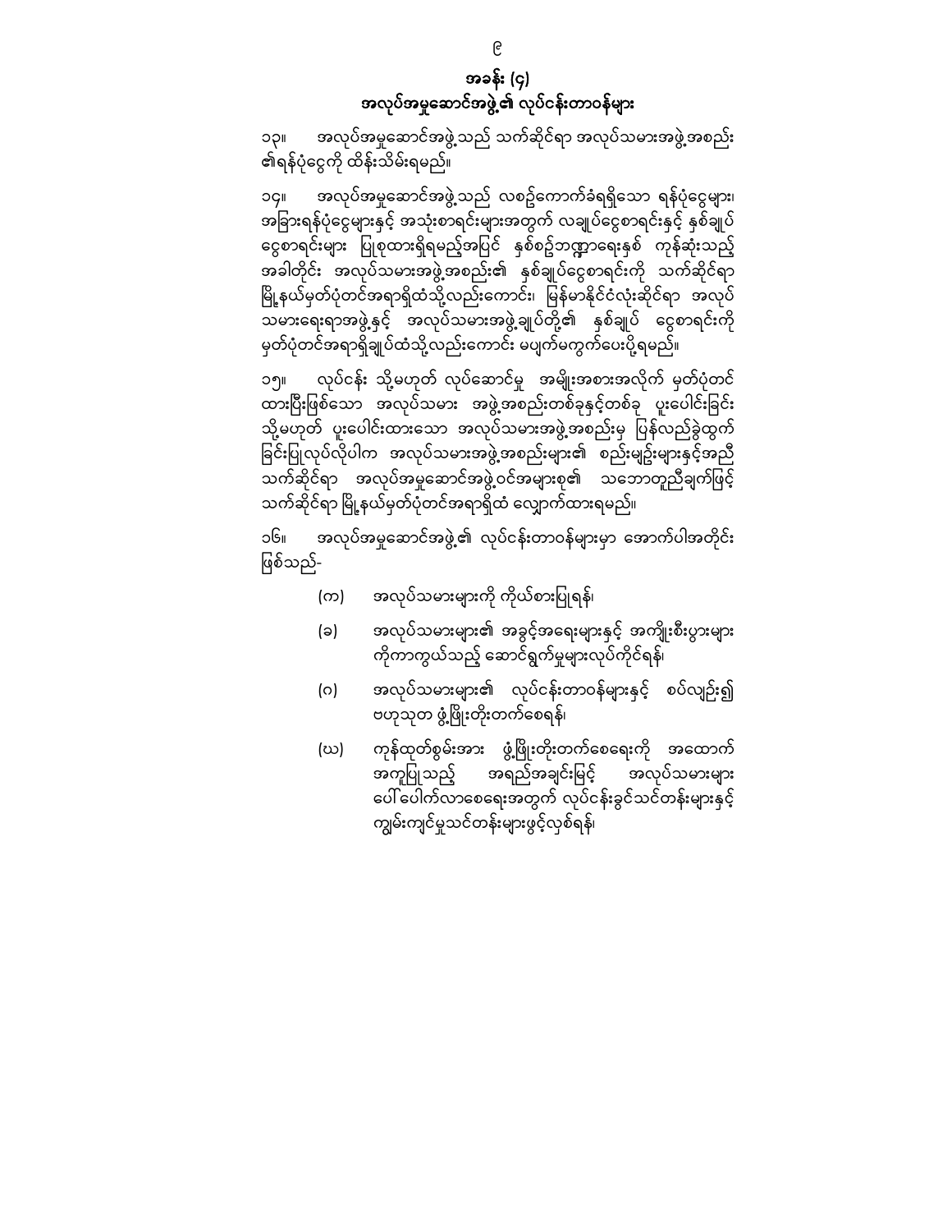## အခန်း (၄)
## အလုပ်အမှုဆောင်အဖွဲ့၏ လုပ်ငန်းတာဝန်များ

၁၃။ အလုပ်အမှုဆောင်အဖွဲ့သည် သက်ဆိုင်ရာ အလုပ်သမားအဖွဲ့အစည်း၏ရန်ပုံငွေကို ထိန်းသိမ်းရမည်။

၁၄။ အလုပ်အမှုဆောင်အဖွဲ့သည် လစဉ်ကောက်ခံရရှိသော ရန်ပုံငွေများ၊ အခြားရန်ပုံငွေများနှင့် အသုံးစာရင်းများအတွက် လချုပ်ငွေစာရင်းနှင့် နှစ်ချုပ်ငွေစာရင်းများ ပြုစုထားရှိရမည့်အပြင် နှစ်စဉ်ဘဏ္ဍာရေးနှစ် ကုန်ဆုံးသည့်အခါတိုင်း အလုပ်သမားအဖွဲ့အစည်း၏ နှစ်ချုပ်ငွေစာရင်းကို သက်ဆိုင်ရာမြို့နယ်မှတ်ပုံတင်အရာရှိထံသို့လည်းကောင်း၊ မြန်မာနိုင်ငံလုံးဆိုင်ရာ အလုပ်သမားရေးရာအဖွဲ့နှင့် အလုပ်သမားအဖွဲ့ချုပ်တို့၏ နှစ်ချုပ် ငွေစာရင်းကို မှတ်ပုံတင်အရာရှိချုပ်ထံသို့လည်းကောင်း မပျက်မကွက်ပေးပို့ရမည်။

၁၅။ လုပ်ငန်း သို့မဟုတ် လုပ်ဆောင်မှု အမျိုးအစားအလိုက် မှတ်ပုံတင်ထားပြီးဖြစ်သော အလုပ်သမား အဖွဲ့အစည်းတစ်ခုနှင့်တစ်ခု ပူးပေါင်းခြင်း သို့မဟုတ် ပူးပေါင်းထားသော အလုပ်သမားအဖွဲ့အစည်းမှ ပြန်လည်ခွဲထွက်ခြင်းပြုလုပ်လိုပါက အလုပ်သမားအဖွဲ့အစည်းများ၏ စည်းမျဉ်းများနှင့်အညီ သက်ဆိုင်ရာ အလုပ်အမှုဆောင်အဖွဲ့ဝင်အများစု၏ သဘောတူညီချက်ဖြင့် သက်ဆိုင်ရာ မြို့နယ်မှတ်ပုံတင်အရာရှိထံ လျှောက်ထားရမည်။

၁၆။ အလုပ်အမှုဆောင်အဖွဲ့၏ လုပ်ငန်းတာဝန်များမှာ အောက်ပါအတိုင်းဖြစ်သည်-

(က) အလုပ်သမားများကို ကိုယ်စားပြုရန်၊

(ခ) အလုပ်သမားများ၏ အခွင့်အရေးများနှင့် အကျိုးစီးပွားများကိုကာကွယ်သည့် ဆောင်ရွက်မှုများလုပ်ကိုင်ရန်၊

(ဂ) အလုပ်သမားများ၏ လုပ်ငန်းတာဝန်များနှင့် စပ်လျဉ်း၍ ဗဟုသုတ ဖွံ့ဖြိုးတိုးတက်စေရန်၊

(ဃ) ကုန်ထုတ်စွမ်းအား ဖွံ့ဖြိုးတိုးတက်စေရေးကို အထောက်အကူပြုသည့် အရည်အချင်းမြင့် အလုပ်သမားများ ပေါ်ပေါက်လာစေရေးအတွက် လုပ်ငန်းခွင်သင်တန်းများနှင့် ကျွမ်းကျင်မှုသင်တန်းများဖွင့်လှစ်ရန်၊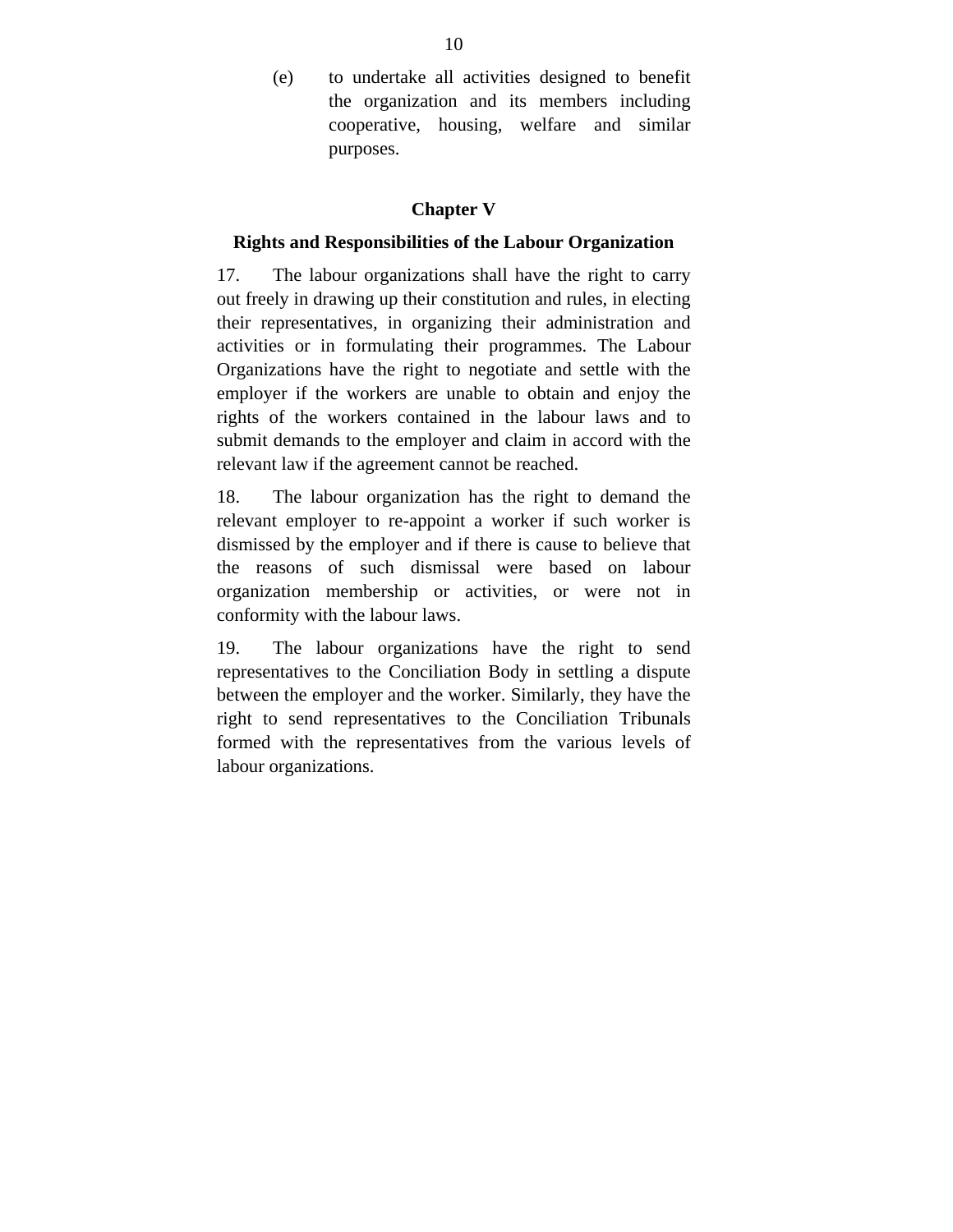(e) to undertake all activities designed to benefit the organization and its members including cooperative, housing, welfare and similar purposes.

## Chapter V

## Rights and Responsibilities of the Labour Organization

17. The labour organizations shall have the right to carry out freely in drawing up their constitution and rules, in electing their representatives, in organizing their administration and activities or in formulating their programmes. The Labour Organizations have the right to negotiate and settle with the employer if the workers are unable to obtain and enjoy the rights of the workers contained in the labour laws and to submit demands to the employer and claim in accord with the relevant law if the agreement cannot be reached.

18. The labour organization has the right to demand the relevant employer to re-appoint a worker if such worker is dismissed by the employer and if there is cause to believe that the reasons of such dismissal were based on labour organization membership or activities, or were not in conformity with the labour laws.

19. The labour organizations have the right to send representatives to the Conciliation Body in settling a dispute between the employer and the worker. Similarly, they have the right to send representatives to the Conciliation Tribunals formed with the representatives from the various levels of labour organizations.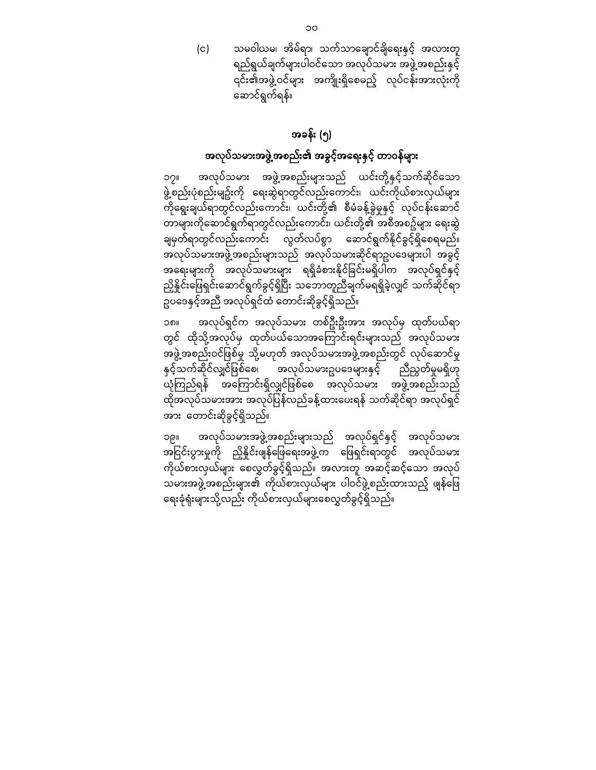(င) သမဝါယမ၊ အိမ်ရာ၊ သက်သာချောင်ချိရေးနှင့် အလားတူ ရည်ရွယ်ချက်များပါဝင်သော အလုပ်သမား အဖွဲ့အစည်းနှင့် ၎င်း၏အဖွဲ့ဝင်များ အကျိုးရှိစေမည့် လုပ်ငန်းအားလုံးကို ဆောင်ရွက်ရန်။

## အခန်း (၅)

## အလုပ်သမားအဖွဲ့အစည်း၏ အခွင့်အရေးနှင့် တာဝန်များ

၁၇။ အလုပ်သမား အဖွဲ့အစည်းများသည် ယင်းတို့နှင့်သက်ဆိုင်သော ဖွဲ့စည်းပုံစည်းမျဉ်းကို ရေးဆွဲရာတွင်လည်းကောင်း၊ ယင်းကိုယ်စားလှယ်များ ကိုရွေးချယ်ရာတွင်လည်းကောင်း၊ ယင်းတို့၏ စီမံခန့်ခွဲမှုနှင့် လုပ်ငန်းဆောင် တာများကိုဆောင်ရွက်ရာတွင်လည်းကောင်း၊ ယင်းတို့၏ အစီအစဉ်များ ရေးဆွဲ ချမှတ်ရာတွင်လည်းကောင်း လွတ်လပ်စွာ ဆောင်ရွက်နိုင်ခွင့်ရှိစေရမည်။ အလုပ်သမားအဖွဲ့အစည်းများသည် အလုပ်သမားဆိုင်ရာဥပဒေများပါ အခွင့် အရေးများကို အလုပ်သမားများ ရရှိခံစားနိုင်ခြင်းမရှိပါက အလုပ်ရှင်နှင့် ညှိနှိုင်းဖြေရှင်းဆောင်ရွက်ခွင့်ရှိပြီး သဘောတူညီချက်မရရှိခဲ့လျှင် သက်ဆိုင်ရာ ဥပဒေနှင့်အညီ အလုပ်ရှင်ထံ တောင်းဆိုခွင့်ရှိသည်။

၁၈။ အလုပ်ရှင်က အလုပ်သမား တစ်ဦးဦးအား အလုပ်မှ ထုတ်ပယ်ရာ တွင် ထိုသို့အလုပ်မှ ထုတ်ပယ်သောအကြောင်းရင်းများသည် အလုပ်သမား အဖွဲ့အစည်းဝင်ဖြစ်မှု သို့မဟုတ် အလုပ်သမားအဖွဲ့အစည်းတွင် လုပ်ဆောင်မှု နှင့်သက်ဆိုင်လျှင်ဖြစ်စေ၊ အလုပ်သမားဥပဒေများနှင့် ညီညွတ်မှုမရှိဟု ယုံကြည်ရန် အကြောင်းရှိလျှင်ဖြစ်စေ အလုပ်သမား အဖွဲ့အစည်းသည် ထိုအလုပ်သမားအား အလုပ်ပြန်လည်ခန့်ထားပေးရန် သက်ဆိုင်ရာ အလုပ်ရှင် အား တောင်းဆိုခွင့်ရှိသည်။

၁၉။ အလုပ်သမားအဖွဲ့အစည်းများသည် အလုပ်ရှင်နှင့် အလုပ်သမား အငြင်းပွားမှုကို ညှိနှိုင်းဖျန်ဖြေရေးအဖွဲ့က ဖြေရှင်းရာတွင် အလုပ်သမား ကိုယ်စားလှယ်များ စေလွှတ်ခွင့်ရှိသည်။ အလားတူ အဆင့်ဆင့်သော အလုပ် သမားအဖွဲ့အစည်းများ၏ ကိုယ်စားလှယ်များ ပါဝင်ဖွဲ့စည်းထားသည့် ဖျန်ဖြေ ရေးခုံရုံးများသို့လည်း ကိုယ်စားလှယ်များစေလွှတ်ခွင့်ရှိသည်။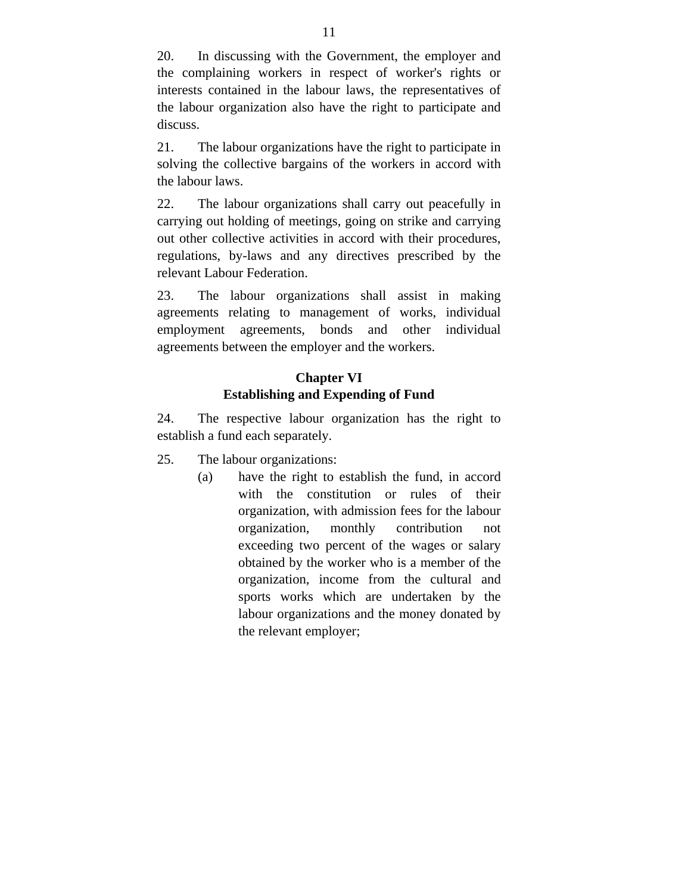20. In discussing with the Government, the employer and the complaining workers in respect of worker's rights or interests contained in the labour laws, the representatives of the labour organization also have the right to participate and discuss.

21. The labour organizations have the right to participate in solving the collective bargains of the workers in accord with the labour laws.

22. The labour organizations shall carry out peacefully in carrying out holding of meetings, going on strike and carrying out other collective activities in accord with their procedures, regulations, by-laws and any directives prescribed by the relevant Labour Federation.

23. The labour organizations shall assist in making agreements relating to management of works, individual employment agreements, bonds and other individual agreements between the employer and the workers.

## Chapter VI
## Establishing and Expending of Fund

24. The respective labour organization has the right to establish a fund each separately.

25. The labour organizations:

(a) have the right to establish the fund, in accord with the constitution or rules of their organization, with admission fees for the labour organization, monthly contribution not exceeding two percent of the wages or salary obtained by the worker who is a member of the organization, income from the cultural and sports works which are undertaken by the labour organizations and the money donated by the relevant employer;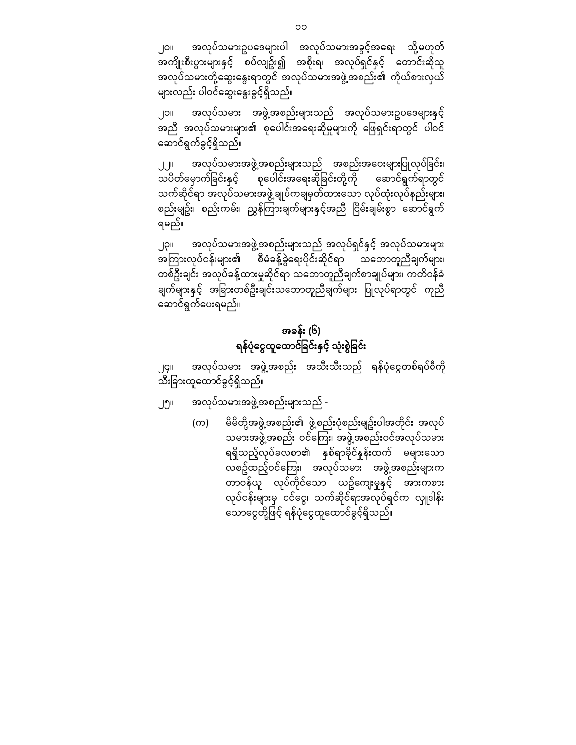၂၀။ အလုပ်သမားဥပဒေများပါ အလုပ်သမားအခွင့်အရေး သို့မဟုတ် အကျိုးစီးပွားများနှင့် စပ်လျဉ်း၍ အစိုးရ၊ အလုပ်ရှင်နှင့် တောင်းဆိုသူ အလုပ်သမားတို့ဆွေးနွေးရာတွင် အလုပ်သမားအဖွဲ့အစည်း၏ ကိုယ်စားလှယ်များလည်း ပါဝင်ဆွေးနွေးခွင့်ရှိသည်။

၂၁။ အလုပ်သမား အဖွဲ့အစည်းများသည် အလုပ်သမားဥပဒေများနှင့်အညီ အလုပ်သမားများ၏ စုပေါင်းအရေးဆိုမှုများကို ဖြေရှင်းရာတွင် ပါဝင်ဆောင်ရွက်ခွင့်ရှိသည်။

၂၂။ အလုပ်သမားအဖွဲ့အစည်းများသည် အစည်းအဝေးများပြုလုပ်ခြင်း၊ သပိတ်မှောက်ခြင်းနှင့် စုပေါင်းအရေးဆိုခြင်းတို့ကို ဆောင်ရွက်ရာတွင် သက်ဆိုင်ရာ အလုပ်သမားအဖွဲ့ချုပ်ကချမှတ်ထားသော လုပ်ထုံးလုပ်နည်းများ၊ စည်းမျဉ်း၊ စည်းကမ်း၊ ညွှန်ကြားချက်များနှင့်အညီ ငြိမ်းချမ်းစွာ ဆောင်ရွက်ရမည်။

၂၃။ အလုပ်သမားအဖွဲ့အစည်းများသည် အလုပ်ရှင်နှင့် အလုပ်သမားများအကြားလုပ်ငန်းများ၏ စီမံခန့်ခွဲရေးပိုင်းဆိုင်ရာ သဘောတူညီချက်များ၊ တစ်ဦးချင်း အလုပ်ခန့်ထားမှုဆိုင်ရာ သဘောတူညီချက်စာချုပ်များ၊ ကတိဝန်ခံချက်များနှင့် အခြားတစ်ဦးချင်းသဘောတူညီချက်များ ပြုလုပ်ရာတွင် ကူညီဆောင်ရွက်ပေးရမည်။

## အခန်း (၆)
## ရန်ပုံငွေထူထောင်ခြင်းနှင့် သုံးစွဲခြင်း

၂၄။ အလုပ်သမား အဖွဲ့အစည်း အသီးသီးသည် ရန်ပုံငွေတစ်ရပ်စီကို သီးခြားထူထောင်ခွင့်ရှိသည်။

၂၅။ အလုပ်သမားအဖွဲ့အစည်းများသည် -

(က) မိမိတို့အဖွဲ့အစည်း၏ ဖွဲ့စည်းပုံစည်းမျဉ်းပါအတိုင်း အလုပ်သမားအဖွဲ့အစည်း ဝင်ကြေး၊ အဖွဲ့အစည်းဝင်အလုပ်သမား ရရှိသည့်လုပ်ခလစာ၏ နှစ်ရာခိုင်နှုန်းထက် မများသော လစဉ်ထည့်ဝင်ကြေး၊ အလုပ်သမား အဖွဲ့အစည်းများက တာဝန်ယူ လုပ်ကိုင်သော ယဉ်ကျေးမှုနှင့် အားကစား လုပ်ငန်းများမှ ဝင်ငွေ၊ သက်ဆိုင်ရာအလုပ်ရှင်က လှူဒါန်းသောငွေတို့ဖြင့် ရန်ပုံငွေထူထောင်ခွင့်ရှိသည်။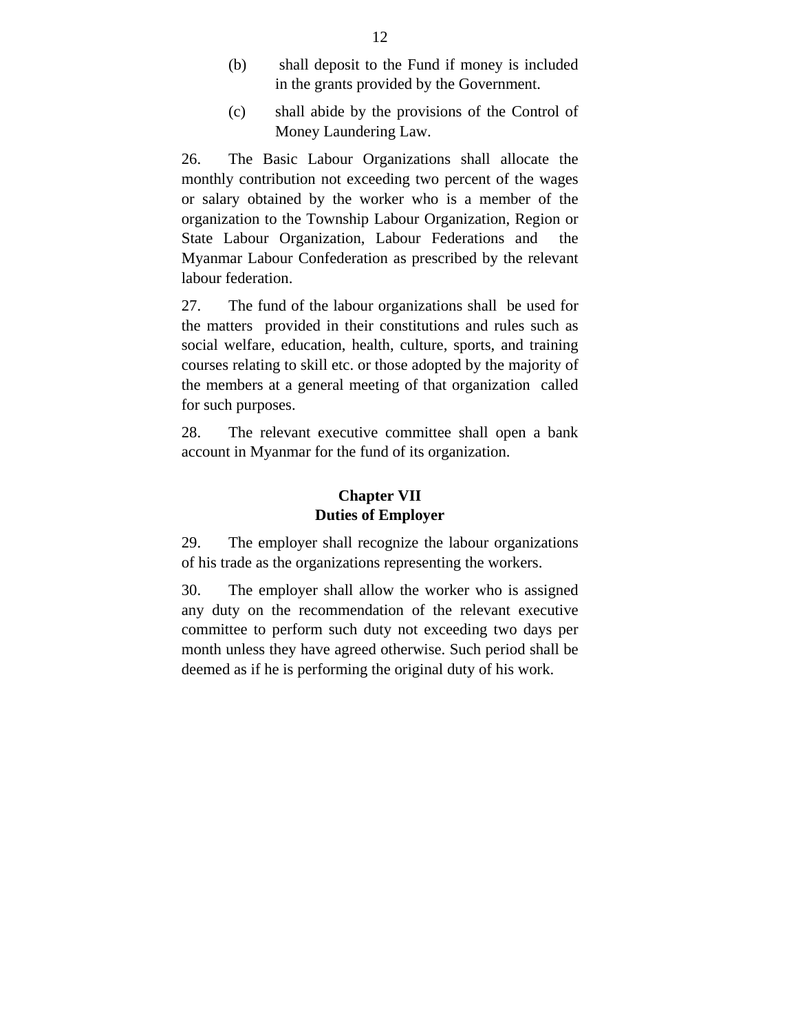(b) shall deposit to the Fund if money is included in the grants provided by the Government.

(c) shall abide by the provisions of the Control of Money Laundering Law.

26. The Basic Labour Organizations shall allocate the monthly contribution not exceeding two percent of the wages or salary obtained by the worker who is a member of the organization to the Township Labour Organization, Region or State Labour Organization, Labour Federations and the Myanmar Labour Confederation as prescribed by the relevant labour federation.

27. The fund of the labour organizations shall be used for the matters provided in their constitutions and rules such as social welfare, education, health, culture, sports, and training courses relating to skill etc. or those adopted by the majority of the members at a general meeting of that organization called for such purposes.

28. The relevant executive committee shall open a bank account in Myanmar for the fund of its organization.

## Chapter VII
## Duties of Employer

29. The employer shall recognize the labour organizations of his trade as the organizations representing the workers.

30. The employer shall allow the worker who is assigned any duty on the recommendation of the relevant executive committee to perform such duty not exceeding two days per month unless they have agreed otherwise. Such period shall be deemed as if he is performing the original duty of his work.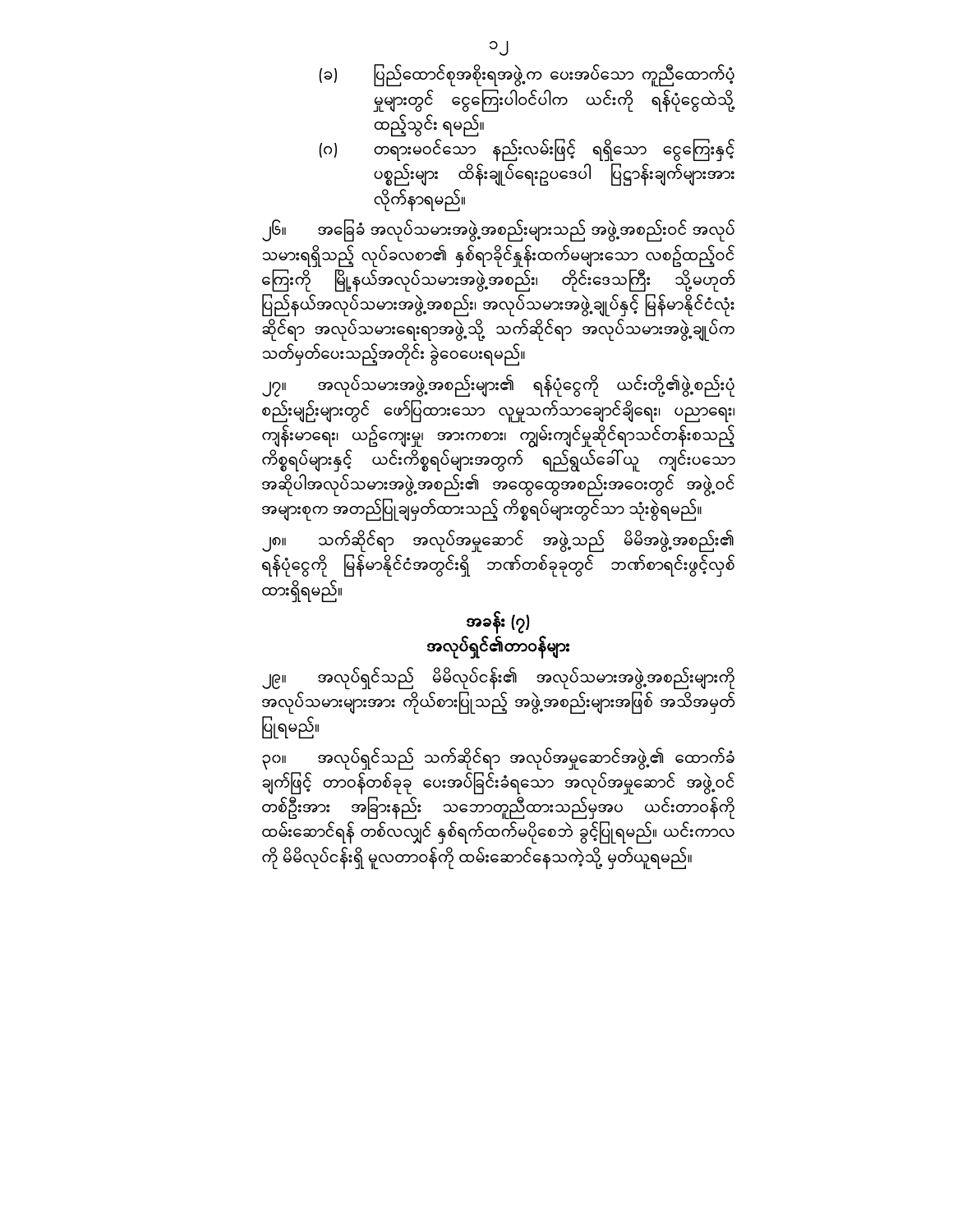(ခ) ပြည်ထောင်စုအစိုးရအဖွဲ့က ပေးအပ်သော ကူညီထောက်ပံ့မှုများတွင် ငွေကြေးပါဝင်ပါက ယင်းကို ရန်ပုံငွေထဲသို့ ထည့်သွင်း ရမည်။

(ဂ) တရားမဝင်သော နည်းလမ်းဖြင့် ရရှိသော ငွေကြေးနှင့် ပစ္စည်းများ ထိန်းချုပ်ရေးဥပဒေပါ ပြဋ္ဌာန်းချက်များအား လိုက်နာရမည်။

၂၆။ အခြေခံ အလုပ်သမားအဖွဲ့အစည်းများသည် အဖွဲ့အစည်းဝင် အလုပ်သမားရရှိသည့် လုပ်ခလစာ၏ နှစ်ရာခိုင်နှုန်းထက်မများသော လစဉ်ထည့်ဝင်ကြေးကို မြို့နယ်အလုပ်သမားအဖွဲ့အစည်း၊ တိုင်းဒေသကြီး သို့မဟုတ် ပြည်နယ်အလုပ်သမားအဖွဲ့အစည်း၊ အလုပ်သမားအဖွဲ့ချုပ်နှင့် မြန်မာနိုင်ငံလုံးဆိုင်ရာ အလုပ်သမားရေးရာအဖွဲ့သို့ သက်ဆိုင်ရာ အလုပ်သမားအဖွဲ့ချုပ်က သတ်မှတ်ပေးသည့်အတိုင်း ခွဲဝေပေးရမည်။

၂၇။ အလုပ်သမားအဖွဲ့အစည်းများ၏ ရန်ပုံငွေကို ယင်းတို့၏အဖွဲ့စည်းပုံ စည်းမျဉ်းများတွင် ဖော်ပြထားသော လူမှုသက်သာချောင်ချိရေး၊ ပညာရေး၊ ကျန်းမာရေး၊ ယဉ်ကျေးမှု၊ အားကစား၊ ကျွမ်းကျင်မှုဆိုင်ရာသင်တန်းစသည့် ကိစ္စရပ်များနှင့် ယင်းကိစ္စရပ်များအတွက် ရည်ရွယ်ခေါ်ယူ ကျင်းပသော အဆိုပါအလုပ်သမားအဖွဲ့အစည်း၏ အထွေထွေအစည်းအဝေးတွင် အဖွဲ့ဝင်အများစုက အတည်ပြုချမှတ်ထားသည့် ကိစ္စရပ်များတွင်သာ သုံးစွဲရမည်။

၂၈။ သက်ဆိုင်ရာ အလုပ်အမှုဆောင် အဖွဲ့သည် မိမိအဖွဲ့အစည်း၏ ရန်ပုံငွေကို မြန်မာနိုင်ငံအတွင်းရှိ ဘဏ်တစ်ခုခုတွင် ဘဏ်စာရင်းဖွင့်လှစ်ထားရှိရမည်။

## အခန်း (၇)
## အလုပ်ရှင်၏တာဝန်များ

၂၉။ အလုပ်ရှင်သည် မိမိလုပ်ငန်း၏ အလုပ်သမားအဖွဲ့အစည်းများကို အလုပ်သမားများအား ကိုယ်စားပြုသည့် အဖွဲ့အစည်းများအဖြစ် အသိအမှတ်ပြုရမည်။

၃၀။ အလုပ်ရှင်သည် သက်ဆိုင်ရာ အလုပ်အမှုဆောင်အဖွဲ့၏ ထောက်ခံချက်ဖြင့် တာဝန်တစ်ခုခု ပေးအပ်ခြင်းခံရသော အလုပ်အမှုဆောင် အဖွဲ့ဝင်တစ်ဦးအား အခြားနည်း သဘောတူညီထားသည်မှအပ ယင်းတာဝန်ကို ထမ်းဆောင်ရန် တစ်လလျှင် နှစ်ရက်ထက်မပိုစေဘဲ ခွင့်ပြုရမည်။ ယင်းကာလကို မိမိလုပ်ငန်းရှိ မူလတာဝန်ကို ထမ်းဆောင်နေသကဲ့သို့ မှတ်ယူရမည်။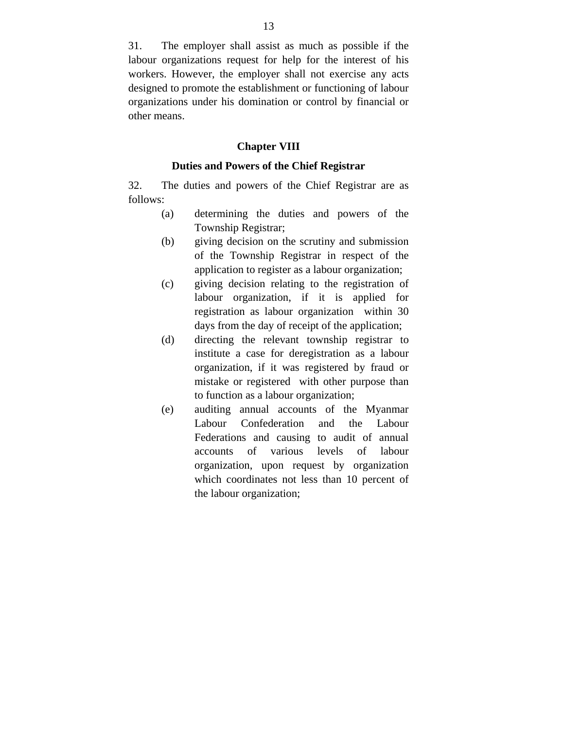31. The employer shall assist as much as possible if the labour organizations request for help for the interest of his workers. However, the employer shall not exercise any acts designed to promote the establishment or functioning of labour organizations under his domination or control by financial or other means.

## Chapter VIII

## Duties and Powers of the Chief Registrar

32. The duties and powers of the Chief Registrar are as follows:

(a) determining the duties and powers of the Township Registrar;

(b) giving decision on the scrutiny and submission of the Township Registrar in respect of the application to register as a labour organization;

(c) giving decision relating to the registration of labour organization, if it is applied for registration as labour organization within 30 days from the day of receipt of the application;

(d) directing the relevant township registrar to institute a case for deregistration as a labour organization, if it was registered by fraud or mistake or registered with other purpose than to function as a labour organization;

(e) auditing annual accounts of the Myanmar Labour Confederation and the Labour Federations and causing to audit of annual accounts of various levels of labour organization, upon request by organization which coordinates not less than 10 percent of the labour organization;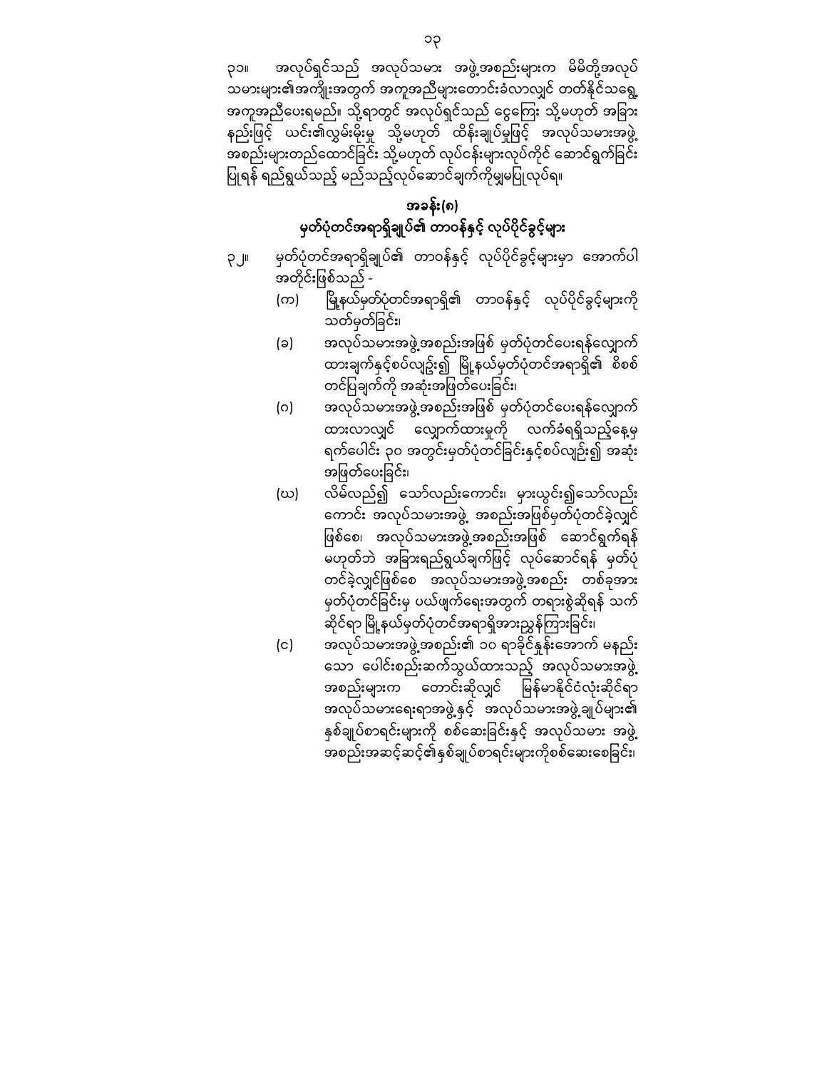၃၁။ အလုပ်ရှင်သည် အလုပ်သမား အဖွဲ့အစည်းများက မိမိတို့အလုပ်သမားများ၏အကျိုးအတွက် အကူအညီများတောင်းခံလာလျှင် တတ်နိုင်သရွေ့ အကူအညီပေးရမည်။ သို့ရာတွင် အလုပ်ရှင်သည် ငွေကြေး သို့မဟုတ် အခြားနည်းဖြင့် ယင်း၏လွှမ်းမိုးမှု သို့မဟုတ် ထိန်းချုပ်မှုဖြင့် အလုပ်သမားအဖွဲ့အစည်းများတည်ထောင်ခြင်း သို့မဟုတ် လုပ်ငန်းများလုပ်ကိုင် ဆောင်ရွက်ခြင်းပြုရန် ရည်ရွယ်သည့် မည်သည့်လုပ်ဆောင်ချက်ကိုမျှမပြုလုပ်ရ။

## အခန်း(၈)
## မှတ်ပုံတင်အရာရှိချုပ်၏ တာဝန်နှင့် လုပ်ပိုင်ခွင့်များ

၃၂။ မှတ်ပုံတင်အရာရှိချုပ်၏ တာဝန်နှင့် လုပ်ပိုင်ခွင့်များမှာ အောက်ပါအတိုင်းဖြစ်သည် -

(က) မြို့နယ်မှတ်ပုံတင်အရာရှိ၏ တာဝန်နှင့် လုပ်ပိုင်ခွင့်များကို သတ်မှတ်ခြင်း၊

(ခ) အလုပ်သမားအဖွဲ့အစည်းအဖြစ် မှတ်ပုံတင်ပေးရန်လျှောက်ထားချက်နှင့်စပ်လျဉ်း၍ မြို့နယ်မှတ်ပုံတင်အရာရှိ၏ စိစစ်တင်ပြချက်ကို အဆုံးအဖြတ်ပေးခြင်း၊

(ဂ) အလုပ်သမားအဖွဲ့အစည်းအဖြစ် မှတ်ပုံတင်ပေးရန်လျှောက်ထားလာလျှင် လျှောက်ထားမှုကို လက်ခံရရှိသည့်နေ့မှ ရက်ပေါင်း ၃၀ အတွင်းမှတ်ပုံတင်ခြင်းနှင့်စပ်လျဉ်း၍ အဆုံးအဖြတ်ပေးခြင်း၊

(ဃ) လိမ်လည်၍ သော်လည်းကောင်း၊ မှားယွင်း၍သော်လည်းကောင်း အလုပ်သမားအဖွဲ့ အစည်းအဖြစ်မှတ်ပုံတင်ခဲ့လျှင်ဖြစ်စေ၊ အလုပ်သမားအဖွဲ့အစည်းအဖြစ် ဆောင်ရွက်ရန်မဟုတ်ဘဲ အခြားရည်ရွယ်ချက်ဖြင့် လုပ်ဆောင်ရန် မှတ်ပုံတင်ခဲ့လျှင်ဖြစ်စေ အလုပ်သမားအဖွဲ့အစည်း တစ်ခုအား မှတ်ပုံတင်ခြင်းမှ ပယ်ဖျက်ရေးအတွက် တရားစွဲဆိုရန် သက်ဆိုင်ရာ မြို့နယ်မှတ်ပုံတင်အရာရှိအားညွှန်ကြားခြင်း၊

(င) အလုပ်သမားအဖွဲ့အစည်း၏ ၁၀ ရာခိုင်နှုန်းအောက် မနည်းသော ပေါင်းစည်းဆက်သွယ်ထားသည့် အလုပ်သမားအဖွဲ့အစည်းများက တောင်းဆိုလျှင် မြန်မာနိုင်ငံလုံးဆိုင်ရာ အလုပ်သမားရေးရာအဖွဲ့နှင့် အလုပ်သမားအဖွဲ့ချုပ်များ၏ နှစ်ချုပ်စာရင်းများကို စစ်ဆေးခြင်းနှင့် အလုပ်သမား အဖွဲ့အစည်းအဆင့်ဆင့်၏နှစ်ချုပ်စာရင်းများကိုစစ်ဆေးစေခြင်း၊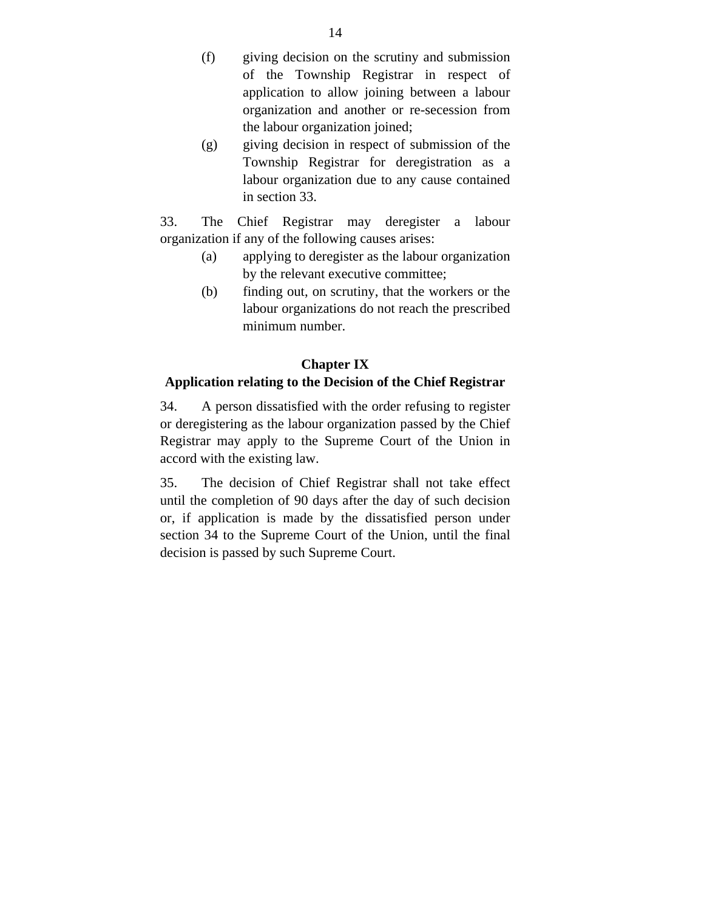(f) giving decision on the scrutiny and submission of the Township Registrar in respect of application to allow joining between a labour organization and another or re-secession from the labour organization joined;

(g) giving decision in respect of submission of the Township Registrar for deregistration as a labour organization due to any cause contained in section 33.

33. The Chief Registrar may deregister a labour organization if any of the following causes arises:

(a) applying to deregister as the labour organization by the relevant executive committee;

(b) finding out, on scrutiny, that the workers or the labour organizations do not reach the prescribed minimum number.

## Chapter IX
## Application relating to the Decision of the Chief Registrar

34. A person dissatisfied with the order refusing to register or deregistering as the labour organization passed by the Chief Registrar may apply to the Supreme Court of the Union in accord with the existing law.

35. The decision of Chief Registrar shall not take effect until the completion of 90 days after the day of such decision or, if application is made by the dissatisfied person under section 34 to the Supreme Court of the Union, until the final decision is passed by such Supreme Court.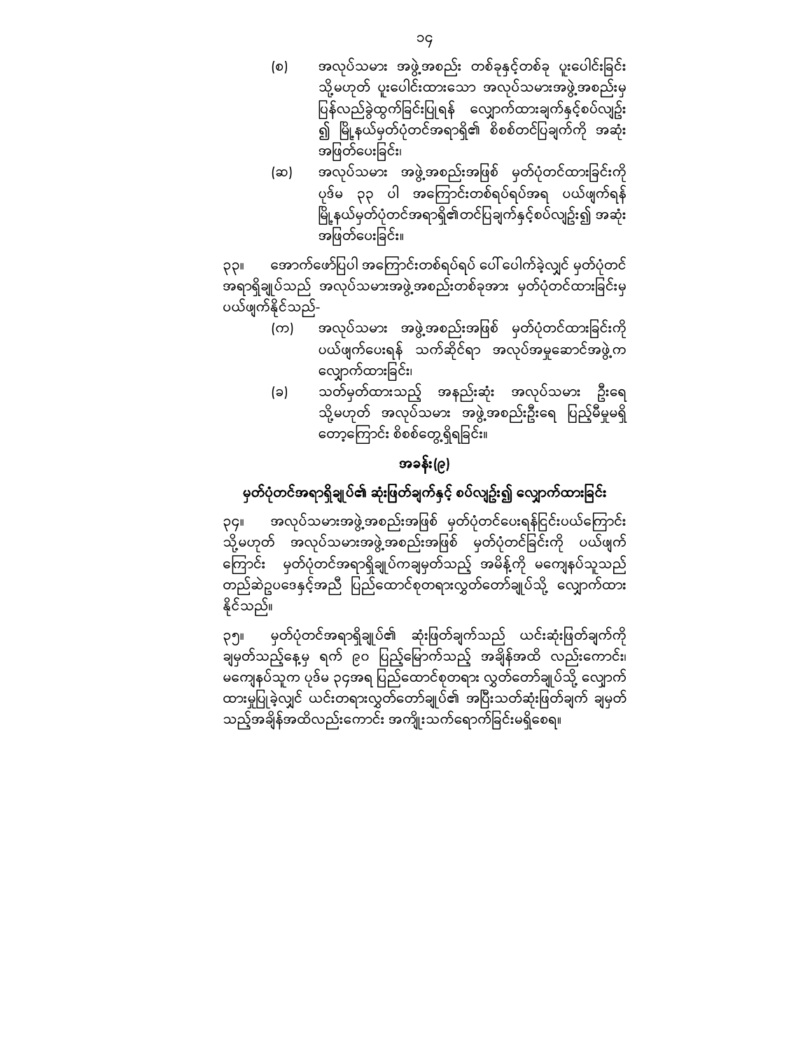(စ) အလုပ်သမား အဖွဲ့အစည်း တစ်ခုနှင့်တစ်ခု ပူးပေါင်းခြင်း သို့မဟုတ် ပူးပေါင်းထားသော အလုပ်သမားအဖွဲ့အစည်းမှ ပြန်လည်ခွဲထွက်ခြင်းပြုရန် လျှောက်ထားချက်နှင့်စပ်လျဉ်း၍ မြို့နယ်မှတ်ပုံတင်အရာရှိ၏ စိစစ်တင်ပြချက်ကို အဆုံးအဖြတ်ပေးခြင်း၊

(ဆ) အလုပ်သမား အဖွဲ့အစည်းအဖြစ် မှတ်ပုံတင်ထားခြင်းကို ပုဒ်မ ၃၃ ပါ အကြောင်းတစ်ရပ်ရပ်အရ ပယ်ဖျက်ရန် မြို့နယ်မှတ်ပုံတင်အရာရှိ၏တင်ပြချက်နှင့်စပ်လျဉ်း၍ အဆုံးအဖြတ်ပေးခြင်း။

၃၃။ အောက်ဖော်ပြပါ အကြောင်းတစ်ရပ်ရပ် ပေါ်ပေါက်ခဲ့လျှင် မှတ်ပုံတင်အရာရှိချုပ်သည် အလုပ်သမားအဖွဲ့အစည်းတစ်ခုအား မှတ်ပုံတင်ထားခြင်းမှ ပယ်ဖျက်နိုင်သည်-

(က) အလုပ်သမား အဖွဲ့အစည်းအဖြစ် မှတ်ပုံတင်ထားခြင်းကို ပယ်ဖျက်ပေးရန် သက်ဆိုင်ရာ အလုပ်အမှုဆောင်အဖွဲ့က လျှောက်ထားခြင်း၊

(ခ) သတ်မှတ်ထားသည့် အနည်းဆုံး အလုပ်သမား ဦးရေ သို့မဟုတ် အလုပ်သမား အဖွဲ့အစည်းဦးရေ ပြည့်မီမှုမရှိတော့ကြောင်း စိစစ်တွေ့ရှိရခြင်း။

## အခန်း(၉)

## မှတ်ပုံတင်အရာရှိချုပ်၏ ဆုံးဖြတ်ချက်နှင့် စပ်လျဉ်း၍ လျှောက်ထားခြင်း

၃၄။ အလုပ်သမားအဖွဲ့အစည်းအဖြစ် မှတ်ပုံတင်ပေးရန်ငြင်းပယ်ကြောင်း သို့မဟုတ် အလုပ်သမားအဖွဲ့အစည်းအဖြစ် မှတ်ပုံတင်ခြင်းကို ပယ်ဖျက်ကြောင်း မှတ်ပုံတင်အရာရှိချုပ်ကချမှတ်သည့် အမိန့်ကို မကျေနပ်သူသည် တည်ဆဲဥပဒေနှင့်အညီ ပြည်ထောင်စုတရားလွှတ်တော်ချုပ်သို့ လျှောက်ထားနိုင်သည်။

၃၅။ မှတ်ပုံတင်အရာရှိချုပ်၏ ဆုံးဖြတ်ချက်သည် ယင်းဆုံးဖြတ်ချက်ကို ချမှတ်သည့်နေ့မှ ရက် ၉၀ ပြည့်မြောက်သည့် အချိန်အထိ လည်းကောင်း၊ မကျေနပ်သူက ပုဒ်မ ၃၄အရ ပြည်ထောင်စုတရား လွှတ်တော်ချုပ်သို့ လျှောက်ထားမှုပြုခဲ့လျှင် ယင်းတရားလွှတ်တော်ချုပ်၏ အပြီးသတ်ဆုံးဖြတ်ချက် ချမှတ်သည့်အချိန်အထိလည်းကောင်း အကျိုးသက်ရောက်ခြင်းမရှိစေရ။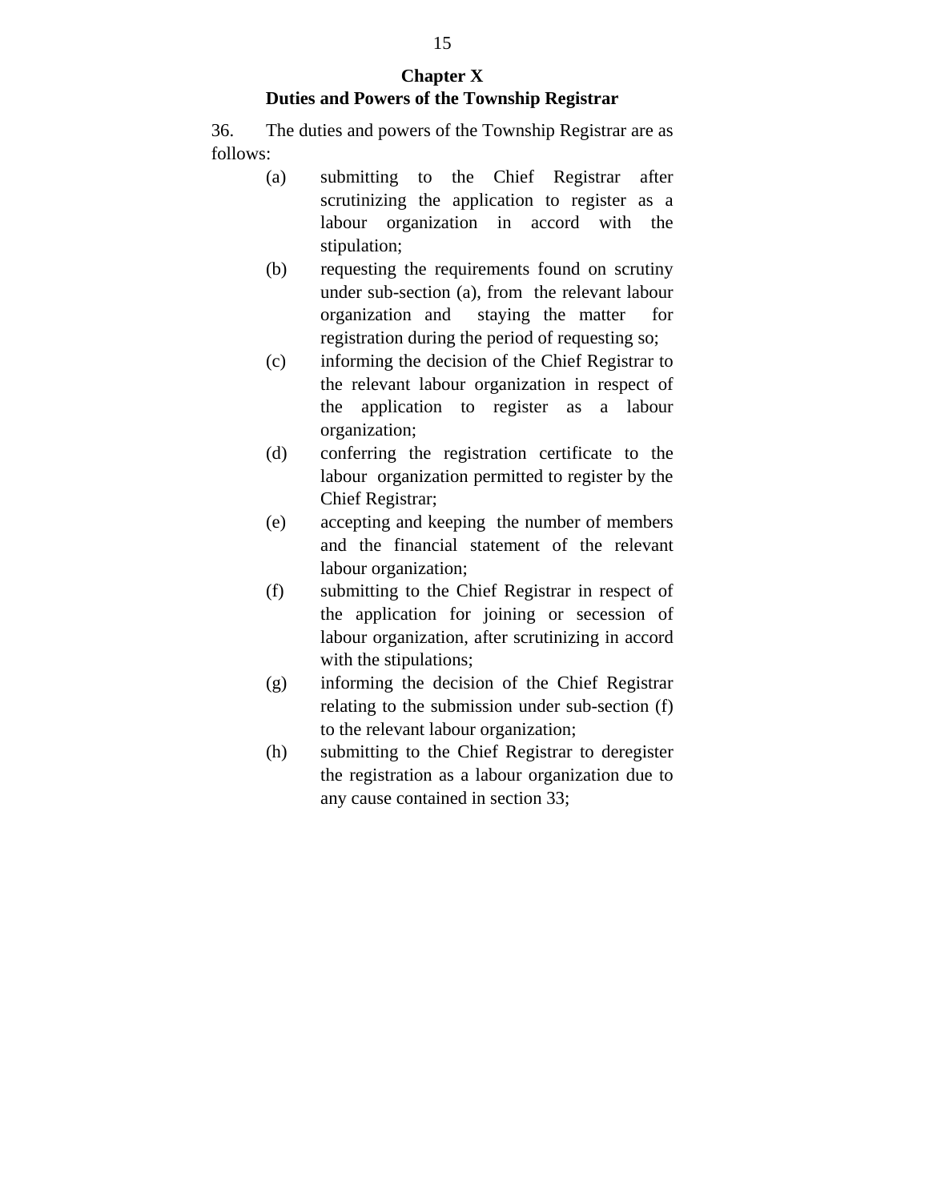## Chapter X
## Duties and Powers of the Township Registrar

36. The duties and powers of the Township Registrar are as follows:

(a) submitting to the Chief Registrar after scrutinizing the application to register as a labour organization in accord with the stipulation;

(b) requesting the requirements found on scrutiny under sub-section (a), from the relevant labour organization and staying the matter for registration during the period of requesting so;

(c) informing the decision of the Chief Registrar to the relevant labour organization in respect of the application to register as a labour organization;

(d) conferring the registration certificate to the labour organization permitted to register by the Chief Registrar;

(e) accepting and keeping the number of members and the financial statement of the relevant labour organization;

(f) submitting to the Chief Registrar in respect of the application for joining or secession of labour organization, after scrutinizing in accord with the stipulations;

(g) informing the decision of the Chief Registrar relating to the submission under sub-section (f) to the relevant labour organization;

(h) submitting to the Chief Registrar to deregister the registration as a labour organization due to any cause contained in section 33;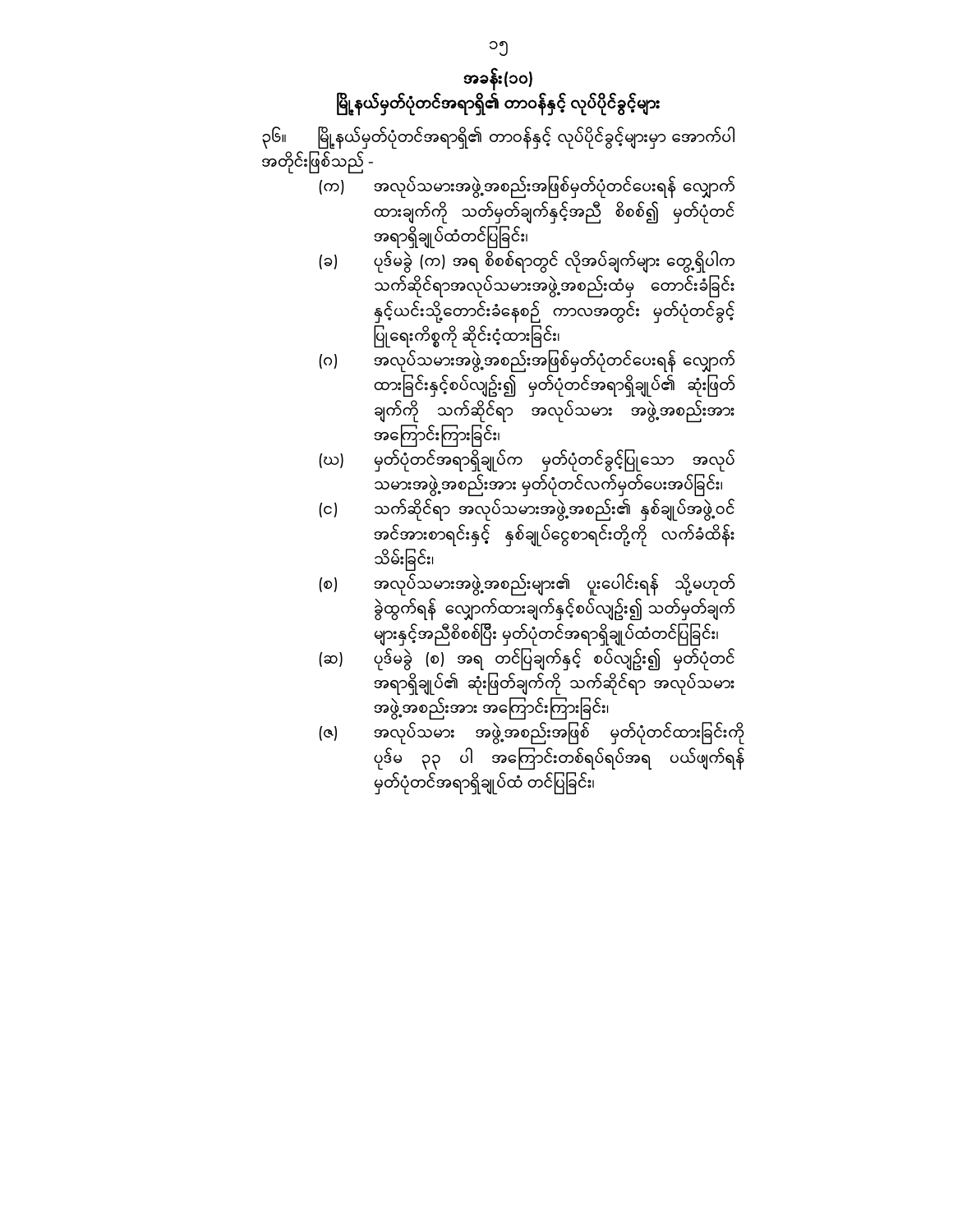## အခန်း(၁၀)

## မြို့နယ်မှတ်ပုံတင်အရာရှိ၏ တာဝန်နှင့် လုပ်ပိုင်ခွင့်များ

၃၆။ မြို့နယ်မှတ်ပုံတင်အရာရှိ၏ တာဝန်နှင့် လုပ်ပိုင်ခွင့်များမှာ အောက်ပါအတိုင်းဖြစ်သည် -

(က) အလုပ်သမားအဖွဲ့အစည်းအဖြစ်မှတ်ပုံတင်ပေးရန် လျှောက်ထားချက်ကို သတ်မှတ်ချက်နှင့်အညီ စိစစ်၍ မှတ်ပုံတင်အရာရှိချုပ်ထံတင်ပြခြင်း၊

(ခ) ပုဒ်မခွဲ (က) အရ စိစစ်ရာတွင် လိုအပ်ချက်များ တွေ့ရှိပါက သက်ဆိုင်ရာအလုပ်သမားအဖွဲ့အစည်းထံမှ တောင်းခံခြင်းနှင့်ယင်းသို့တောင်းခံနေစဉ် ကာလအတွင်း မှတ်ပုံတင်ခွင့်ပြုရေးကိစ္စကို ဆိုင်းငံ့ထားခြင်း၊

(ဂ) အလုပ်သမားအဖွဲ့အစည်းအဖြစ်မှတ်ပုံတင်ပေးရန် လျှောက်ထားခြင်းနှင့်စပ်လျဉ်း၍ မှတ်ပုံတင်အရာရှိချုပ်၏ ဆုံးဖြတ်ချက်ကို သက်ဆိုင်ရာ အလုပ်သမား အဖွဲ့အစည်းအား အကြောင်းကြားခြင်း၊

(ဃ) မှတ်ပုံတင်အရာရှိချုပ်က မှတ်ပုံတင်ခွင့်ပြုသော အလုပ်သမားအဖွဲ့အစည်းအား မှတ်ပုံတင်လက်မှတ်ပေးအပ်ခြင်း၊

(င) သက်ဆိုင်ရာ အလုပ်သမားအဖွဲ့အစည်း၏ နှစ်ချုပ်အဖွဲ့ဝင်အင်အားစာရင်းနှင့် နှစ်ချုပ်ငွေစာရင်းတို့ကို လက်ခံထိန်းသိမ်းခြင်း၊

(စ) အလုပ်သမားအဖွဲ့အစည်းများ၏ ပူးပေါင်းရန် သို့မဟုတ် ခွဲထွက်ရန် လျှောက်ထားချက်နှင့်စပ်လျဉ်း၍ သတ်မှတ်ချက်များနှင့်အညီစိစစ်ပြီး မှတ်ပုံတင်အရာရှိချုပ်ထံတင်ပြခြင်း၊

(ဆ) ပုဒ်မခွဲ (စ) အရ တင်ပြချက်နှင့် စပ်လျဉ်း၍ မှတ်ပုံတင်အရာရှိချုပ်၏ ဆုံးဖြတ်ချက်ကို သက်ဆိုင်ရာ အလုပ်သမားအဖွဲ့အစည်းအား အကြောင်းကြားခြင်း၊

(ဇ) အလုပ်သမား အဖွဲ့အစည်းအဖြစ် မှတ်ပုံတင်ထားခြင်းကို ပုဒ်မ ၃၃ ပါ အကြောင်းတစ်ရပ်ရပ်အရ ပယ်ဖျက်ရန် မှတ်ပုံတင်အရာရှိချုပ်ထံ တင်ပြခြင်း၊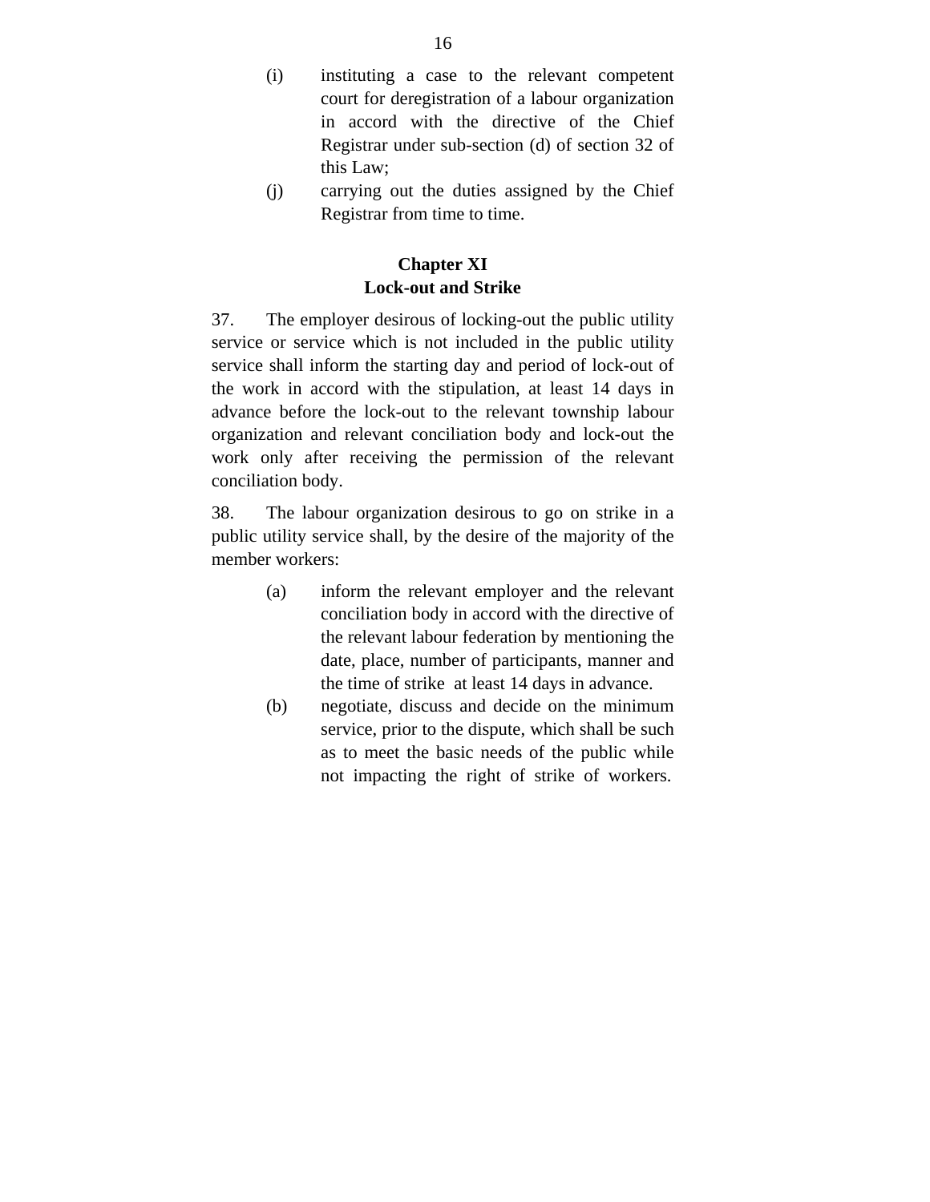(i) instituting a case to the relevant competent court for deregistration of a labour organization in accord with the directive of the Chief Registrar under sub-section (d) of section 32 of this Law;

(j) carrying out the duties assigned by the Chief Registrar from time to time.

## Chapter XI
## Lock-out and Strike

37. The employer desirous of locking-out the public utility service or service which is not included in the public utility service shall inform the starting day and period of lock-out of the work in accord with the stipulation, at least 14 days in advance before the lock-out to the relevant township labour organization and relevant conciliation body and lock-out the work only after receiving the permission of the relevant conciliation body.

38. The labour organization desirous to go on strike in a public utility service shall, by the desire of the majority of the member workers:

(a) inform the relevant employer and the relevant conciliation body in accord with the directive of the relevant labour federation by mentioning the date, place, number of participants, manner and the time of strike at least 14 days in advance.

(b) negotiate, discuss and decide on the minimum service, prior to the dispute, which shall be such as to meet the basic needs of the public while not impacting the right of strike of workers.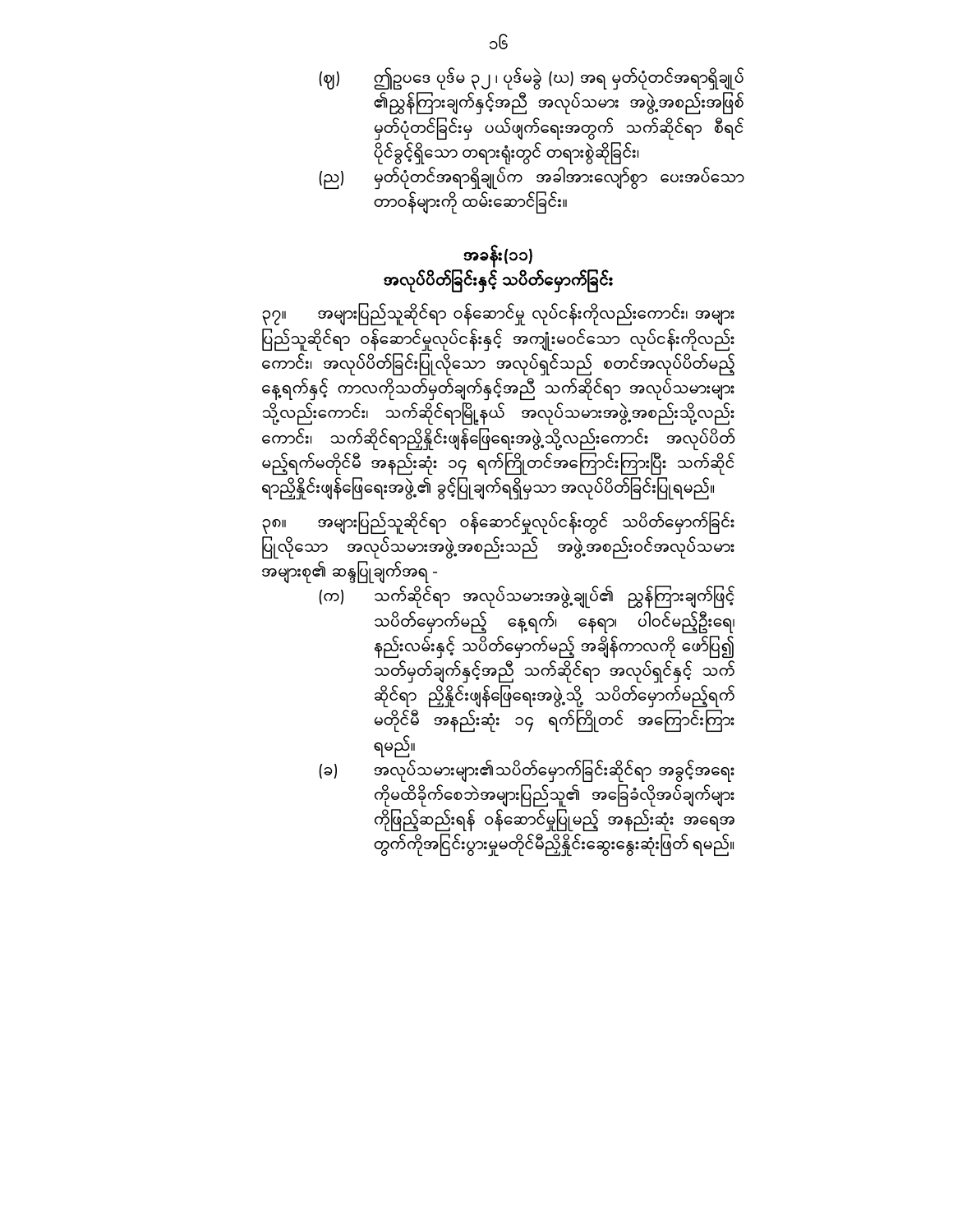(ဈ) ဤဥပဒေ ပုဒ်မ ၃၂၊ ပုဒ်မခွဲ (ဃ) အရ မှတ်ပုံတင်အရာရှိချုပ်၏ညွှန်ကြားချက်နှင့်အညီ အလုပ်သမား အဖွဲ့အစည်းအဖြစ် မှတ်ပုံတင်ခြင်းမှ ပယ်ဖျက်ရေးအတွက် သက်ဆိုင်ရာ စီရင်ပိုင်ခွင့်ရှိသော တရားရုံးတွင် တရားစွဲဆိုခြင်း၊

(ည) မှတ်ပုံတင်အရာရှိချုပ်က အခါအားလျော်စွာ ပေးအပ်သော တာဝန်များကို ထမ်းဆောင်ခြင်း။

## အခန်း(၁၁)
## အလုပ်ပိတ်ခြင်းနှင့် သပိတ်မှောက်ခြင်း

၃၇။ အများပြည်သူဆိုင်ရာ ဝန်ဆောင်မှု လုပ်ငန်းကိုလည်းကောင်း၊ အများပြည်သူဆိုင်ရာ ဝန်ဆောင်မှုလုပ်ငန်းနှင့် အကျုံးမဝင်သော လုပ်ငန်းကိုလည်းကောင်း၊ အလုပ်ပိတ်ခြင်းပြုလိုသော အလုပ်ရှင်သည် စတင်အလုပ်ပိတ်မည့်နေ့ရက်နှင့် ကာလကိုသတ်မှတ်ချက်နှင့်အညီ သက်ဆိုင်ရာ အလုပ်သမားများသို့လည်းကောင်း၊ သက်ဆိုင်ရာမြို့နယ် အလုပ်သမားအဖွဲ့အစည်းသို့လည်းကောင်း၊ သက်ဆိုင်ရာညှိနှိုင်းဖျန်ဖြေရေးအဖွဲ့သို့လည်းကောင်း အလုပ်ပိတ်မည့်ရက်မတိုင်မီ အနည်းဆုံး ၁၄ ရက်ကြိုတင်အကြောင်းကြားပြီး သက်ဆိုင်ရာညှိနှိုင်းဖျန်ဖြေရေးအဖွဲ့၏ ခွင့်ပြုချက်ရရှိမှသာ အလုပ်ပိတ်ခြင်းပြုရမည်။

၃၈။ အများပြည်သူဆိုင်ရာ ဝန်ဆောင်မှုလုပ်ငန်းတွင် သပိတ်မှောက်ခြင်းပြုလိုသော အလုပ်သမားအဖွဲ့အစည်းသည် အဖွဲ့အစည်းဝင်အလုပ်သမားအများစု၏ ဆန္ဒပြုချက်အရ -

(က) သက်ဆိုင်ရာ အလုပ်သမားအဖွဲ့ချုပ်၏ ညွှန်ကြားချက်ဖြင့် သပိတ်မှောက်မည့် နေ့ရက်၊ နေရာ၊ ပါဝင်မည့်ဦးရေ၊ နည်းလမ်းနှင့် သပိတ်မှောက်မည့် အချိန်ကာလကို ဖော်ပြ၍ သတ်မှတ်ချက်နှင့်အညီ သက်ဆိုင်ရာ အလုပ်ရှင်နှင့် သက်ဆိုင်ရာ ညှိနှိုင်းဖျန်ဖြေရေးအဖွဲ့သို့ သပိတ်မှောက်မည့်ရက်မတိုင်မီ အနည်းဆုံး ၁၄ ရက်ကြိုတင် အကြောင်းကြားရမည်။

(ခ) အလုပ်သမားများ၏သပိတ်မှောက်ခြင်းဆိုင်ရာ အခွင့်အရေးကိုမထိခိုက်စေဘဲအများပြည်သူ၏ အခြေခံလိုအပ်ချက်များကိုဖြည့်ဆည်းရန် ဝန်ဆောင်မှုပြုမည့် အနည်းဆုံး အရေအတွက်ကိုအငြင်းပွားမှုမတိုင်မီညှိနှိုင်းဆွေးနွေးဆုံးဖြတ် ရမည်။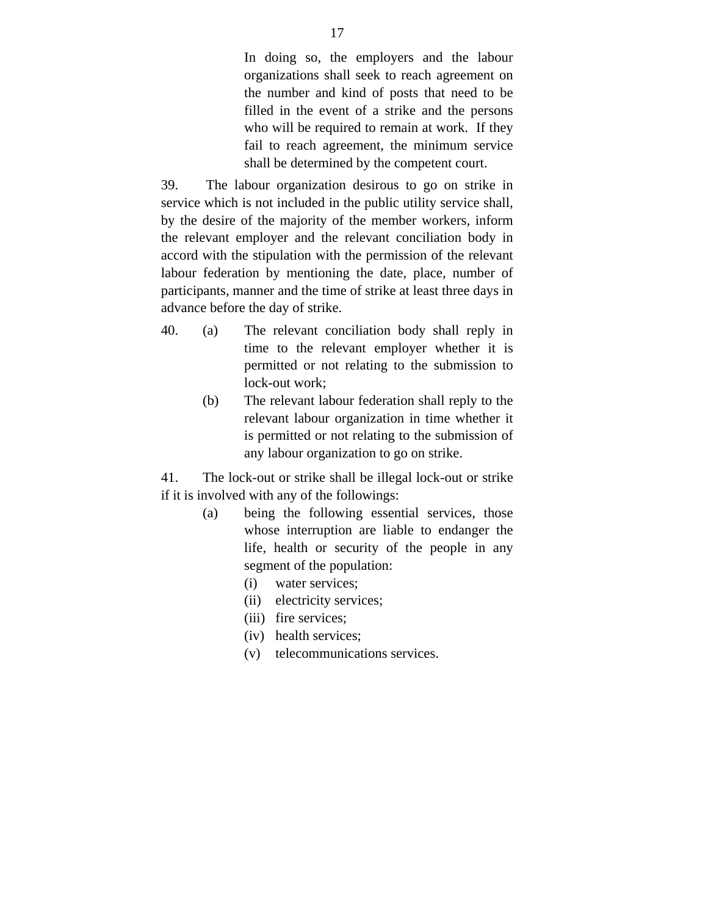In doing so, the employers and the labour organizations shall seek to reach agreement on the number and kind of posts that need to be filled in the event of a strike and the persons who will be required to remain at work. If they fail to reach agreement, the minimum service shall be determined by the competent court.

39. The labour organization desirous to go on strike in service which is not included in the public utility service shall, by the desire of the majority of the member workers, inform the relevant employer and the relevant conciliation body in accord with the stipulation with the permission of the relevant labour federation by mentioning the date, place, number of participants, manner and the time of strike at least three days in advance before the day of strike.

40. (a) The relevant conciliation body shall reply in time to the relevant employer whether it is permitted or not relating to the submission to lock-out work;

(b) The relevant labour federation shall reply to the relevant labour organization in time whether it is permitted or not relating to the submission of any labour organization to go on strike.

41. The lock-out or strike shall be illegal lock-out or strike if it is involved with any of the followings:

(a) being the following essential services, those whose interruption are liable to endanger the life, health or security of the people in any segment of the population:

(i) water services;
(ii) electricity services;
(iii) fire services;
(iv) health services;
(v) telecommunications services.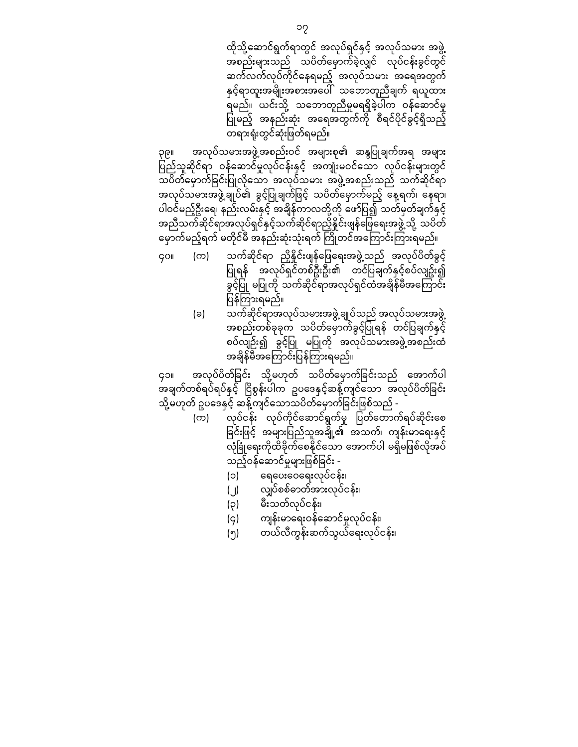ထိုသို့ဆောင်ရွက်ရာတွင် အလုပ်ရှင်နှင့် အလုပ်သမား အဖွဲ့အစည်းများသည် သပိတ်မှောက်ခဲ့လျှင် လုပ်ငန်းခွင်တွင် ဆက်လက်လုပ်ကိုင်နေရမည့် အလုပ်သမား အရေအတွက်နှင့်ရာထူးအမျိုးအစားအပေါ် သဘောတူညီချက် ရယူထားရမည်။ ယင်းသို့ သဘောတူညီမှုမရရှိခဲ့ပါက ဝန်ဆောင်မှုပြုမည့် အနည်းဆုံး အရေအတွက်ကို စီရင်ပိုင်ခွင့်ရှိသည့် တရားရုံးတွင်ဆုံးဖြတ်ရမည်။

၃၉။ အလုပ်သမားအဖွဲ့အစည်းဝင် အများစု၏ ဆန္ဒပြုချက်အရ အများပြည်သူဆိုင်ရာ ဝန်ဆောင်မှုလုပ်ငန်းနှင့် အကျုံးမဝင်သော လုပ်ငန်းများတွင် သပိတ်မှောက်ခြင်းပြုလိုသော အလုပ်သမား အဖွဲ့အစည်းသည် သက်ဆိုင်ရာ အလုပ်သမားအဖွဲ့ချုပ်၏ ခွင့်ပြုချက်ဖြင့် သပိတ်မှောက်မည့် နေ့ရက်၊ နေရာ၊ ပါဝင်မည့်ဦးရေ၊ နည်းလမ်းနှင့် အချိန်ကာလတို့ကို ဖော်ပြ၍ သတ်မှတ်ချက်နှင့်အညီသက်ဆိုင်ရာအလုပ်ရှင်နှင့်သက်ဆိုင်ရာညှိနှိုင်းဖျန်ဖြေရေးအဖွဲ့သို့ သပိတ်မှောက်မည့်ရက် မတိုင်မီ အနည်းဆုံးသုံးရက် ကြိုတင်အကြောင်းကြားရမည်။

၄၀။ (က) သက်ဆိုင်ရာ ညှိနှိုင်းဖျန်ဖြေရေးအဖွဲ့သည် အလုပ်ပိတ်ခွင့်ပြုရန် အလုပ်ရှင်တစ်ဦးဦး၏ တင်ပြချက်နှင့်စပ်လျဉ်း၍ ခွင့်ပြု မပြုကို သက်ဆိုင်ရာအလုပ်ရှင်ထံအချိန်မီအကြောင်းပြန်ကြားရမည်။

(ခ) သက်ဆိုင်ရာအလုပ်သမားအဖွဲ့ချုပ်သည် အလုပ်သမားအဖွဲ့အစည်းတစ်ခုခုက သပိတ်မှောက်ခွင့်ပြုရန် တင်ပြချက်နှင့်စပ်လျဉ်း၍ ခွင့်ပြု မပြုကို အလုပ်သမားအဖွဲ့အစည်းထံအချိန်မီအကြောင်းပြန်ကြားရမည်။

၄၁။ အလုပ်ပိတ်ခြင်း သို့မဟုတ် သပိတ်မှောက်ခြင်းသည် အောက်ပါအချက်တစ်ရပ်ရပ်နှင့် ငြိစွန်းပါက ဥပဒေနှင့်ဆန့်ကျင်သော အလုပ်ပိတ်ခြင်းသို့မဟုတ် ဥပဒေနှင့် ဆန့်ကျင်သောသပိတ်မှောက်ခြင်းဖြစ်သည် -

(က) လုပ်ငန်း လုပ်ကိုင်ဆောင်ရွက်မှု ပြတ်တောက်ရပ်ဆိုင်းစေခြင်းဖြင့် အများပြည်သူအချို့၏ အသက်၊ ကျန်းမာရေးနှင့်လုံခြုံရေးကိုထိခိုက်စေနိုင်သော အောက်ပါ မရှိမဖြစ်လိုအပ်သည့်ဝန်ဆောင်မှုများဖြစ်ခြင်း -

(၁) ရေပေးဝေရေးလုပ်ငန်း၊

(၂) လျှပ်စစ်ဓာတ်အားလုပ်ငန်း၊

(၃) မီးသတ်လုပ်ငန်း၊

(၄) ကျန်းမာရေးဝန်ဆောင်မှုလုပ်ငန်း၊

(၅) တယ်လီကွန်းဆက်သွယ်ရေးလုပ်ငန်း၊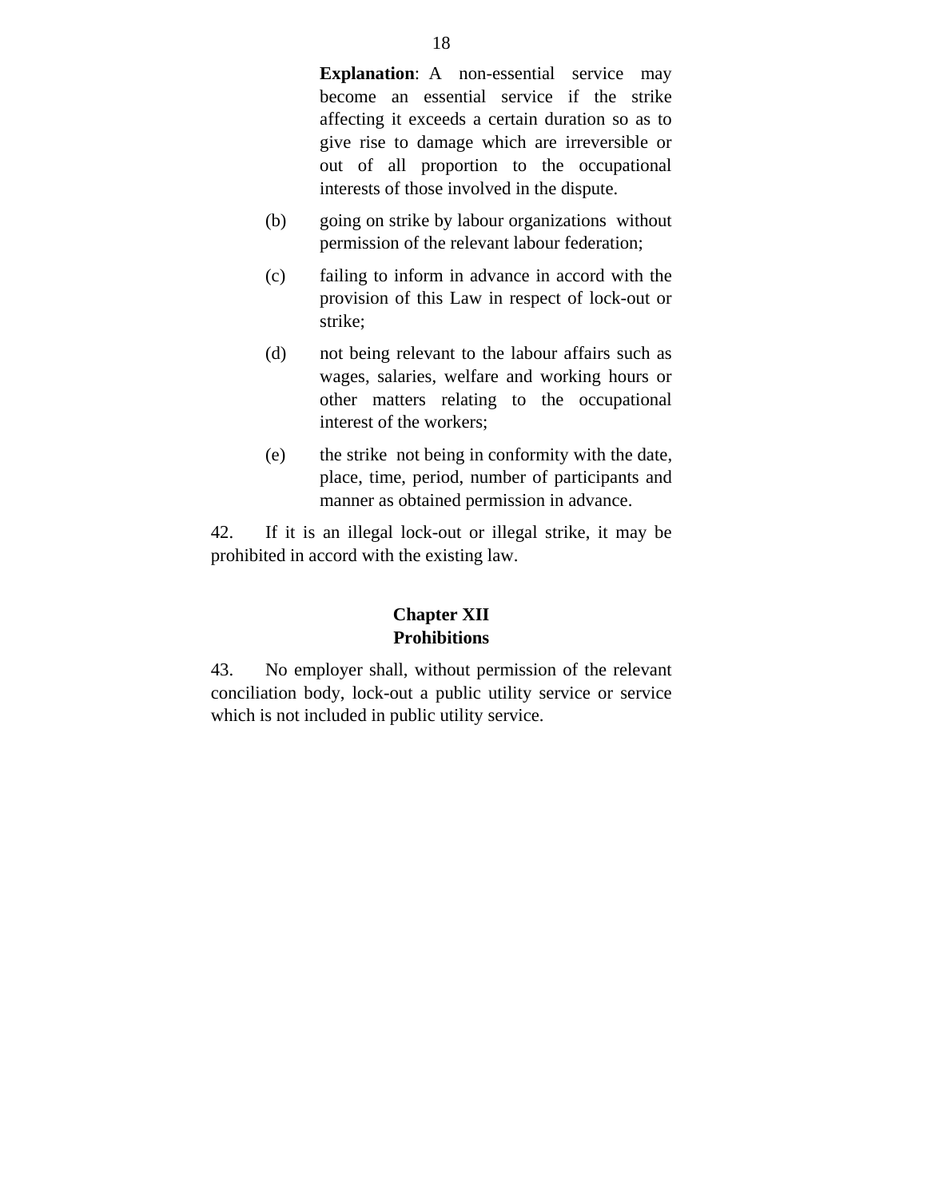**Explanation**: A non-essential service may become an essential service if the strike affecting it exceeds a certain duration so as to give rise to damage which are irreversible or out of all proportion to the occupational interests of those involved in the dispute.

(b) going on strike by labour organizations without permission of the relevant labour federation;

(c) failing to inform in advance in accord with the provision of this Law in respect of lock-out or strike;

(d) not being relevant to the labour affairs such as wages, salaries, welfare and working hours or other matters relating to the occupational interest of the workers;

(e) the strike not being in conformity with the date, place, time, period, number of participants and manner as obtained permission in advance.

42. If it is an illegal lock-out or illegal strike, it may be prohibited in accord with the existing law.

## Chapter XII
## Prohibitions

43. No employer shall, without permission of the relevant conciliation body, lock-out a public utility service or service which is not included in public utility service.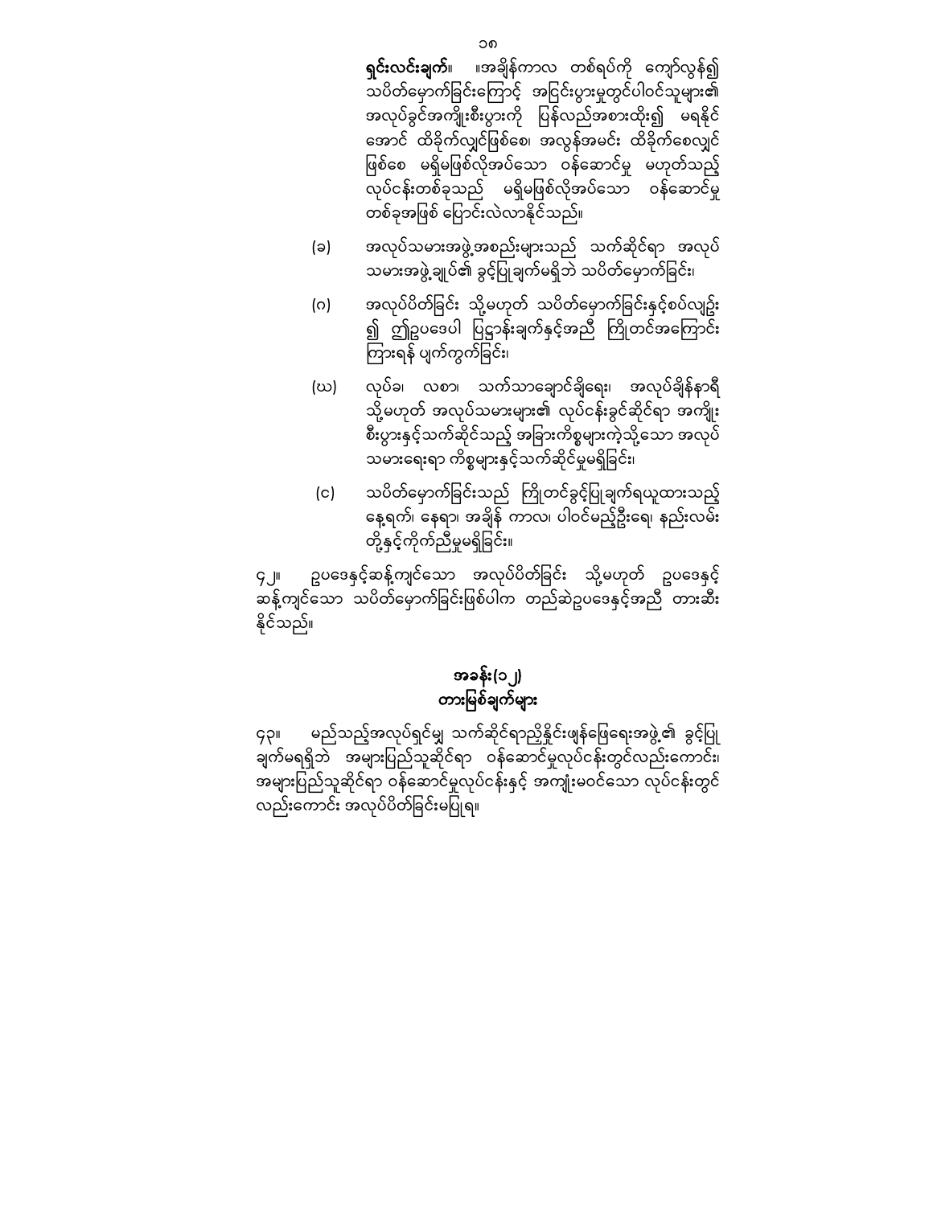**ရှင်းလင်းချက်**။ ။အချိန်ကာလ တစ်ရပ်ကို ကျော်လွန်၍ သပိတ်မှောက်ခြင်းကြောင့် အငြင်းပွားမှုတွင်ပါဝင်သူများ၏ အလုပ်ခွင်အကျိုးစီးပွားကို ပြန်လည်အစားထိုး၍ မရနိုင်အောင် ထိခိုက်လျှင်ဖြစ်စေ၊ အလွန်အမင်း ထိခိုက်စေလျှင်ဖြစ်စေ မရှိမဖြစ်လိုအပ်သော ဝန်ဆောင်မှု မဟုတ်သည့် လုပ်ငန်းတစ်ခုသည် မရှိမဖြစ်လိုအပ်သော ဝန်ဆောင်မှု တစ်ခုအဖြစ် ပြောင်းလဲလာနိုင်သည်။

(ခ) အလုပ်သမားအဖွဲ့အစည်းများသည် သက်ဆိုင်ရာ အလုပ်သမားအဖွဲ့ချုပ်၏ ခွင့်ပြုချက်မရှိဘဲ သပိတ်မှောက်ခြင်း၊

(ဂ) အလုပ်ပိတ်ခြင်း သို့မဟုတ် သပိတ်မှောက်ခြင်းနှင့်စပ်လျဉ်း၍ ဤဥပဒေပါ ပြဋ္ဌာန်းချက်နှင့်အညီ ကြိုတင်အကြောင်းကြားရန် ပျက်ကွက်ခြင်း၊

(ဃ) လုပ်ခ၊ လစာ၊ သက်သာချောင်ချိရေး၊ အလုပ်ချိန်နာရီ သို့မဟုတ် အလုပ်သမားများ၏ လုပ်ငန်းခွင်ဆိုင်ရာ အကျိုးစီးပွားနှင့်သက်ဆိုင်သည့် အခြားကိစ္စများကဲ့သို့သော အလုပ်သမားရေးရာ ကိစ္စများနှင့်သက်ဆိုင်မှုမရှိခြင်း၊

(င) သပိတ်မှောက်ခြင်းသည် ကြိုတင်ခွင့်ပြုချက်ရယူထားသည့် နေ့ရက်၊ နေရာ၊ အချိန် ကာလ၊ ပါဝင်မည့်ဦးရေ၊ နည်းလမ်းတို့နှင့်ကိုက်ညီမှုမရှိခြင်း။

၄၂။ ဥပဒေနှင့်ဆန့်ကျင်သော အလုပ်ပိတ်ခြင်း သို့မဟုတ် ဥပဒေနှင့်ဆန့်ကျင်သော သပိတ်မှောက်ခြင်းဖြစ်ပါက တည်ဆဲဥပဒေနှင့်အညီ တားဆီးနိုင်သည်။

## အခန်း(၁၂)
## တားမြစ်ချက်များ

၄၃။ မည်သည့်အလုပ်ရှင်မျှ သက်ဆိုင်ရာညှိနှိုင်းဖျန်ဖြေရေးအဖွဲ့၏ ခွင့်ပြုချက်မရရှိဘဲ အများပြည်သူဆိုင်ရာ ဝန်ဆောင်မှုလုပ်ငန်းတွင်လည်းကောင်း၊ အများပြည်သူဆိုင်ရာ ဝန်ဆောင်မှုလုပ်ငန်းနှင့် အကျုံးမဝင်သော လုပ်ငန်းတွင်လည်းကောင်း အလုပ်ပိတ်ခြင်းမပြုရ။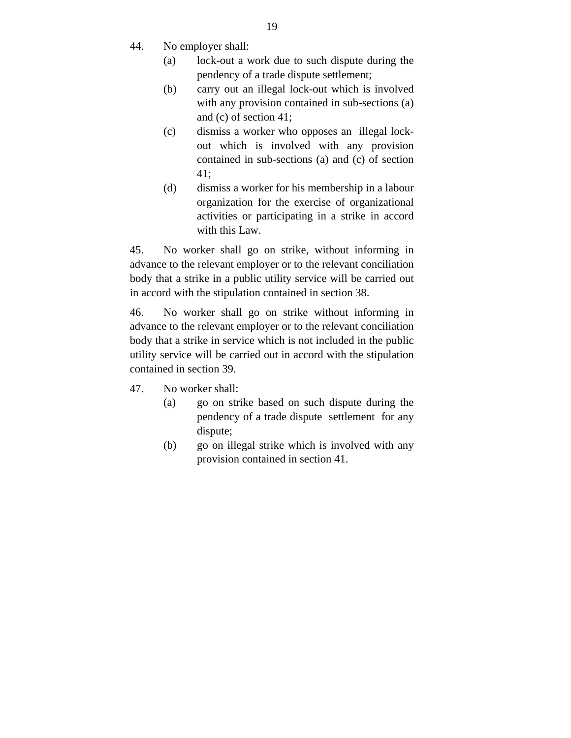44. No employer shall:

   (a) lock-out a work due to such dispute during the pendency of a trade dispute settlement;

   (b) carry out an illegal lock-out which is involved with any provision contained in sub-sections (a) and (c) of section 41;

   (c) dismiss a worker who opposes an illegal lock-out which is involved with any provision contained in sub-sections (a) and (c) of section 41;

   (d) dismiss a worker for his membership in a labour organization for the exercise of organizational activities or participating in a strike in accord with this Law.

45. No worker shall go on strike, without informing in advance to the relevant employer or to the relevant conciliation body that a strike in a public utility service will be carried out in accord with the stipulation contained in section 38.

46. No worker shall go on strike without informing in advance to the relevant employer or to the relevant conciliation body that a strike in service which is not included in the public utility service will be carried out in accord with the stipulation contained in section 39.

47. No worker shall:

   (a) go on strike based on such dispute during the pendency of a trade dispute settlement for any dispute;

   (b) go on illegal strike which is involved with any provision contained in section 41.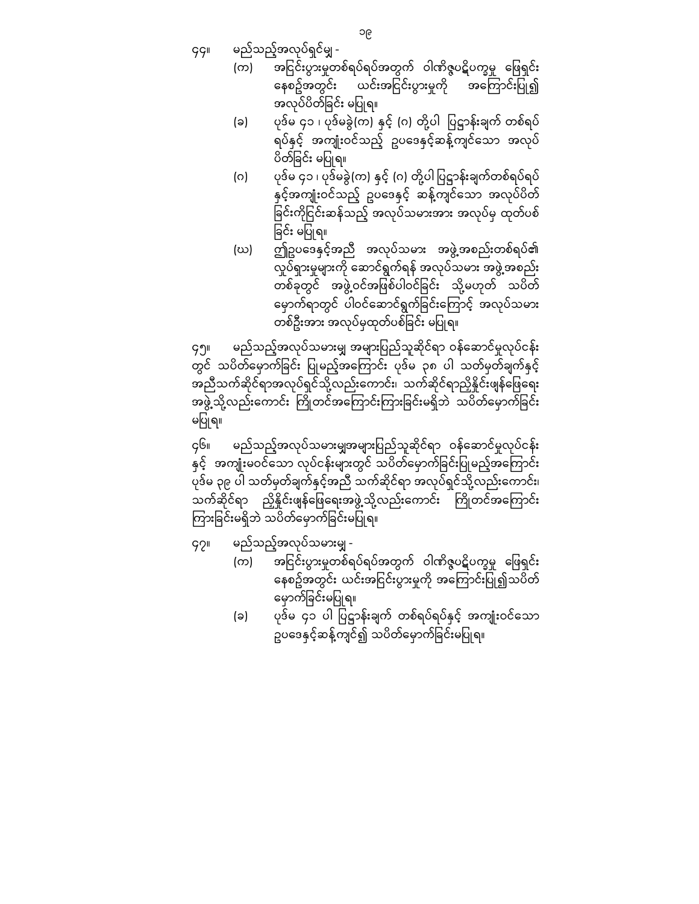၄၄။ မည်သည့်အလုပ်ရှင်မျှ -

(က) အငြင်းပွားမှုတစ်ရပ်ရပ်အတွက် ဝါဏိဇ္ဇပဋိပက္ခမှု ဖြေရှင်းနေစဉ်အတွင်း ယင်းအငြင်းပွားမှုကို အကြောင်းပြု၍ အလုပ်ပိတ်ခြင်း မပြုရ။

(ခ) ပုဒ်မ ၄၁ ၊ ပုဒ်မခွဲ(က) နှင့် (ဂ) တို့ပါ ပြဋ္ဌာန်းချက် တစ်ရပ်ရပ်နှင့် အကျုံးဝင်သည့် ဥပဒေနှင့်ဆန့်ကျင်သော အလုပ်ပိတ်ခြင်း မပြုရ။

(ဂ) ပုဒ်မ ၄၁ ၊ ပုဒ်မခွဲ(က) နှင့် (ဂ) တို့ပါ ပြဋ္ဌာန်းချက်တစ်ရပ်ရပ်နှင့်အကျုံးဝင်သည့် ဥပဒေနှင့် ဆန့်ကျင်သော အလုပ်ပိတ်ခြင်းကိုငြင်းဆန်သည့် အလုပ်သမားအား အလုပ်မှ ထုတ်ပစ်ခြင်း မပြုရ။

(ဃ) ဤဥပဒေနှင့်အညီ အလုပ်သမား အဖွဲ့အစည်းတစ်ရပ်၏ လှုပ်ရှားမှုများကို ဆောင်ရွက်ရန် အလုပ်သမား အဖွဲ့အစည်း တစ်ခုတွင် အဖွဲ့ဝင်အဖြစ်ပါဝင်ခြင်း သို့မဟုတ် သပိတ်မှောက်ရာတွင် ပါဝင်ဆောင်ရွက်ခြင်းကြောင့် အလုပ်သမား တစ်ဦးအား အလုပ်မှထုတ်ပစ်ခြင်း မပြုရ။

၄၅။ မည်သည့်အလုပ်သမားမျှ အများပြည်သူဆိုင်ရာ ဝန်ဆောင်မှုလုပ်ငန်းတွင် သပိတ်မှောက်ခြင်း ပြုမည့်အကြောင်း ပုဒ်မ ၃၈ ပါ သတ်မှတ်ချက်နှင့် အညီသက်ဆိုင်ရာအလုပ်ရှင်သို့လည်းကောင်း၊ သက်ဆိုင်ရာညှိနှိုင်းဖျန်ဖြေရေး အဖွဲ့သို့လည်းကောင်း ကြိုတင်အကြောင်းကြားခြင်းမရှိဘဲ သပိတ်မှောက်ခြင်း မပြုရ။

၄၆။ မည်သည့်အလုပ်သမားမျှအများပြည်သူဆိုင်ရာ ဝန်ဆောင်မှုလုပ်ငန်းနှင့် အကျုံးမဝင်သော လုပ်ငန်းများတွင် သပိတ်မှောက်ခြင်းပြုမည့်အကြောင်း ပုဒ်မ ၃၉ ပါ သတ်မှတ်ချက်နှင့်အညီ သက်ဆိုင်ရာ အလုပ်ရှင်သို့လည်းကောင်း၊ သက်ဆိုင်ရာ ညှိနှိုင်းဖျန်ဖြေရေးအဖွဲ့သို့လည်းကောင်း ကြိုတင်အကြောင်းကြားခြင်းမရှိဘဲ သပိတ်မှောက်ခြင်းမပြုရ။

၄၇။ မည်သည့်အလုပ်သမားမျှ -

(က) အငြင်းပွားမှုတစ်ရပ်ရပ်အတွက် ဝါဏိဇ္ဇပဋိပက္ခမှု ဖြေရှင်းနေစဉ်အတွင်း ယင်းအငြင်းပွားမှုကို အကြောင်းပြု၍သပိတ်မှောက်ခြင်းမပြုရ။

(ခ) ပုဒ်မ ၄၁ ပါ ပြဋ္ဌာန်းချက် တစ်ရပ်ရပ်နှင့် အကျုံးဝင်သော ဥပဒေနှင့်ဆန့်ကျင်၍ သပိတ်မှောက်ခြင်းမပြုရ။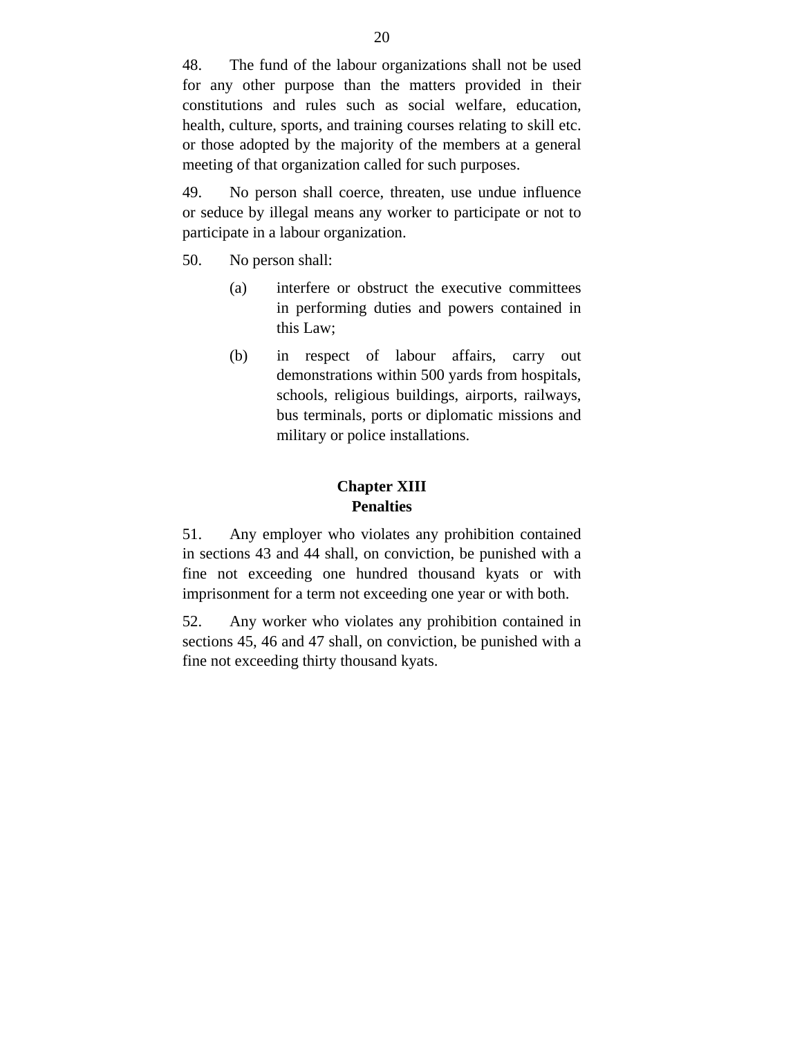48. The fund of the labour organizations shall not be used for any other purpose than the matters provided in their constitutions and rules such as social welfare, education, health, culture, sports, and training courses relating to skill etc. or those adopted by the majority of the members at a general meeting of that organization called for such purposes.

49. No person shall coerce, threaten, use undue influence or seduce by illegal means any worker to participate or not to participate in a labour organization.

50. No person shall:

(a) interfere or obstruct the executive committees in performing duties and powers contained in this Law;

(b) in respect of labour affairs, carry out demonstrations within 500 yards from hospitals, schools, religious buildings, airports, railways, bus terminals, ports or diplomatic missions and military or police installations.

## Chapter XIII
## Penalties

51. Any employer who violates any prohibition contained in sections 43 and 44 shall, on conviction, be punished with a fine not exceeding one hundred thousand kyats or with imprisonment for a term not exceeding one year or with both.

52. Any worker who violates any prohibition contained in sections 45, 46 and 47 shall, on conviction, be punished with a fine not exceeding thirty thousand kyats.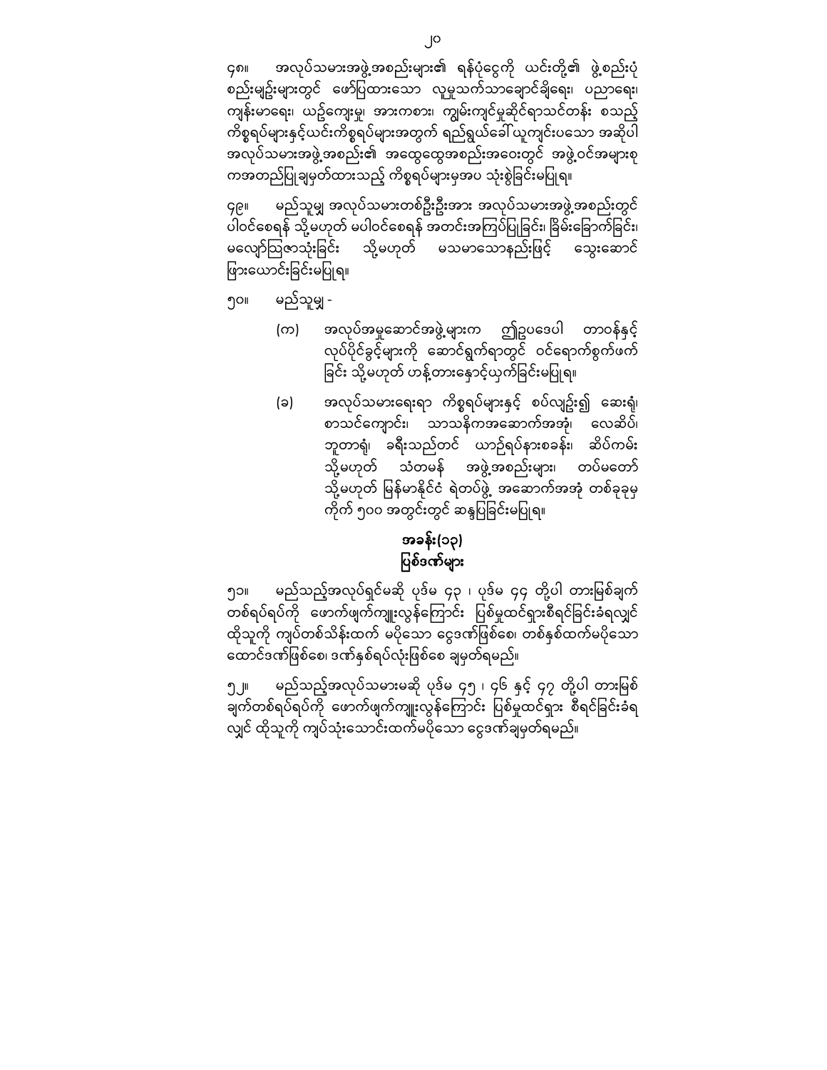၄၈။ အလုပ်သမားအဖွဲ့အစည်းများ၏ ရန်ပုံငွေကို ယင်းတို့၏ ဖွဲ့စည်းပုံ စည်းမျဉ်းများတွင် ဖော်ပြထားသော လူမှုသက်သာချောင်ချိရေး၊ ပညာရေး၊ ကျန်းမာရေး၊ ယဉ်ကျေးမှု၊ အားကစား၊ ကျွမ်းကျင်မှုဆိုင်ရာသင်တန်း စသည့် ကိစ္စရပ်များနှင့်ယင်းကိစ္စရပ်များအတွက် ရည်ရွယ်ခေါ်ယူကျင်းပသော အဆိုပါ အလုပ်သမားအဖွဲ့အစည်း၏ အထွေထွေအစည်းအဝေးတွင် အဖွဲ့ဝင်အများစု ကအတည်ပြုချမှတ်ထားသည့် ကိစ္စရပ်များမှအပ သုံးစွဲခြင်းမပြုရ။

၄၉။ မည်သူမျှ အလုပ်သမားတစ်ဦးဦးအား အလုပ်သမားအဖွဲ့အစည်းတွင် ပါဝင်စေရန် သို့မဟုတ် မပါဝင်စေရန် အတင်းအကြပ်ပြုခြင်း၊ ခြိမ်းခြောက်ခြင်း၊ မလျော်ဩဇာသုံးခြင်း သို့မဟုတ် မသမာသောနည်းဖြင့် သွေးဆောင် ဖြားယောင်းခြင်းမပြုရ။

၅၀။ မည်သူမျှ -

(က) အလုပ်အမှုဆောင်အဖွဲ့များက ဤဥပဒေပါ တာဝန်နှင့် လုပ်ပိုင်ခွင့်များကို ဆောင်ရွက်ရာတွင် ဝင်ရောက်စွက်ဖက် ခြင်း သို့မဟုတ် ဟန့်တားနှောင့်ယှက်ခြင်းမပြုရ။

(ခ) အလုပ်သမားရေးရာ ကိစ္စရပ်များနှင့် စပ်လျဉ်း၍ ဆေးရုံ၊ စာသင်ကျောင်း၊ သာသနိကအဆောက်အအုံ၊ လေဆိပ်၊ ဘူတာရုံ၊ ခရီးသည်တင် ယာဉ်ရပ်နားစခန်း၊ ဆိပ်ကမ်း သို့မဟုတ် သံတမန် အဖွဲ့အစည်းများ၊ တပ်မတော် သို့မဟုတ် မြန်မာနိုင်ငံ ရဲတပ်ဖွဲ့ အဆောက်အအုံ တစ်ခုခုမှ ကိုက် ၅၀၀ အတွင်းတွင် ဆန္ဒပြခြင်းမပြုရ။

## အခန်း(၁၃)
## ပြစ်ဒဏ်များ

၅၁။ မည်သည့်အလုပ်ရှင်မဆို ပုဒ်မ ၄၃ ၊ ပုဒ်မ ၄၄ တို့ပါ တားမြစ်ချက် တစ်ရပ်ရပ်ကို ဖောက်ဖျက်ကျူးလွန်ကြောင်း ပြစ်မှုထင်ရှားစီရင်ခြင်းခံရလျှင် ထိုသူကို ကျပ်တစ်သိန်းထက် မပိုသော ငွေဒဏ်ဖြစ်စေ၊ တစ်နှစ်ထက်မပိုသော ထောင်ဒဏ်ဖြစ်စေ၊ ဒဏ်နှစ်ရပ်လုံးဖြစ်စေ ချမှတ်ရမည်။

၅၂။ မည်သည့်အလုပ်သမားမဆို ပုဒ်မ ၄၅ ၊ ၄၆ နှင့် ၄၇ တို့ပါ တားမြစ် ချက်တစ်ရပ်ရပ်ကို ဖောက်ဖျက်ကျူးလွန်ကြောင်း ပြစ်မှုထင်ရှား စီရင်ခြင်းခံရ လျှင် ထိုသူကို ကျပ်သုံးသောင်းထက်မပိုသော ငွေဒဏ်ချမှတ်ရမည်။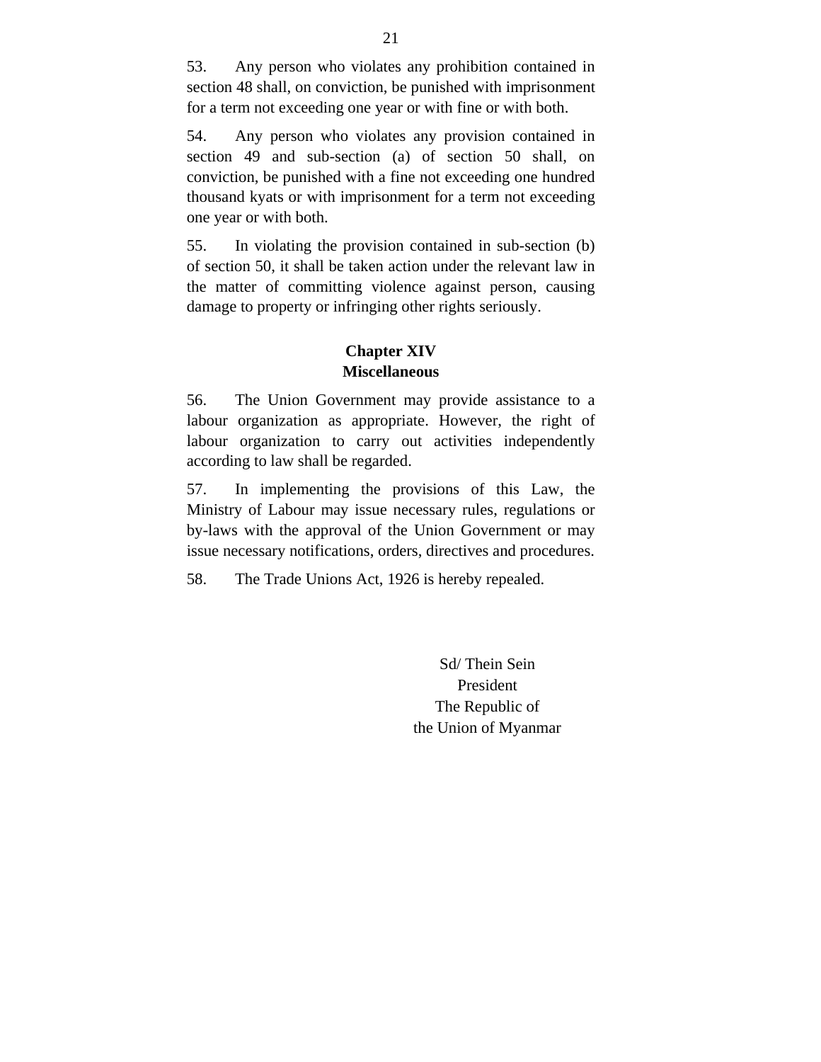53. Any person who violates any prohibition contained in section 48 shall, on conviction, be punished with imprisonment for a term not exceeding one year or with fine or with both.

54. Any person who violates any provision contained in section 49 and sub-section (a) of section 50 shall, on conviction, be punished with a fine not exceeding one hundred thousand kyats or with imprisonment for a term not exceeding one year or with both.

55. In violating the provision contained in sub-section (b) of section 50, it shall be taken action under the relevant law in the matter of committing violence against person, causing damage to property or infringing other rights seriously.

## Chapter XIV
## Miscellaneous

56. The Union Government may provide assistance to a labour organization as appropriate. However, the right of labour organization to carry out activities independently according to law shall be regarded.

57. In implementing the provisions of this Law, the Ministry of Labour may issue necessary rules, regulations or by-laws with the approval of the Union Government or may issue necessary notifications, orders, directives and procedures.

58. The Trade Unions Act, 1926 is hereby repealed.

Sd/ Thein Sein
President
The Republic of
the Union of Myanmar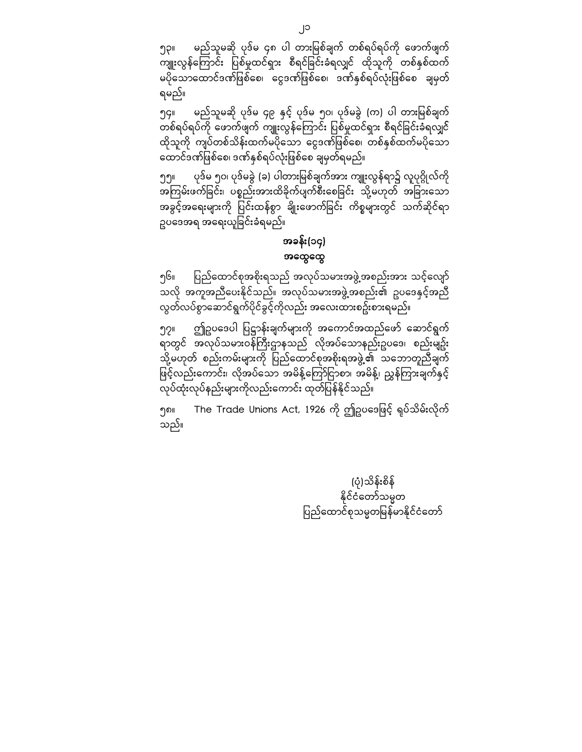၅၃။ မည်သူမဆို ပုဒ်မ ၄၈ ပါ တားမြစ်ချက် တစ်ရပ်ရပ်ကို ဖောက်ဖျက် ကျူးလွန်ကြောင်း ပြစ်မှုထင်ရှား စီရင်ခြင်းခံရလျှင် ထိုသူကို တစ်နှစ်ထက် မပိုသောထောင်ဒဏ်ဖြစ်စေ၊ ငွေဒဏ်ဖြစ်စေ၊ ဒဏ်နှစ်ရပ်လုံးဖြစ်စေ ချမှတ်ရမည်။

၅၄။ မည်သူမဆို ပုဒ်မ ၄၉ နှင့် ပုဒ်မ ၅၀၊ ပုဒ်မခွဲ (က) ပါ တားမြစ်ချက် တစ်ရပ်ရပ်ကို ဖောက်ဖျက် ကျူးလွန်ကြောင်း ပြစ်မှုထင်ရှား စီရင်ခြင်းခံရလျှင် ထိုသူကို ကျပ်တစ်သိန်းထက်မပိုသော ငွေဒဏ်ဖြစ်စေ၊ တစ်နှစ်ထက်မပိုသော ထောင်ဒဏ်ဖြစ်စေ၊ ဒဏ်နှစ်ရပ်လုံးဖြစ်စေ ချမှတ်ရမည်။

၅၅။ ပုဒ်မ ၅၀၊ ပုဒ်မခွဲ (ခ) ပါတားမြစ်ချက်အား ကျူးလွန်ရာ၌ လူပုဂ္ဂိုလ်ကို အကြမ်းဖက်ခြင်း၊ ပစ္စည်းအားထိခိုက်ပျက်စီးစေခြင်း သို့မဟုတ် အခြားသော အခွင့်အရေးများကို ပြင်းထန်စွာ ချိုးဖောက်ခြင်း ကိစ္စများတွင် သက်ဆိုင်ရာ ဥပဒေအရ အရေးယူခြင်းခံရမည်။

## အခန်း(၁၄)
## အထွေထွေ

၅၆။ ပြည်ထောင်စုအစိုးရသည် အလုပ်သမားအဖွဲ့အစည်းအား သင့်လျော်သလို အကူအညီပေးနိုင်သည်။ အလုပ်သမားအဖွဲ့အစည်း၏ ဥပဒေနှင့်အညီ လွတ်လပ်စွာဆောင်ရွက်ပိုင်ခွင့်ကိုလည်း အလေးထားစဉ်းစားရမည်။

၅၇။ ဤဥပဒေပါ ပြဋ္ဌာန်းချက်များကို အကောင်အထည်ဖော် ဆောင်ရွက်ရာတွင် အလုပ်သမားဝန်ကြီးဌာနသည် လိုအပ်သောနည်းဥပဒေ၊ စည်းမျဉ်း သို့မဟုတ် စည်းကမ်းများကို ပြည်ထောင်စုအစိုးရအဖွဲ့၏ သဘောတူညီချက် ဖြင့်လည်းကောင်း၊ လိုအပ်သော အမိန့်ကြော်ငြာစာ၊ အမိန့်၊ ညွှန်ကြားချက်နှင့် လုပ်ထုံးလုပ်နည်းများကိုလည်းကောင်း ထုတ်ပြန်နိုင်သည်။

၅၈။ The Trade Unions Act, 1926 ကို ဤဥပဒေဖြင့် ရုပ်သိမ်းလိုက်သည်။

(ပုံ)သိန်းစိန်
နိုင်ငံတော်သမ္မတ
ပြည်ထောင်စုသမ္မတမြန်မာနိုင်ငံတော်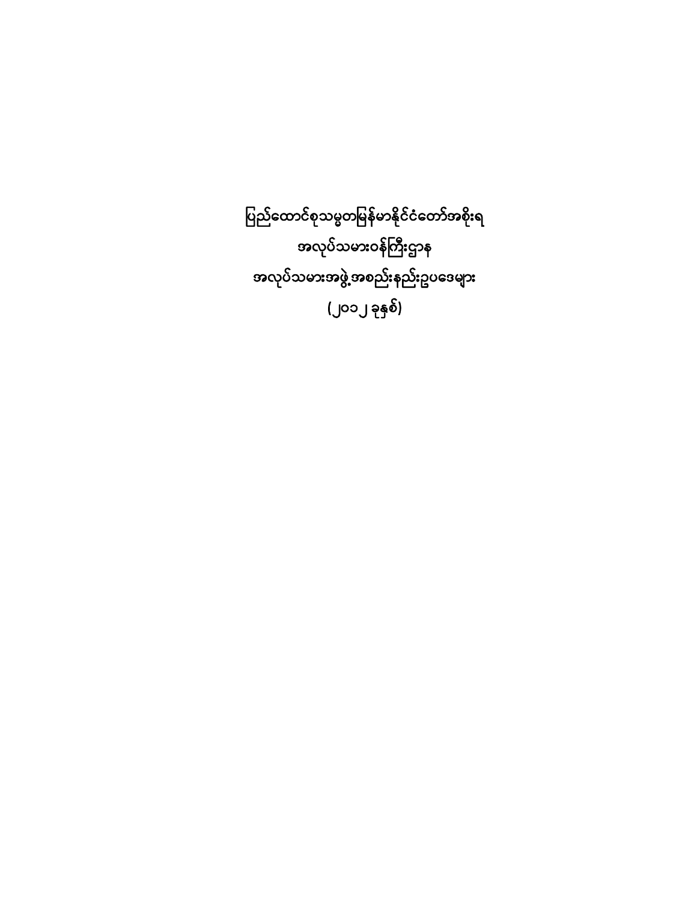# ပြည်ထောင်စုသမ္မတမြန်မာနိုင်ငံတော်အစိုးရ

## အလုပ်သမားဝန်ကြီးဌာန

## အလုပ်သမားအဖွဲ့အစည်းနည်းဥပဒေများ

## (၂၀၁၂ ခုနှစ်)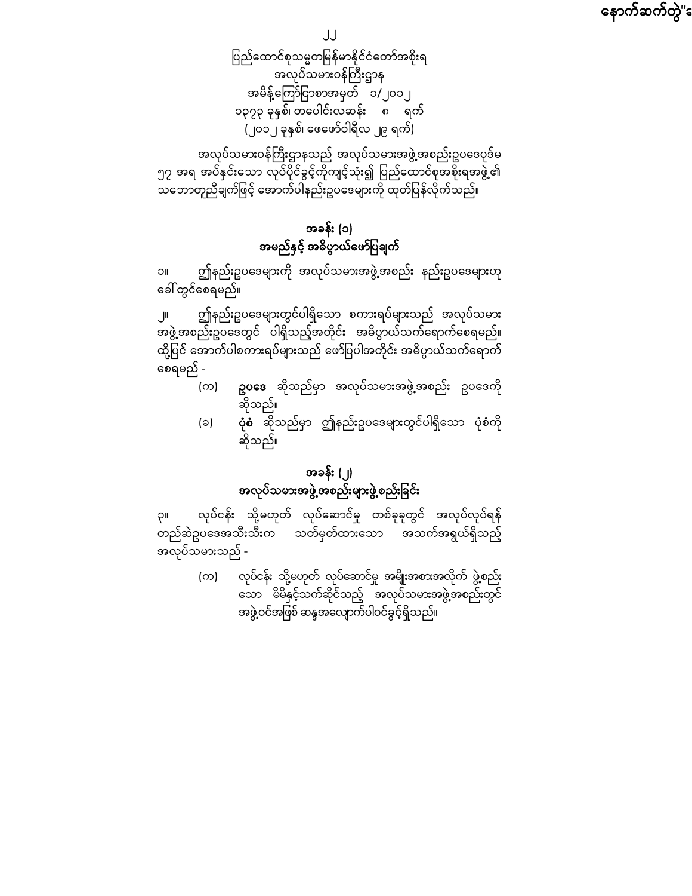နောက်ဆက်တွဲ"ေ

## ပြည်ထောင်စုသမ္မတမြန်မာနိုင်ငံတော်အစိုးရ
## အလုပ်သမားဝန်ကြီးဌာန
## အမိန့်ကြော်ငြာစာအမှတ် ၁/၂၀၁၂
## ၁၃၇၃ ခုနှစ်၊ တပေါင်းလဆန်း ၈ ရက်
## (၂၀၁၂ ခုနှစ်၊ ဖေဖော်ဝါရီလ ၂၉ ရက်)

အလုပ်သမားဝန်ကြီးဌာနသည် အလုပ်သမားအဖွဲ့အစည်းဥပဒေပုဒ်မ ၅၇ အရ အပ်နှင်းသော လုပ်ပိုင်ခွင့်ကိုကျင့်သုံး၍ ပြည်ထောင်စုအစိုးရအဖွဲ့၏ သဘောတူညီချက်ဖြင့် အောက်ပါနည်းဥပဒေများကို ထုတ်ပြန်လိုက်သည်။

### အခန်း (၁)
### အမည်နှင့် အဓိပ္ပာယ်ဖော်ပြချက်

၁။ ဤနည်းဥပဒေများကို အလုပ်သမားအဖွဲ့အစည်း နည်းဥပဒေများဟု ခေါ်တွင်စေရမည်။

၂။ ဤနည်းဥပဒေများတွင်ပါရှိသော စကားရပ်များသည် အလုပ်သမားအဖွဲ့အစည်းဥပဒေတွင် ပါရှိသည့်အတိုင်း အဓိပ္ပာယ်သက်ရောက်စေရမည်။ ထို့ပြင် အောက်ပါစကားရပ်များသည် ဖော်ပြပါအတိုင်း အဓိပ္ပာယ်သက်ရောက်စေရမည် -

(က) **ဥပဒေ** ဆိုသည်မှာ အလုပ်သမားအဖွဲ့အစည်း ဥပဒေကို ဆိုသည်။

(ခ) **ပုံစံ** ဆိုသည်မှာ ဤနည်းဥပဒေများတွင်ပါရှိသော ပုံစံကို ဆိုသည်။

### အခန်း (၂)
### အလုပ်သမားအဖွဲ့အစည်းများဖွဲ့စည်းခြင်း

၃။ လုပ်ငန်း သို့မဟုတ် လုပ်ဆောင်မှု တစ်ခုခုတွင် အလုပ်လုပ်ရန် တည်ဆဲဥပဒေအသီးသီးက သတ်မှတ်ထားသော အသက်အရွယ်ရှိသည့် အလုပ်သမားသည် -

(က) လုပ်ငန်း သို့မဟုတ် လုပ်ဆောင်မှု အမျိုးအစားအလိုက် ဖွဲ့စည်းသော မိမိနှင့်သက်ဆိုင်သည့် အလုပ်သမားအဖွဲ့အစည်းတွင် အဖွဲ့ဝင်အဖြစ် ဆန္ဒအလျောက်ပါဝင်ခွင့်ရှိသည်။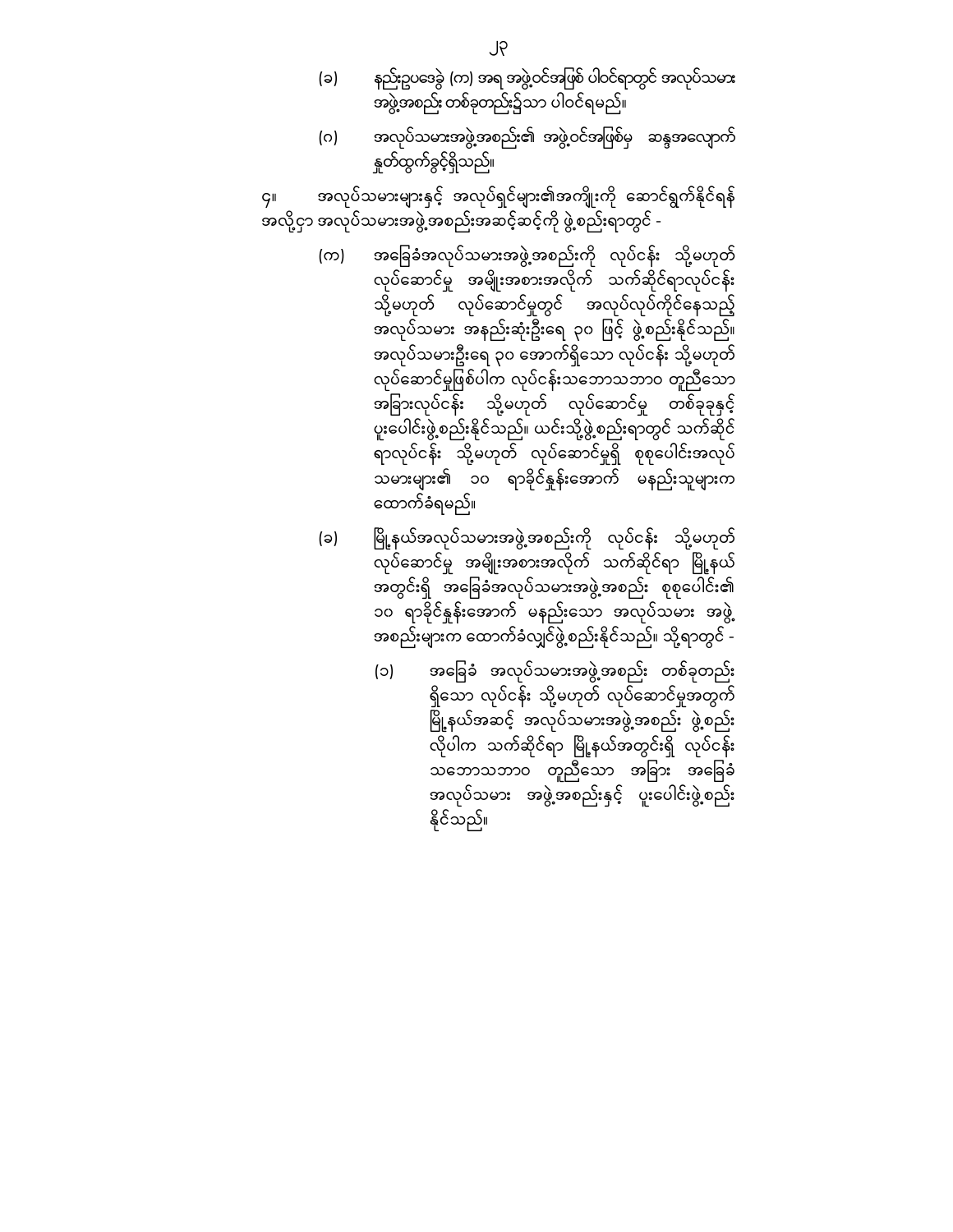(ခ) နည်းဥပဒေခွဲ (က) အရ အဖွဲ့ဝင်အဖြစ် ပါဝင်ရာတွင် အလုပ်သမား အဖွဲ့အစည်း တစ်ခုတည်း၌သာ ပါဝင်ရမည်။

(ဂ) အလုပ်သမားအဖွဲ့အစည်း၏ အဖွဲ့ဝင်အဖြစ်မှ ဆန္ဒအလျောက် နှုတ်ထွက်ခွင့်ရှိသည်။

၄။ အလုပ်သမားများနှင့် အလုပ်ရှင်များ၏အကျိုးကို ဆောင်ရွက်နိုင်ရန် အလို့ငှာ အလုပ်သမားအဖွဲ့အစည်းအဆင့်ဆင့်ကို ဖွဲ့စည်းရာတွင် -

(က) အခြေခံအလုပ်သမားအဖွဲ့အစည်းကို လုပ်ငန်း သို့မဟုတ် လုပ်ဆောင်မှု အမျိုးအစားအလိုက် သက်ဆိုင်ရာလုပ်ငန်း သို့မဟုတ် လုပ်ဆောင်မှုတွင် အလုပ်လုပ်ကိုင်နေသည့် အလုပ်သမား အနည်းဆုံးဦးရေ ၃၀ ဖြင့် ဖွဲ့စည်းနိုင်သည်။ အလုပ်သမားဦးရေ ၃၀ အောက်ရှိသော လုပ်ငန်း သို့မဟုတ် လုပ်ဆောင်မှုဖြစ်ပါက လုပ်ငန်းသဘောသဘာဝ တူညီသော အခြားလုပ်ငန်း သို့မဟုတ် လုပ်ဆောင်မှု တစ်ခုခုနှင့် ပူးပေါင်းဖွဲ့စည်းနိုင်သည်။ ယင်းသို့ဖွဲ့စည်းရာတွင် သက်ဆိုင်ရာလုပ်ငန်း သို့မဟုတ် လုပ်ဆောင်မှုရှိ စုစုပေါင်းအလုပ်သမားများ၏ ၁၀ ရာခိုင်နှုန်းအောက် မနည်းသူများက ထောက်ခံရမည်။

(ခ) မြို့နယ်အလုပ်သမားအဖွဲ့အစည်းကို လုပ်ငန်း သို့မဟုတ် လုပ်ဆောင်မှု အမျိုးအစားအလိုက် သက်ဆိုင်ရာ မြို့နယ်အတွင်းရှိ အခြေခံအလုပ်သမားအဖွဲ့အစည်း စုစုပေါင်း၏ ၁၀ ရာခိုင်နှုန်းအောက် မနည်းသော အလုပ်သမား အဖွဲ့အစည်းများက ထောက်ခံလျှင်ဖွဲ့စည်းနိုင်သည်။ သို့ရာတွင် -

(၁) အခြေခံ အလုပ်သမားအဖွဲ့အစည်း တစ်ခုတည်းရှိသော လုပ်ငန်း သို့မဟုတ် လုပ်ဆောင်မှုအတွက် မြို့နယ်အဆင့် အလုပ်သမားအဖွဲ့အစည်း ဖွဲ့စည်းလိုပါက သက်ဆိုင်ရာ မြို့နယ်အတွင်းရှိ လုပ်ငန်းသဘောသဘာဝ တူညီသော အခြား အခြေခံ အလုပ်သမား အဖွဲ့အစည်းနှင့် ပူးပေါင်းဖွဲ့စည်းနိုင်သည်။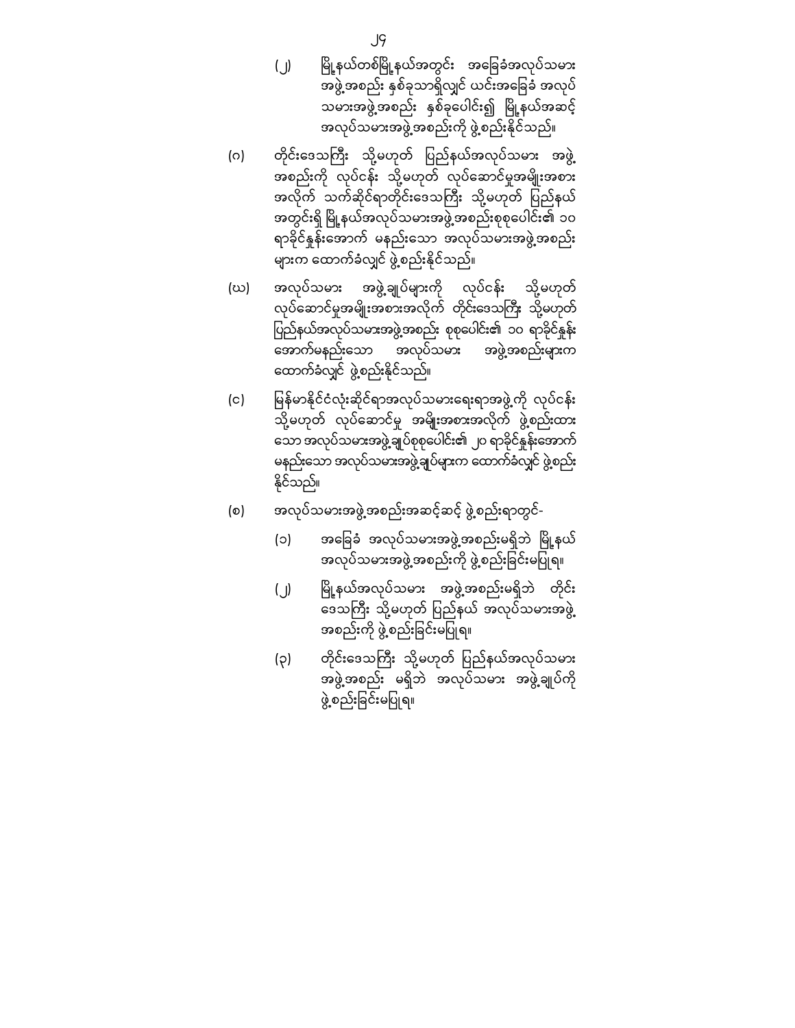(၂) မြို့နယ်တစ်မြို့နယ်အတွင်း အခြေခံအလုပ်သမားအဖွဲ့အစည်း နှစ်ခုသာရှိလျှင် ယင်းအခြေခံ အလုပ်သမားအဖွဲ့အစည်း နှစ်ခုပေါင်း၍ မြို့နယ်အဆင့် အလုပ်သမားအဖွဲ့အစည်းကို ဖွဲ့စည်းနိုင်သည်။

(ဂ) တိုင်းဒေသကြီး သို့မဟုတ် ပြည်နယ်အလုပ်သမား အဖွဲ့အစည်းကို လုပ်ငန်း သို့မဟုတ် လုပ်ဆောင်မှုအမျိုးအစားအလိုက် သက်ဆိုင်ရာတိုင်းဒေသကြီး သို့မဟုတ် ပြည်နယ်အတွင်းရှိ မြို့နယ်အလုပ်သမားအဖွဲ့အစည်းစုစုပေါင်း၏ ၁၀ ရာခိုင်နှုန်းအောက် မနည်းသော အလုပ်သမားအဖွဲ့အစည်းများက ထောက်ခံလျှင် ဖွဲ့စည်းနိုင်သည်။

(ဃ) အလုပ်သမား အဖွဲ့ချုပ်များကို လုပ်ငန်း သို့မဟုတ် လုပ်ဆောင်မှုအမျိုးအစားအလိုက် တိုင်းဒေသကြီး သို့မဟုတ် ပြည်နယ်အလုပ်သမားအဖွဲ့အစည်း စုစုပေါင်း၏ ၁၀ ရာခိုင်နှုန်းအောက်မနည်းသော အလုပ်သမား အဖွဲ့အစည်းများက ထောက်ခံလျှင် ဖွဲ့စည်းနိုင်သည်။

(င) မြန်မာနိုင်ငံလုံးဆိုင်ရာအလုပ်သမားရေးရာအဖွဲ့ကို လုပ်ငန်း သို့မဟုတ် လုပ်ဆောင်မှု အမျိုးအစားအလိုက် ဖွဲ့စည်းထားသော အလုပ်သမားအဖွဲ့ချုပ်စုစုပေါင်း၏ ၂၀ ရာခိုင်နှုန်းအောက် မနည်းသော အလုပ်သမားအဖွဲ့ချုပ်များက ထောက်ခံလျှင် ဖွဲ့စည်းနိုင်သည်။

(စ) အလုပ်သမားအဖွဲ့အစည်းအဆင့်ဆင့် ဖွဲ့စည်းရာတွင်-

(၁) အခြေခံ အလုပ်သမားအဖွဲ့အစည်းမရှိဘဲ မြို့နယ်အလုပ်သမားအဖွဲ့အစည်းကို ဖွဲ့စည်းခြင်းမပြုရ။

(၂) မြို့နယ်အလုပ်သမား အဖွဲ့အစည်းမရှိဘဲ တိုင်းဒေသကြီး သို့မဟုတ် ပြည်နယ် အလုပ်သမားအဖွဲ့အစည်းကို ဖွဲ့စည်းခြင်းမပြုရ။

(၃) တိုင်းဒေသကြီး သို့မဟုတ် ပြည်နယ်အလုပ်သမားအဖွဲ့အစည်း မရှိဘဲ အလုပ်သမား အဖွဲ့ချုပ်ကို ဖွဲ့စည်းခြင်းမပြုရ။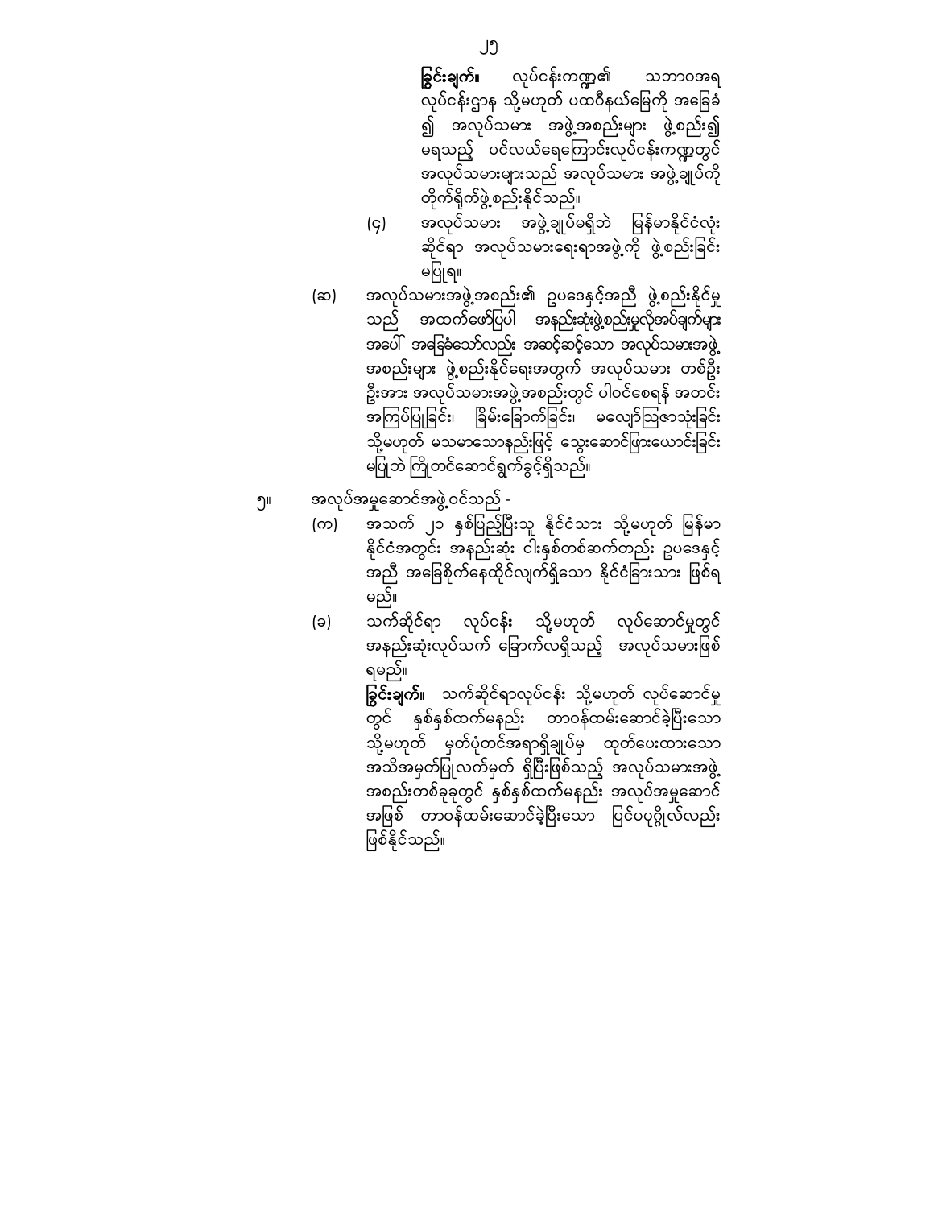**ခြွင်းချက်။** လုပ်ငန်းကဏ္ဍ၏ သဘာဝအရ လုပ်ငန်းဌာန သို့မဟုတ် ပထဝီနယ်မြေကို အခြေခံ၍ အလုပ်သမား အဖွဲ့အစည်းများ ဖွဲ့စည်း၍ မရသည့် ပင်လယ်ရေကြောင်းလုပ်ငန်းကဏ္ဍတွင် အလုပ်သမားများသည် အလုပ်သမား အဖွဲ့ချုပ်ကို တိုက်ရိုက်ဖွဲ့စည်းနိုင်သည်။

(၄) အလုပ်သမား အဖွဲ့ချုပ်မရှိဘဲ မြန်မာနိုင်ငံလုံးဆိုင်ရာ အလုပ်သမားရေးရာအဖွဲ့ကို ဖွဲ့စည်းခြင်း မပြုရ။

(ဆ) အလုပ်သမားအဖွဲ့အစည်း၏ ဥပဒေနှင့်အညီ ဖွဲ့စည်းနိုင်မှုသည် အထက်ဖော်ပြပါ အနည်းဆုံးဖွဲ့စည်းမှုလိုအပ်ချက်များ အပေါ် အခြေခံသော်လည်း အဆင့်ဆင့်သော အလုပ်သမားအဖွဲ့ အစည်းများ ဖွဲ့စည်းနိုင်ရေးအတွက် အလုပ်သမား တစ်ဦး ဦးအား အလုပ်သမားအဖွဲ့အစည်းတွင် ပါဝင်စေရန် အတင်း အကြပ်ပြုခြင်း၊ ခြိမ်းခြောက်ခြင်း၊ မလျော်ဩဇာသုံးခြင်း သို့မဟုတ် မသမာသောနည်းဖြင့် သွေးဆောင်ဖြားယောင်းခြင်း မပြုဘဲ ကြိုတင်ဆောင်ရွက်ခွင့်ရှိသည်။

၅။ အလုပ်အမှုဆောင်အဖွဲ့ဝင်သည် -

(က) အသက် ၂၁ နှစ်ပြည့်ပြီးသူ နိုင်ငံသား သို့မဟုတ် မြန်မာ နိုင်ငံအတွင်း အနည်းဆုံး ငါးနှစ်တစ်ဆက်တည်း ဥပဒေနှင့် အညီ အခြေစိုက်နေထိုင်လျက်ရှိသော နိုင်ငံခြားသား ဖြစ်ရမည်။

(ခ) သက်ဆိုင်ရာ လုပ်ငန်း သို့မဟုတ် လုပ်ဆောင်မှုတွင် အနည်းဆုံးလုပ်သက် ခြောက်လရှိသည့် အလုပ်သမားဖြစ်ရမည်။

**ခြွင်းချက်။** သက်ဆိုင်ရာလုပ်ငန်း သို့မဟုတ် လုပ်ဆောင်မှုတွင် နှစ်နှစ်ထက်မနည်း တာဝန်ထမ်းဆောင်ခဲ့ပြီးသော သို့မဟုတ် မှတ်ပုံတင်အရာရှိချုပ်မှ ထုတ်ပေးထားသော အသိအမှတ်ပြုလက်မှတ် ရှိပြီးဖြစ်သည့် အလုပ်သမားအဖွဲ့ အစည်းတစ်ခုခုတွင် နှစ်နှစ်ထက်မနည်း အလုပ်အမှုဆောင် အဖြစ် တာဝန်ထမ်းဆောင်ခဲ့ပြီးသော ပြင်ပပုဂ္ဂိုလ်လည်း ဖြစ်နိုင်သည်။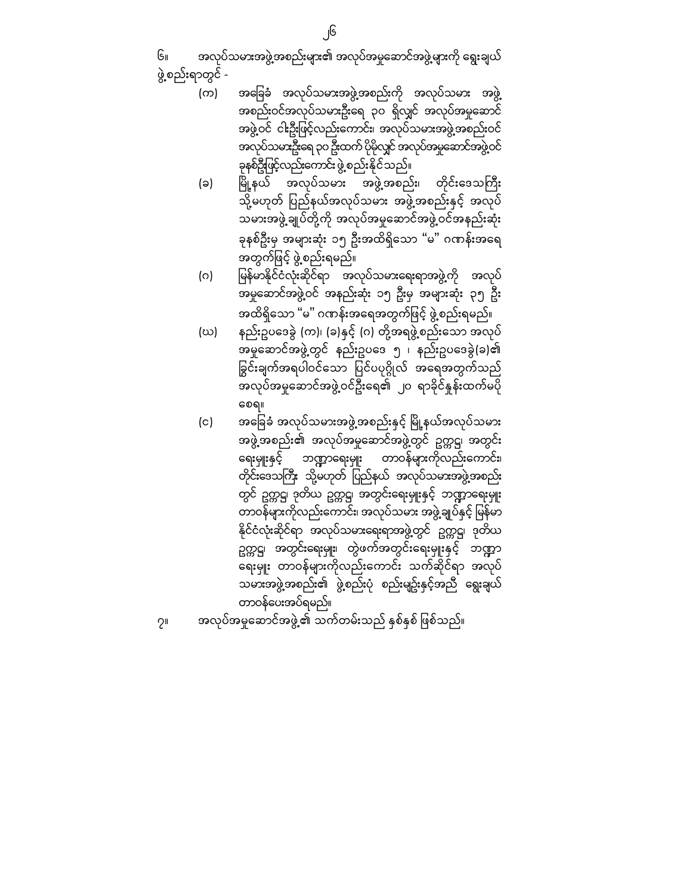၆။ အလုပ်သမားအဖွဲ့အစည်းများ၏ အလုပ်အမှုဆောင်အဖွဲ့များကို ရွေးချယ်ဖွဲ့စည်းရာတွင် -

(က) အခြေခံ အလုပ်သမားအဖွဲ့အစည်းကို အလုပ်သမား အဖွဲ့အစည်းဝင်အလုပ်သမားဦးရေ ၃၀ ရှိလျှင် အလုပ်အမှုဆောင်အဖွဲ့ဝင် ငါးဦးဖြင့်လည်းကောင်း၊ အလုပ်သမားအဖွဲ့အစည်းဝင် အလုပ်သမားဦးရေ ၃၀ ဦးထက် ပိုမိုလျှင် အလုပ်အမှုဆောင်အဖွဲ့ဝင် ခုနစ်ဦးဖြင့်လည်းကောင်း ဖွဲ့စည်းနိုင်သည်။

(ခ) မြို့နယ် အလုပ်သမား အဖွဲ့အစည်း၊ တိုင်းဒေသကြီး သို့မဟုတ် ပြည်နယ်အလုပ်သမား အဖွဲ့အစည်းနှင့် အလုပ်သမားအဖွဲ့ချုပ်တို့ကို အလုပ်အမှုဆောင်အဖွဲ့ဝင်အနည်းဆုံး ခုနစ်ဦးမှ အများဆုံး ၁၅ ဦးအထိရှိသော "မ" ဂဏန်းအရေအတွက်ဖြင့် ဖွဲ့စည်းရမည်။

(ဂ) မြန်မာနိုင်ငံလုံးဆိုင်ရာ အလုပ်သမားရေးရာအဖွဲ့ကို အလုပ်အမှုဆောင်အဖွဲ့ဝင် အနည်းဆုံး ၁၅ ဦးမှ အများဆုံး ၃၅ ဦး အထိရှိသော "မ" ဂဏန်းအရေအတွက်ဖြင့် ဖွဲ့စည်းရမည်။

(ဃ) နည်းဥပဒေခွဲ (က)၊ (ခ)နှင့် (ဂ) တို့အရဖွဲ့စည်းသော အလုပ်အမှုဆောင်အဖွဲ့တွင် နည်းဥပဒေ ၅ ၊ နည်းဥပဒေခွဲ(ခ)၏ ခြွင်းချက်အရပါဝင်သော ပြင်ပပုဂ္ဂိုလ် အရေအတွက်သည် အလုပ်အမှုဆောင်အဖွဲ့ဝင်ဦးရေ၏ ၂၀ ရာခိုင်နှုန်းထက်မပိုစေရ။

(င) အခြေခံ အလုပ်သမားအဖွဲ့အစည်းနှင့် မြို့နယ်အလုပ်သမား အဖွဲ့အစည်း၏ အလုပ်အမှုဆောင်အဖွဲ့တွင် ဥက္ကဋ္ဌ၊ အတွင်းရေးမှူးနှင့် ဘဏ္ဍာရေးမှူး တာဝန်များကိုလည်းကောင်း၊ တိုင်းဒေသကြီး သို့မဟုတ် ပြည်နယ် အလုပ်သမားအဖွဲ့အစည်းတွင် ဥက္ကဋ္ဌ၊ ဒုတိယ ဥက္ကဋ္ဌ၊ အတွင်းရေးမှူးနှင့် ဘဏ္ဍာရေးမှူး တာဝန်များကိုလည်းကောင်း၊ အလုပ်သမား အဖွဲ့ချုပ်နှင့် မြန်မာနိုင်ငံလုံးဆိုင်ရာ အလုပ်သမားရေးရာအဖွဲ့တွင် ဥက္ကဋ္ဌ၊ ဒုတိယ ဥက္ကဋ္ဌ၊ အတွင်းရေးမှူး၊ တွဲဖက်အတွင်းရေးမှူးနှင့် ဘဏ္ဍာရေးမှူး တာဝန်များကိုလည်းကောင်း သက်ဆိုင်ရာ အလုပ်သမားအဖွဲ့အစည်း၏ ဖွဲ့စည်းပုံ စည်းမျဉ်းနှင့်အညီ ရွေးချယ်တာဝန်ပေးအပ်ရမည်။

၇။ အလုပ်အမှုဆောင်အဖွဲ့၏ သက်တမ်းသည် နှစ်နှစ် ဖြစ်သည်။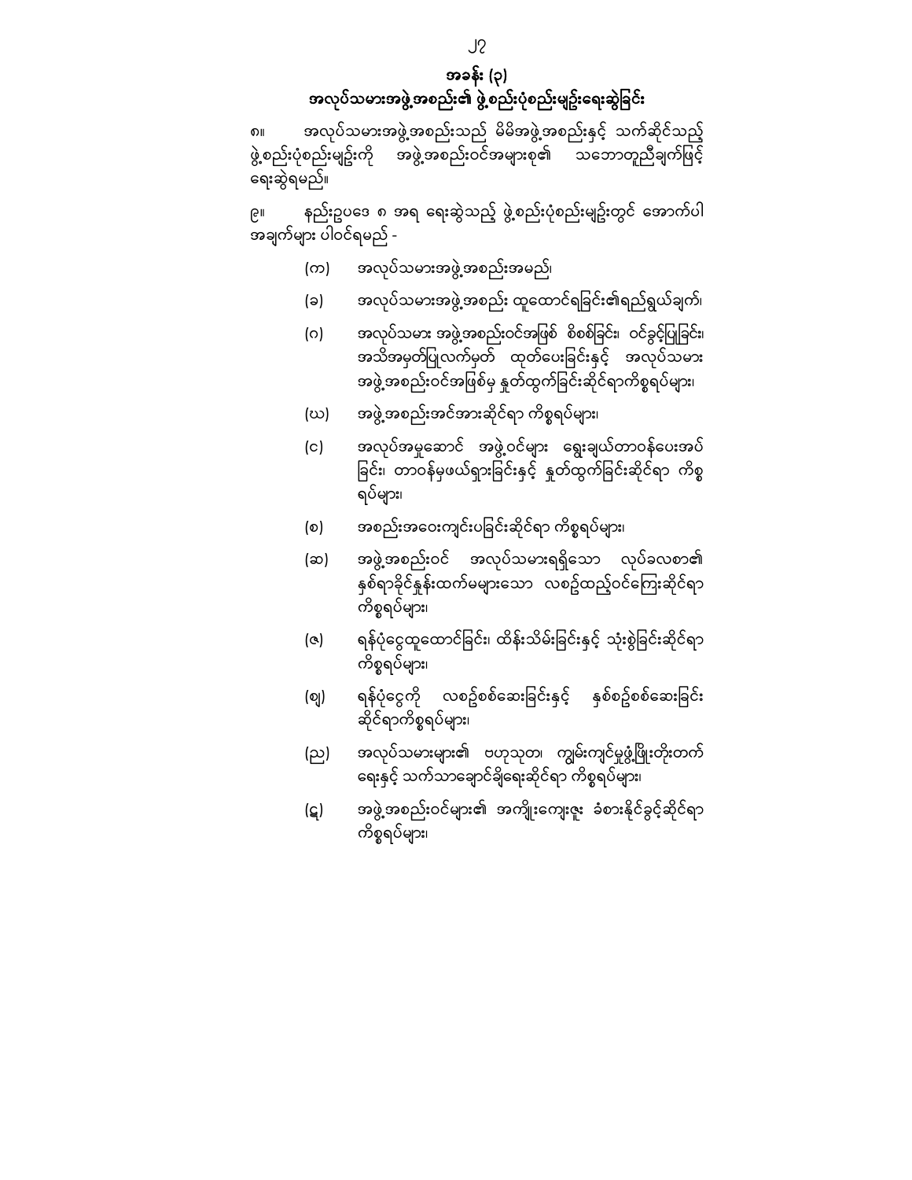## အခန်း (၃)
## အလုပ်သမားအဖွဲ့အစည်း၏ ဖွဲ့စည်းပုံစည်းမျဉ်းရေးဆွဲခြင်း

၈။ အလုပ်သမားအဖွဲ့အစည်းသည် မိမိအဖွဲ့အစည်းနှင့် သက်ဆိုင်သည့် ဖွဲ့စည်းပုံစည်းမျဉ်းကို အဖွဲ့အစည်းဝင်အများစု၏ သဘောတူညီချက်ဖြင့် ရေးဆွဲရမည်။

၉။ နည်းဥပဒေ ၈ အရ ရေးဆွဲသည့် ဖွဲ့စည်းပုံစည်းမျဉ်းတွင် အောက်ပါ အချက်များ ပါဝင်ရမည် -

(က) အလုပ်သမားအဖွဲ့အစည်းအမည်၊

(ခ) အလုပ်သမားအဖွဲ့အစည်း ထူထောင်ရခြင်း၏ရည်ရွယ်ချက်၊

(ဂ) အလုပ်သမား အဖွဲ့အစည်းဝင်အဖြစ် စိစစ်ခြင်း၊ ဝင်ခွင့်ပြုခြင်း၊ အသိအမှတ်ပြုလက်မှတ် ထုတ်ပေးခြင်းနှင့် အလုပ်သမား အဖွဲ့အစည်းဝင်အဖြစ်မှ နုတ်ထွက်ခြင်းဆိုင်ရာကိစ္စရပ်များ၊

(ဃ) အဖွဲ့အစည်းအင်အားဆိုင်ရာ ကိစ္စရပ်များ၊

(င) အလုပ်အမှုဆောင် အဖွဲ့ဝင်များ ရွေးချယ်တာဝန်ပေးအပ်ခြင်း၊ တာဝန်မှဖယ်ရှားခြင်းနှင့် နုတ်ထွက်ခြင်းဆိုင်ရာ ကိစ္စရပ်များ၊

(စ) အစည်းအဝေးကျင်းပခြင်းဆိုင်ရာ ကိစ္စရပ်များ၊

(ဆ) အဖွဲ့အစည်းဝင် အလုပ်သမားရရှိသော လုပ်ခလစာ၏ နှစ်ရာခိုင်နှုန်းထက်မများသော လစဉ်ထည့်ဝင်ကြေးဆိုင်ရာ ကိစ္စရပ်များ၊

(ဇ) ရန်ပုံငွေထူထောင်ခြင်း၊ ထိန်းသိမ်းခြင်းနှင့် သုံးစွဲခြင်းဆိုင်ရာ ကိစ္စရပ်များ၊

(ဈ) ရန်ပုံငွေကို လစဉ်စစ်ဆေးခြင်းနှင့် နှစ်စဉ်စစ်ဆေးခြင်း ဆိုင်ရာကိစ္စရပ်များ၊

(ည) အလုပ်သမားများ၏ ဗဟုသုတ၊ ကျွမ်းကျင်မှုဖွံ့ဖြိုးတိုးတက်ရေးနှင့် သက်သာချောင်ချိရေးဆိုင်ရာ ကိစ္စရပ်များ၊

(ဋ) အဖွဲ့အစည်းဝင်များ၏ အကျိုးကျေးဇူး ခံစားနိုင်ခွင့်ဆိုင်ရာ ကိစ္စရပ်များ၊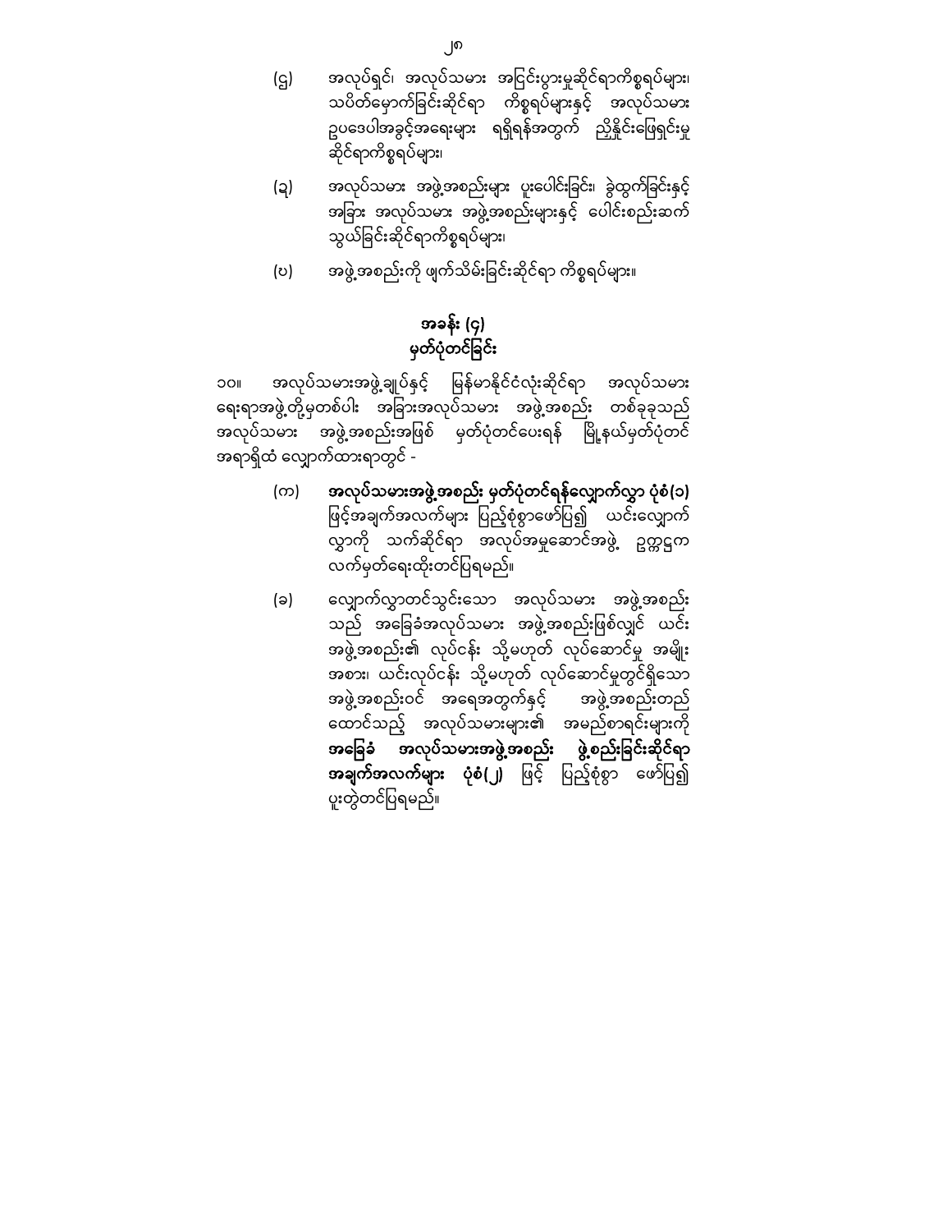(ဌ) အလုပ်ရှင်၊ အလုပ်သမား အငြင်းပွားမှုဆိုင်ရာကိစ္စရပ်များ၊ သပိတ်မှောက်ခြင်းဆိုင်ရာ ကိစ္စရပ်များနှင့် အလုပ်သမား ဥပဒေပါအခွင့်အရေးများ ရရှိရန်အတွက် ညှိနှိုင်းဖြေရှင်းမှု ဆိုင်ရာကိစ္စရပ်များ၊

(ဍ) အလုပ်သမား အဖွဲ့အစည်းများ ပူးပေါင်းခြင်း၊ ခွဲထွက်ခြင်းနှင့် အခြား အလုပ်သမား အဖွဲ့အစည်းများနှင့် ပေါင်းစည်းဆက်သွယ်ခြင်းဆိုင်ရာကိစ္စရပ်များ၊

(ဎ) အဖွဲ့အစည်းကို ဖျက်သိမ်းခြင်းဆိုင်ရာ ကိစ္စရပ်များ။

## အခန်း (၄)
## မှတ်ပုံတင်ခြင်း

၁၀။ အလုပ်သမားအဖွဲ့ချုပ်နှင့် မြန်မာနိုင်ငံလုံးဆိုင်ရာ အလုပ်သမား ရေးရာအဖွဲ့တို့မှတစ်ပါး အခြားအလုပ်သမား အဖွဲ့အစည်း တစ်ခုခုသည် အလုပ်သမား အဖွဲ့အစည်းအဖြစ် မှတ်ပုံတင်ပေးရန် မြို့နယ်မှတ်ပုံတင် အရာရှိထံ လျှောက်ထားရာတွင် -

(က) **အလုပ်သမားအဖွဲ့အစည်း မှတ်ပုံတင်ရန်လျှောက်လွှာ ပုံစံ(၁)** ဖြင့်အချက်အလက်များ ပြည့်စုံစွာဖော်ပြ၍ ယင်းလျှောက်လွှာကို သက်ဆိုင်ရာ အလုပ်အမှုဆောင်အဖွဲ့ ဥက္ကဋ္ဌက လက်မှတ်ရေးထိုးတင်ပြရမည်။

(ခ) လျှောက်လွှာတင်သွင်းသော အလုပ်သမား အဖွဲ့အစည်းသည် အခြေခံအလုပ်သမား အဖွဲ့အစည်းဖြစ်လျှင် ယင်းအဖွဲ့အစည်း၏ လုပ်ငန်း သို့မဟုတ် လုပ်ဆောင်မှု အမျိုးအစား၊ ယင်းလုပ်ငန်း သို့မဟုတ် လုပ်ဆောင်မှုတွင်ရှိသော အဖွဲ့အစည်းဝင် အရေအတွက်နှင့် အဖွဲ့အစည်းတည်ထောင်သည့် အလုပ်သမားများ၏ အမည်စာရင်းများကို **အခြေခံ အလုပ်သမားအဖွဲ့အစည်း ဖွဲ့စည်းခြင်းဆိုင်ရာ အချက်အလက်များ ပုံစံ(၂)** ဖြင့် ပြည့်စုံစွာ ဖော်ပြ၍ ပူးတွဲတင်ပြရမည်။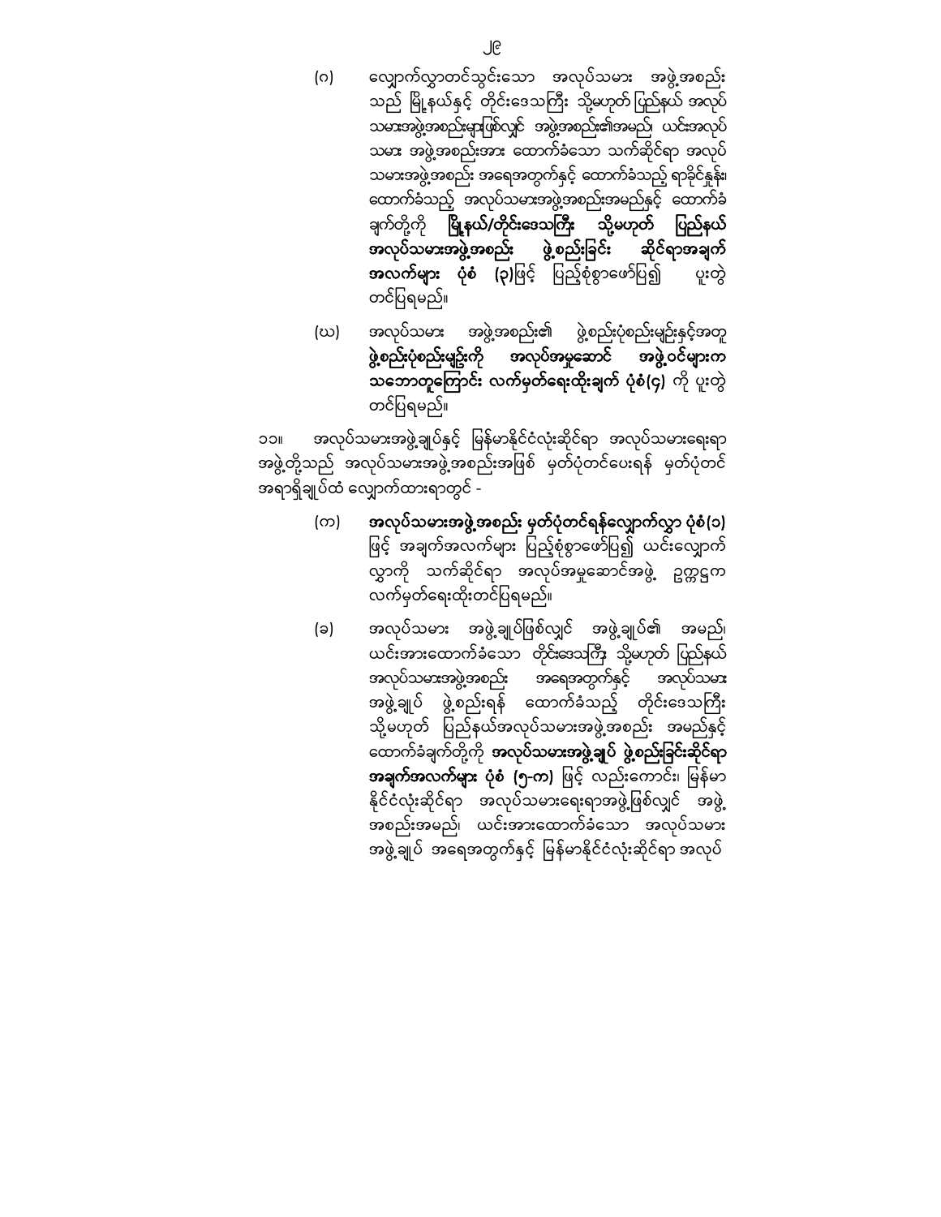(ဂ) လျှောက်လွှာတင်သွင်းသော အလုပ်သမား အဖွဲ့အစည်းသည် မြို့နယ်နှင့် တိုင်းဒေသကြီး သို့မဟုတ် ပြည်နယ် အလုပ်သမားအဖွဲ့အစည်းများဖြစ်လျှင် အဖွဲ့အစည်း၏အမည်၊ ယင်းအလုပ်သမား အဖွဲ့အစည်းအား ထောက်ခံသော သက်ဆိုင်ရာ အလုပ်သမားအဖွဲ့အစည်း အရေအတွက်နှင့် ထောက်ခံသည့် ရာခိုင်နှုန်း၊ ထောက်ခံသည့် အလုပ်သမားအဖွဲ့အစည်းအမည်နှင့် ထောက်ခံချက်တို့ကို **မြို့နယ်/တိုင်းဒေသကြီး သို့မဟုတ် ပြည်နယ် အလုပ်သမားအဖွဲ့အစည်း ဖွဲ့စည်းခြင်း ဆိုင်ရာအချက်အလက်များ ပုံစံ (၃)**ဖြင့် ပြည့်စုံစွာဖော်ပြ၍ ပူးတွဲတင်ပြရမည်။

(ဃ) အလုပ်သမား အဖွဲ့အစည်း၏ ဖွဲ့စည်းပုံစည်းမျဉ်းနှင့်အတူ **ဖွဲ့စည်းပုံစည်းမျဉ်းကို အလုပ်အမှုဆောင် အဖွဲ့ဝင်များက သဘောတူကြောင်း လက်မှတ်ရေးထိုးချက် ပုံစံ(၄)** ကို ပူးတွဲတင်ပြရမည်။

၁၁။ အလုပ်သမားအဖွဲ့ချုပ်နှင့် မြန်မာနိုင်ငံလုံးဆိုင်ရာ အလုပ်သမားရေးရာအဖွဲ့တို့သည် အလုပ်သမားအဖွဲ့အစည်းအဖြစ် မှတ်ပုံတင်ပေးရန် မှတ်ပုံတင်အရာရှိချုပ်ထံ လျှောက်ထားရာတွင် -

(က) **အလုပ်သမားအဖွဲ့အစည်း မှတ်ပုံတင်ရန်လျှောက်လွှာ ပုံစံ(၁)** ဖြင့် အချက်အလက်များ ပြည့်စုံစွာဖော်ပြ၍ ယင်းလျှောက်လွှာကို သက်ဆိုင်ရာ အလုပ်အမှုဆောင်အဖွဲ့ ဥက္ကဋ္ဌက လက်မှတ်ရေးထိုးတင်ပြရမည်။

(ခ) အလုပ်သမား အဖွဲ့ချုပ်ဖြစ်လျှင် အဖွဲ့ချုပ်၏ အမည်၊ ယင်းအားထောက်ခံသော တိုင်းဒေသကြီး သို့မဟုတ် ပြည်နယ် အလုပ်သမားအဖွဲ့အစည်း အရေအတွက်နှင့် အလုပ်သမား အဖွဲ့ချုပ် ဖွဲ့စည်းရန် ထောက်ခံသည့် တိုင်းဒေသကြီး သို့မဟုတ် ပြည်နယ်အလုပ်သမားအဖွဲ့အစည်း အမည်နှင့် ထောက်ခံချက်တို့ကို **အလုပ်သမားအဖွဲ့ချုပ် ဖွဲ့စည်းခြင်းဆိုင်ရာ အချက်အလက်များ ပုံစံ (၅-က)** ဖြင့် လည်းကောင်း၊ မြန်မာနိုင်ငံလုံးဆိုင်ရာ အလုပ်သမားရေးရာအဖွဲ့ဖြစ်လျှင် အဖွဲ့အစည်းအမည်၊ ယင်းအားထောက်ခံသော အလုပ်သမား အဖွဲ့ချုပ် အရေအတွက်နှင့် မြန်မာနိုင်ငံလုံးဆိုင်ရာ အလုပ်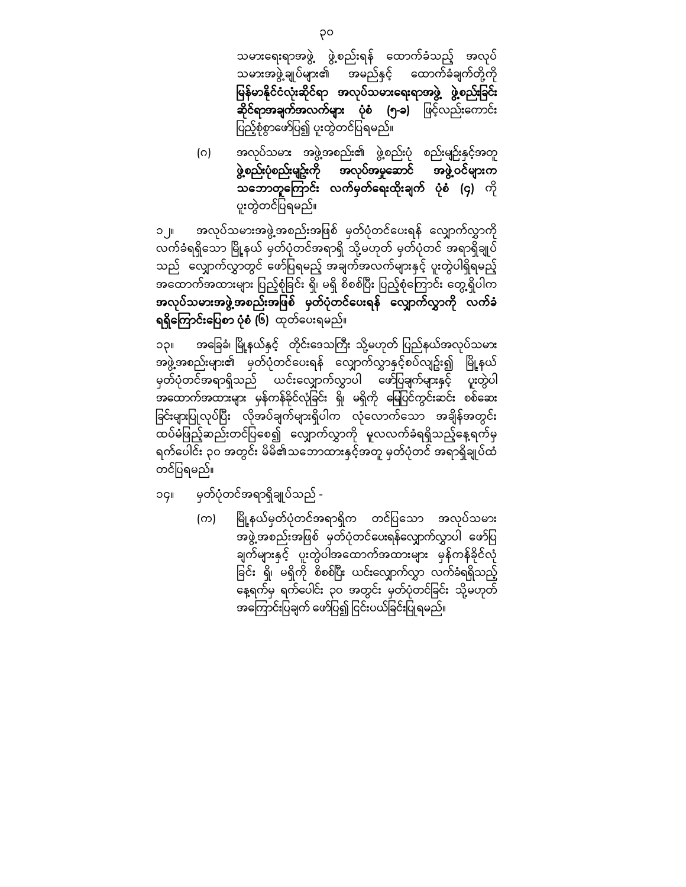သမားရေးရာအဖွဲ့ ဖွဲ့စည်းရန် ထောက်ခံသည့် အလုပ်သမားအဖွဲ့ချုပ်များ၏ အမည်နှင့် ထောက်ခံချက်တို့ကို **မြန်မာနိုင်ငံလုံးဆိုင်ရာ အလုပ်သမားရေးရာအဖွဲ့ ဖွဲ့စည်းခြင်းဆိုင်ရာအချက်အလက်များ ပုံစံ (၅-ခ)** ဖြင့်လည်းကောင်း ပြည့်စုံစွာဖော်ပြ၍ ပူးတွဲတင်ပြရမည်။

(ဂ) အလုပ်သမား အဖွဲ့အစည်း၏ ဖွဲ့စည်းပုံ စည်းမျဉ်းနှင့်အတူ **ဖွဲ့စည်းပုံစည်းမျဉ်းကို အလုပ်အမှုဆောင် အဖွဲ့ဝင်များက သဘောတူကြောင်း လက်မှတ်ရေးထိုးချက် ပုံစံ (၄)** ကို ပူးတွဲတင်ပြရမည်။

၁၂။ အလုပ်သမားအဖွဲ့အစည်းအဖြစ် မှတ်ပုံတင်ပေးရန် လျှောက်လွှာကို လက်ခံရရှိသော မြို့နယ် မှတ်ပုံတင်အရာရှိ သို့မဟုတ် မှတ်ပုံတင် အရာရှိချုပ်သည် လျှောက်လွှာတွင် ဖော်ပြရမည့် အချက်အလက်များနှင့် ပူးတွဲပါရှိရမည့် အထောက်အထားများ ပြည့်စုံခြင်း ရှိ၊ မရှိ စိစစ်ပြီး ပြည့်စုံကြောင်း တွေ့ရှိပါက **အလုပ်သမားအဖွဲ့အစည်းအဖြစ် မှတ်ပုံတင်ပေးရန် လျှောက်လွှာကို လက်ခံရရှိကြောင်းပြေစာ ပုံစံ (၆)** ထုတ်ပေးရမည်။

၁၃။ အခြေခံ၊ မြို့နယ်နှင့် တိုင်းဒေသကြီး သို့မဟုတ် ပြည်နယ်အလုပ်သမားအဖွဲ့အစည်းများ၏ မှတ်ပုံတင်ပေးရန် လျှောက်လွှာနှင့်စပ်လျဉ်း၍ မြို့နယ်မှတ်ပုံတင်အရာရှိသည် ယင်းလျှောက်လွှာပါ ဖော်ပြချက်များနှင့် ပူးတွဲပါ အထောက်အထားများ မှန်ကန်ခိုင်လုံခြင်း ရှိ၊ မရှိကို မြေပြင်ကွင်းဆင်း စိစစ်ခြင်းများပြုလုပ်ပြီး လိုအပ်ချက်များရှိပါက လုံလောက်သော အချိန်အတွင်း ထပ်မံဖြည့်ဆည်းတင်ပြစေ၍ လျှောက်လွှာကို မူလလက်ခံရရှိသည့်နေ့ရက်မှ ရက်ပေါင်း ၃၀ အတွင်း မိမိ၏သဘောထားနှင့်အတူ မှတ်ပုံတင် အရာရှိချုပ်ထံ တင်ပြရမည်။

၁၄။ မှတ်ပုံတင်အရာရှိချုပ်သည် -

(က) မြို့နယ်မှတ်ပုံတင်အရာရှိက တင်ပြသော အလုပ်သမားအဖွဲ့အစည်းအဖြစ် မှတ်ပုံတင်ပေးရန်လျှောက်လွှာပါ ဖော်ပြချက်များနှင့် ပူးတွဲပါအထောက်အထားများ မှန်ကန်ခိုင်လုံခြင်း ရှိ၊ မရှိကို စိစစ်ပြီး ယင်းလျှောက်လွှာ လက်ခံရရှိသည့်နေ့ရက်မှ ရက်ပေါင်း ၃၀ အတွင်း မှတ်ပုံတင်ခြင်း သို့မဟုတ် အကြောင်းပြချက် ဖော်ပြ၍ ငြင်းပယ်ခြင်းပြုရမည်။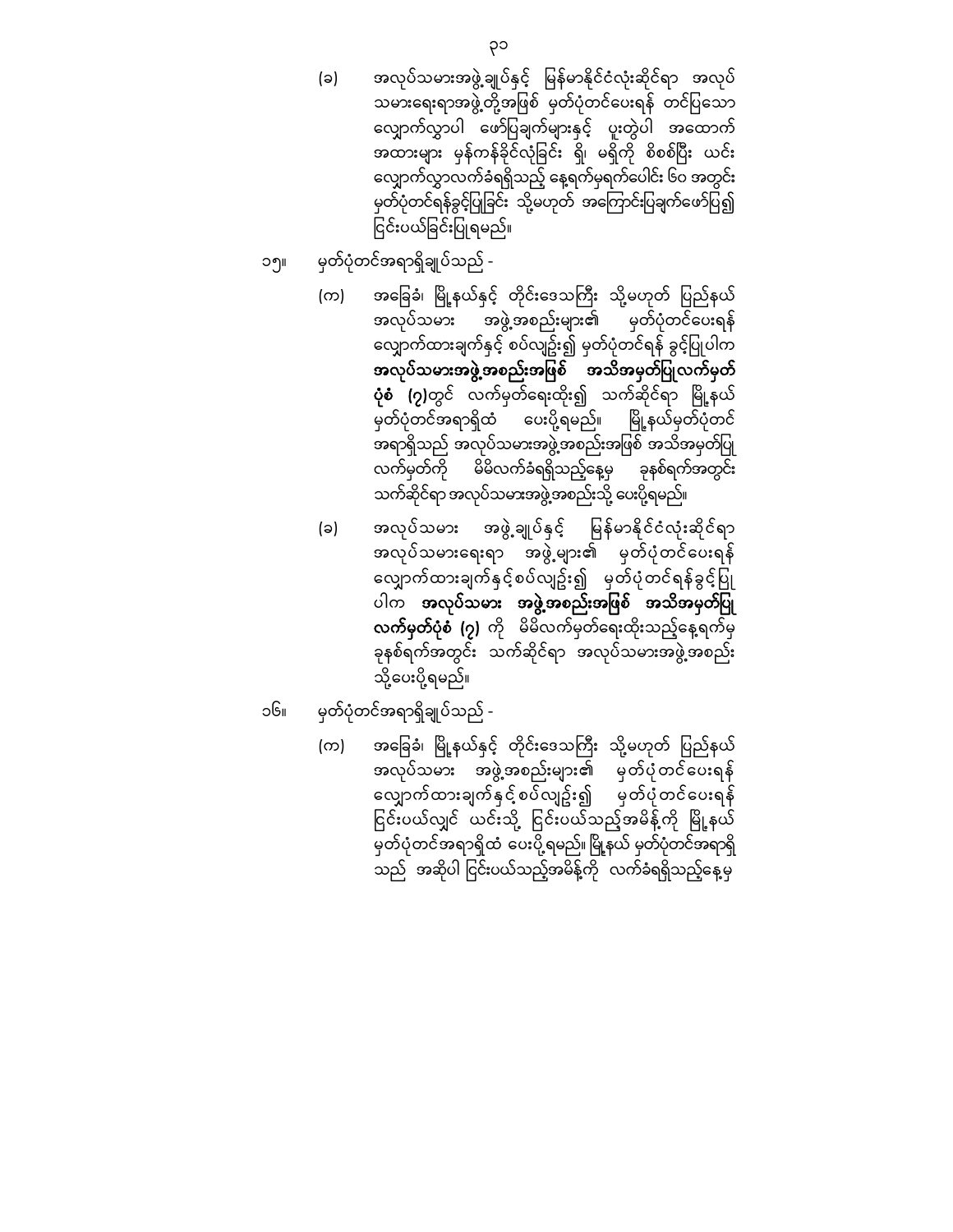(ခ) အလုပ်သမားအဖွဲ့ချုပ်နှင့် မြန်မာနိုင်ငံလုံးဆိုင်ရာ အလုပ်သမားရေးရာအဖွဲ့တို့အဖြစ် မှတ်ပုံတင်ပေးရန် တင်ပြသော လျှောက်လွှာပါ ဖော်ပြချက်များနှင့် ပူးတွဲပါ အထောက်အထားများ မှန်ကန်ခိုင်လုံခြင်း ရှိ၊ မရှိကို စိစစ်ပြီး ယင်းလျှောက်လွှာလက်ခံရရှိသည့် နေ့ရက်မှရက်ပေါင်း ၆၀ အတွင်း မှတ်ပုံတင်ရန်ခွင့်ပြုခြင်း သို့မဟုတ် အကြောင်းပြချက်ဖော်ပြ၍ ငြင်းပယ်ခြင်းပြုရမည်။

၁၅။ မှတ်ပုံတင်အရာရှိချုပ်သည် -

(က) အခြေခံ၊ မြို့နယ်နှင့် တိုင်းဒေသကြီး သို့မဟုတ် ပြည်နယ် အလုပ်သမား အဖွဲ့အစည်းများ၏ မှတ်ပုံတင်ပေးရန် လျှောက်ထားချက်နှင့် စပ်လျဉ်း၍ မှတ်ပုံတင်ရန် ခွင့်ပြုပါက **အလုပ်သမားအဖွဲ့အစည်းအဖြစ် အသိအမှတ်ပြုလက်မှတ်ပုံစံ (၇)**တွင် လက်မှတ်ရေးထိုး၍ သက်ဆိုင်ရာ မြို့နယ် မှတ်ပုံတင်အရာရှိထံ ပေးပို့ရမည်။ မြို့နယ်မှတ်ပုံတင်အရာရှိသည် အလုပ်သမားအဖွဲ့အစည်းအဖြစ် အသိအမှတ်ပြုလက်မှတ်ကို မိမိလက်ခံရရှိသည့်နေ့မှ ခုနစ်ရက်အတွင်း သက်ဆိုင်ရာအလုပ်သမားအဖွဲ့အစည်းသို့ ပေးပို့ရမည်။

(ခ) အလုပ်သမား အဖွဲ့ချုပ်နှင့် မြန်မာနိုင်ငံလုံးဆိုင်ရာ အလုပ်သမားရေးရာ အဖွဲ့များ၏ မှတ်ပုံတင်ပေးရန် လျှောက်ထားချက်နှင့်စပ်လျဉ်း၍ မှတ်ပုံတင်ရန်ခွင့်ပြုပါက **အလုပ်သမား အဖွဲ့အစည်းအဖြစ် အသိအမှတ်ပြုလက်မှတ်ပုံစံ (၇)** ကို မိမိလက်မှတ်ရေးထိုးသည့်နေ့ရက်မှ ခုနစ်ရက်အတွင်း သက်ဆိုင်ရာ အလုပ်သမားအဖွဲ့အစည်းသို့ပေးပို့ရမည်။

၁၆။ မှတ်ပုံတင်အရာရှိချုပ်သည် -

(က) အခြေခံ၊ မြို့နယ်နှင့် တိုင်းဒေသကြီး သို့မဟုတ် ပြည်နယ် အလုပ်သမား အဖွဲ့အစည်းများ၏ မှတ်ပုံတင်ပေးရန် လျှောက်ထားချက်နှင့်စပ်လျဉ်း၍ မှတ်ပုံတင်ပေးရန် ငြင်းပယ်လျှင် ယင်းသို့ ငြင်းပယ်သည့်အမိန့်ကို မြို့နယ် မှတ်ပုံတင်အရာရှိထံ ပေးပို့ရမည်။ မြို့နယ် မှတ်ပုံတင်အရာရှိသည် အဆိုပါ ငြင်းပယ်သည့်အမိန့်ကို လက်ခံရရှိသည့်နေ့မှ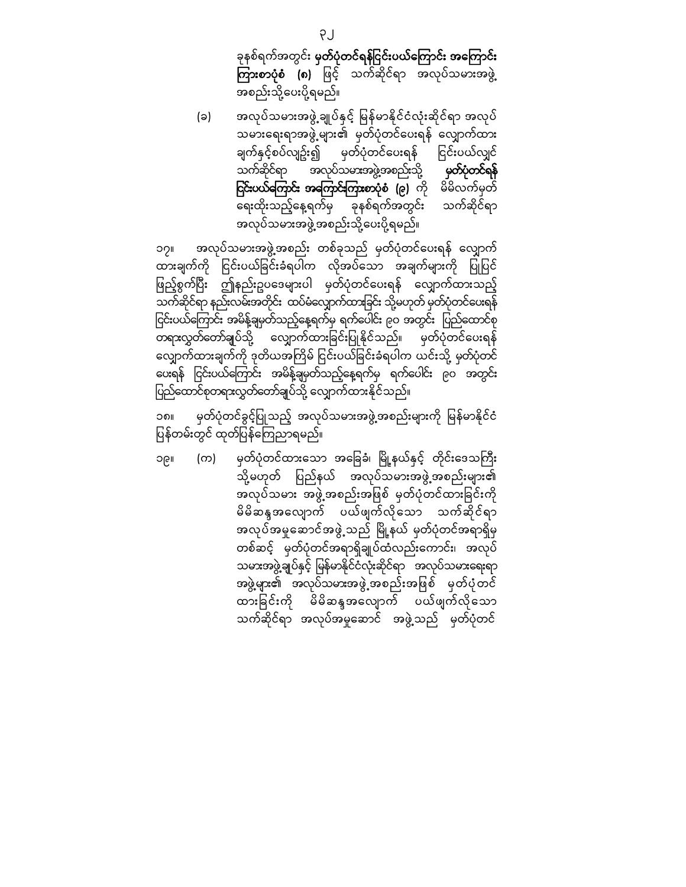ခုနစ်ရက်အတွင်း **မှတ်ပုံတင်ရန်ငြင်းပယ်ကြောင်း အကြောင်းကြားစာပုံစံ (၈)** ဖြင့် သက်ဆိုင်ရာ အလုပ်သမားအဖွဲ့အစည်းသို့ပေးပို့ရမည်။

(ခ) အလုပ်သမားအဖွဲ့ချုပ်နှင့် မြန်မာနိုင်ငံလုံးဆိုင်ရာ အလုပ်သမားရေးရာအဖွဲ့များ၏ မှတ်ပုံတင်ပေးရန် လျှောက်ထားချက်နှင့်စပ်လျဉ်း၍ မှတ်ပုံတင်ပေးရန် ငြင်းပယ်လျှင် သက်ဆိုင်ရာ အလုပ်သမားအဖွဲ့အစည်းသို့ **မှတ်ပုံတင်ရန်ငြင်းပယ်ကြောင်း အကြောင်းကြားစာပုံစံ (၉)** ကို မိမိလက်မှတ်ရေးထိုးသည့်နေ့ရက်မှ ခုနစ်ရက်အတွင်း သက်ဆိုင်ရာ အလုပ်သမားအဖွဲ့အစည်းသို့ပေးပို့ရမည်။

၁၇။ အလုပ်သမားအဖွဲ့အစည်း တစ်ခုသည် မှတ်ပုံတင်ပေးရန် လျှောက်ထားချက်ကို ငြင်းပယ်ခြင်းခံရပါက လိုအပ်သော အချက်များကို ပြုပြင်ဖြည့်စွက်ပြီး ဤနည်းဥပဒေများပါ မှတ်ပုံတင်ပေးရန် လျှောက်ထားသည့် သက်ဆိုင်ရာ နည်းလမ်းအတိုင်း ထပ်မံလျှောက်ထားခြင်း သို့မဟုတ် မှတ်ပုံတင်ပေးရန် ငြင်းပယ်ကြောင်း အမိန့်ချမှတ်သည့်နေ့ရက်မှ ရက်ပေါင်း ၉၀ အတွင်း ပြည်ထောင်စုတရားလွှတ်တော်ချုပ်သို့ လျှောက်ထားခြင်းပြုနိုင်သည်။ မှတ်ပုံတင်ပေးရန် လျှောက်ထားချက်ကို ဒုတိယအကြိမ် ငြင်းပယ်ခြင်းခံရပါက ယင်းသို့ မှတ်ပုံတင်ပေးရန် ငြင်းပယ်ကြောင်း အမိန့်ချမှတ်သည့်နေ့ရက်မှ ရက်ပေါင်း ၉၀ အတွင်း ပြည်ထောင်စုတရားလွှတ်တော်ချုပ်သို့ လျှောက်ထားနိုင်သည်။

၁၈။ မှတ်ပုံတင်ခွင့်ပြုသည့် အလုပ်သမားအဖွဲ့အစည်းများကို မြန်မာနိုင်ငံပြန်တမ်းတွင် ထုတ်ပြန်ကြေညာရမည်။

၁၉။ (က) မှတ်ပုံတင်ထားသော အခြေခံ၊ မြို့နယ်နှင့် တိုင်းဒေသကြီးသို့မဟုတ် ပြည်နယ် အလုပ်သမားအဖွဲ့အစည်းများ၏ အလုပ်သမား အဖွဲ့အစည်းအဖြစ် မှတ်ပုံတင်ထားခြင်းကို မိမိဆန္ဒအလျောက် ပယ်ဖျက်လိုသော သက်ဆိုင်ရာ အလုပ်အမှုဆောင်အဖွဲ့သည် မြို့နယ် မှတ်ပုံတင်အရာရှိမှ တစ်ဆင့် မှတ်ပုံတင်အရာရှိချုပ်ထံလည်းကောင်း၊ အလုပ်သမားအဖွဲ့ချုပ်နှင့် မြန်မာနိုင်ငံလုံးဆိုင်ရာ အလုပ်သမားရေးရာအဖွဲ့များ၏ အလုပ်သမားအဖွဲ့အစည်းအဖြစ် မှတ်ပုံတင်ထားခြင်းကို မိမိဆန္ဒအလျောက် ပယ်ဖျက်လိုသော သက်ဆိုင်ရာ အလုပ်အမှုဆောင် အဖွဲ့သည် မှတ်ပုံတင်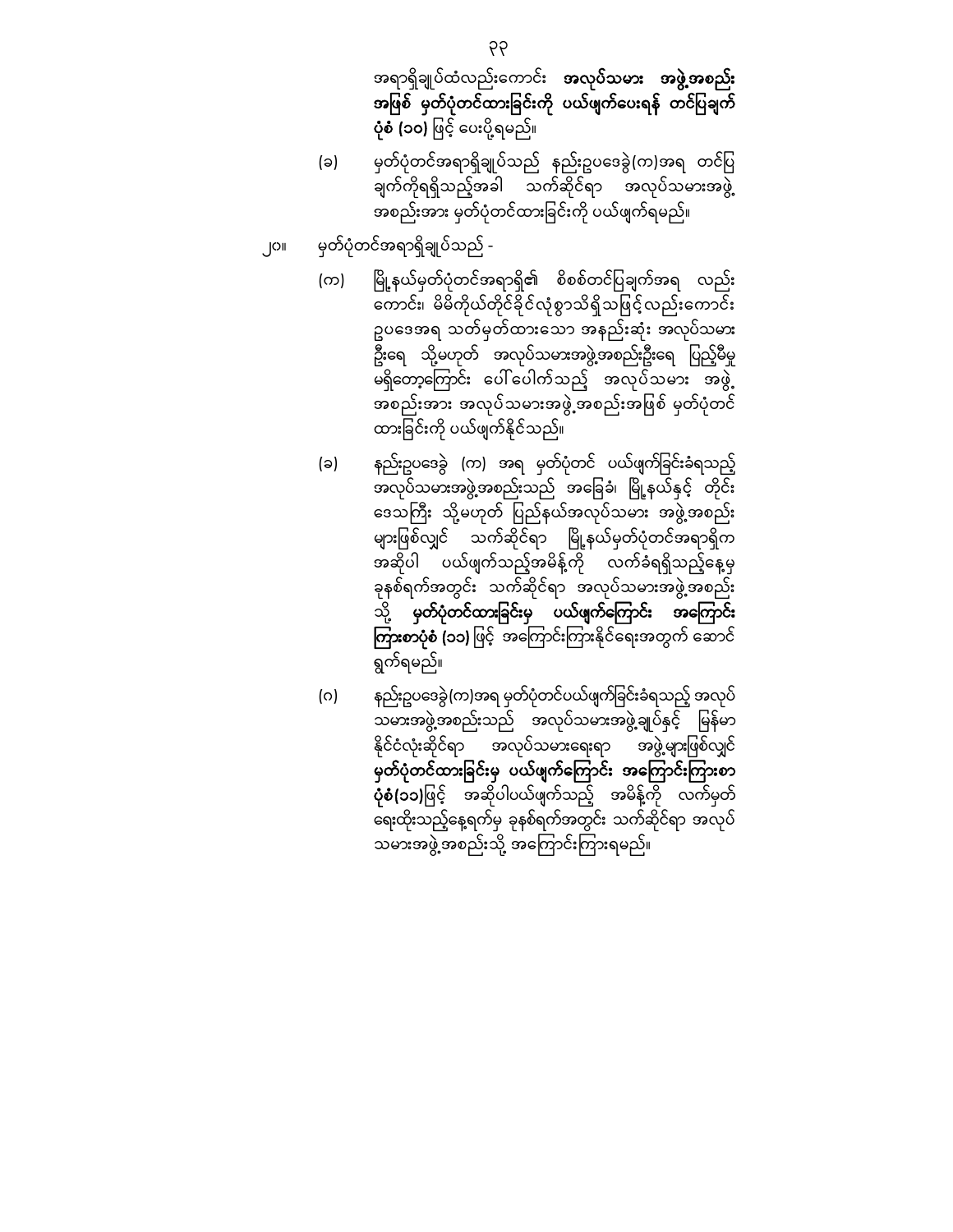အရာရှိချုပ်ထံလည်းကောင်း **အလုပ်သမား အဖွဲ့အစည်းအဖြစ် မှတ်ပုံတင်ထားခြင်းကို ပယ်ဖျက်ပေးရန် တင်ပြချက်ပုံစံ (၁၀)** ဖြင့် ပေးပို့ရမည်။

(ခ) မှတ်ပုံတင်အရာရှိချုပ်သည် နည်းဥပဒေခွဲ(က)အရ တင်ပြချက်ကိုရရှိသည့်အခါ သက်ဆိုင်ရာ အလုပ်သမားအဖွဲ့အစည်းအား မှတ်ပုံတင်ထားခြင်းကို ပယ်ဖျက်ရမည်။

၂၀။ မှတ်ပုံတင်အရာရှိချုပ်သည် -

(က) မြို့နယ်မှတ်ပုံတင်အရာရှိ၏ စိစစ်တင်ပြချက်အရ လည်းကောင်း၊ မိမိကိုယ်တိုင်ခိုင်လုံစွာသိရှိသဖြင့်လည်းကောင်း ဥပဒေအရ သတ်မှတ်ထားသော အနည်းဆုံး အလုပ်သမားဦးရေ သို့မဟုတ် အလုပ်သမားအဖွဲ့အစည်းဦးရေ ပြည့်မီမှုမရှိတော့ကြောင်း ပေါ်ပေါက်သည့် အလုပ်သမား အဖွဲ့အစည်းအား အလုပ်သမားအဖွဲ့အစည်းအဖြစ် မှတ်ပုံတင်ထားခြင်းကို ပယ်ဖျက်နိုင်သည်။

(ခ) နည်းဥပဒေခွဲ (က) အရ မှတ်ပုံတင် ပယ်ဖျက်ခြင်းခံရသည့် အလုပ်သမားအဖွဲ့အစည်းသည် အခြေခံ၊ မြို့နယ်နှင့် တိုင်းဒေသကြီး သို့မဟုတ် ပြည်နယ်အလုပ်သမား အဖွဲ့အစည်းများဖြစ်လျှင် သက်ဆိုင်ရာ မြို့နယ်မှတ်ပုံတင်အရာရှိက အဆိုပါ ပယ်ဖျက်သည့်အမိန့်ကို လက်ခံရရှိသည့်နေ့မှ ခုနစ်ရက်အတွင်း သက်ဆိုင်ရာ အလုပ်သမားအဖွဲ့အစည်းသို့ **မှတ်ပုံတင်ထားခြင်းမှ ပယ်ဖျက်ကြောင်း အကြောင်းကြားစာပုံစံ (၁၁)** ဖြင့် အကြောင်းကြားနိုင်ရေးအတွက် ဆောင်ရွက်ရမည်။

(ဂ) နည်းဥပဒေခွဲ(က)အရ မှတ်ပုံတင်ပယ်ဖျက်ခြင်းခံရသည့် အလုပ်သမားအဖွဲ့အစည်းသည် အလုပ်သမားအဖွဲ့ချုပ်နှင့် မြန်မာနိုင်ငံလုံးဆိုင်ရာ အလုပ်သမားရေးရာ အဖွဲ့များဖြစ်လျှင် **မှတ်ပုံတင်ထားခြင်းမှ ပယ်ဖျက်ကြောင်း အကြောင်းကြားစာပုံစံ(၁၁)**ဖြင့် အဆိုပါပယ်ဖျက်သည့် အမိန့်ကို လက်မှတ်ရေးထိုးသည့်နေ့ရက်မှ ခုနစ်ရက်အတွင်း သက်ဆိုင်ရာ အလုပ်သမားအဖွဲ့အစည်းသို့ အကြောင်းကြားရမည်။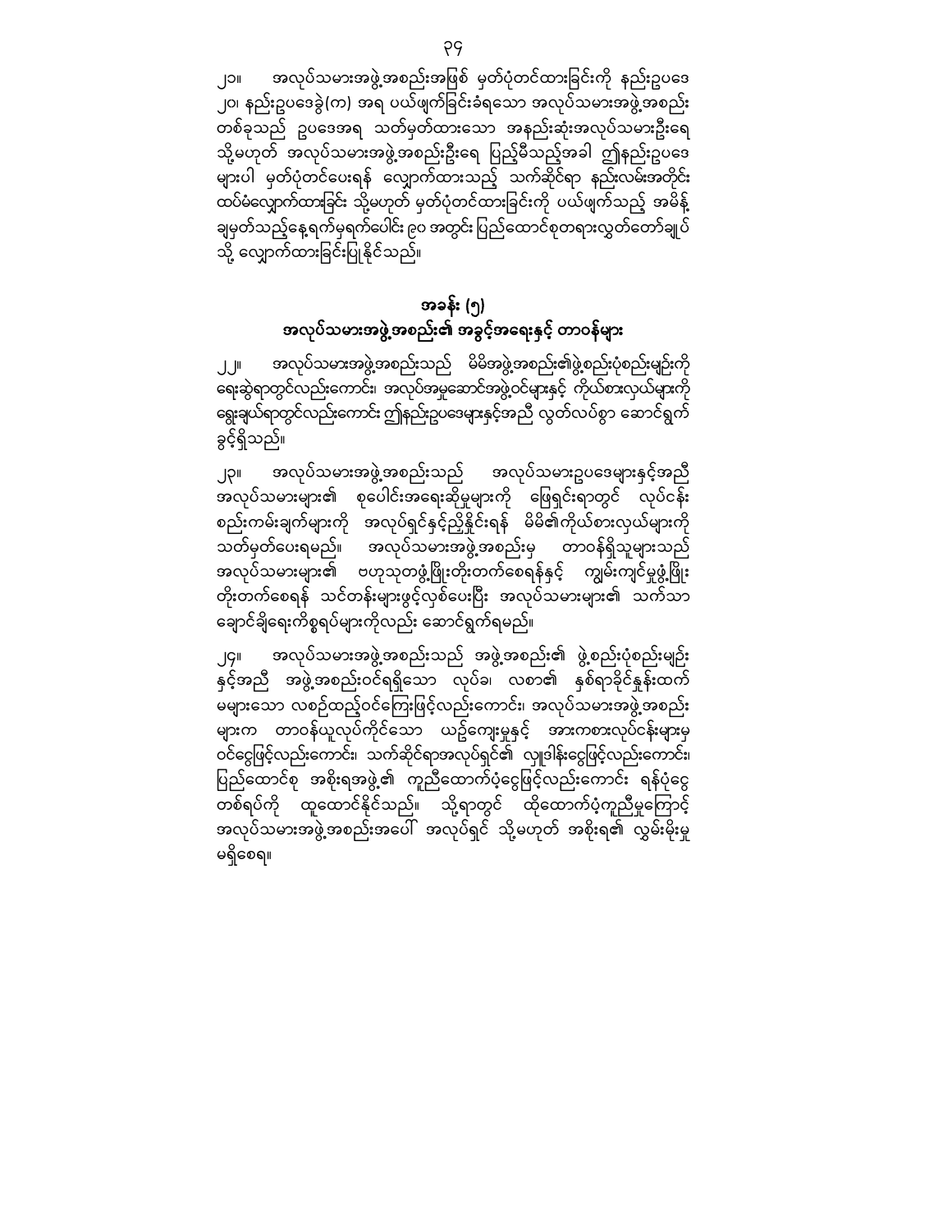၂၁။ အလုပ်သမားအဖွဲ့အစည်းအဖြစ် မှတ်ပုံတင်ထားခြင်းကို နည်းဥပဒေ ၂၀၊ နည်းဥပဒေခွဲ(က) အရ ပယ်ဖျက်ခြင်းခံရသော အလုပ်သမားအဖွဲ့အစည်း တစ်ခုသည် ဥပဒေအရ သတ်မှတ်ထားသော အနည်းဆုံးအလုပ်သမားဦးရေ သို့မဟုတ် အလုပ်သမားအဖွဲ့အစည်းဦးရေ ပြည့်မီသည့်အခါ ဤနည်းဥပဒေ များပါ မှတ်ပုံတင်ပေးရန် လျှောက်ထားသည့် သက်ဆိုင်ရာ နည်းလမ်းအတိုင်း ထပ်မံလျှောက်ထားခြင်း သို့မဟုတ် မှတ်ပုံတင်ထားခြင်းကို ပယ်ဖျက်သည့် အမိန့် ချမှတ်သည့်နေ့ရက်မှရက်ပေါင်း ၉၀ အတွင်း ပြည်ထောင်စုတရားလွှတ်တော်ချုပ် သို့ လျှောက်ထားခြင်းပြုနိုင်သည်။

## အခန်း (၅)
## အလုပ်သမားအဖွဲ့အစည်း၏ အခွင့်အရေးနှင့် တာဝန်များ

၂၂။ အလုပ်သမားအဖွဲ့အစည်းသည် မိမိအဖွဲ့အစည်း၏ဖွဲ့စည်းပုံစည်းမျဉ်းကို ရေးဆွဲရာတွင်လည်းကောင်း၊ အလုပ်အမှုဆောင်အဖွဲ့ဝင်များနှင့် ကိုယ်စားလှယ်များကို ရွေးချယ်ရာတွင်လည်းကောင်း ဤနည်းဥပဒေများနှင့်အညီ လွတ်လပ်စွာ ဆောင်ရွက် ခွင့်ရှိသည်။

၂၃။ အလုပ်သမားအဖွဲ့အစည်းသည် အလုပ်သမားဥပဒေများနှင့်အညီ အလုပ်သမားများ၏ စုပေါင်းအရေးဆိုမှုများကို ဖြေရှင်းရာတွင် လုပ်ငန်း စည်းကမ်းချက်များကို အလုပ်ရှင်နှင့်ညှိနှိုင်းရန် မိမိ၏ကိုယ်စားလှယ်များကို သတ်မှတ်ပေးရမည်။ အလုပ်သမားအဖွဲ့အစည်းမှ တာဝန်ရှိသူများသည် အလုပ်သမားများ၏ ဗဟုသုတဖွံ့ဖြိုးတိုးတက်စေရန်နှင့် ကျွမ်းကျင်မှုဖွံ့ဖြိုး တိုးတက်စေရန် သင်တန်းများဖွင့်လှစ်ပေးပြီး အလုပ်သမားများ၏ သက်သာ ချောင်ချိရေးကိစ္စရပ်များကိုလည်း ဆောင်ရွက်ရမည်။

၂၄။ အလုပ်သမားအဖွဲ့အစည်းသည် အဖွဲ့အစည်း၏ ဖွဲ့စည်းပုံစည်းမျဉ်း နှင့်အညီ အဖွဲ့အစည်းဝင်ရရှိသော လုပ်ခ၊ လစာ၏ နှစ်ရာခိုင်နှုန်းထက် မများသော လစဉ်ထည့်ဝင်ကြေးဖြင့်လည်းကောင်း၊ အလုပ်သမားအဖွဲ့အစည်း များက တာဝန်ယူလုပ်ကိုင်သော ယဉ်ကျေးမှုနှင့် အားကစားလုပ်ငန်းများမှ ဝင်ငွေဖြင့်လည်းကောင်း၊ သက်ဆိုင်ရာအလုပ်ရှင်၏ လှူဒါန်းငွေဖြင့်လည်းကောင်း၊ ပြည်ထောင်စု အစိုးရအဖွဲ့၏ ကူညီထောက်ပံ့ငွေဖြင့်လည်းကောင်း ရန်ပုံငွေ တစ်ရပ်ကို ထူထောင်နိုင်သည်။ သို့ရာတွင် ထိုထောက်ပံ့ကူညီမှုကြောင့် အလုပ်သမားအဖွဲ့အစည်းအပေါ် အလုပ်ရှင် သို့မဟုတ် အစိုးရ၏ လွှမ်းမိုးမှု မရှိစေရ။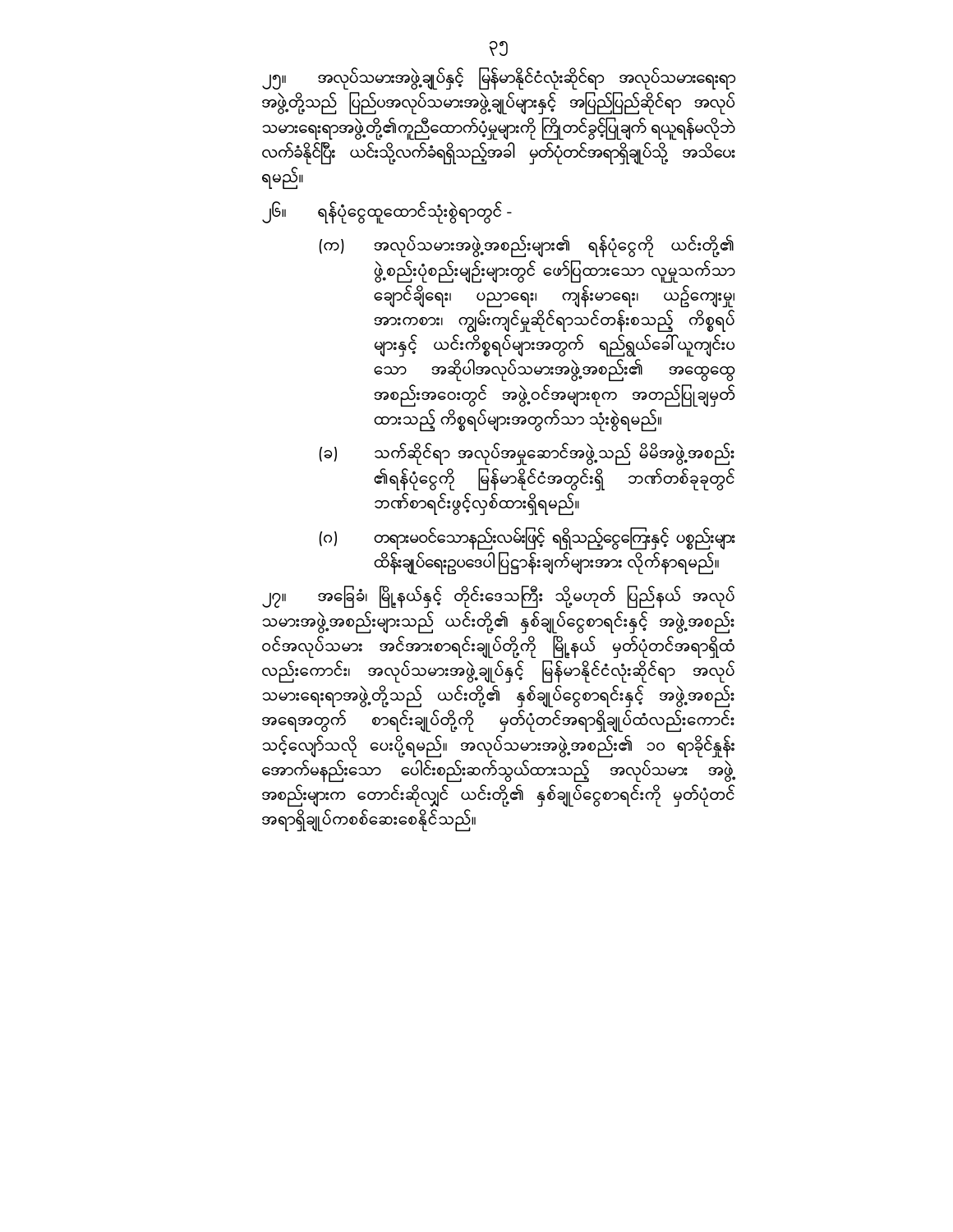၂၅။ အလုပ်သမားအဖွဲ့ချုပ်နှင့် မြန်မာနိုင်ငံလုံးဆိုင်ရာ အလုပ်သမားရေးရာ အဖွဲ့တို့သည် ပြည်ပအလုပ်သမားအဖွဲ့ချုပ်များနှင့် အပြည်ပြည်ဆိုင်ရာ အလုပ်သမားရေးရာအဖွဲ့တို့၏ကူညီထောက်ပံ့မှုများကို ကြိုတင်ခွင့်ပြုချက် ရယူရန်မလိုဘဲ လက်ခံနိုင်ပြီး ယင်းသို့လက်ခံရရှိသည့်အခါ မှတ်ပုံတင်အရာရှိချုပ်သို့ အသိပေးရမည်။

၂၆။ ရန်ပုံငွေထူထောင်သုံးစွဲရာတွင် -

(က) အလုပ်သမားအဖွဲ့အစည်းများ၏ ရန်ပုံငွေကို ယင်းတို့၏ ဖွဲ့စည်းပုံစည်းမျဉ်းများတွင် ဖော်ပြထားသော လူမှုသက်သာချောင်ချိရေး၊ ပညာရေး၊ ကျန်းမာရေး၊ ယဉ်ကျေးမှု၊ အားကစား၊ ကျွမ်းကျင်မှုဆိုင်ရာသင်တန်းစသည့် ကိစ္စရပ်များနှင့် ယင်းကိစ္စရပ်များအတွက် ရည်ရွယ်ခေါ်ယူကျင်းပသော အဆိုပါအလုပ်သမားအဖွဲ့အစည်း၏ အထွေထွေအစည်းအဝေးတွင် အဖွဲ့ဝင်အများစုက အတည်ပြုချမှတ်ထားသည့် ကိစ္စရပ်များအတွက်သာ သုံးစွဲရမည်။

(ခ) သက်ဆိုင်ရာ အလုပ်အမှုဆောင်အဖွဲ့သည် မိမိအဖွဲ့အစည်း၏ရန်ပုံငွေကို မြန်မာနိုင်ငံအတွင်းရှိ ဘဏ်တစ်ခုခုတွင် ဘဏ်စာရင်းဖွင့်လှစ်ထားရှိရမည်။

(ဂ) တရားမဝင်သောနည်းလမ်းဖြင့် ရရှိသည့်ငွေကြေးနှင့် ပစ္စည်းများ ထိန်းချုပ်ရေးဥပဒေပါပြဋ္ဌာန်းချက်များအား လိုက်နာရမည်။

၂၇။ အခြေခံ၊ မြို့နယ်နှင့် တိုင်းဒေသကြီး သို့မဟုတ် ပြည်နယ် အလုပ်သမားအဖွဲ့အစည်းများသည် ယင်းတို့၏ နှစ်ချုပ်ငွေစာရင်းနှင့် အဖွဲ့အစည်းဝင်အလုပ်သမား အင်အားစာရင်းချုပ်တို့ကို မြို့နယ် မှတ်ပုံတင်အရာရှိထံ လည်းကောင်း၊ အလုပ်သမားအဖွဲ့ချုပ်နှင့် မြန်မာနိုင်ငံလုံးဆိုင်ရာ အလုပ်သမားရေးရာအဖွဲ့တို့သည် ယင်းတို့၏ နှစ်ချုပ်ငွေစာရင်းနှင့် အဖွဲ့အစည်း အရေအတွက် စာရင်းချုပ်တို့ကို မှတ်ပုံတင်အရာရှိချုပ်ထံလည်းကောင်း သင့်လျော်သလို ပေးပို့ရမည်။ အလုပ်သမားအဖွဲ့အစည်း၏ ၁၀ ရာခိုင်နှုန်း အောက်မနည်းသော ပေါင်းစည်းဆက်သွယ်ထားသည့် အလုပ်သမား အဖွဲ့အစည်းများက တောင်းဆိုလျှင် ယင်းတို့၏ နှစ်ချုပ်ငွေစာရင်းကို မှတ်ပုံတင်အရာရှိချုပ်ကစစ်ဆေးစေနိုင်သည်။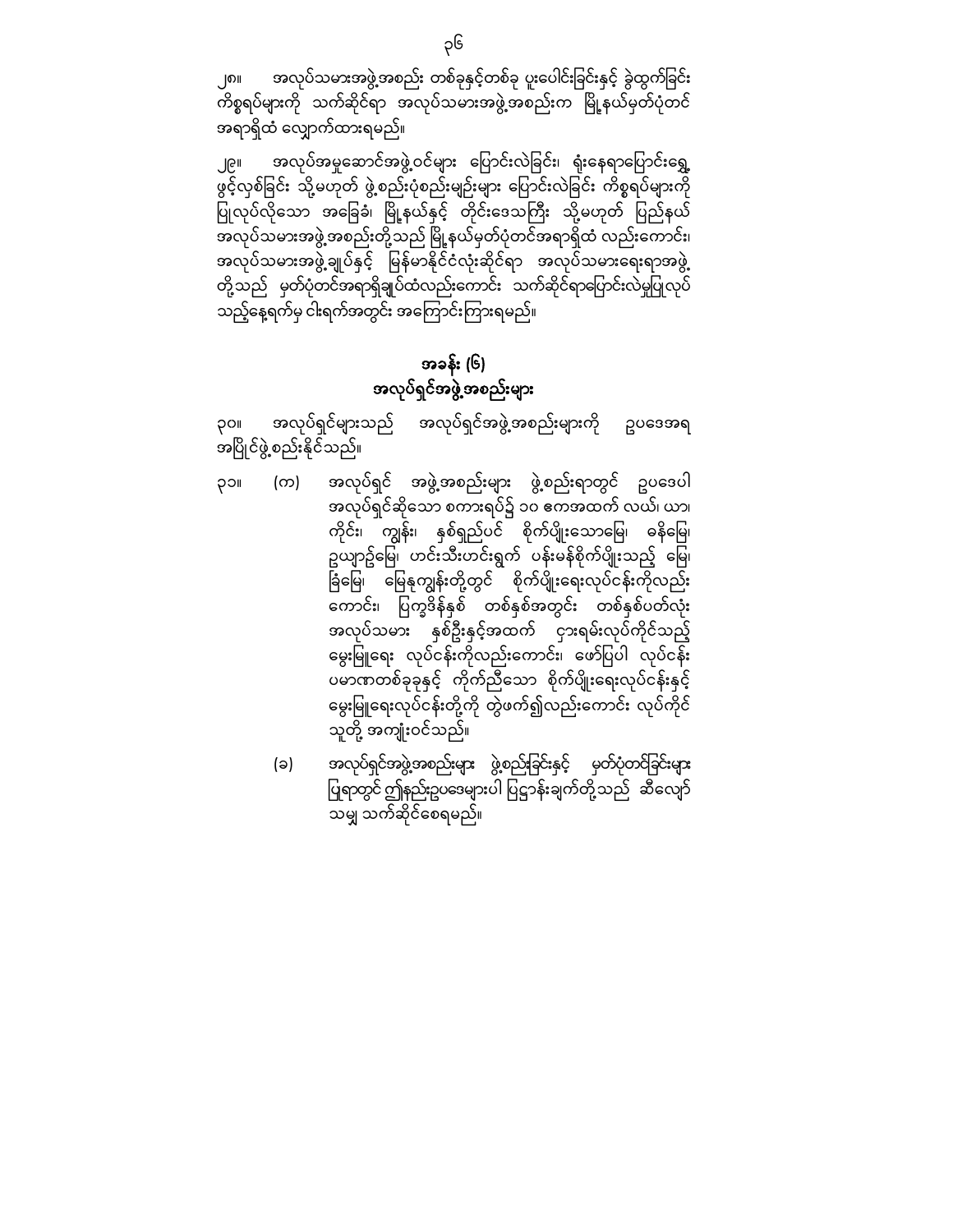၂၈။ အလုပ်သမားအဖွဲ့အစည်း တစ်ခုနှင့်တစ်ခု ပူးပေါင်းခြင်းနှင့် ခွဲထွက်ခြင်း ကိစ္စရပ်များကို သက်ဆိုင်ရာ အလုပ်သမားအဖွဲ့အစည်းက မြို့နယ်မှတ်ပုံတင် အရာရှိထံ လျှောက်ထားရမည်။

၂၉။ အလုပ်အမှုဆောင်အဖွဲ့ဝင်များ ပြောင်းလဲခြင်း၊ ရုံးနေရာပြောင်းရွှေ့ ဖွင့်လှစ်ခြင်း သို့မဟုတ် ဖွဲ့စည်းပုံစည်းမျဉ်းများ ပြောင်းလဲခြင်း ကိစ္စရပ်များကို ပြုလုပ်လိုသော အခြေခံ၊ မြို့နယ်နှင့် တိုင်းဒေသကြီး သို့မဟုတ် ပြည်နယ် အလုပ်သမားအဖွဲ့အစည်းတို့သည် မြို့နယ်မှတ်ပုံတင်အရာရှိထံ လည်းကောင်း၊ အလုပ်သမားအဖွဲ့ချုပ်နှင့် မြန်မာနိုင်ငံလုံးဆိုင်ရာ အလုပ်သမားရေးရာအဖွဲ့ တို့သည် မှတ်ပုံတင်အရာရှိချုပ်ထံလည်းကောင်း သက်ဆိုင်ရာပြောင်းလဲမှုပြုလုပ် သည့်နေ့ရက်မှ ငါးရက်အတွင်း အကြောင်းကြားရမည်။

## အခန်း (၆)
## အလုပ်ရှင်အဖွဲ့အစည်းများ

၃၀။ အလုပ်ရှင်များသည် အလုပ်ရှင်အဖွဲ့အစည်းများကို ဥပဒေအရ အပြိုင်ဖွဲ့စည်းနိုင်သည်။

၃၁။ (က) အလုပ်ရှင် အဖွဲ့အစည်းများ ဖွဲ့စည်းရာတွင် ဥပဒေပါ အလုပ်ရှင်ဆိုသော စကားရပ်၌ ၁၀ ဧကအထက် လယ်၊ ယာ၊ ကိုင်း၊ ကျွန်း၊ နှစ်ရှည်ပင် စိုက်ပျိုးသောမြေ၊ ဓနိမြေ၊ ဥယျာဉ်မြေ၊ ဟင်းသီးဟင်းရွက် ပန်းမန်စိုက်ပျိုးသည့် မြေ၊ ခြံမြေ၊ မြေနုကျွန်းတို့တွင် စိုက်ပျိုးရေးလုပ်ငန်းကိုလည်း ကောင်း၊ ပြက္ခဒိန်နှစ် တစ်နှစ်အတွင်း တစ်နှစ်ပတ်လုံး အလုပ်သမား နှစ်ဦးနှင့်အထက် ငှားရမ်းလုပ်ကိုင်သည့် မွေးမြူရေး လုပ်ငန်းကိုလည်းကောင်း၊ ဖော်ပြပါ လုပ်ငန်း ပမာဏတစ်ခုခုနှင့် ကိုက်ညီသော စိုက်ပျိုးရေးလုပ်ငန်းနှင့် မွေးမြူရေးလုပ်ငန်းတို့ကို တွဲဖက်၍လည်းကောင်း လုပ်ကိုင် သူတို့ အကျုံးဝင်သည်။

(ခ) အလုပ်ရှင်အဖွဲ့အစည်းများ ဖွဲ့စည်းခြင်းနှင့် မှတ်ပုံတင်ခြင်းများ ပြုရာတွင် ဤနည်းဥပဒေများပါ ပြဋ္ဌာန်းချက်တို့သည် ဆီလျော် သမျှ သက်ဆိုင်စေရမည်။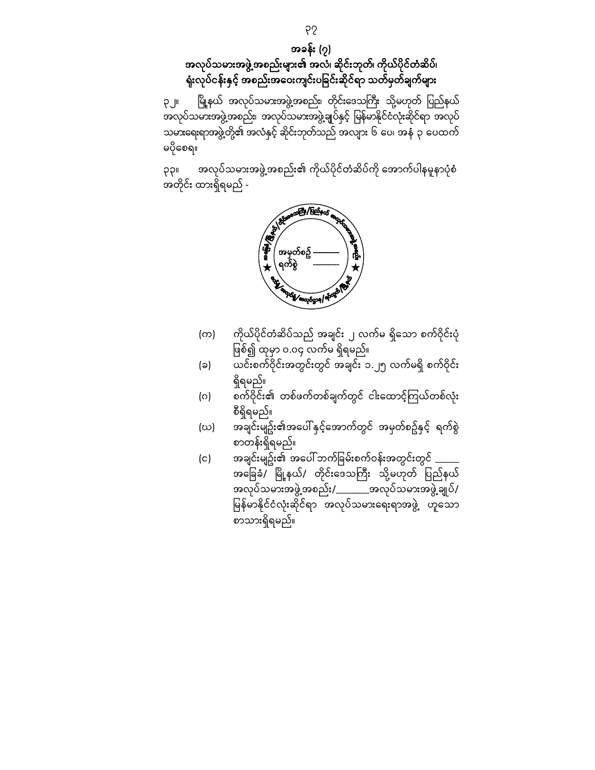## အခန်း (၇)

## အလုပ်သမားအဖွဲ့အစည်းများ၏ အလံ၊ ဆိုင်းဘုတ်၊ ကိုယ်ပိုင်တံဆိပ်၊ ရုံးလုပ်ငန်းနှင့် အစည်းအဝေးကျင်းပခြင်းဆိုင်ရာ သတ်မှတ်ချက်များ

၃၂။ မြို့နယ် အလုပ်သမားအဖွဲ့အစည်း၊ တိုင်းဒေသကြီး သို့မဟုတ် ပြည်နယ် အလုပ်သမားအဖွဲ့အစည်း၊ အလုပ်သမားအဖွဲ့ချုပ်နှင့် မြန်မာနိုင်ငံလုံးဆိုင်ရာ အလုပ်သမားရေးရာအဖွဲ့တို့၏ အလံနှင့် ဆိုင်းဘုတ်သည် အလျား ၆ ပေ၊ အနံ ၃ ပေထက် မပိုစေရ။

၃၃။ အလုပ်သမားအဖွဲ့အစည်း၏ ကိုယ်ပိုင်တံဆိပ်ကို အောက်ပါနမူနာပုံစံ အတိုင်း ထားရှိရမည် -

အခြေခံ/မြို့နယ်/တိုင်းဒေသကြီး/ပြည်နယ် အလုပ်သမားအဖွဲ့အစည်း
အမှတ်စဉ် ——
ရက်စွဲ ——
★ ★
ဒေသ/ မြို့နယ်/ ခရိုင်/ ...

(က) ကိုယ်ပိုင်တံဆိပ်သည် အချင်း ၂ လက်မ ရှိသော စက်ဝိုင်းပုံ ဖြစ်၍ ထုမှာ ၀.၀၄ လက်မ ရှိရမည်။

(ခ) ယင်းစက်ဝိုင်းအတွင်းတွင် အချင်း ၁.၂၅ လက်မရှိ စက်ဝိုင်း ရှိရမည်။

(ဂ) စက်ဝိုင်း၏ တစ်ဖက်တစ်ချက်တွင် ငါးထောင့်ကြယ်တစ်လုံး စီရှိရမည်။

(ဃ) အချင်းမျဉ်း၏အပေါ်နှင့်အောက်တွင် အမှတ်စဉ်နှင့် ရက်စွဲ စာတန်းရှိရမည်။

(င) အချင်းမျဉ်း၏ အပေါ်ဘက်ခြမ်းစက်ဝန်းအတွင်းတွင် \_\_\_\_\_ အခြေခံ/ မြို့နယ်/ တိုင်းဒေသကြီး သို့မဟုတ် ပြည်နယ် အလုပ်သမားအဖွဲ့အစည်း/\_\_\_\_\_\_အလုပ်သမားအဖွဲ့ချုပ်/ မြန်မာနိုင်ငံလုံးဆိုင်ရာ အလုပ်သမားရေးရာအဖွဲ့ ဟူသော စာသားရှိရမည်။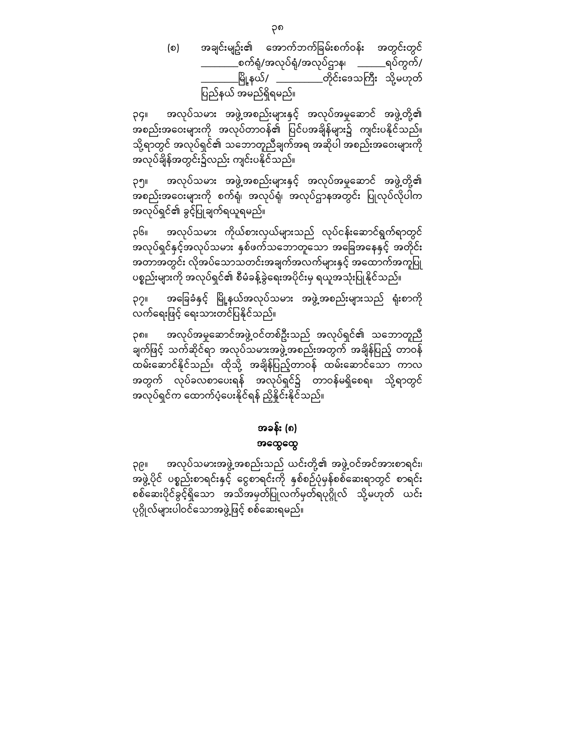(စ) အချင်းမျဉ်း၏ အောက်ဘက်ခြမ်းစက်ဝန်း အတွင်းတွင် ________စက်ရုံ/အလုပ်ရုံ/အလုပ်ဌာန၊ ______ရပ်ကွက်/ ________မြို့နယ်/ __________တိုင်းဒေသကြီး သို့မဟုတ် ပြည်နယ် အမည်ရှိရမည်။

၃၄။ အလုပ်သမား အဖွဲ့အစည်းများနှင့် အလုပ်အမှုဆောင် အဖွဲ့တို့၏ အစည်းအဝေးများကို အလုပ်တာဝန်၏ ပြင်ပအချိန်များ၌ ကျင်းပနိုင်သည်။ သို့ရာတွင် အလုပ်ရှင်၏ သဘောတူညီချက်အရ အဆိုပါ အစည်းအဝေးများကို အလုပ်ချိန်အတွင်း၌လည်း ကျင်းပနိုင်သည်။

၃၅။ အလုပ်သမား အဖွဲ့အစည်းများနှင့် အလုပ်အမှုဆောင် အဖွဲ့တို့၏ အစည်းအဝေးများကို စက်ရုံ၊ အလုပ်ရုံ၊ အလုပ်ဌာနအတွင်း ပြုလုပ်လိုပါက အလုပ်ရှင်၏ ခွင့်ပြုချက်ရယူရမည်။

၃၆။ အလုပ်သမား ကိုယ်စားလှယ်များသည် လုပ်ငန်းဆောင်ရွက်ရာတွင် အလုပ်ရှင်နှင့်အလုပ်သမား နှစ်ဖက်သဘောတူသော အခြေအနေနှင့် အတိုင်း အတာအတွင်း လိုအပ်သောသတင်းအချက်အလက်များနှင့် အထောက်အကူပြု ပစ္စည်းများကို အလုပ်ရှင်၏ စီမံခန့်ခွဲရေးအပိုင်းမှ ရယူအသုံးပြုနိုင်သည်။

၃၇။ အခြေခံနှင့် မြို့နယ်အလုပ်သမား အဖွဲ့အစည်းများသည် ရုံးစာကို လက်ရေးဖြင့် ရေးသားတင်ပြနိုင်သည်။

၃၈။ အလုပ်အမှုဆောင်အဖွဲ့ဝင်တစ်ဦးသည် အလုပ်ရှင်၏ သဘောတူညီ ချက်ဖြင့် သက်ဆိုင်ရာ အလုပ်သမားအဖွဲ့အစည်းအတွက် အချိန်ပြည့် တာဝန် ထမ်းဆောင်နိုင်သည်။ ထိုသို့ အချိန်ပြည့်တာဝန် ထမ်းဆောင်သော ကာလ အတွက် လုပ်ခလစာပေးရန် အလုပ်ရှင်၌ တာဝန်မရှိစေရ။ သို့ရာတွင် အလုပ်ရှင်က ထောက်ပံ့ပေးနိုင်ရန် ညှိနှိုင်းနိုင်သည်။

## အခန်း (၈)

## အထွေထွေ

၃၉။ အလုပ်သမားအဖွဲ့အစည်းသည် ယင်းတို့၏ အဖွဲ့ဝင်အင်အားစာရင်း၊ အဖွဲ့ပိုင် ပစ္စည်းစာရင်းနှင့် ငွေစာရင်းကို နှစ်စဉ်ပုံမှန်စစ်ဆေးရာတွင် စာရင်း စစ်ဆေးပိုင်ခွင့်ရှိသော အသိအမှတ်ပြုလက်မှတ်ရပုဂ္ဂိုလ် သို့မဟုတ် ယင်း ပုဂ္ဂိုလ်များပါဝင်သောအဖွဲ့ဖြင့် စစ်ဆေးရမည်။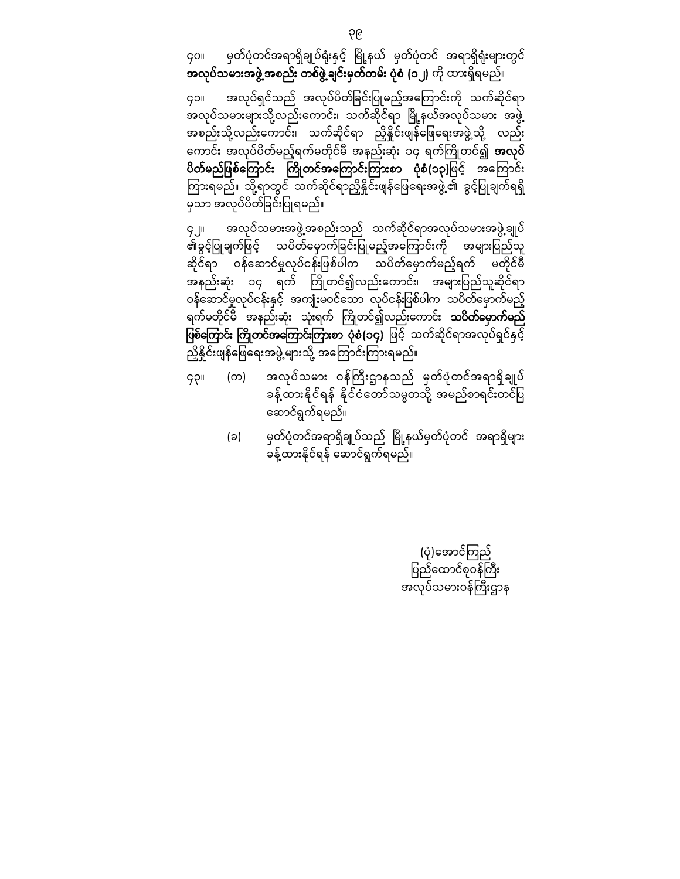၄၀။ မှတ်ပုံတင်အရာရှိချုပ်ရုံးနှင့် မြို့နယ် မှတ်ပုံတင် အရာရှိရုံးများတွင် **အလုပ်သမားအဖွဲ့အစည်း တစ်ဖွဲ့ချင်းမှတ်တမ်း ပုံစံ (၁၂)** ကို ထားရှိရမည်။

၄၁။ အလုပ်ရှင်သည် အလုပ်ပိတ်ခြင်းပြုမည့်အကြောင်းကို သက်ဆိုင်ရာ အလုပ်သမားများသို့လည်းကောင်း၊ သက်ဆိုင်ရာ မြို့နယ်အလုပ်သမား အဖွဲ့အစည်းသို့လည်းကောင်း၊ သက်ဆိုင်ရာ ညှိနှိုင်းဖျန်ဖြေရေးအဖွဲ့သို့ လည်းကောင်း အလုပ်ပိတ်မည့်ရက်မတိုင်မီ အနည်းဆုံး ၁၄ ရက်ကြိုတင်၍ **အလုပ်ပိတ်မည်ဖြစ်ကြောင်း ကြိုတင်အကြောင်းကြားစာ ပုံစံ(၁၃)**ဖြင့် အကြောင်းကြားရမည်။ သို့ရာတွင် သက်ဆိုင်ရာညှိနှိုင်းဖျန်ဖြေရေးအဖွဲ့၏ ခွင့်ပြုချက်ရရှိမှသာ အလုပ်ပိတ်ခြင်းပြုရမည်။

၄၂။ အလုပ်သမားအဖွဲ့အစည်းသည် သက်ဆိုင်ရာအလုပ်သမားအဖွဲ့ချုပ်၏ခွင့်ပြုချက်ဖြင့် သပိတ်မှောက်ခြင်းပြုမည့်အကြောင်းကို အများပြည်သူဆိုင်ရာ ဝန်ဆောင်မှုလုပ်ငန်းဖြစ်ပါက သပိတ်မှောက်မည့်ရက် မတိုင်မီ အနည်းဆုံး ၁၄ ရက် ကြိုတင်၍လည်းကောင်း၊ အများပြည်သူဆိုင်ရာ ဝန်ဆောင်မှုလုပ်ငန်းနှင့် အကျုံးမဝင်သော လုပ်ငန်းဖြစ်ပါက သပိတ်မှောက်မည့် ရက်မတိုင်မီ အနည်းဆုံး သုံးရက် ကြိုတင်၍လည်းကောင်း **သပိတ်မှောက်မည်ဖြစ်ကြောင်း ကြိုတင်အကြောင်းကြားစာ ပုံစံ(၁၄)** ဖြင့် သက်ဆိုင်ရာအလုပ်ရှင်နှင့် ညှိနှိုင်းဖျန်ဖြေရေးအဖွဲ့များသို့ အကြောင်းကြားရမည်။

၄၃။ (က) အလုပ်သမား ဝန်ကြီးဌာနသည် မှတ်ပုံတင်အရာရှိချုပ် ခန့်ထားနိုင်ရန် နိုင်ငံတော်သမ္မတသို့ အမည်စာရင်းတင်ပြ ဆောင်ရွက်ရမည်။

(ခ) မှတ်ပုံတင်အရာရှိချုပ်သည် မြို့နယ်မှတ်ပုံတင် အရာရှိများ ခန့်ထားနိုင်ရန် ဆောင်ရွက်ရမည်။

(ပုံ)အောင်ကြည်
ပြည်ထောင်စုဝန်ကြီး
အလုပ်သမားဝန်ကြီးဌာန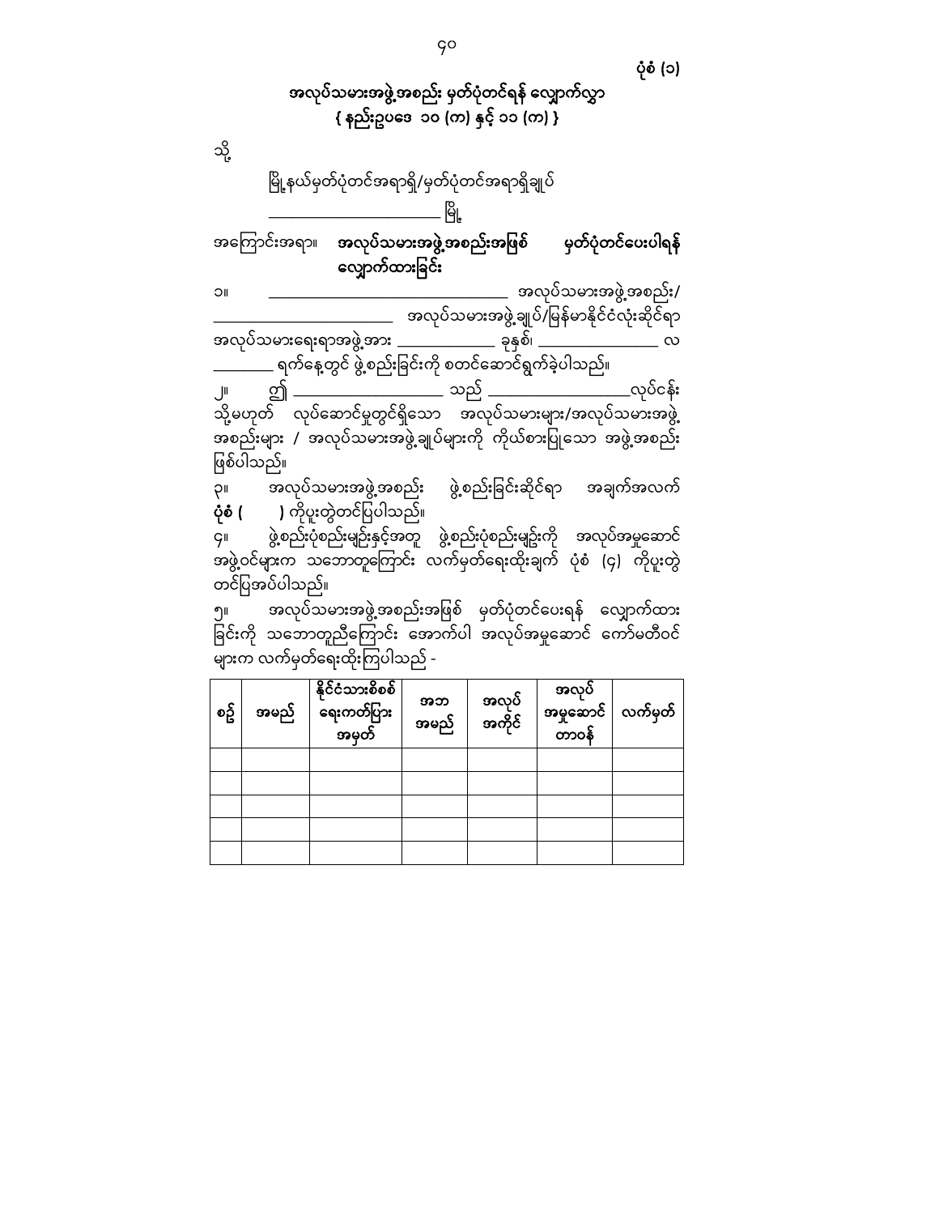ပုံစံ (၁)

# အလုပ်သမားအဖွဲ့အစည်း မှတ်ပုံတင်ရန် လျှောက်လွှာ

**{ နည်းဥပဒေ ၁၀ (က) နှင့် ၁၁ (က) }**

သို့

မြို့နယ်မှတ်ပုံတင်အရာရှိ/မှတ်ပုံတင်အရာရှိချုပ်

______________________ မြို့

အကြောင်းအရာ။ **အလုပ်သမားအဖွဲ့အစည်းအဖြစ် မှတ်ပုံတင်ပေးပါရန် လျှောက်ထားခြင်း**

၁။ ______________________________ အလုပ်သမားအဖွဲ့အစည်း/ ______________________ အလုပ်သမားအဖွဲ့ချုပ်/မြန်မာနိုင်ငံလုံးဆိုင်ရာ အလုပ်သမားရေးရာအဖွဲ့အား _____________ ခုနှစ်၊ ______________ လ ________ ရက်နေ့တွင် ဖွဲ့စည်းခြင်းကို စတင်ဆောင်ရွက်ခဲ့ပါသည်။

၂။ ဤ __________________ သည် __________________လုပ်ငန်း သို့မဟုတ် လုပ်ဆောင်မှုတွင်ရှိသော အလုပ်သမားများ/အလုပ်သမားအဖွဲ့အစည်းများ / အလုပ်သမားအဖွဲ့ချုပ်များကို ကိုယ်စားပြုသော အဖွဲ့အစည်းဖြစ်ပါသည်။

၃။ အလုပ်သမားအဖွဲ့အစည်း ဖွဲ့စည်းခြင်းဆိုင်ရာ အချက်အလက် **ပုံစံ (  )** ကိုပူးတွဲတင်ပြပါသည်။

၄။ ဖွဲ့စည်းပုံစည်းမျဉ်းနှင့်အတူ ဖွဲ့စည်းပုံစည်းမျဉ်းကို အလုပ်အမှုဆောင်အဖွဲ့ဝင်များက သဘောတူကြောင်း လက်မှတ်ရေးထိုးချက် ပုံစံ (၄) ကိုပူးတွဲတင်ပြအပ်ပါသည်။

၅။ အလုပ်သမားအဖွဲ့အစည်းအဖြစ် မှတ်ပုံတင်ပေးရန် လျှောက်ထားခြင်းကို သဘောတူညီကြောင်း အောက်ပါ အလုပ်အမှုဆောင် ကော်မတီဝင်များက လက်မှတ်ရေးထိုးကြပါသည် -

| စဉ် | အမည် | နိုင်ငံသားစိစစ်ရေးကတ်ပြားအမှတ် | အဘအမည် | အလုပ်အကိုင် | အလုပ်အမှုဆောင်တာဝန် | လက်မှတ် |
|---|---|---|---|---|---|---|
| | | | | | | |
| | | | | | | |
| | | | | | | |
| | | | | | | |
| | | | | | | |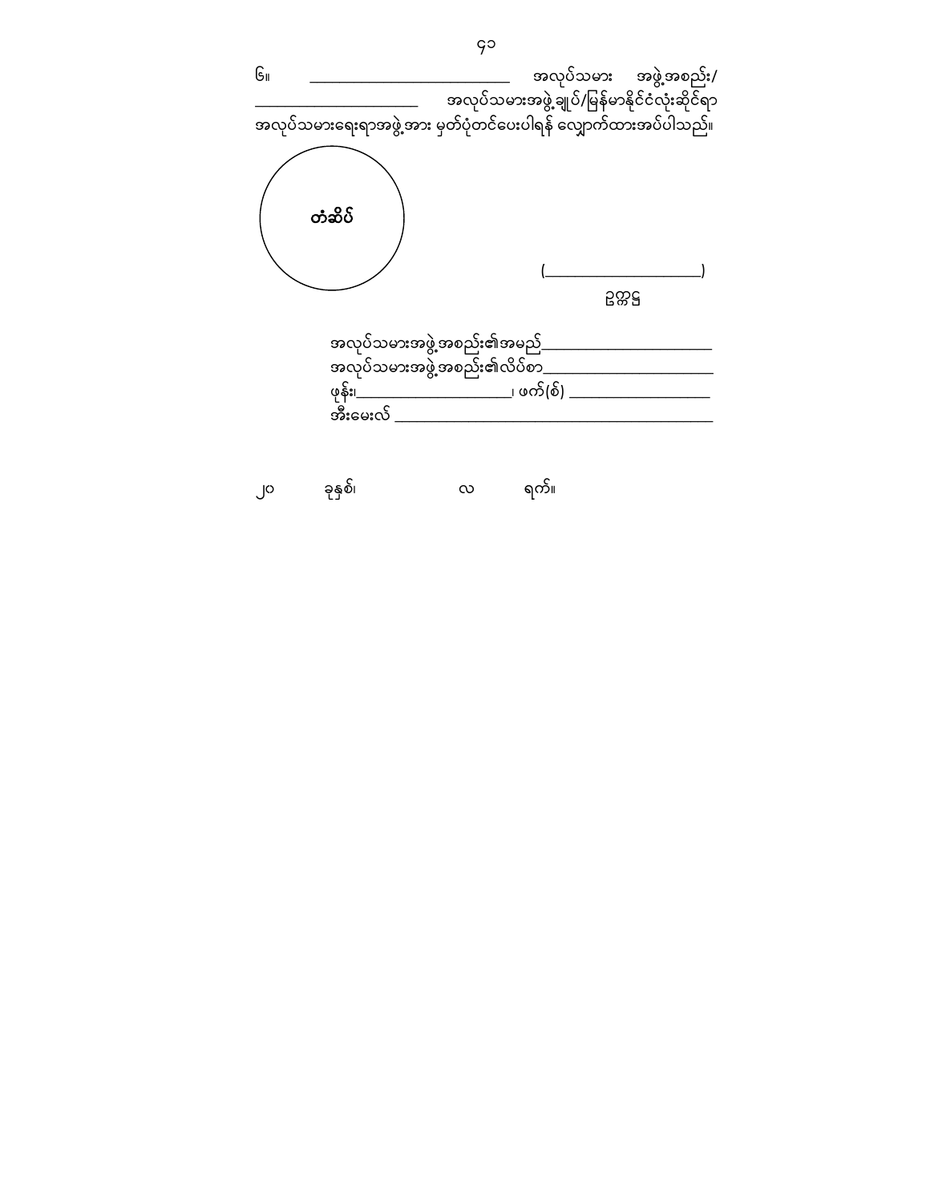၆။ ____________________________ အလုပ်သမား အဖွဲ့အစည်း/ ______________________ အလုပ်သမားအဖွဲ့ချုပ်/မြန်မာနိုင်ငံလုံးဆိုင်ရာ အလုပ်သမားရေးရာအဖွဲ့အား မှတ်ပုံတင်ပေးပါရန် လျှောက်ထားအပ်ပါသည်။

တံဆိပ်

(______________________)

ဥက္ကဋ္ဌ

အလုပ်သမားအဖွဲ့အစည်း၏အမည်________________________

အလုပ်သမားအဖွဲ့အစည်း၏လိပ်စာ________________________

ဖုန်း၊______________________၊ ဖက်(စ်) ____________________

အီးမေးလ် ______________________________________________

၂၀ ခုနှစ်၊ လ ရက်။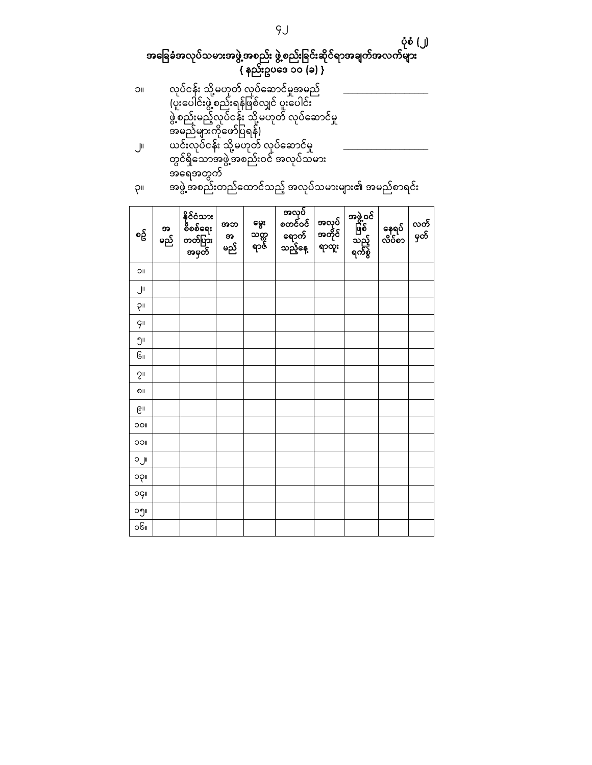ပုံစံ (၂)

## အခြေခံအလုပ်သမားအဖွဲ့အစည်း ဖွဲ့စည်းခြင်းဆိုင်ရာအချက်အလက်များ
### { နည်းဥပဒေ ၁၀ (ခ) }

၁။ လုပ်ငန်း သို့မဟုတ် လုပ်ဆောင်မှုအမည် (ပူးပေါင်းဖွဲ့စည်းရန်ဖြစ်လျှင် ပူးပေါင်း ဖွဲ့စည်းမည့်လုပ်ငန်း သို့မဟုတ် လုပ်ဆောင်မှု အမည်များကိုဖော်ပြရန်) ____________________

၂။ ယင်းလုပ်ငန်း သို့မဟုတ် လုပ်ဆောင်မှု တွင်ရှိသောအဖွဲ့အစည်းဝင် အလုပ်သမား အရေအတွက် ____________________

၃။ အဖွဲ့အစည်းတည်ထောင်သည့် အလုပ်သမားများ၏ အမည်စာရင်း

| စဉ် | အမည် | နိုင်ငံသားစိစစ်ရေးကတ်ပြားအမှတ် | အဘအမည် | မွေးသက္ကရာဇ် | အလုပ်စတင်ဝင်ရောက်သည့်နေ့ | အလုပ်အကိုင်ရာထူး | အဖွဲ့ဝင်ဖြစ်သည့်ရက်စွဲ | နေရပ်လိပ်စာ | လက်မှတ် |
|---|---|---|---|---|---|---|---|---|---|
| ၁။ | | | | | | | | | |
| ၂။ | | | | | | | | | |
| ၃။ | | | | | | | | | |
| ၄။ | | | | | | | | | |
| ၅။ | | | | | | | | | |
| ၆။ | | | | | | | | | |
| ၇။ | | | | | | | | | |
| ၈။ | | | | | | | | | |
| ၉။ | | | | | | | | | |
| ၁၀။ | | | | | | | | | |
| ၁၁။ | | | | | | | | | |
| ၁၂။ | | | | | | | | | |
| ၁၃။ | | | | | | | | | |
| ၁၄။ | | | | | | | | | |
| ၁၅။ | | | | | | | | | |
| ၁၆။ | | | | | | | | | |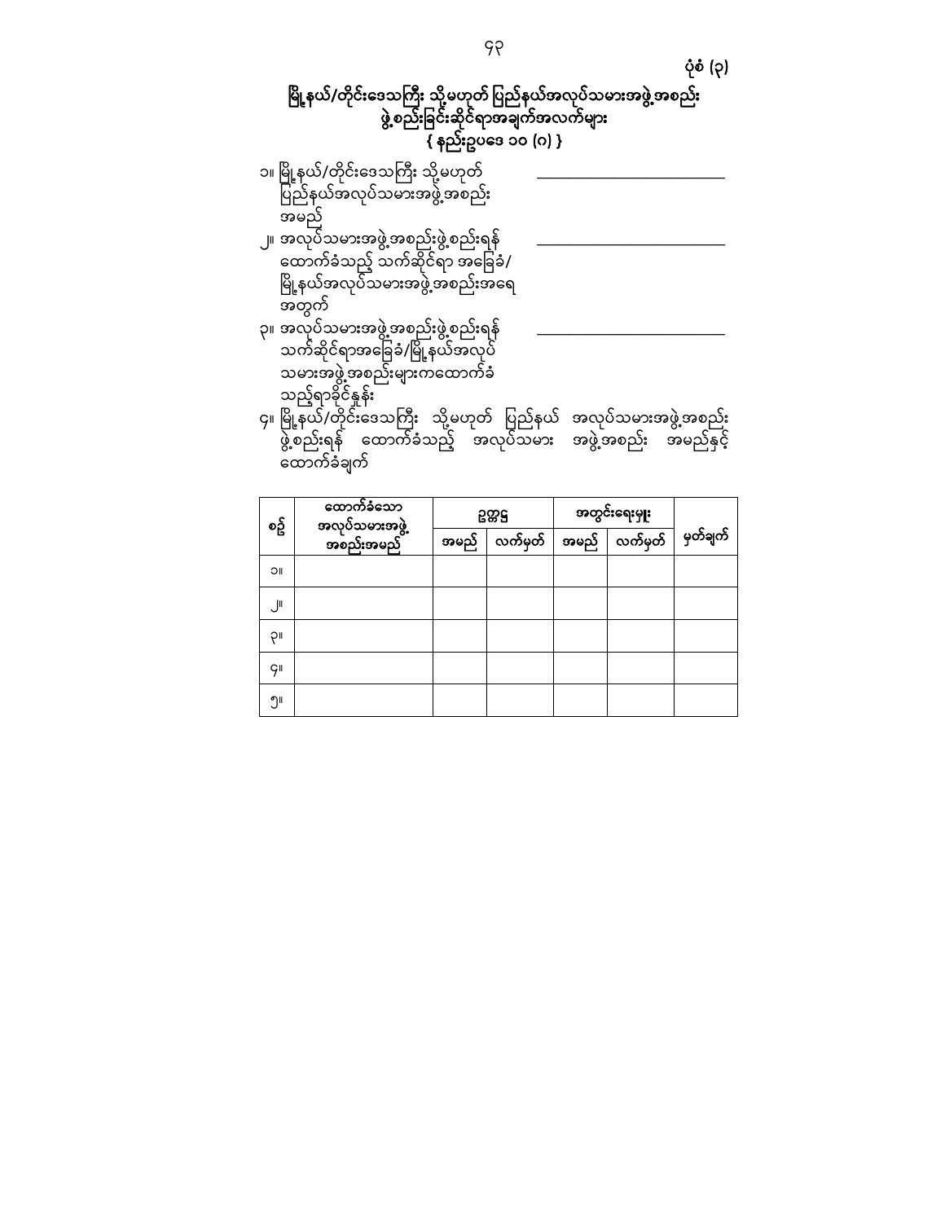ပုံစံ (၃)

## မြို့နယ်/တိုင်းဒေသကြီး သို့မဟုတ် ပြည်နယ်အလုပ်သမားအဖွဲ့အစည်း ဖွဲ့စည်းခြင်းဆိုင်ရာအချက်အလက်များ
{ နည်းဥပဒေ ၁၀ (ဂ) }

၁။ မြို့နယ်/တိုင်းဒေသကြီး သို့မဟုတ် ပြည်နယ်အလုပ်သမားအဖွဲ့အစည်း အမည် ____________________

၂။ အလုပ်သမားအဖွဲ့အစည်းဖွဲ့စည်းရန် ထောက်ခံသည့် သက်ဆိုင်ရာ အခြေခံ/ မြို့နယ်အလုပ်သမားအဖွဲ့အစည်းအရေ အတွက် ____________________

၃။ အလုပ်သမားအဖွဲ့အစည်းဖွဲ့စည်းရန် သက်ဆိုင်ရာအခြေခံ/မြို့နယ်အလုပ် သမားအဖွဲ့အစည်းများကထောက်ခံ သည့်ရာခိုင်နှုန်း ____________________

၄။ မြို့နယ်/တိုင်းဒေသကြီး သို့မဟုတ် ပြည်နယ် အလုပ်သမားအဖွဲ့အစည်း ဖွဲ့စည်းရန် ထောက်ခံသည့် အလုပ်သမား အဖွဲ့အစည်း အမည်နှင့် ထောက်ခံချက်

| စဉ် | ထောက်ခံသော အလုပ်သမားအဖွဲ့ အစည်းအမည် | ဥက္ကဋ္ဌ | | အတွင်းရေးမှူး | | မှတ်ချက် |
|---|---|---|---|---|---|---|
| | | အမည် | လက်မှတ် | အမည် | လက်မှတ် | |
| ၁။ | | | | | | |
| ၂။ | | | | | | |
| ၃။ | | | | | | |
| ၄။ | | | | | | |
| ၅။ | | | | | | |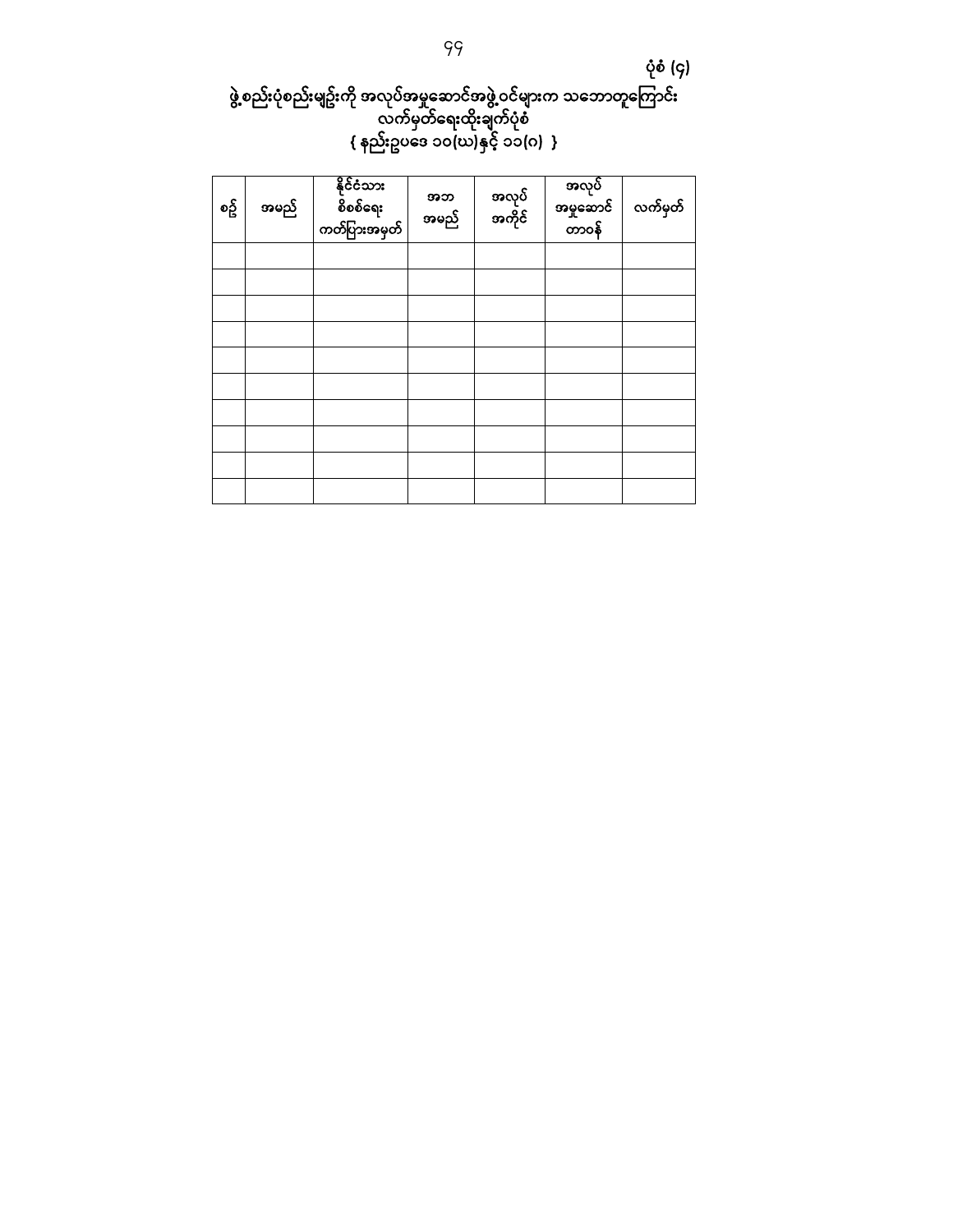ပုံစံ (၄)

**ဖွဲ့စည်းပုံစည်းမျဉ်းကို အလုပ်အမှုဆောင်အဖွဲ့ဝင်များက သဘောတူကြောင်း လက်မှတ်ရေးထိုးချက်ပုံစံ**

**{ နည်းဥပဒေ ၁၀(ဃ)နှင့် ၁၁(ဂ) }**

| စဉ် | အမည် | နိုင်ငံသားစိစစ်ရေးကတ်ပြားအမှတ် | အဘအမည် | အလုပ်အကိုင် | အလုပ်အမှုဆောင်တာဝန် | လက်မှတ် |
|---|---|---|---|---|---|---|
| | | | | | | |
| | | | | | | |
| | | | | | | |
| | | | | | | |
| | | | | | | |
| | | | | | | |
| | | | | | | |
| | | | | | | |
| | | | | | | |
| | | | | | | |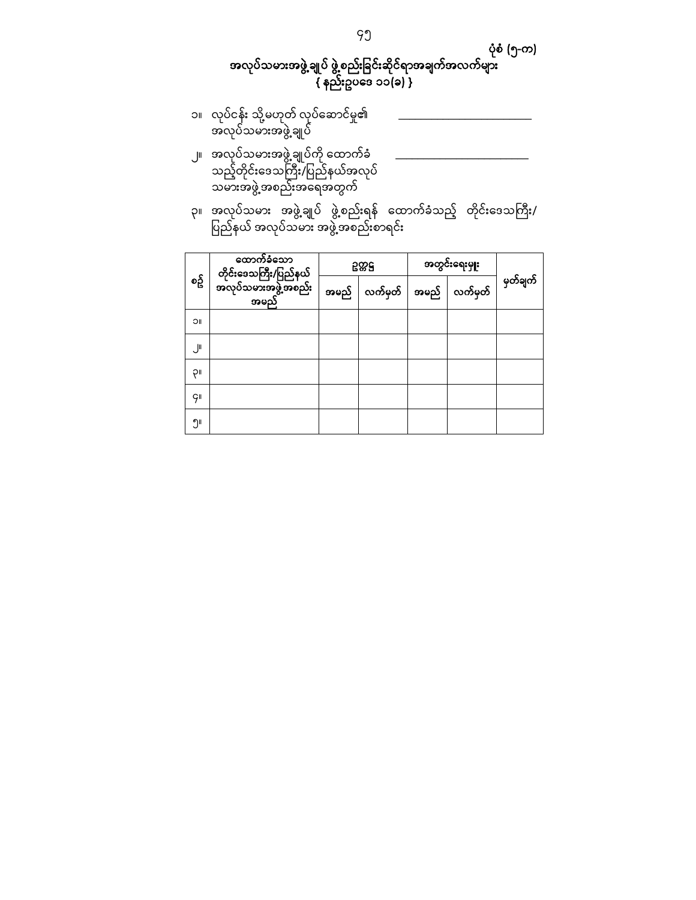ပုံစံ (၅-က)

# အလုပ်သမားအဖွဲ့ချုပ် ဖွဲ့စည်းခြင်းဆိုင်ရာအချက်အလက်များ
{ နည်းဥပဒေ ၁၁(ခ) }

၁။ လုပ်ငန်း သို့မဟုတ် လုပ်ဆောင်မှု၏ အလုပ်သမားအဖွဲ့ချုပ် ________________________

၂။ အလုပ်သမားအဖွဲ့ချုပ်ကို ထောက်ခံသည့်တိုင်းဒေသကြီး/ပြည်နယ်အလုပ်သမားအဖွဲ့အစည်းအရေအတွက် ________________________

၃။ အလုပ်သမား အဖွဲ့ချုပ် ဖွဲ့စည်းရန် ထောက်ခံသည့် တိုင်းဒေသကြီး/ပြည်နယ် အလုပ်သမား အဖွဲ့အစည်းစာရင်း

| စဉ် | ထောက်ခံသော တိုင်းဒေသကြီး/ပြည်နယ် အလုပ်သမားအဖွဲ့အစည်း အမည် | ဥက္ကဋ္ဌ | | အတွင်းရေးမှူး | | မှတ်ချက် |
|---|---|---|---|---|---|---|
| | | အမည် | လက်မှတ် | အမည် | လက်မှတ် | |
| ၁။ | | | | | | |
| ၂။ | | | | | | |
| ၃။ | | | | | | |
| ၄။ | | | | | | |
| ၅။ | | | | | | |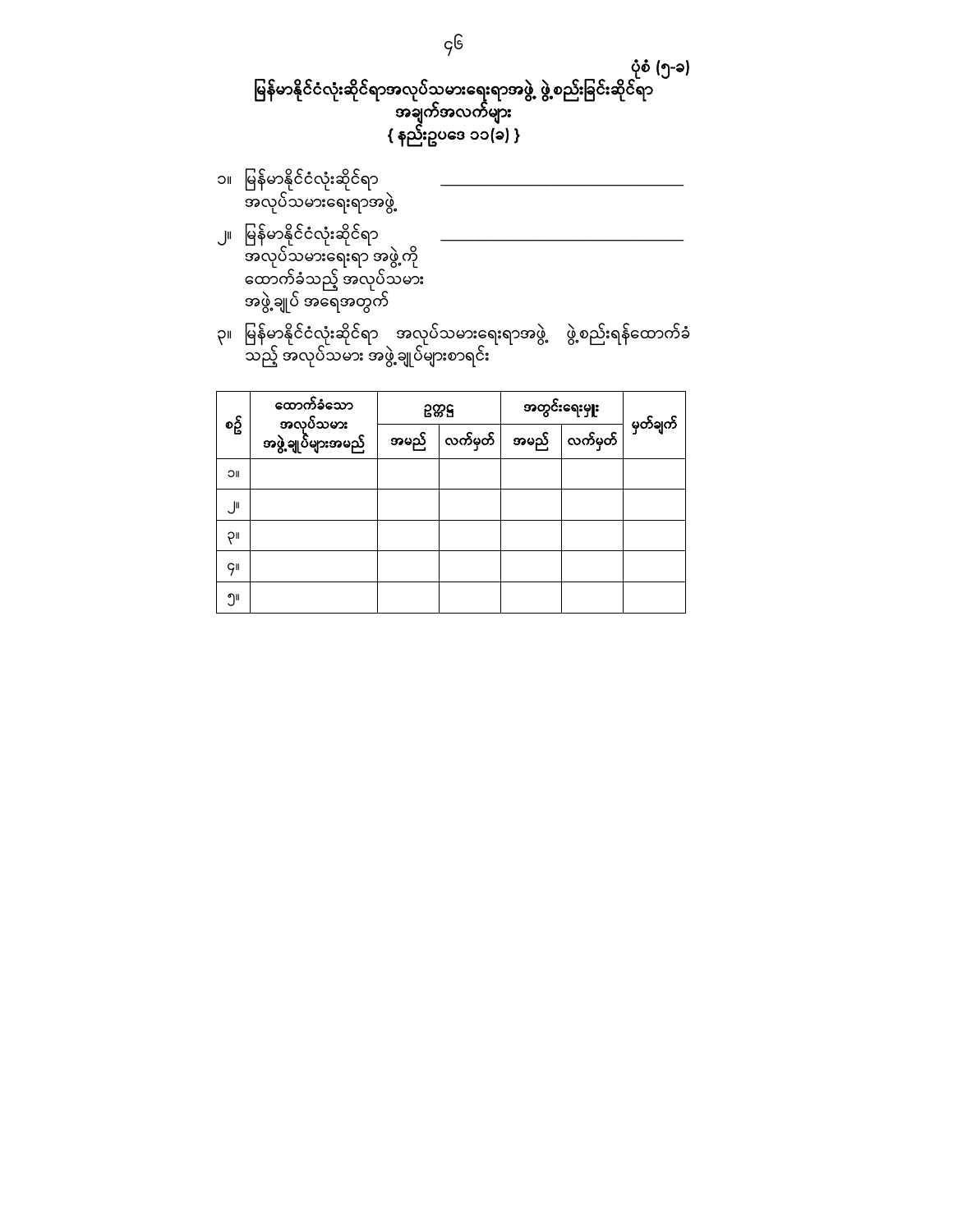**ပုံစံ (၅-ခ)**

# မြန်မာနိုင်ငံလုံးဆိုင်ရာအလုပ်သမားရေးရာအဖွဲ့ ဖွဲ့စည်းခြင်းဆိုင်ရာ အချက်အလက်များ

**{ နည်းဥပဒေ ၁၁(ခ) }**

၁။ မြန်မာနိုင်ငံလုံးဆိုင်ရာ အလုပ်သမားရေးရာအဖွဲ့ ______________________

၂။ မြန်မာနိုင်ငံလုံးဆိုင်ရာ အလုပ်သမားရေးရာ အဖွဲ့ကို ထောက်ခံသည့် အလုပ်သမား အဖွဲ့ချုပ် အရေအတွက် ______________________

၃။ မြန်မာနိုင်ငံလုံးဆိုင်ရာ အလုပ်သမားရေးရာအဖွဲ့ ဖွဲ့စည်းရန်ထောက်ခံသည့် အလုပ်သမား အဖွဲ့ချုပ်များစာရင်း

| စဉ် | ထောက်ခံသော အလုပ်သမား အဖွဲ့ချုပ်များအမည် | ဥက္ကဋ္ဌ | | အတွင်းရေးမှူး | | မှတ်ချက် |
|---|---|---|---|---|---|---|
| | | အမည် | လက်မှတ် | အမည် | လက်မှတ် | |
| ၁။ | | | | | | |
| ၂။ | | | | | | |
| ၃။ | | | | | | |
| ၄။ | | | | | | |
| ၅။ | | | | | | |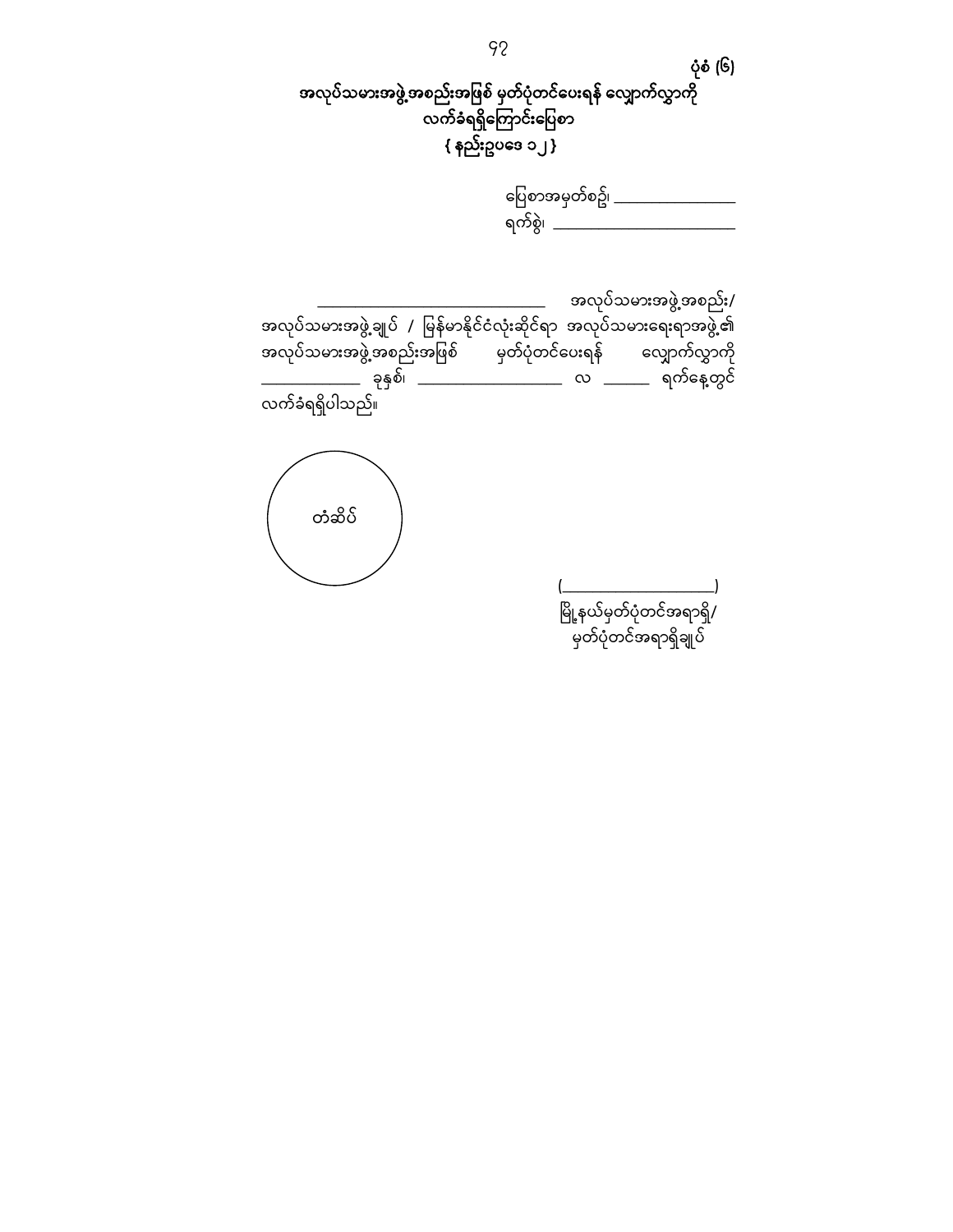ပုံစံ (၆)

**အလုပ်သမားအဖွဲ့အစည်းအဖြစ် မှတ်ပုံတင်ပေးရန် လျှောက်လွှာကို လက်ခံရရှိကြောင်းပြေစာ**

**{ နည်းဥပဒေ ၁၂ }**

ပြေစာအမှတ်စဉ်၊ _______________

ရက်စွဲ၊ ______________________

___________________________ အလုပ်သမားအဖွဲ့အစည်း/ အလုပ်သမားအဖွဲ့ချုပ် / မြန်မာနိုင်ငံလုံးဆိုင်ရာ အလုပ်သမားရေးရာအဖွဲ့၏ အလုပ်သမားအဖွဲ့အစည်းအဖြစ် မှတ်ပုံတင်ပေးရန် လျှောက်လွှာကို ___________ ခုနှစ်၊ _________________ လ ______ ရက်နေ့တွင် လက်ခံရရှိပါသည်။

တံဆိပ်

(____________________)

မြို့နယ်မှတ်ပုံတင်အရာရှိ/

မှတ်ပုံတင်အရာရှိချုပ်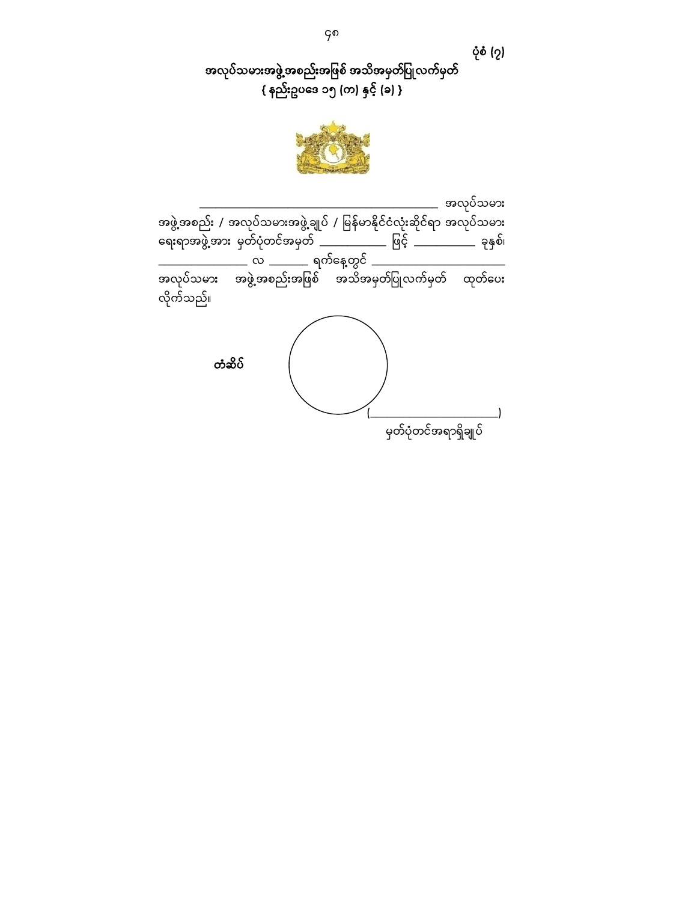ပုံစံ (၇)

## အလုပ်သမားအဖွဲ့အစည်းအဖြစ် အသိအမှတ်ပြုလက်မှတ်
### { နည်းဥပဒေ ၁၅ (က) နှင့် (ခ) }

________________________________________ အလုပ်သမားအဖွဲ့အစည်း / အလုပ်သမားအဖွဲ့ချုပ် / မြန်မာနိုင်ငံလုံးဆိုင်ရာ အလုပ်သမားရေးရာအဖွဲ့အား မှတ်ပုံတင်အမှတ် ___________ ဖြင့် __________ ခုနှစ်၊ _______________ လ _______ ရက်နေ့တွင် ______________________ အလုပ်သမား အဖွဲ့အစည်းအဖြစ် အသိအမှတ်ပြုလက်မှတ် ထုတ်ပေးလိုက်သည်။

**တံဆိပ်**

(______________________)
မှတ်ပုံတင်အရာရှိချုပ်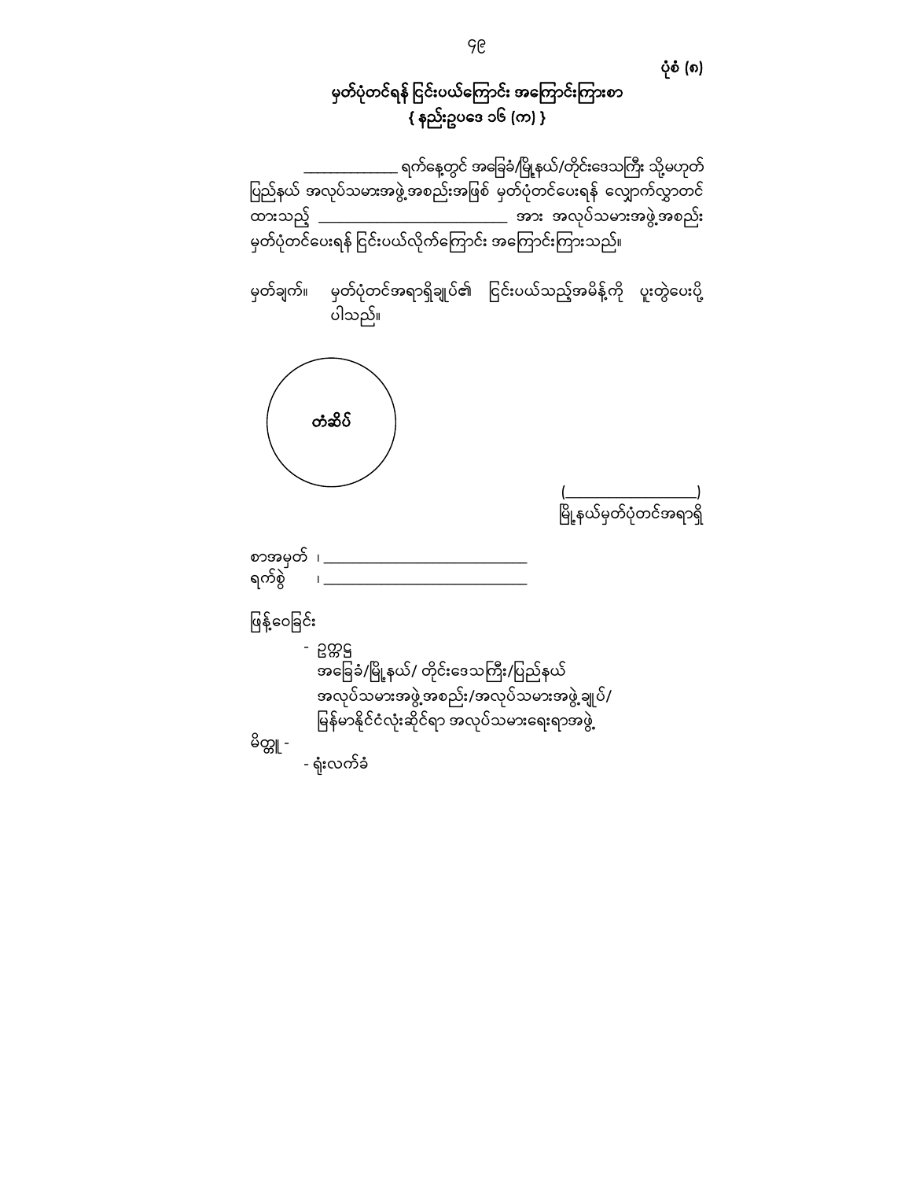ပုံစံ (၈)

## မှတ်ပုံတင်ရန် ငြင်းပယ်ကြောင်း အကြောင်းကြားစာ
## { နည်းဥပဒေ ၁၆ (က) }

_____________ ရက်နေ့တွင် အခြေခံ/မြို့နယ်/တိုင်းဒေသကြီး သို့မဟုတ် ပြည်နယ် အလုပ်သမားအဖွဲ့အစည်းအဖြစ် မှတ်ပုံတင်ပေးရန် လျှောက်လွှာတင်ထားသည့် ________________________ အား အလုပ်သမားအဖွဲ့အစည်း မှတ်ပုံတင်ပေးရန် ငြင်းပယ်လိုက်ကြောင်း အကြောင်းကြားသည်။

မှတ်ချက်။ မှတ်ပုံတင်အရာရှိချုပ်၏ ငြင်းပယ်သည့်အမိန့်ကို ပူးတွဲပေးပို့ပါသည်။

တံဆိပ်

(_________________)
မြို့နယ်မှတ်ပုံတင်အရာရှိ

စာအမှတ် ၊ ___________________________
ရက်စွဲ ၊ ___________________________

ဖြန့်ဝေခြင်း
- ဥက္ကဋ္ဌ
  အခြေခံ/မြို့နယ်/ တိုင်းဒေသကြီး/ပြည်နယ်
  အလုပ်သမားအဖွဲ့အစည်း/အလုပ်သမားအဖွဲ့ချုပ်/
  မြန်မာနိုင်ငံလုံးဆိုင်ရာ အလုပ်သမားရေးရာအဖွဲ့

မိတ္တူ -
- ရုံးလက်ခံ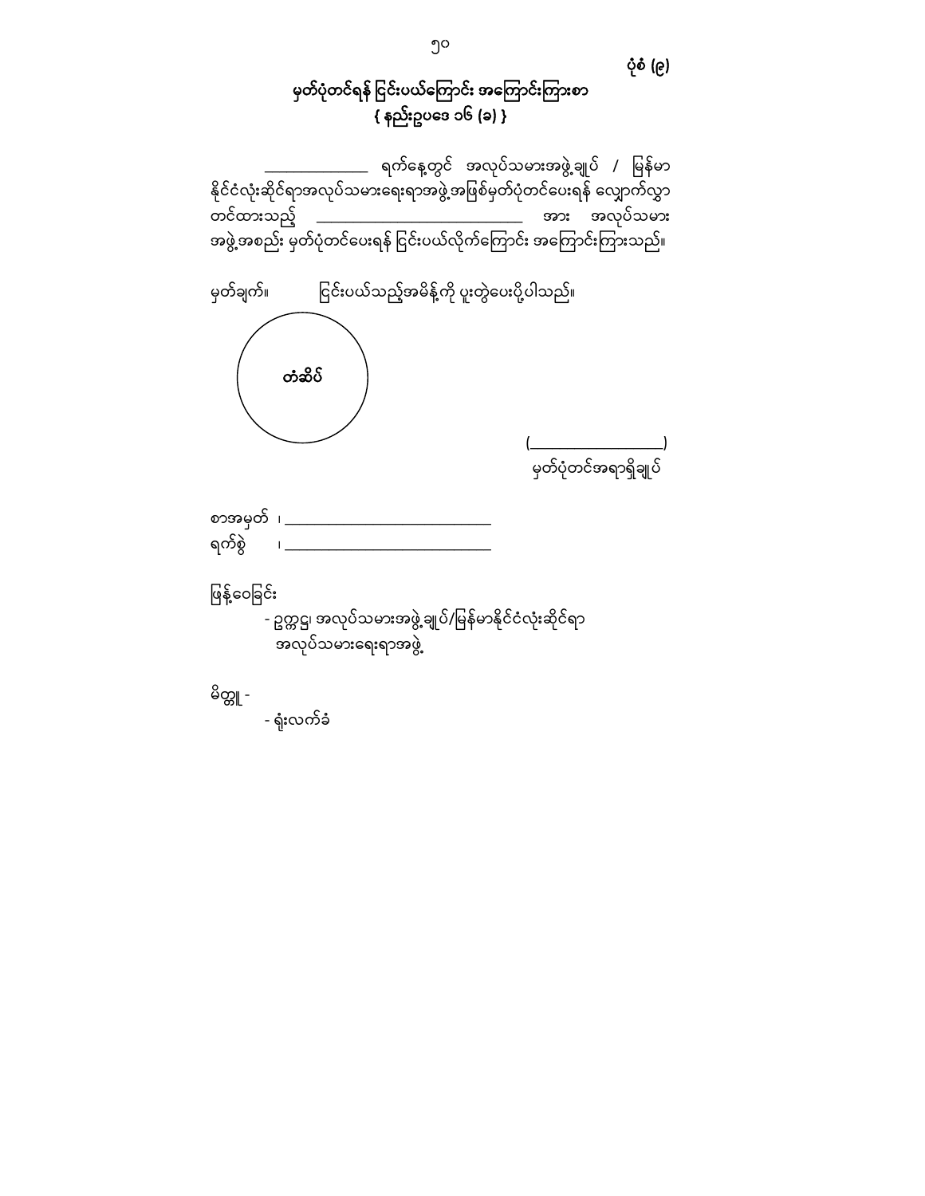ပုံစံ (၉)

## မှတ်ပုံတင်ရန် ငြင်းပယ်ကြောင်း အကြောင်းကြားစာ

**{ နည်းဥပဒေ ၁၆ (ခ) }**

______________ ရက်နေ့တွင် အလုပ်သမားအဖွဲ့ချုပ် / မြန်မာနိုင်ငံလုံးဆိုင်ရာအလုပ်သမားရေးရာအဖွဲ့အဖြစ်မှတ်ပုံတင်ပေးရန် လျှောက်လွှာတင်ထားသည့် ____________________________ အား အလုပ်သမားအဖွဲ့အစည်း မှတ်ပုံတင်ပေးရန် ငြင်းပယ်လိုက်ကြောင်း အကြောင်းကြားသည်။

မှတ်ချက်။ ငြင်းပယ်သည့်အမိန့်ကို ပူးတွဲပေးပို့ပါသည်။

တံဆိပ်

(__________________)

မှတ်ပုံတင်အရာရှိချုပ်

စာအမှတ် ၊ ____________________________

ရက်စွဲ ၊ ____________________________

ဖြန့်ဝေခြင်း

- ဥက္ကဋ္ဌ၊ အလုပ်သမားအဖွဲ့ချုပ်/မြန်မာနိုင်ငံလုံးဆိုင်ရာ အလုပ်သမားရေးရာအဖွဲ့

မိတ္တူ -

- ရုံးလက်ခံ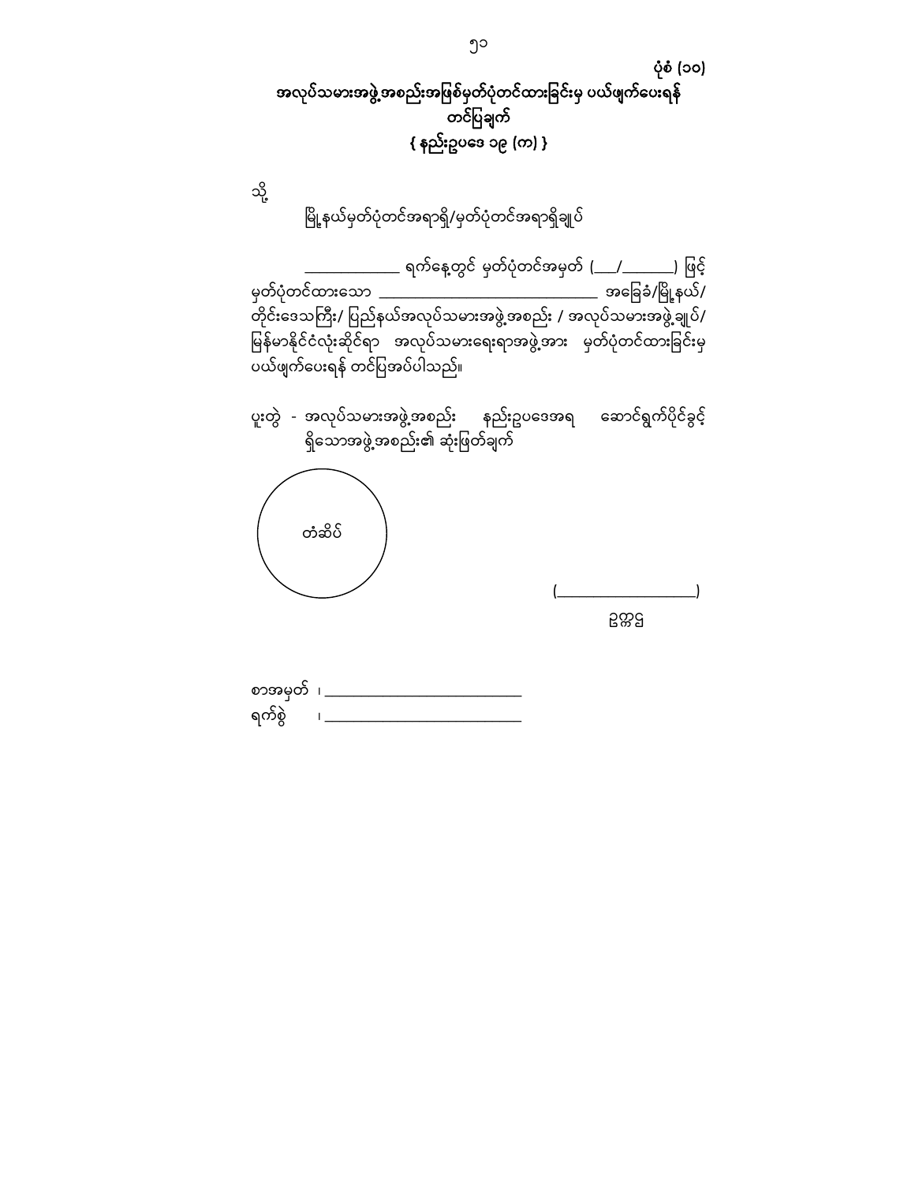ပုံစံ (၁၀)

**အလုပ်သမားအဖွဲ့အစည်းအဖြစ်မှတ်ပုံတင်ထားခြင်းမှ ပယ်ဖျက်ပေးရန်**
**တင်ပြချက်**
**{ နည်းဥပဒေ ၁၉ (က) }**

သို့

မြို့နယ်မှတ်ပုံတင်အရာရှိ/မှတ်ပုံတင်အရာရှိချုပ်

______________ ရက်နေ့တွင် မှတ်ပုံတင်အမှတ် (___/_______) ဖြင့် မှတ်ပုံတင်ထားသော ______________________________ အခြေခံ/မြို့နယ်/ တိုင်းဒေသကြီး/ ပြည်နယ်အလုပ်သမားအဖွဲ့အစည်း / အလုပ်သမားအဖွဲ့ချုပ်/ မြန်မာနိုင်ငံလုံးဆိုင်ရာ အလုပ်သမားရေးရာအဖွဲ့အား မှတ်ပုံတင်ထားခြင်းမှ ပယ်ဖျက်ပေးရန် တင်ပြအပ်ပါသည်။

ပူးတွဲ - အလုပ်သမားအဖွဲ့အစည်း နည်းဥပဒေအရ ဆောင်ရွက်ပိုင်ခွင့်ရှိသောအဖွဲ့အစည်း၏ ဆုံးဖြတ်ချက်

တံဆိပ်

(____________________)

ဥက္ကဋ္ဌ

စာအမှတ် ၊ ___________________________

ရက်စွဲ ၊ ___________________________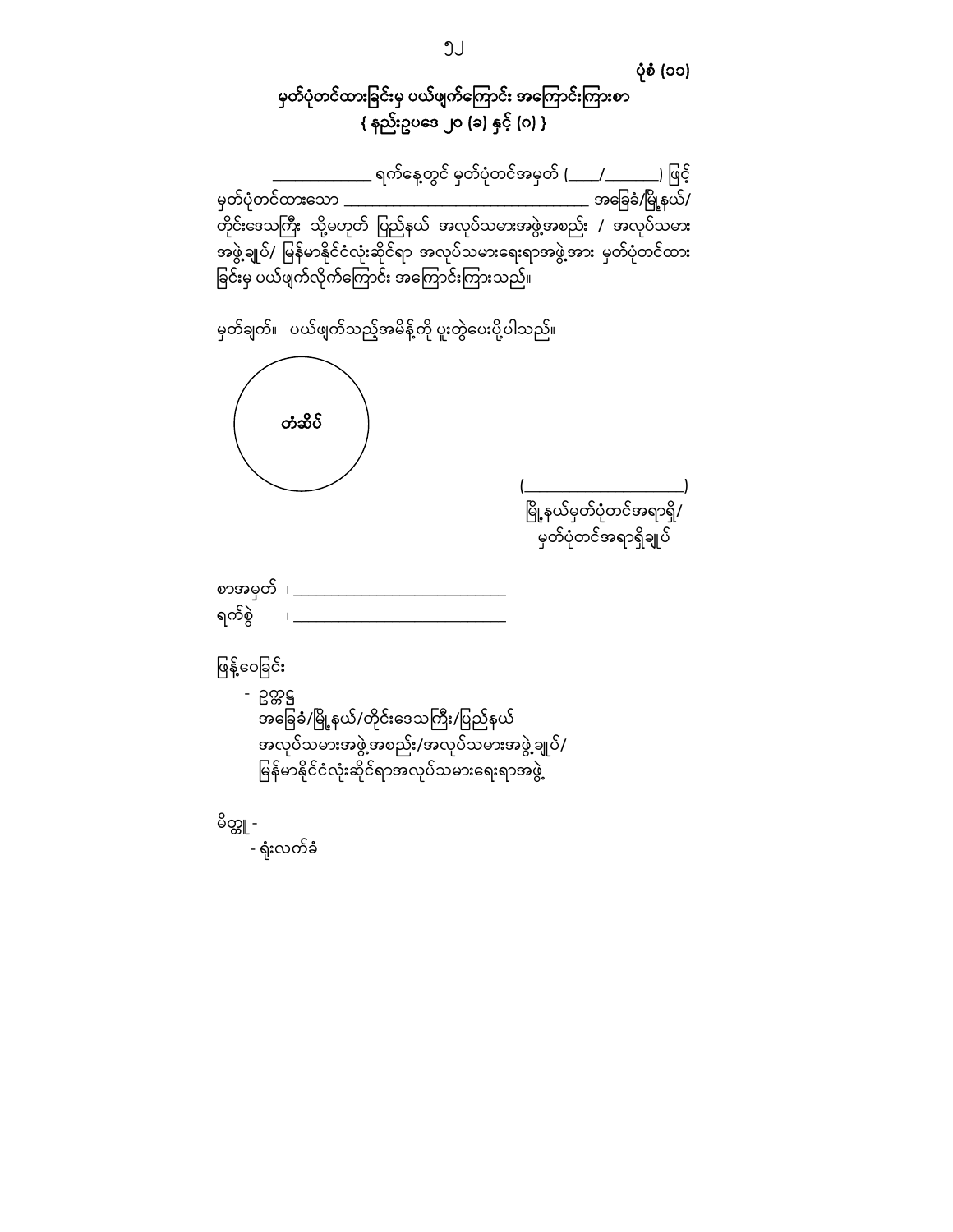ပုံစံ (၁၁)

## မှတ်ပုံတင်ထားခြင်းမှ ပယ်ဖျက်ကြောင်း အကြောင်းကြားစာ
### { နည်းဥပဒေ ၂၀ (ခ) နှင့် (ဂ) }

_____________ ရက်နေ့တွင် မှတ်ပုံတင်အမှတ် (____/_______) ဖြင့် မှတ်ပုံတင်ထားသော ________________________________ အခြေခံ/မြို့နယ်/ တိုင်းဒေသကြီး သို့မဟုတ် ပြည်နယ် အလုပ်သမားအဖွဲ့အစည်း / အလုပ်သမား အဖွဲ့ချုပ်/ မြန်မာနိုင်ငံလုံးဆိုင်ရာ အလုပ်သမားရေးရာအဖွဲ့အား မှတ်ပုံတင်ထား ခြင်းမှ ပယ်ဖျက်လိုက်ကြောင်း အကြောင်းကြားသည်။

မှတ်ချက်။ ပယ်ဖျက်သည့်အမိန့်ကို ပူးတွဲပေးပို့ပါသည်။

တံဆိပ်

(____________________)
မြို့နယ်မှတ်ပုံတင်အရာရှိ/
မှတ်ပုံတင်အရာရှိချုပ်

စာအမှတ် ၊ ___________________________
ရက်စွဲ ၊ ___________________________

ဖြန့်ဝေခြင်း

- ဥက္ကဋ္ဌ
  အခြေခံ/မြို့နယ်/တိုင်းဒေသကြီး/ပြည်နယ်
  အလုပ်သမားအဖွဲ့အစည်း/အလုပ်သမားအဖွဲ့ချုပ်/
  မြန်မာနိုင်ငံလုံးဆိုင်ရာအလုပ်သမားရေးရာအဖွဲ့

မိတ္တူ -
- ရုံးလက်ခံ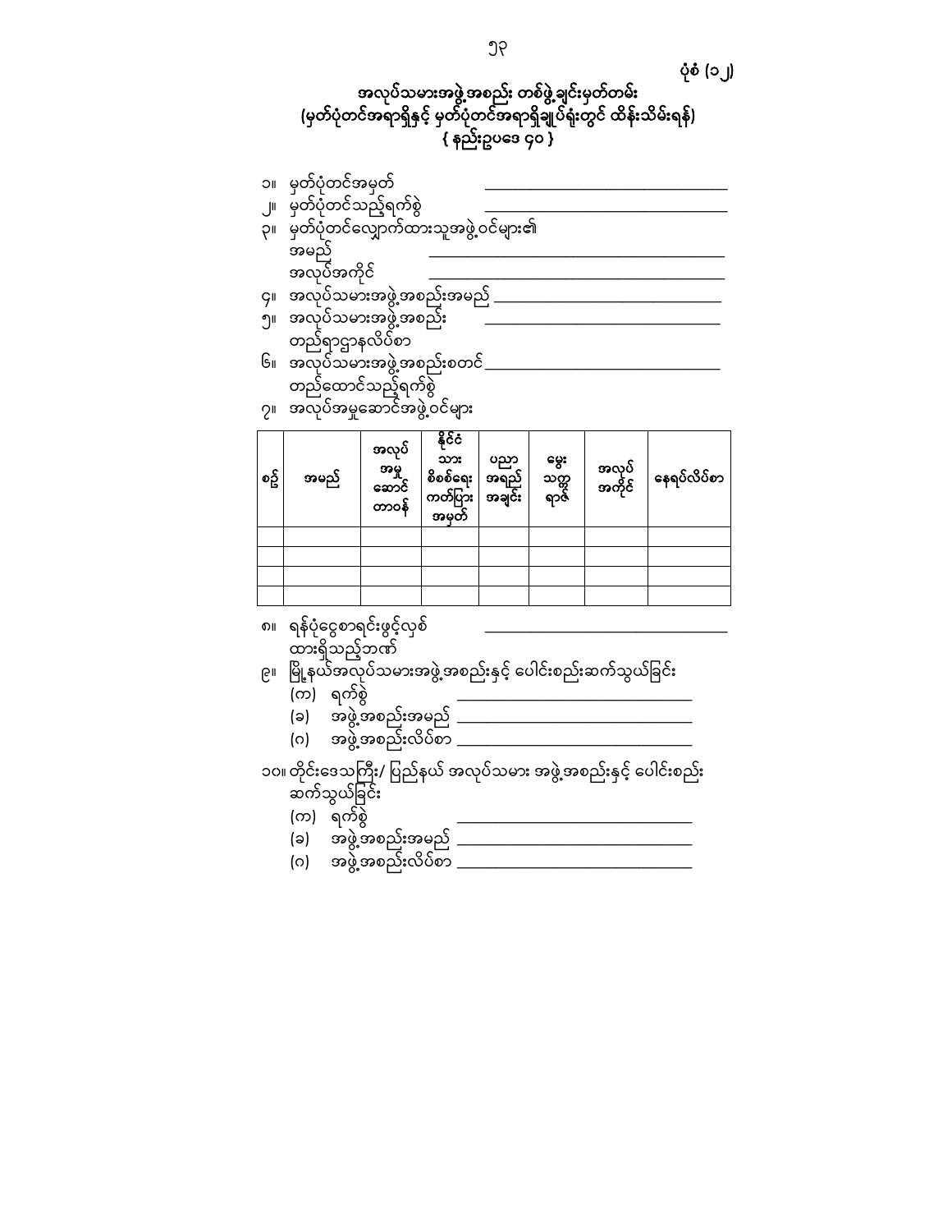ပုံစံ (၁၂)

## အလုပ်သမားအဖွဲ့အစည်း တစ်ဖွဲ့ချင်းမှတ်တမ်း
## (မှတ်ပုံတင်အရာရှိနှင့် မှတ်ပုံတင်အရာရှိချုပ်ရုံးတွင် ထိန်းသိမ်းရန်)
## { နည်းဥပဒေ ၄၀ }

၁။ မှတ်ပုံတင်အမှတ် ______________________________

၂။ မှတ်ပုံတင်သည့်ရက်စွဲ ______________________________

၃။ မှတ်ပုံတင်လျှောက်ထားသူအဖွဲ့ဝင်များ၏
အမည် ______________________________
အလုပ်အကိုင် ______________________________

၄။ အလုပ်သမားအဖွဲ့အစည်းအမည် ______________________________

၅။ အလုပ်သမားအဖွဲ့အစည်း တည်ရာဌာနလိပ်စာ ______________________________

၆။ အလုပ်သမားအဖွဲ့အစည်းစတင် တည်ထောင်သည့်ရက်စွဲ ______________________________

၇။ အလုပ်အမှုဆောင်အဖွဲ့ဝင်များ

| စဉ် | အမည် | အလုပ်အမှုဆောင်တာဝန် | နိုင်ငံသားစိစစ်ရေးကတ်ပြားအမှတ် | ပညာအရည်အချင်း | မွေးသက္ကရာဇ် | အလုပ်အကိုင် | နေရပ်လိပ်စာ |
|---|---|---|---|---|---|---|---|
| | | | | | | | |
| | | | | | | | |
| | | | | | | | |
| | | | | | | | |

၈။ ရန်ပုံငွေစာရင်းဖွင့်လှစ်ထားရှိသည့်ဘဏ် ______________________________

၉။ မြို့နယ်အလုပ်သမားအဖွဲ့အစည်းနှင့် ပေါင်းစည်းဆက်သွယ်ခြင်း

(က) ရက်စွဲ ______________________________

(ခ) အဖွဲ့အစည်းအမည် ______________________________

(ဂ) အဖွဲ့အစည်းလိပ်စာ ______________________________

၁၀။ တိုင်းဒေသကြီး/ ပြည်နယ် အလုပ်သမား အဖွဲ့အစည်းနှင့် ပေါင်းစည်းဆက်သွယ်ခြင်း

(က) ရက်စွဲ ______________________________

(ခ) အဖွဲ့အစည်းအမည် ______________________________

(ဂ) အဖွဲ့အစည်းလိပ်စာ ______________________________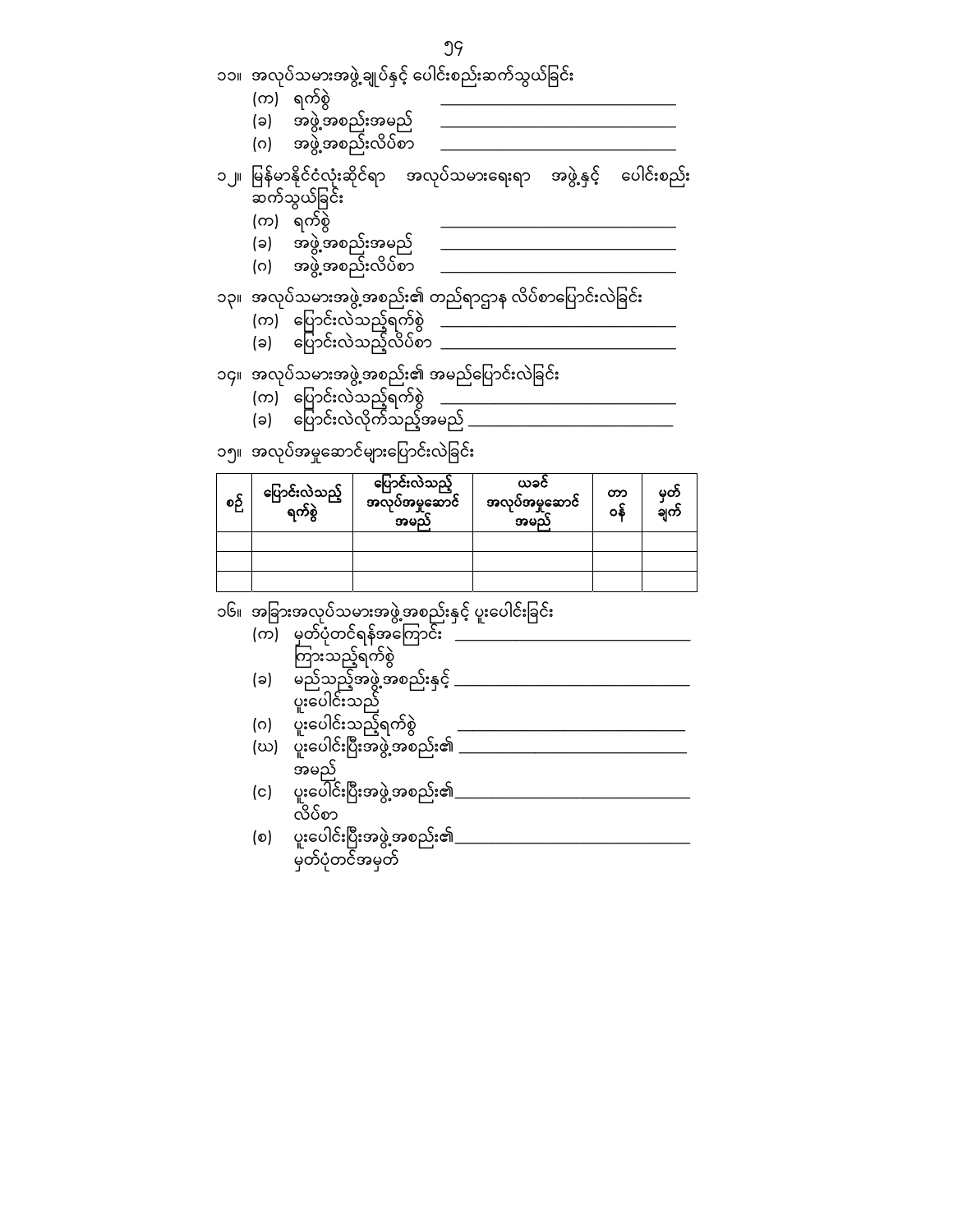၁၁။ အလုပ်သမားအဖွဲ့ချုပ်နှင့် ပေါင်းစည်းဆက်သွယ်ခြင်း

(က) ရက်စွဲ ______________________________

(ခ) အဖွဲ့အစည်းအမည် ______________________________

(ဂ) အဖွဲ့အစည်းလိပ်စာ ______________________________

၁၂။ မြန်မာနိုင်ငံလုံးဆိုင်ရာ အလုပ်သမားရေးရာ အဖွဲ့နှင့် ပေါင်းစည်းဆက်သွယ်ခြင်း

(က) ရက်စွဲ ______________________________

(ခ) အဖွဲ့အစည်းအမည် ______________________________

(ဂ) အဖွဲ့အစည်းလိပ်စာ ______________________________

၁၃။ အလုပ်သမားအဖွဲ့အစည်း၏ တည်ရာဌာန လိပ်စာပြောင်းလဲခြင်း

(က) ပြောင်းလဲသည့်ရက်စွဲ ______________________________

(ခ) ပြောင်းလဲသည့်လိပ်စာ ______________________________

၁၄။ အလုပ်သမားအဖွဲ့အစည်း၏ အမည်ပြောင်းလဲခြင်း

(က) ပြောင်းလဲသည့်ရက်စွဲ ______________________________

(ခ) ပြောင်းလဲလိုက်သည့်အမည် ______________________________

၁၅။ အလုပ်အမှုဆောင်များပြောင်းလဲခြင်း

| စဉ် | ပြောင်းလဲသည့် ရက်စွဲ | ပြောင်းလဲသည့် အလုပ်အမှုဆောင် အမည် | ယခင် အလုပ်အမှုဆောင် အမည် | တာဝန် | မှတ်ချက် |
|---|---|---|---|---|---|
| | | | | | |
| | | | | | |
| | | | | | |

၁၆။ အခြားအလုပ်သမားအဖွဲ့အစည်းနှင့် ပူးပေါင်းခြင်း

(က) မှတ်ပုံတင်ရန်အကြောင်းကြားသည့်ရက်စွဲ ______________________________

(ခ) မည်သည့်အဖွဲ့အစည်းနှင့် ပူးပေါင်းသည် ______________________________

(ဂ) ပူးပေါင်းသည့်ရက်စွဲ ______________________________

(ဃ) ပူးပေါင်းပြီးအဖွဲ့အစည်း၏ အမည် ______________________________

(င) ပူးပေါင်းပြီးအဖွဲ့အစည်း၏ လိပ်စာ ______________________________

(စ) ပူးပေါင်းပြီးအဖွဲ့အစည်း၏ မှတ်ပုံတင်အမှတ် ______________________________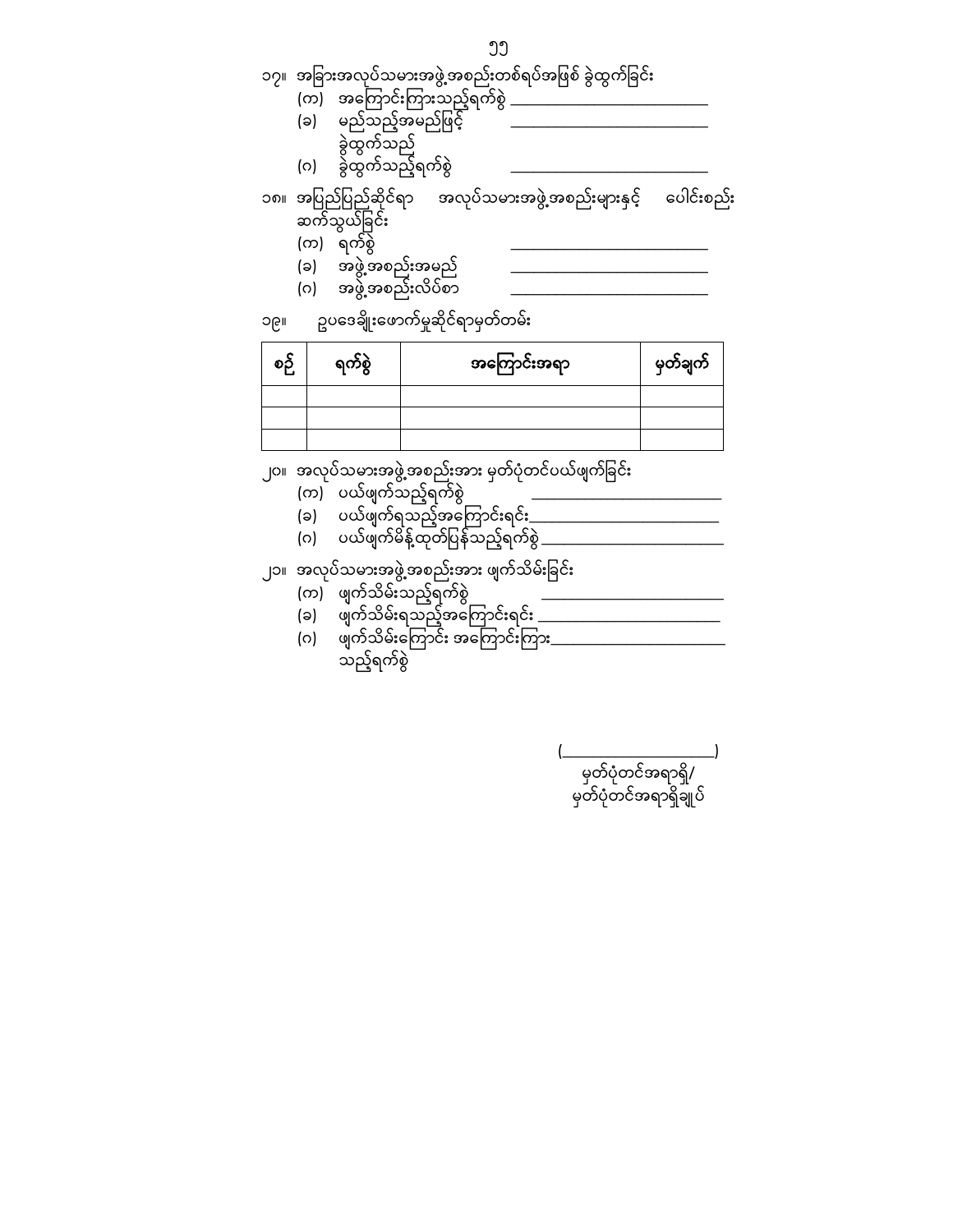၁၇။ အခြားအလုပ်သမားအဖွဲ့အစည်းတစ်ရပ်အဖြစ် ခွဲထွက်ခြင်း

(က) အကြောင်းကြားသည့်ရက်စွဲ ______________________

(ခ) မည်သည့်အမည်ဖြင့် ခွဲထွက်သည် ______________________

(ဂ) ခွဲထွက်သည့်ရက်စွဲ ______________________

၁၈။ အပြည်ပြည်ဆိုင်ရာ အလုပ်သမားအဖွဲ့အစည်းများနှင့် ပေါင်းစည်းဆက်သွယ်ခြင်း

(က) ရက်စွဲ ______________________

(ခ) အဖွဲ့အစည်းအမည် ______________________

(ဂ) အဖွဲ့အစည်းလိပ်စာ ______________________

၁၉။ ဥပဒေချိုးဖောက်မှုဆိုင်ရာမှတ်တမ်း

| စဉ် | ရက်စွဲ | အကြောင်းအရာ | မှတ်ချက် |
|---|---|---|---|
| | | | |
| | | | |
| | | | |

၂၀။ အလုပ်သမားအဖွဲ့အစည်းအား မှတ်ပုံတင်ပယ်ဖျက်ခြင်း

(က) ပယ်ဖျက်သည့်ရက်စွဲ ______________________

(ခ) ပယ်ဖျက်ရသည့်အကြောင်းရင်း______________________

(ဂ) ပယ်ဖျက်မိန့်ထုတ်ပြန်သည့်ရက်စွဲ______________________

၂၁။ အလုပ်သမားအဖွဲ့အစည်းအား ဖျက်သိမ်းခြင်း

(က) ဖျက်သိမ်းသည့်ရက်စွဲ ______________________

(ခ) ဖျက်သိမ်းရသည့်အကြောင်းရင်း ______________________

(ဂ) ဖျက်သိမ်းကြောင်း အကြောင်းကြားသည့်ရက်စွဲ______________________

(______________________)

မှတ်ပုံတင်အရာရှိ/

မှတ်ပုံတင်အရာရှိချုပ်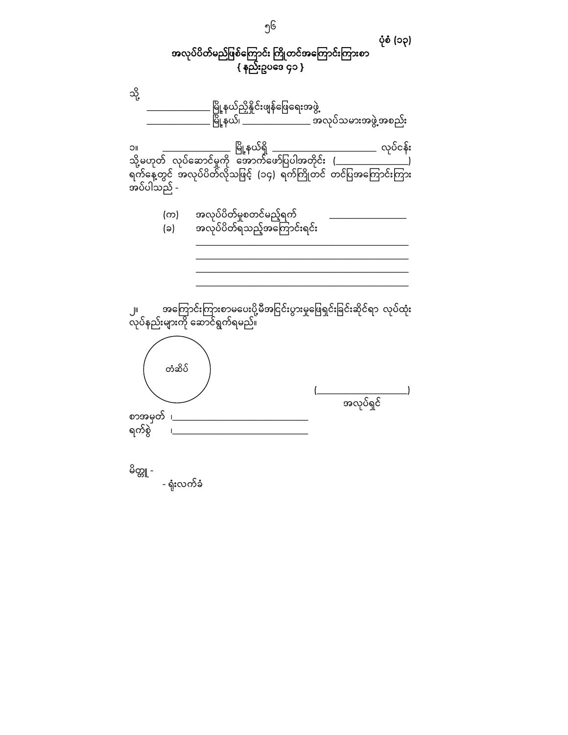ပုံစံ (၁၃)

## အလုပ်ပိတ်မည်ဖြစ်ကြောင်း ကြိုတင်အကြောင်းကြားစာ
**{ နည်းဥပဒေ ၄၁ }**

သို့

______________ မြို့နယ်ညှိနှိုင်းဖျန်ဖြေရေးအဖွဲ့

______________ မြို့နယ်၊ ________________ အလုပ်သမားအဖွဲ့အစည်း

၁။ ________________ မြို့နယ်ရှိ ________________________ လုပ်ငန်းသို့မဟုတ် လုပ်ဆောင်မှုကို အောက်ဖော်ပြပါအတိုင်း (________________) ရက်နေ့တွင် အလုပ်ပိတ်လိုသဖြင့် (၁၄) ရက်ကြိုတင် တင်ပြအကြောင်းကြားအပ်ပါသည် -

(က) အလုပ်ပိတ်မှုစတင်မည့်ရက် ________________

(ခ) အလုပ်ပိတ်ရသည့်အကြောင်းရင်း

______________________________________________

______________________________________________

______________________________________________

______________________________________________

၂။ အကြောင်းကြားစာမပေးပို့မီအငြင်းပွားမှုဖြေရှင်းခြင်းဆိုင်ရာ လုပ်ထုံးလုပ်နည်းများကို ဆောင်ရွက်ရမည်။

တံဆိပ်

(____________________)

အလုပ်ရှင်

စာအမှတ် ၊______________________________

ရက်စွဲ ၊______________________________

မိတ္တူ -

- ရုံးလက်ခံ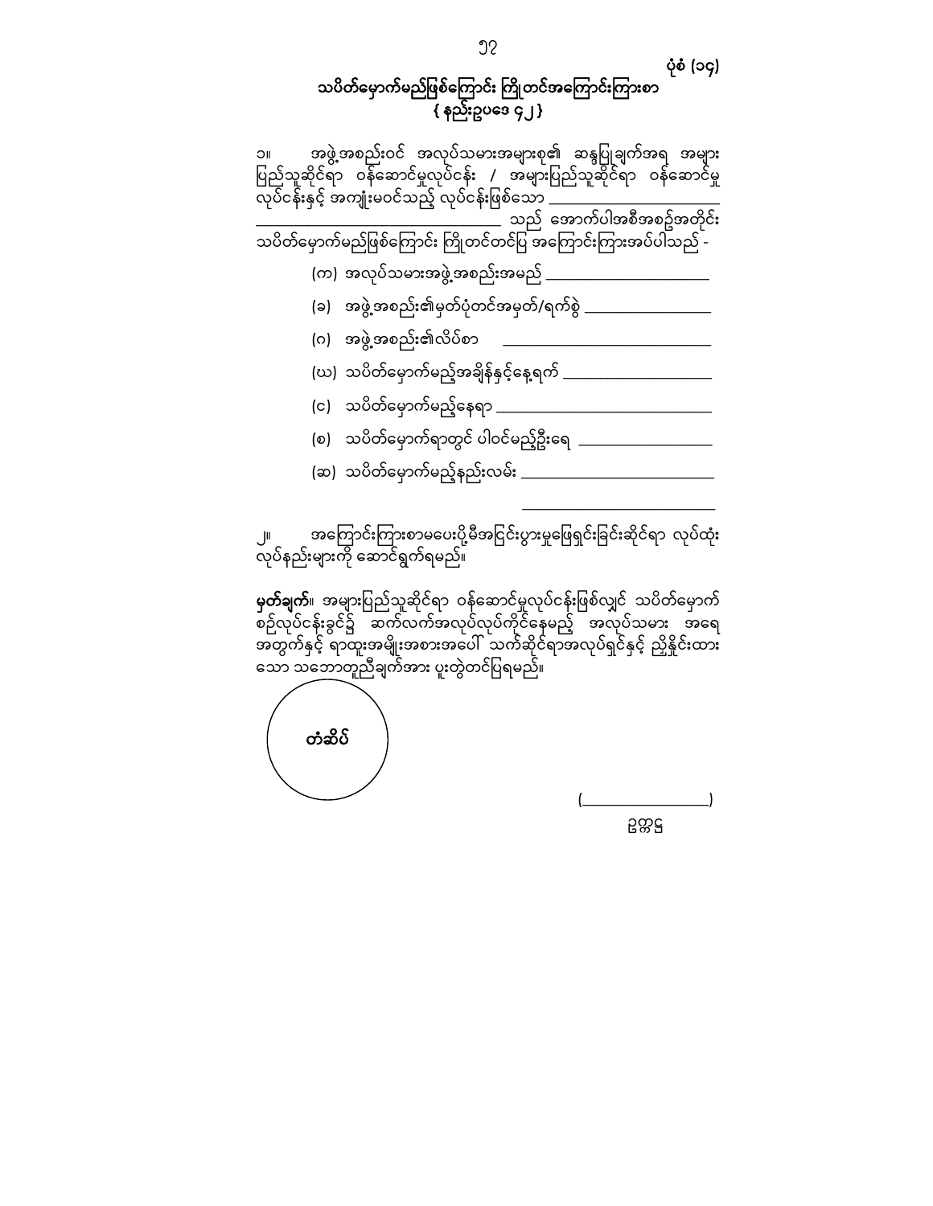ပုံစံ (၁၄)

# သပိတ်မှောက်မည်ဖြစ်ကြောင်း ကြိုတင်အကြောင်းကြားစာ
## { နည်းဥပဒေ ၄၂ }

၁။ အဖွဲ့အစည်းဝင် အလုပ်သမားအများစု၏ ဆန္ဒပြုချက်အရ အများပြည်သူဆိုင်ရာ ဝန်ဆောင်မှုလုပ်ငန်း / အများပြည်သူဆိုင်ရာ ဝန်ဆောင်မှုလုပ်ငန်းနှင့် အကျုံးမဝင်သည့် လုပ်ငန်းဖြစ်သော ______________________ ______________________ သည် အောက်ပါအစီအစဉ်အတိုင်း သပိတ်မှောက်မည်ဖြစ်ကြောင်း ကြိုတင်တင်ပြ အကြောင်းကြားအပ်ပါသည် -

(က) အလုပ်သမားအဖွဲ့အစည်းအမည် ______________________

(ခ) အဖွဲ့အစည်း၏မှတ်ပုံတင်အမှတ်/ရက်စွဲ ______________________

(ဂ) အဖွဲ့အစည်း၏လိပ်စာ ______________________

(ဃ) သပိတ်မှောက်မည့်အချိန်နှင့်နေ့ရက် ______________________

(င) သပိတ်မှောက်မည့်နေရာ ______________________

(စ) သပိတ်မှောက်ရာတွင် ပါဝင်မည့်ဦးရေ ______________________

(ဆ) သပိတ်မှောက်မည့်နည်းလမ်း ______________________

______________________

၂။ အကြောင်းကြားစာမပေးပို့မီအငြင်းပွားမှုဖြေရှင်းခြင်းဆိုင်ရာ လုပ်ထုံးလုပ်နည်းများကို ဆောင်ရွက်ရမည်။

**မှတ်ချက်**။ အများပြည်သူဆိုင်ရာ ဝန်ဆောင်မှုလုပ်ငန်းဖြစ်လျှင် သပိတ်မှောက်စဉ်လုပ်ငန်းခွင်၌ ဆက်လက်အလုပ်လုပ်ကိုင်နေမည့် အလုပ်သမား အရေအတွက်နှင့် ရာထူးအမျိုးအစားအပေါ် သက်ဆိုင်ရာအလုပ်ရှင်နှင့် ညှိနှိုင်းထားသော သဘောတူညီချက်အား ပူးတွဲတင်ပြရမည်။

တံဆိပ်

(______________________)

ဥက္ကဋ္ဌ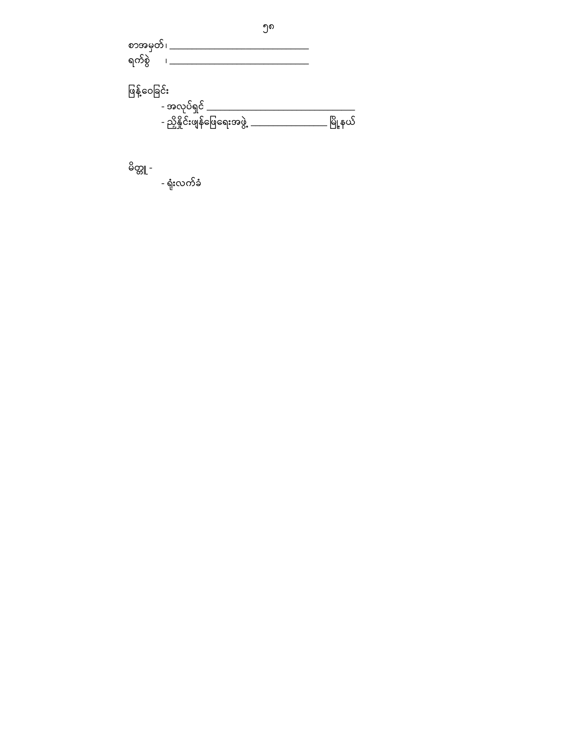စာအမှတ်၊ ______________________________

ရက်စွဲ ၊ ______________________________

ဖြန့်ဝေခြင်း

- အလုပ်ရှင် ________________________________
- ညှိနှိုင်းဖျန်ဖြေရေးအဖွဲ့ ________________ မြို့နယ်

မိတ္တူ -

- ရုံးလက်ခံ